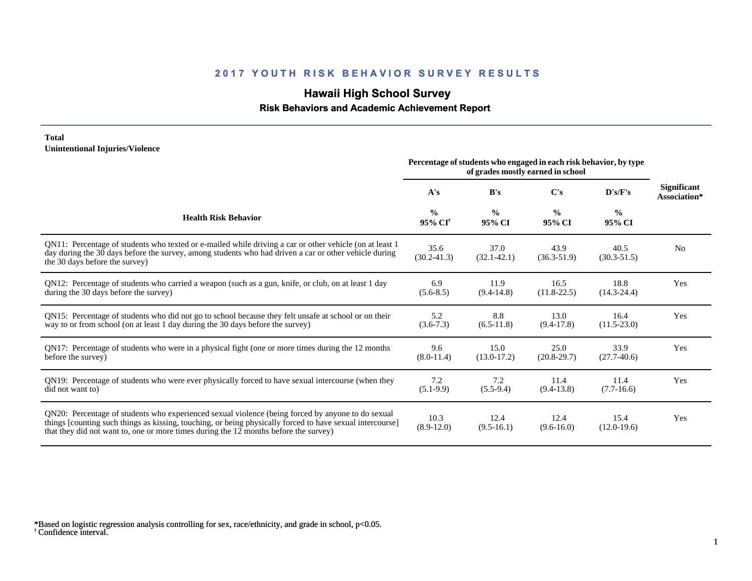# 2017 YOUTH RISK BEHAVIOR SURVEY RESULTS

## Hawaii High School Survey

### Risk Behaviors and Academic Achievement Report

**Total**
**Unintentional Injuries/Violence**

| Health Risk Behavior | Percentage of students who engaged in each risk behavior, by type of grades mostly earned in school | | | | Significant Association* |
|---|---|---|---|---|---|
| | A's | B's | C's | D's/F's | |
| | % 95% CI[†] | % 95% CI | % 95% CI | % 95% CI | |
| QN11: Percentage of students who texted or e-mailed while driving a car or other vehicle (on at least 1 day during the 30 days before the survey, among students who had driven a car or other vehicle during the 30 days before the survey) | 35.6 (30.2-41.3) | 37.0 (32.1-42.1) | 43.9 (36.3-51.9) | 40.5 (30.3-51.5) | No |
| QN12: Percentage of students who carried a weapon (such as a gun, knife, or club, on at least 1 day during the 30 days before the survey) | 6.9 (5.6-8.5) | 11.9 (9.4-14.8) | 16.5 (11.8-22.5) | 18.8 (14.3-24.4) | Yes |
| QN15: Percentage of students who did not go to school because they felt unsafe at school or on their way to or from school (on at least 1 day during the 30 days before the survey) | 5.2 (3.6-7.3) | 8.8 (6.5-11.8) | 13.0 (9.4-17.8) | 16.4 (11.5-23.0) | Yes |
| QN17: Percentage of students who were in a physical fight (one or more times during the 12 months before the survey) | 9.6 (8.0-11.4) | 15.0 (13.0-17.2) | 25.0 (20.8-29.7) | 33.9 (27.7-40.6) | Yes |
| QN19: Percentage of students who were ever physically forced to have sexual intercourse (when they did not want to) | 7.2 (5.1-9.9) | 7.2 (5.5-9.4) | 11.4 (9.4-13.8) | 11.4 (7.7-16.6) | Yes |
| QN20: Percentage of students who experienced sexual violence (being forced by anyone to do sexual things [counting such things as kissing, touching, or being physically forced to have sexual intercourse] that they did not want to, one or more times during the 12 months before the survey) | 10.3 (8.9-12.0) | 12.4 (9.5-16.1) | 12.4 (9.6-16.0) | 15.4 (12.0-19.6) | Yes |

*Based on logistic regression analysis controlling for sex, race/ethnicity, and grade in school, $p<0.05$.
† Confidence interval.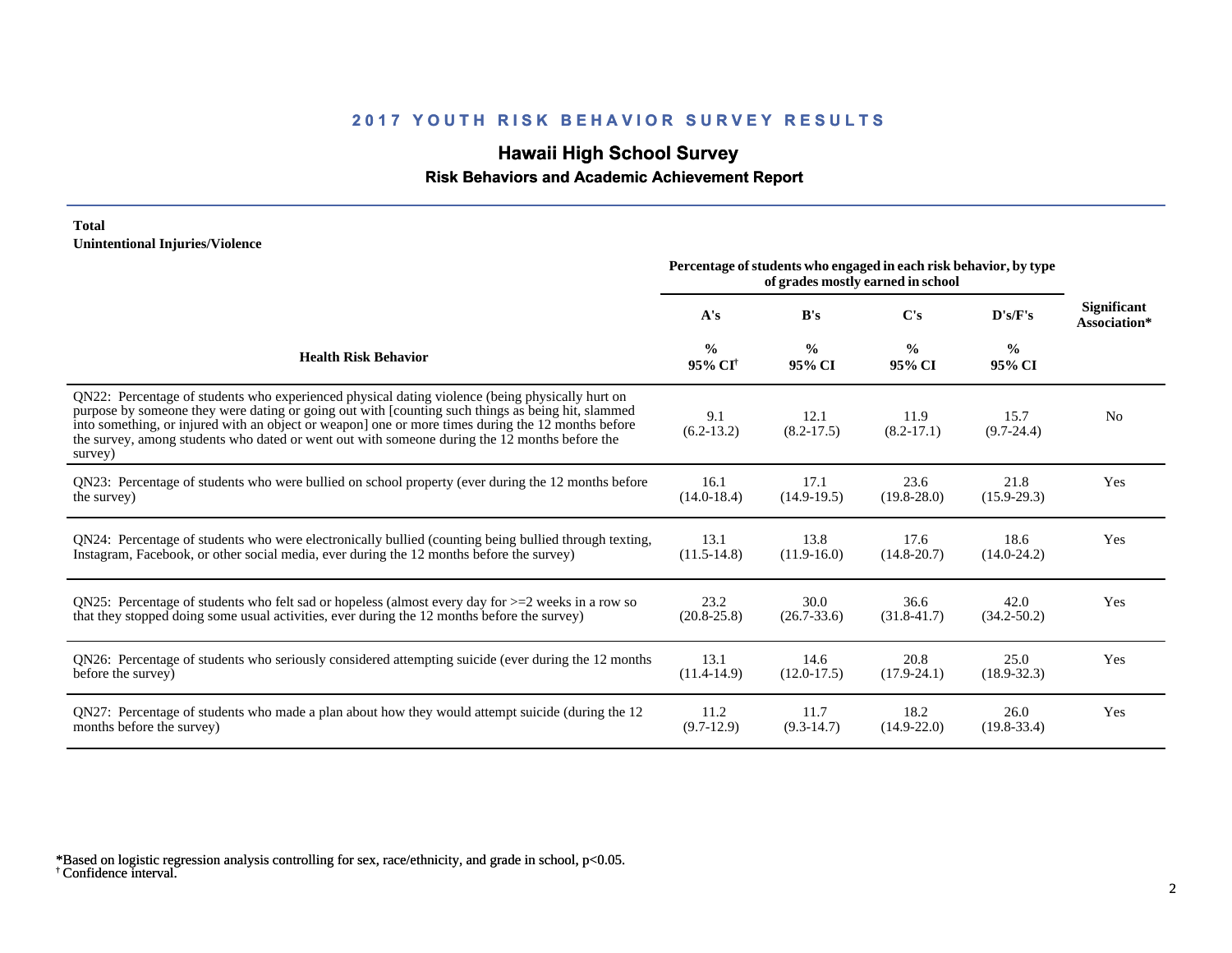## 2017 YOUTH RISK BEHAVIOR SURVEY RESULTS

# Hawaii High School Survey

### Risk Behaviors and Academic Achievement Report

**Total**
**Unintentional Injuries/Violence**

| Health Risk Behavior | Percentage of students who engaged in each risk behavior, by type of grades mostly earned in school | | | | Significant Association* |
|---|---|---|---|---|---|
| | A's | B's | C's | D's/F's | |
| | % 95% CI[†] | % 95% CI | % 95% CI | % 95% CI | |
| QN22: Percentage of students who experienced physical dating violence (being physically hurt on purpose by someone they were dating or going out with [counting such things as being hit, slammed into something, or injured with an object or weapon] one or more times during the 12 months before the survey, among students who dated or went out with someone during the 12 months before the survey) | 9.1 (6.2-13.2) | 12.1 (8.2-17.5) | 11.9 (8.2-17.1) | 15.7 (9.7-24.4) | No |
| QN23: Percentage of students who were bullied on school property (ever during the 12 months before the survey) | 16.1 (14.0-18.4) | 17.1 (14.9-19.5) | 23.6 (19.8-28.0) | 21.8 (15.9-29.3) | Yes |
| QN24: Percentage of students who were electronically bullied (counting being bullied through texting, Instagram, Facebook, or other social media, ever during the 12 months before the survey) | 13.1 (11.5-14.8) | 13.8 (11.9-16.0) | 17.6 (14.8-20.7) | 18.6 (14.0-24.2) | Yes |
| QN25: Percentage of students who felt sad or hopeless (almost every day for >=2 weeks in a row so that they stopped doing some usual activities, ever during the 12 months before the survey) | 23.2 (20.8-25.8) | 30.0 (26.7-33.6) | 36.6 (31.8-41.7) | 42.0 (34.2-50.2) | Yes |
| QN26: Percentage of students who seriously considered attempting suicide (ever during the 12 months before the survey) | 13.1 (11.4-14.9) | 14.6 (12.0-17.5) | 20.8 (17.9-24.1) | 25.0 (18.9-32.3) | Yes |
| QN27: Percentage of students who made a plan about how they would attempt suicide (during the 12 months before the survey) | 11.2 (9.7-12.9) | 11.7 (9.3-14.7) | 18.2 (14.9-22.0) | 26.0 (19.8-33.4) | Yes |

*Based on logistic regression analysis controlling for sex, race/ethnicity, and grade in school, $p<0.05$.
† Confidence interval.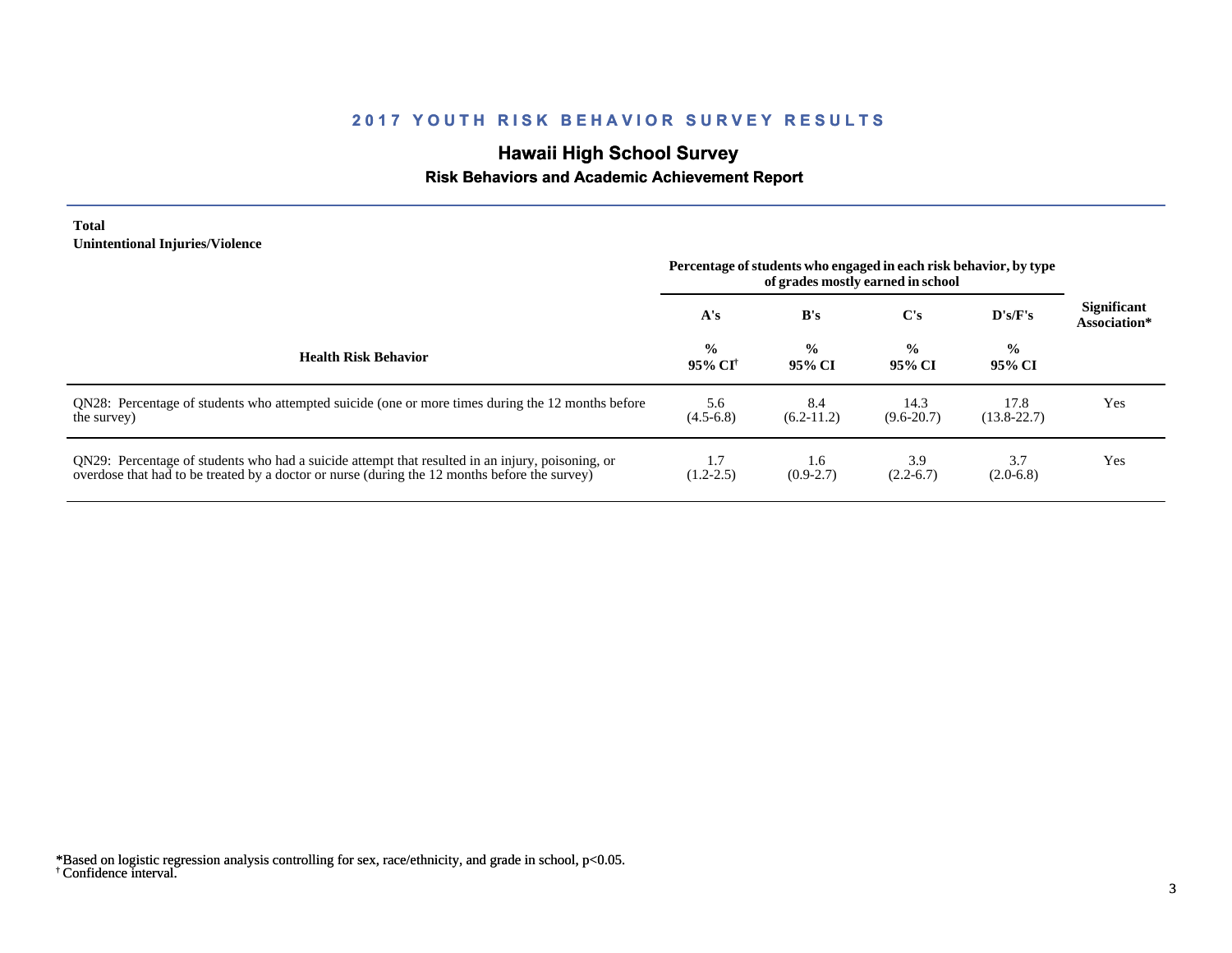## 2017 YOUTH RISK BEHAVIOR SURVEY RESULTS

### Hawaii High School Survey

#### Risk Behaviors and Academic Achievement Report

**Total**
**Unintentional Injuries/Violence**

| Health Risk Behavior | A's<br>%<br>95% CI† | B's<br>%<br>95% CI | C's<br>%<br>95% CI | D's/F's<br>%<br>95% CI | Significant Association* |
|---|---|---|---|---|---|
| | Percentage of students who engaged in each risk behavior, by type of grades mostly earned in school | | | | |
| QN28: Percentage of students who attempted suicide (one or more times during the 12 months before the survey) | 5.6<br>(4.5-6.8) | 8.4<br>(6.2-11.2) | 14.3<br>(9.6-20.7) | 17.8<br>(13.8-22.7) | Yes |
| QN29: Percentage of students who had a suicide attempt that resulted in an injury, poisoning, or overdose that had to be treated by a doctor or nurse (during the 12 months before the survey) | 1.7<br>(1.2-2.5) | 1.6<br>(0.9-2.7) | 3.9<br>(2.2-6.7) | 3.7<br>(2.0-6.8) | Yes |

*Based on logistic regression analysis controlling for sex, race/ethnicity, and grade in school, $p<0.05$.
† Confidence interval.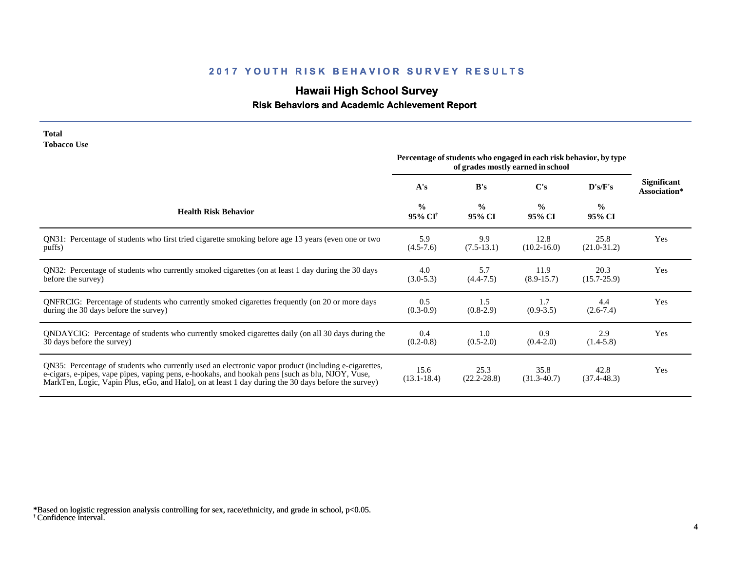## 2017 YOUTH RISK BEHAVIOR SURVEY RESULTS

# Hawaii High School Survey

### Risk Behaviors and Academic Achievement Report

**Total**
**Tobacco Use**

| Health Risk Behavior | Percentage of students who engaged in each risk behavior, by type of grades mostly earned in school | | | | Significant Association* |
|---|---|---|---|---|---|
| | A's | B's | C's | D's/F's | |
| | % 95% CI[†] | % 95% CI | % 95% CI | % 95% CI | |
| QN31: Percentage of students who first tried cigarette smoking before age 13 years (even one or two puffs) | 5.9 (4.5-7.6) | 9.9 (7.5-13.1) | 12.8 (10.2-16.0) | 25.8 (21.0-31.2) | Yes |
| QN32: Percentage of students who currently smoked cigarettes (on at least 1 day during the 30 days before the survey) | 4.0 (3.0-5.3) | 5.7 (4.4-7.5) | 11.9 (8.9-15.7) | 20.3 (15.7-25.9) | Yes |
| QNFRCIG: Percentage of students who currently smoked cigarettes frequently (on 20 or more days during the 30 days before the survey) | 0.5 (0.3-0.9) | 1.5 (0.8-2.9) | 1.7 (0.9-3.5) | 4.4 (2.6-7.4) | Yes |
| QNDAYCIG: Percentage of students who currently smoked cigarettes daily (on all 30 days during the 30 days before the survey) | 0.4 (0.2-0.8) | 1.0 (0.5-2.0) | 0.9 (0.4-2.0) | 2.9 (1.4-5.8) | Yes |
| QN35: Percentage of students who currently used an electronic vapor product (including e-cigarettes, e-cigars, e-pipes, vape pipes, vaping pens, e-hookahs, and hookah pens [such as blu, NJOY, Vuse, MarkTen, Logic, Vapin Plus, eGo, and Halo], on at least 1 day during the 30 days before the survey) | 15.6 (13.1-18.4) | 25.3 (22.2-28.8) | 35.8 (31.3-40.7) | 42.8 (37.4-48.3) | Yes |

*Based on logistic regression analysis controlling for sex, race/ethnicity, and grade in school, $p<0.05$.
[†] Confidence interval.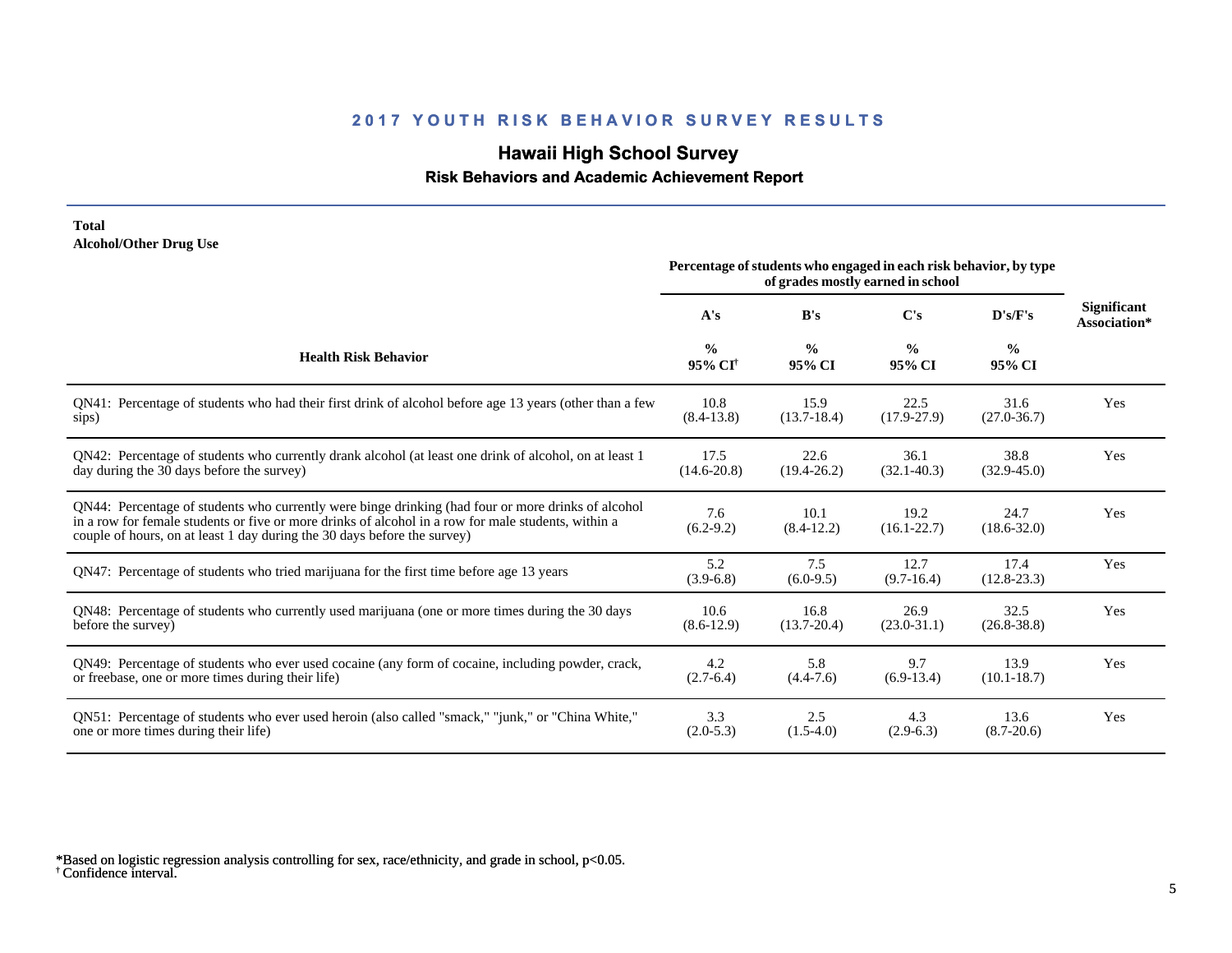## 2017 YOUTH RISK BEHAVIOR SURVEY RESULTS

# Hawaii High School Survey

### Risk Behaviors and Academic Achievement Report

**Total**
**Alcohol/Other Drug Use**

| Health Risk Behavior | Percentage of students who engaged in each risk behavior, by type of grades mostly earned in school | | | | Significant Association* |
|---|---|---|---|---|---|
| | A's | B's | C's | D's/F's | |
| | % 95% CI[†] | % 95% CI | % 95% CI | % 95% CI | |
| QN41: Percentage of students who had their first drink of alcohol before age 13 years (other than a few sips) | 10.8 (8.4-13.8) | 15.9 (13.7-18.4) | 22.5 (17.9-27.9) | 31.6 (27.0-36.7) | Yes |
| QN42: Percentage of students who currently drank alcohol (at least one drink of alcohol, on at least 1 day during the 30 days before the survey) | 17.5 (14.6-20.8) | 22.6 (19.4-26.2) | 36.1 (32.1-40.3) | 38.8 (32.9-45.0) | Yes |
| QN44: Percentage of students who currently were binge drinking (had four or more drinks of alcohol in a row for female students or five or more drinks of alcohol in a row for male students, within a couple of hours, on at least 1 day during the 30 days before the survey) | 7.6 (6.2-9.2) | 10.1 (8.4-12.2) | 19.2 (16.1-22.7) | 24.7 (18.6-32.0) | Yes |
| QN47: Percentage of students who tried marijuana for the first time before age 13 years | 5.2 (3.9-6.8) | 7.5 (6.0-9.5) | 12.7 (9.7-16.4) | 17.4 (12.8-23.3) | Yes |
| QN48: Percentage of students who currently used marijuana (one or more times during the 30 days before the survey) | 10.6 (8.6-12.9) | 16.8 (13.7-20.4) | 26.9 (23.0-31.1) | 32.5 (26.8-38.8) | Yes |
| QN49: Percentage of students who ever used cocaine (any form of cocaine, including powder, crack, or freebase, one or more times during their life) | 4.2 (2.7-6.4) | 5.8 (4.4-7.6) | 9.7 (6.9-13.4) | 13.9 (10.1-18.7) | Yes |
| QN51: Percentage of students who ever used heroin (also called "smack," "junk," or "China White," one or more times during their life) | 3.3 (2.0-5.3) | 2.5 (1.5-4.0) | 4.3 (2.9-6.3) | 13.6 (8.7-20.6) | Yes |

*Based on logistic regression analysis controlling for sex, race/ethnicity, and grade in school, $p<0.05$.
[†] Confidence interval.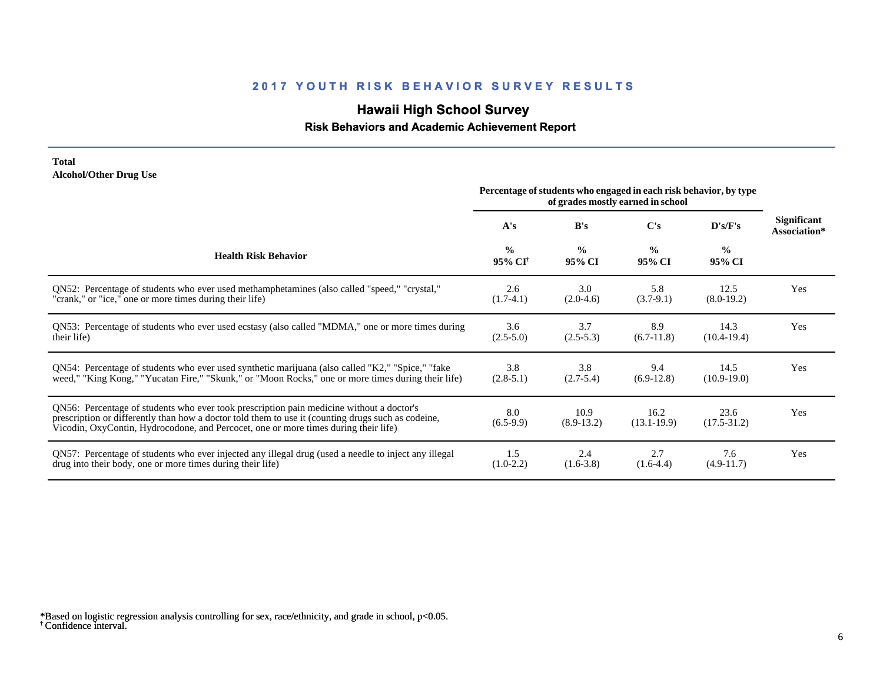## 2017 YOUTH RISK BEHAVIOR SURVEY RESULTS

### Hawaii High School Survey

**Risk Behaviors and Academic Achievement Report**

**Total**
**Alcohol/Other Drug Use**

| Health Risk Behavior | Percentage of students who engaged in each risk behavior, by type of grades mostly earned in school | | | | Significant Association* |
|---|---|---|---|---|---|
| | A's | B's | C's | D's/F's | |
| | % 95% CI[†] | % 95% CI | % 95% CI | % 95% CI | |
| QN52: Percentage of students who ever used methamphetamines (also called "speed," "crystal," "crank," or "ice," one or more times during their life) | 2.6 (1.7-4.1) | 3.0 (2.0-4.6) | 5.8 (3.7-9.1) | 12.5 (8.0-19.2) | Yes |
| QN53: Percentage of students who ever used ecstasy (also called "MDMA," one or more times during their life) | 3.6 (2.5-5.0) | 3.7 (2.5-5.3) | 8.9 (6.7-11.8) | 14.3 (10.4-19.4) | Yes |
| QN54: Percentage of students who ever used synthetic marijuana (also called "K2," "Spice," "fake weed," "King Kong," "Yucatan Fire," "Skunk," or "Moon Rocks," one or more times during their life) | 3.8 (2.8-5.1) | 3.8 (2.7-5.4) | 9.4 (6.9-12.8) | 14.5 (10.9-19.0) | Yes |
| QN56: Percentage of students who ever took prescription pain medicine without a doctor's prescription or differently than how a doctor told them to use it (counting drugs such as codeine, Vicodin, OxyContin, Hydrocodone, and Percocet, one or more times during their life) | 8.0 (6.5-9.9) | 10.9 (8.9-13.2) | 16.2 (13.1-19.9) | 23.6 (17.5-31.2) | Yes |
| QN57: Percentage of students who ever injected any illegal drug (used a needle to inject any illegal drug into their body, one or more times during their life) | 1.5 (1.0-2.2) | 2.4 (1.6-3.8) | 2.7 (1.6-4.4) | 7.6 (4.9-11.7) | Yes |

*Based on logistic regression analysis controlling for sex, race/ethnicity, and grade in school, $p<0.05$.
[†] Confidence interval.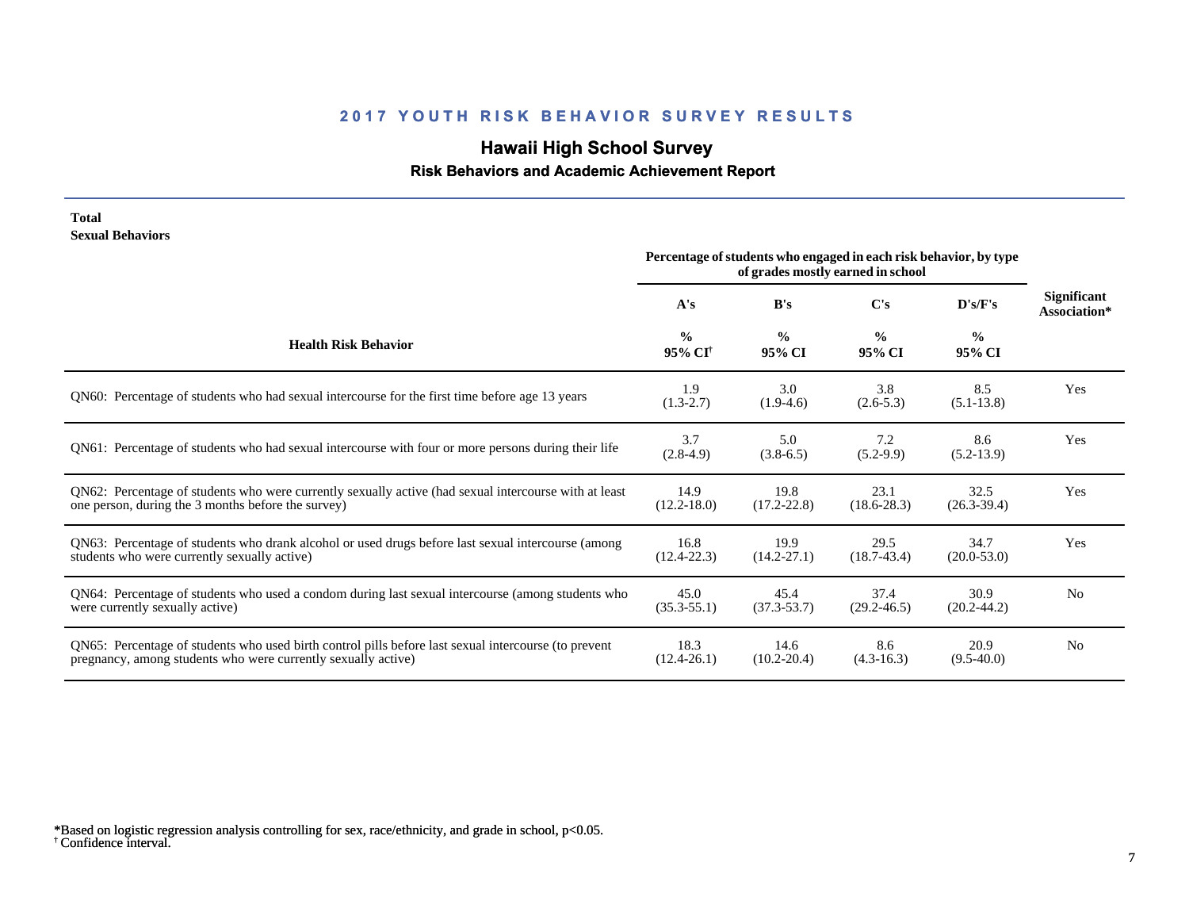## 2017 YOUTH RISK BEHAVIOR SURVEY RESULTS

# Hawaii High School Survey

### Risk Behaviors and Academic Achievement Report

**Total**
**Sexual Behaviors**

| Health Risk Behavior | A's % 95% CI[†] | B's % 95% CI | C's % 95% CI | D's/F's % 95% CI | Significant Association* |
|---|---|---|---|---|---|
| | Percentage of students who engaged in each risk behavior, by type of grades mostly earned in school | | | | |
| QN60: Percentage of students who had sexual intercourse for the first time before age 13 years | 1.9 (1.3-2.7) | 3.0 (1.9-4.6) | 3.8 (2.6-5.3) | 8.5 (5.1-13.8) | Yes |
| QN61: Percentage of students who had sexual intercourse with four or more persons during their life | 3.7 (2.8-4.9) | 5.0 (3.8-6.5) | 7.2 (5.2-9.9) | 8.6 (5.2-13.9) | Yes |
| QN62: Percentage of students who were currently sexually active (had sexual intercourse with at least one person, during the 3 months before the survey) | 14.9 (12.2-18.0) | 19.8 (17.2-22.8) | 23.1 (18.6-28.3) | 32.5 (26.3-39.4) | Yes |
| QN63: Percentage of students who drank alcohol or used drugs before last sexual intercourse (among students who were currently sexually active) | 16.8 (12.4-22.3) | 19.9 (14.2-27.1) | 29.5 (18.7-43.4) | 34.7 (20.0-53.0) | Yes |
| QN64: Percentage of students who used a condom during last sexual intercourse (among students who were currently sexually active) | 45.0 (35.3-55.1) | 45.4 (37.3-53.7) | 37.4 (29.2-46.5) | 30.9 (20.2-44.2) | No |
| QN65: Percentage of students who used birth control pills before last sexual intercourse (to prevent pregnancy, among students who were currently sexually active) | 18.3 (12.4-26.1) | 14.6 (10.2-20.4) | 8.6 (4.3-16.3) | 20.9 (9.5-40.0) | No |

*Based on logistic regression analysis controlling for sex, race/ethnicity, and grade in school, $p<0.05$.
[†] Confidence interval.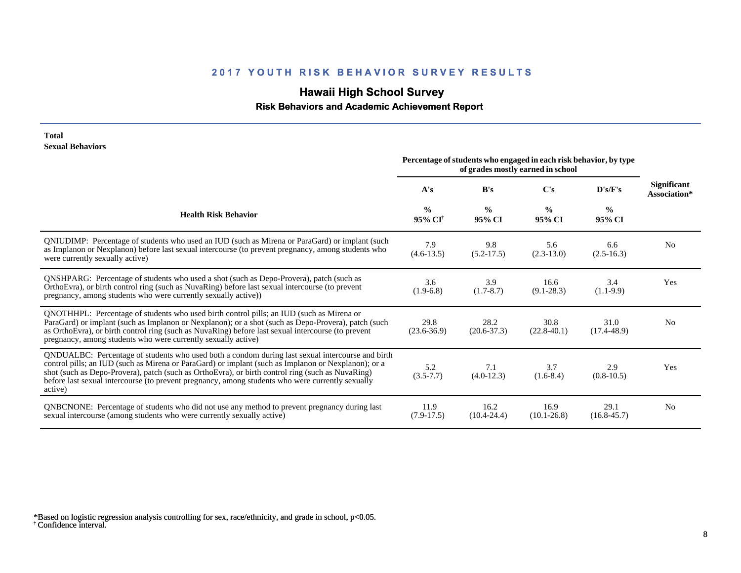## 2017 YOUTH RISK BEHAVIOR SURVEY RESULTS

### Hawaii High School Survey

**Risk Behaviors and Academic Achievement Report**

**Total**
**Sexual Behaviors**

| Health Risk Behavior | Percentage of students who engaged in each risk behavior, by type of grades mostly earned in school | | | | Significant Association* |
|---|---|---|---|---|---|
| | A's | B's | C's | D's/F's | |
| | % 95% CI[†] | % 95% CI | % 95% CI | % 95% CI | |
| QNIUDIMP: Percentage of students who used an IUD (such as Mirena or ParaGard) or implant (such as Implanon or Nexplanon) before last sexual intercourse (to prevent pregnancy, among students who were currently sexually active) | 7.9 (4.6-13.5) | 9.8 (5.2-17.5) | 5.6 (2.3-13.0) | 6.6 (2.5-16.3) | No |
| QNSHPARG: Percentage of students who used a shot (such as Depo-Provera), patch (such as OrthoEvra), or birth control ring (such as NuvaRing) before last sexual intercourse (to prevent pregnancy, among students who were currently sexually active)) | 3.6 (1.9-6.8) | 3.9 (1.7-8.7) | 16.6 (9.1-28.3) | 3.4 (1.1-9.9) | Yes |
| QNOTHHPL: Percentage of students who used birth control pills; an IUD (such as Mirena or ParaGard) or implant (such as Implanon or Nexplanon); or a shot (such as Depo-Provera), patch (such as OrthoEvra), or birth control ring (such as NuvaRing) before last sexual intercourse (to prevent pregnancy, among students who were currently sexually active) | 29.8 (23.6-36.9) | 28.2 (20.6-37.3) | 30.8 (22.8-40.1) | 31.0 (17.4-48.9) | No |
| QNDUALBC: Percentage of students who used both a condom during last sexual intercourse and birth control pills; an IUD (such as Mirena or ParaGard) or implant (such as Implanon or Nexplanon); or a shot (such as Depo-Provera), patch (such as OrthoEvra), or birth control ring (such as NuvaRing) before last sexual intercourse (to prevent pregnancy, among students who were currently sexually active) | 5.2 (3.5-7.7) | 7.1 (4.0-12.3) | 3.7 (1.6-8.4) | 2.9 (0.8-10.5) | Yes |
| QNBCNONE: Percentage of students who did not use any method to prevent pregnancy during last sexual intercourse (among students who were currently sexually active) | 11.9 (7.9-17.5) | 16.2 (10.4-24.4) | 16.9 (10.1-26.8) | 29.1 (16.8-45.7) | No |

*Based on logistic regression analysis controlling for sex, race/ethnicity, and grade in school, $p<0.05$.
[†] Confidence interval.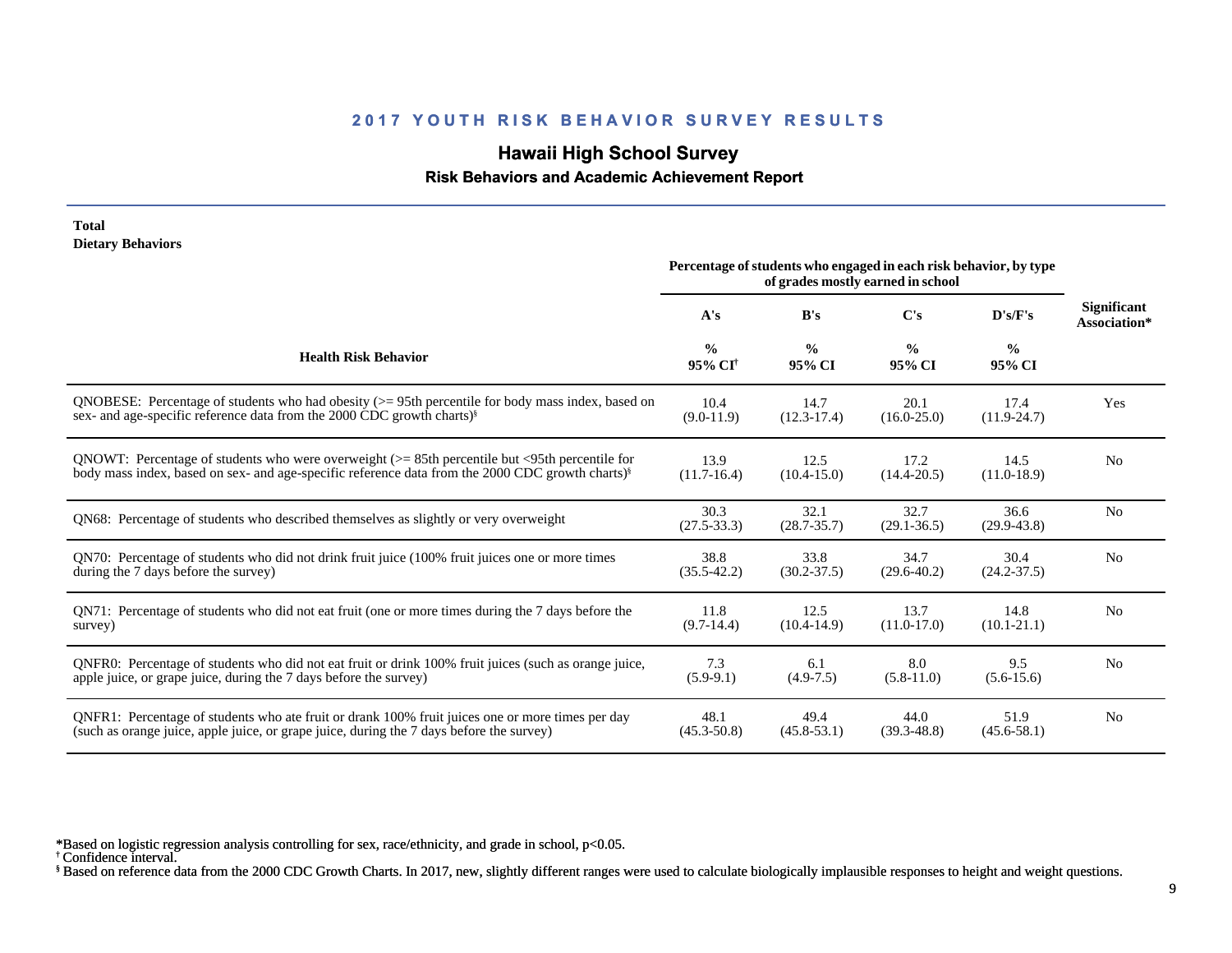## 2017 YOUTH RISK BEHAVIOR SURVEY RESULTS

# Hawaii High School Survey

### Risk Behaviors and Academic Achievement Report

**Total**
**Dietary Behaviors**

| Health Risk Behavior | A's % 95% CI[†] | B's % 95% CI | C's % 95% CI | D's/F's % 95% CI | Significant Association* |
|---|---|---|---|---|---|
| | Percentage of students who engaged in each risk behavior, by type of grades mostly earned in school | | | | |
| QNOBESE: Percentage of students who had obesity (>= 95th percentile for body mass index, based on sex- and age-specific reference data from the 2000 CDC growth charts)[§] | 10.4 (9.0-11.9) | 14.7 (12.3-17.4) | 20.1 (16.0-25.0) | 17.4 (11.9-24.7) | Yes |
| QNOWT: Percentage of students who were overweight (>= 85th percentile but <95th percentile for body mass index, based on sex- and age-specific reference data from the 2000 CDC growth charts)[§] | 13.9 (11.7-16.4) | 12.5 (10.4-15.0) | 17.2 (14.4-20.5) | 14.5 (11.0-18.9) | No |
| QN68: Percentage of students who described themselves as slightly or very overweight | 30.3 (27.5-33.3) | 32.1 (28.7-35.7) | 32.7 (29.1-36.5) | 36.6 (29.9-43.8) | No |
| QN70: Percentage of students who did not drink fruit juice (100% fruit juices one or more times during the 7 days before the survey) | 38.8 (35.5-42.2) | 33.8 (30.2-37.5) | 34.7 (29.6-40.2) | 30.4 (24.2-37.5) | No |
| QN71: Percentage of students who did not eat fruit (one or more times during the 7 days before the survey) | 11.8 (9.7-14.4) | 12.5 (10.4-14.9) | 13.7 (11.0-17.0) | 14.8 (10.1-21.1) | No |
| QNFR0: Percentage of students who did not eat fruit or drink 100% fruit juices (such as orange juice, apple juice, or grape juice, during the 7 days before the survey) | 7.3 (5.9-9.1) | 6.1 (4.9-7.5) | 8.0 (5.8-11.0) | 9.5 (5.6-15.6) | No |
| QNFR1: Percentage of students who ate fruit or drank 100% fruit juices one or more times per day (such as orange juice, apple juice, or grape juice, during the 7 days before the survey) | 48.1 (45.3-50.8) | 49.4 (45.8-53.1) | 44.0 (39.3-48.8) | 51.9 (45.6-58.1) | No |

*Based on logistic regression analysis controlling for sex, race/ethnicity, and grade in school, p<0.05.
[†] Confidence interval.
[§] Based on reference data from the 2000 CDC Growth Charts. In 2017, new, slightly different ranges were used to calculate biologically implausible responses to height and weight questions.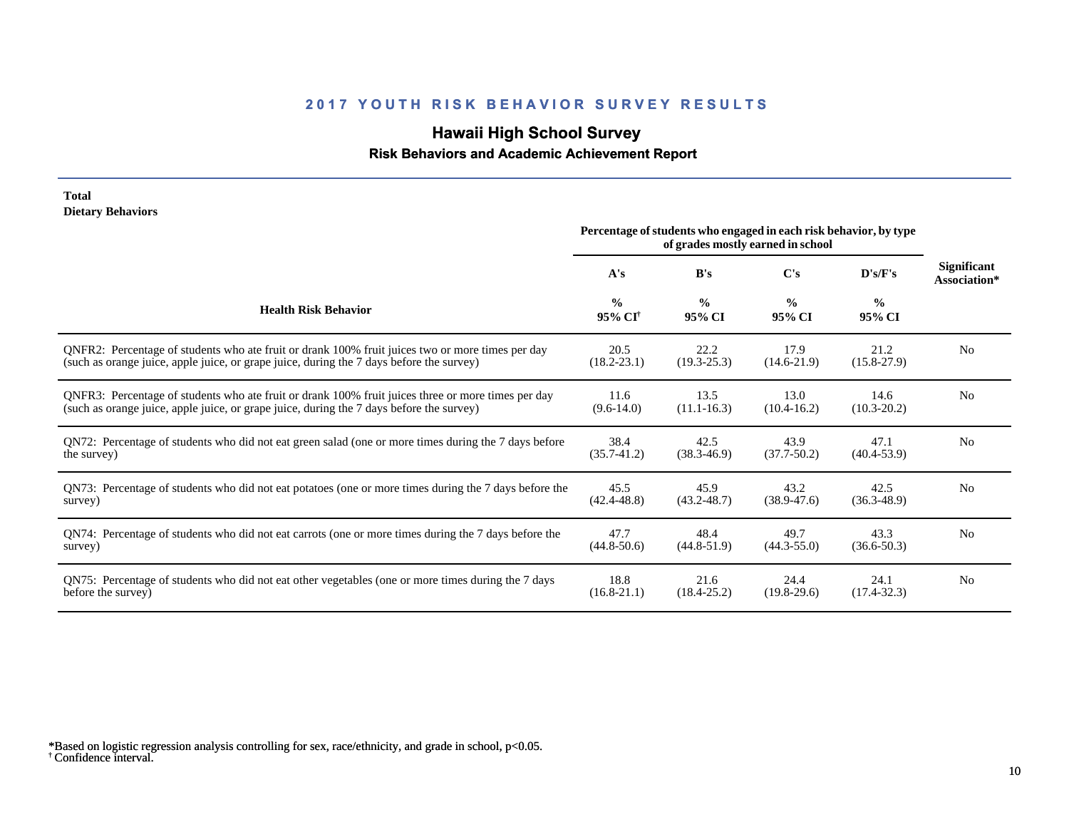## 2017 YOUTH RISK BEHAVIOR SURVEY RESULTS

### Hawaii High School Survey

### Risk Behaviors and Academic Achievement Report

**Total**
**Dietary Behaviors**

| Health Risk Behavior | Percentage of students who engaged in each risk behavior, by type of grades mostly earned in school | | | | Significant Association* |
|---|---|---|---|---|---|
| | A's | B's | C's | D's/F's | |
| | % 95% CI[†] | % 95% CI | % 95% CI | % 95% CI | |
| QNFR2: Percentage of students who ate fruit or drank 100% fruit juices two or more times per day (such as orange juice, apple juice, or grape juice, during the 7 days before the survey) | 20.5 (18.2-23.1) | 22.2 (19.3-25.3) | 17.9 (14.6-21.9) | 21.2 (15.8-27.9) | No |
| QNFR3: Percentage of students who ate fruit or drank 100% fruit juices three or more times per day (such as orange juice, apple juice, or grape juice, during the 7 days before the survey) | 11.6 (9.6-14.0) | 13.5 (11.1-16.3) | 13.0 (10.4-16.2) | 14.6 (10.3-20.2) | No |
| QN72: Percentage of students who did not eat green salad (one or more times during the 7 days before the survey) | 38.4 (35.7-41.2) | 42.5 (38.3-46.9) | 43.9 (37.7-50.2) | 47.1 (40.4-53.9) | No |
| QN73: Percentage of students who did not eat potatoes (one or more times during the 7 days before the survey) | 45.5 (42.4-48.8) | 45.9 (43.2-48.7) | 43.2 (38.9-47.6) | 42.5 (36.3-48.9) | No |
| QN74: Percentage of students who did not eat carrots (one or more times during the 7 days before the survey) | 47.7 (44.8-50.6) | 48.4 (44.8-51.9) | 49.7 (44.3-55.0) | 43.3 (36.6-50.3) | No |
| QN75: Percentage of students who did not eat other vegetables (one or more times during the 7 days before the survey) | 18.8 (16.8-21.1) | 21.6 (18.4-25.2) | 24.4 (19.8-29.6) | 24.1 (17.4-32.3) | No |

*Based on logistic regression analysis controlling for sex, race/ethnicity, and grade in school, $p<0.05$.
[†] Confidence interval.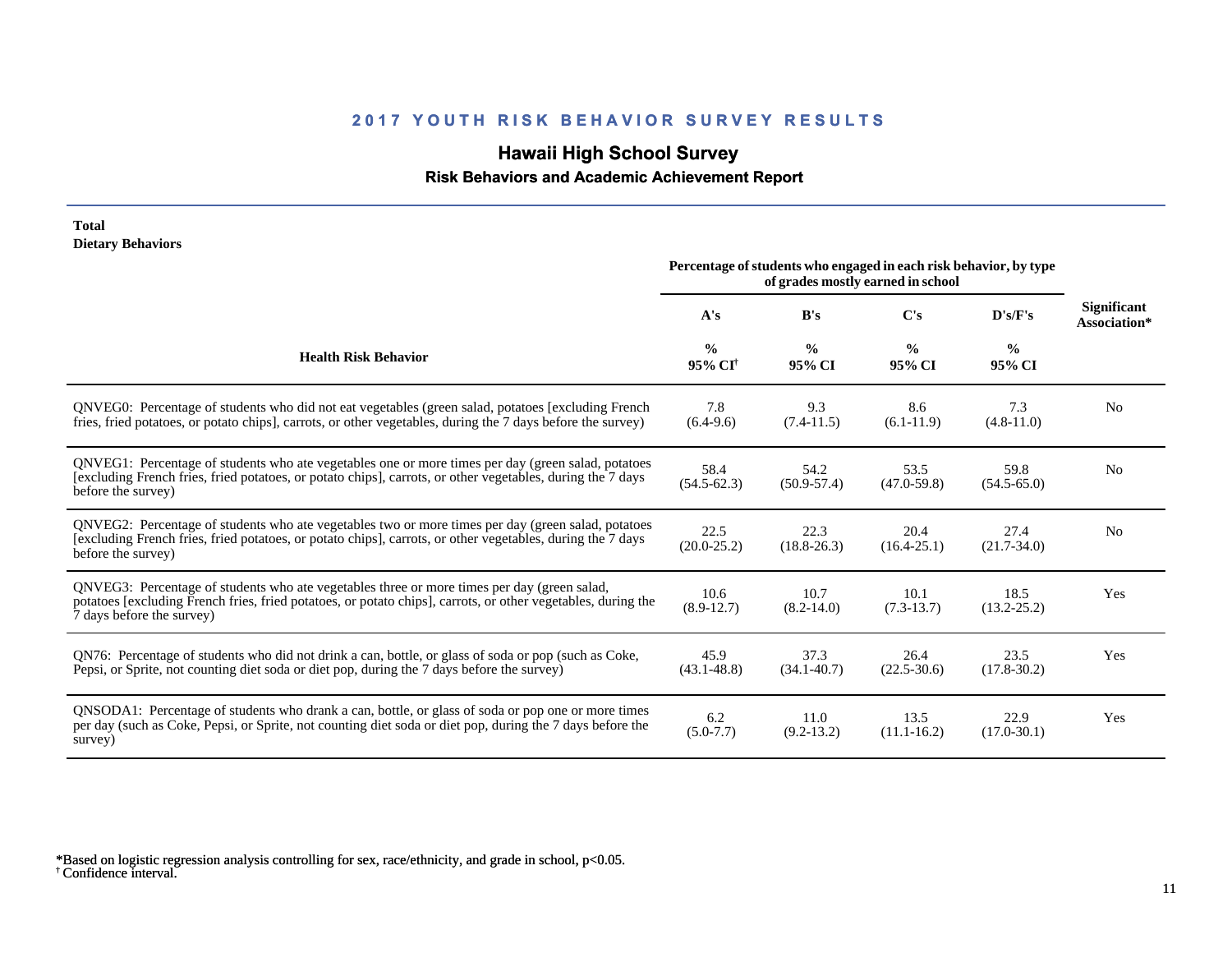## 2017 YOUTH RISK BEHAVIOR SURVEY RESULTS

### Hawaii High School Survey

### Risk Behaviors and Academic Achievement Report

**Total**
**Dietary Behaviors**

| Health Risk Behavior | Percentage of students who engaged in each risk behavior, by type of grades mostly earned in school | | | | Significant Association* |
|---|---|---|---|---|---|
| | A's | B's | C's | D's/F's | |
| | % 95% CI[†] | % 95% CI | % 95% CI | % 95% CI | |
| QNVEG0: Percentage of students who did not eat vegetables (green salad, potatoes [excluding French fries, fried potatoes, or potato chips], carrots, or other vegetables, during the 7 days before the survey) | 7.8 (6.4-9.6) | 9.3 (7.4-11.5) | 8.6 (6.1-11.9) | 7.3 (4.8-11.0) | No |
| QNVEG1: Percentage of students who ate vegetables one or more times per day (green salad, potatoes [excluding French fries, fried potatoes, or potato chips], carrots, or other vegetables, during the 7 days before the survey) | 58.4 (54.5-62.3) | 54.2 (50.9-57.4) | 53.5 (47.0-59.8) | 59.8 (54.5-65.0) | No |
| QNVEG2: Percentage of students who ate vegetables two or more times per day (green salad, potatoes [excluding French fries, fried potatoes, or potato chips], carrots, or other vegetables, during the 7 days before the survey) | 22.5 (20.0-25.2) | 22.3 (18.8-26.3) | 20.4 (16.4-25.1) | 27.4 (21.7-34.0) | No |
| QNVEG3: Percentage of students who ate vegetables three or more times per day (green salad, potatoes [excluding French fries, fried potatoes, or potato chips], carrots, or other vegetables, during the 7 days before the survey) | 10.6 (8.9-12.7) | 10.7 (8.2-14.0) | 10.1 (7.3-13.7) | 18.5 (13.2-25.2) | Yes |
| QN76: Percentage of students who did not drink a can, bottle, or glass of soda or pop (such as Coke, Pepsi, or Sprite, not counting diet soda or diet pop, during the 7 days before the survey) | 45.9 (43.1-48.8) | 37.3 (34.1-40.7) | 26.4 (22.5-30.6) | 23.5 (17.8-30.2) | Yes |
| QNSODA1: Percentage of students who drank a can, bottle, or glass of soda or pop one or more times per day (such as Coke, Pepsi, or Sprite, not counting diet soda or diet pop, during the 7 days before the survey) | 6.2 (5.0-7.7) | 11.0 (9.2-13.2) | 13.5 (11.1-16.2) | 22.9 (17.0-30.1) | Yes |

*Based on logistic regression analysis controlling for sex, race/ethnicity, and grade in school, $p<0.05$.
[†] Confidence interval.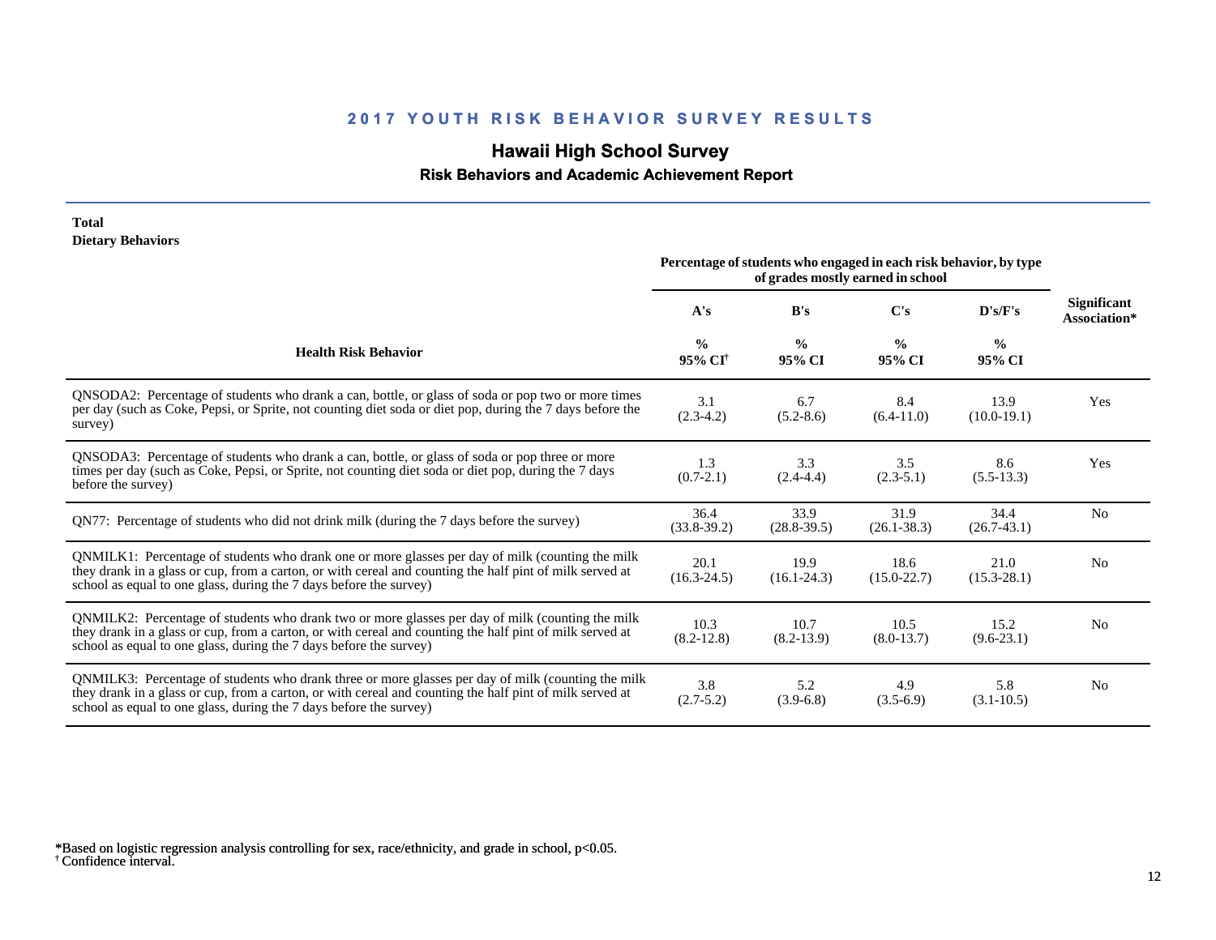## 2017 YOUTH RISK BEHAVIOR SURVEY RESULTS

### Hawaii High School Survey

**Risk Behaviors and Academic Achievement Report**

**Total**
**Dietary Behaviors**

| Health Risk Behavior | Percentage of students who engaged in each risk behavior, by type of grades mostly earned in school | | | | Significant Association* |
|---|---|---|---|---|---|
| | A's | B's | C's | D's/F's | |
| | % 95% CI[†] | % 95% CI | % 95% CI | % 95% CI | |
| QNSODA2: Percentage of students who drank a can, bottle, or glass of soda or pop two or more times per day (such as Coke, Pepsi, or Sprite, not counting diet soda or diet pop, during the 7 days before the survey) | 3.1 (2.3-4.2) | 6.7 (5.2-8.6) | 8.4 (6.4-11.0) | 13.9 (10.0-19.1) | Yes |
| QNSODA3: Percentage of students who drank a can, bottle, or glass of soda or pop three or more times per day (such as Coke, Pepsi, or Sprite, not counting diet soda or diet pop, during the 7 days before the survey) | 1.3 (0.7-2.1) | 3.3 (2.4-4.4) | 3.5 (2.3-5.1) | 8.6 (5.5-13.3) | Yes |
| QN77: Percentage of students who did not drink milk (during the 7 days before the survey) | 36.4 (33.8-39.2) | 33.9 (28.8-39.5) | 31.9 (26.1-38.3) | 34.4 (26.7-43.1) | No |
| QNMILK1: Percentage of students who drank one or more glasses per day of milk (counting the milk they drank in a glass or cup, from a carton, or with cereal and counting the half pint of milk served at school as equal to one glass, during the 7 days before the survey) | 20.1 (16.3-24.5) | 19.9 (16.1-24.3) | 18.6 (15.0-22.7) | 21.0 (15.3-28.1) | No |
| QNMILK2: Percentage of students who drank two or more glasses per day of milk (counting the milk they drank in a glass or cup, from a carton, or with cereal and counting the half pint of milk served at school as equal to one glass, during the 7 days before the survey) | 10.3 (8.2-12.8) | 10.7 (8.2-13.9) | 10.5 (8.0-13.7) | 15.2 (9.6-23.1) | No |
| QNMILK3: Percentage of students who drank three or more glasses per day of milk (counting the milk they drank in a glass or cup, from a carton, or with cereal and counting the half pint of milk served at school as equal to one glass, during the 7 days before the survey) | 3.8 (2.7-5.2) | 5.2 (3.9-6.8) | 4.9 (3.5-6.9) | 5.8 (3.1-10.5) | No |

*Based on logistic regression analysis controlling for sex, race/ethnicity, and grade in school, $p<0.05$.
[†] Confidence interval.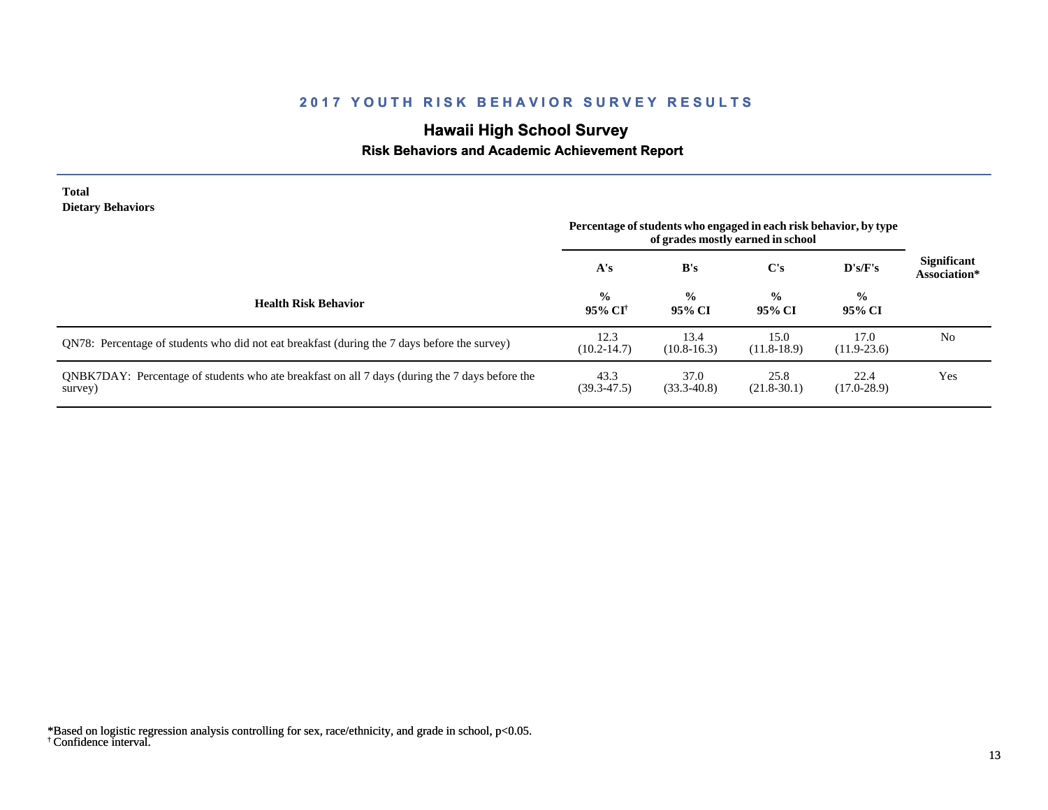# 2017 YOUTH RISK BEHAVIOR SURVEY RESULTS

## Hawaii High School Survey

### Risk Behaviors and Academic Achievement Report

**Total**
**Dietary Behaviors**

| Health Risk Behavior | Percentage of students who engaged in each risk behavior, by type of grades mostly earned in school | | | | Significant Association* |
|---|---|---|---|---|---|
| | A's | B's | C's | D's/F's | |
| | % 95% CI[†] | % 95% CI | % 95% CI | % 95% CI | |
| QN78: Percentage of students who did not eat breakfast (during the 7 days before the survey) | 12.3 (10.2-14.7) | 13.4 (10.8-16.3) | 15.0 (11.8-18.9) | 17.0 (11.9-23.6) | No |
| QNBK7DAY: Percentage of students who ate breakfast on all 7 days (during the 7 days before the survey) | 43.3 (39.3-47.5) | 37.0 (33.3-40.8) | 25.8 (21.8-30.1) | 22.4 (17.0-28.9) | Yes |

*Based on logistic regression analysis controlling for sex, race/ethnicity, and grade in school, $p<0.05$.
[†] Confidence interval.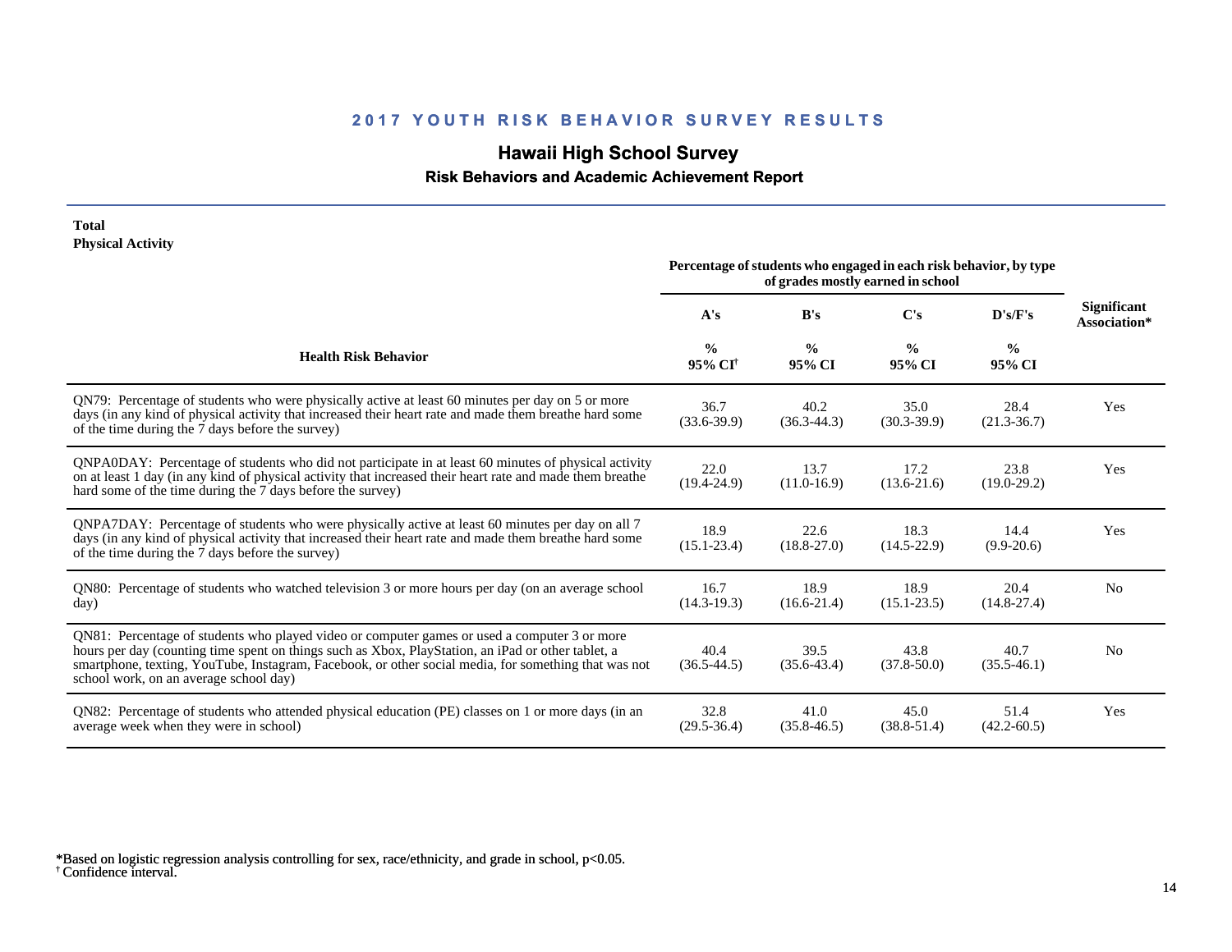# 2017 YOUTH RISK BEHAVIOR SURVEY RESULTS

## Hawaii High School Survey

### Risk Behaviors and Academic Achievement Report

**Total**
**Physical Activity**

| Health Risk Behavior | A's % 95% CI[†] | B's % 95% CI | C's % 95% CI | D's/F's % 95% CI | Significant Association* |
|---|---|---|---|---|---|
| | Percentage of students who engaged in each risk behavior, by type of grades mostly earned in school | | | | |
| QN79: Percentage of students who were physically active at least 60 minutes per day on 5 or more days (in any kind of physical activity that increased their heart rate and made them breathe hard some of the time during the 7 days before the survey) | 36.7 (33.6-39.9) | 40.2 (36.3-44.3) | 35.0 (30.3-39.9) | 28.4 (21.3-36.7) | Yes |
| QNPA0DAY: Percentage of students who did not participate in at least 60 minutes of physical activity on at least 1 day (in any kind of physical activity that increased their heart rate and made them breathe hard some of the time during the 7 days before the survey) | 22.0 (19.4-24.9) | 13.7 (11.0-16.9) | 17.2 (13.6-21.6) | 23.8 (19.0-29.2) | Yes |
| QNPA7DAY: Percentage of students who were physically active at least 60 minutes per day on all 7 days (in any kind of physical activity that increased their heart rate and made them breathe hard some of the time during the 7 days before the survey) | 18.9 (15.1-23.4) | 22.6 (18.8-27.0) | 18.3 (14.5-22.9) | 14.4 (9.9-20.6) | Yes |
| QN80: Percentage of students who watched television 3 or more hours per day (on an average school day) | 16.7 (14.3-19.3) | 18.9 (16.6-21.4) | 18.9 (15.1-23.5) | 20.4 (14.8-27.4) | No |
| QN81: Percentage of students who played video or computer games or used a computer 3 or more hours per day (counting time spent on things such as Xbox, PlayStation, an iPad or other tablet, a smartphone, texting, YouTube, Instagram, Facebook, or other social media, for something that was not school work, on an average school day) | 40.4 (36.5-44.5) | 39.5 (35.6-43.4) | 43.8 (37.8-50.0) | 40.7 (35.5-46.1) | No |
| QN82: Percentage of students who attended physical education (PE) classes on 1 or more days (in an average week when they were in school) | 32.8 (29.5-36.4) | 41.0 (35.8-46.5) | 45.0 (38.8-51.4) | 51.4 (42.2-60.5) | Yes |

*Based on logistic regression analysis controlling for sex, race/ethnicity, and grade in school, $p<0.05$.
[†] Confidence interval.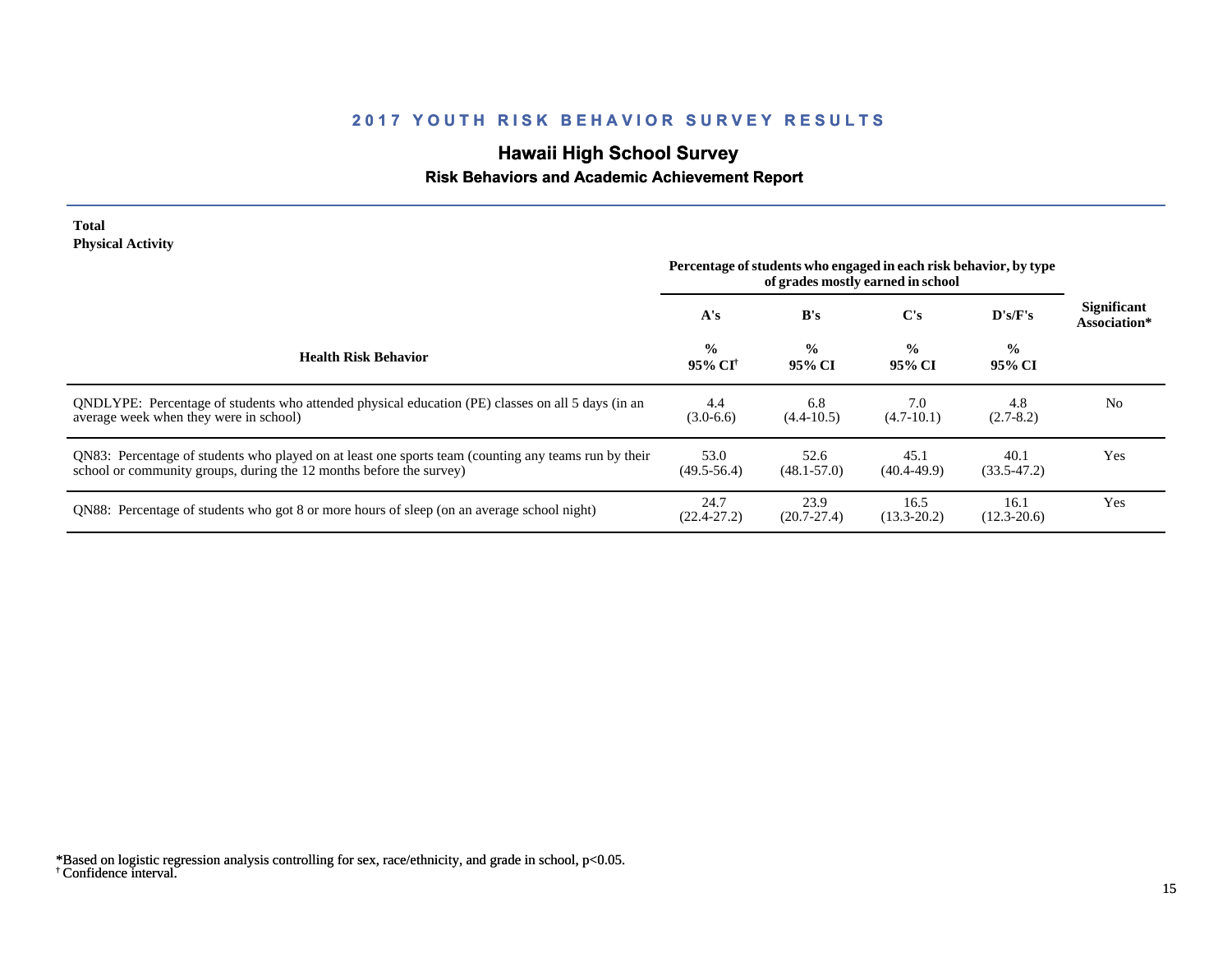## 2017 YOUTH RISK BEHAVIOR SURVEY RESULTS

# Hawaii High School Survey

### Risk Behaviors and Academic Achievement Report

**Total**
**Physical Activity**

| Health Risk Behavior | A's<br>%<br>95% CI† | B's<br>%<br>95% CI | C's<br>%<br>95% CI | D's/F's<br>%<br>95% CI | Significant Association* |
|---|---|---|---|---|---|
| | Percentage of students who engaged in each risk behavior, by type of grades mostly earned in school | | | | |
| QNDLYPE: Percentage of students who attended physical education (PE) classes on all 5 days (in an average week when they were in school) | 4.4<br>(3.0-6.6) | 6.8<br>(4.4-10.5) | 7.0<br>(4.7-10.1) | 4.8<br>(2.7-8.2) | No |
| QN83: Percentage of students who played on at least one sports team (counting any teams run by their school or community groups, during the 12 months before the survey) | 53.0<br>(49.5-56.4) | 52.6<br>(48.1-57.0) | 45.1<br>(40.4-49.9) | 40.1<br>(33.5-47.2) | Yes |
| QN88: Percentage of students who got 8 or more hours of sleep (on an average school night) | 24.7<br>(22.4-27.2) | 23.9<br>(20.7-27.4) | 16.5<br>(13.3-20.2) | 16.1<br>(12.3-20.6) | Yes |

*Based on logistic regression analysis controlling for sex, race/ethnicity, and grade in school, $p<0.05$.
† Confidence interval.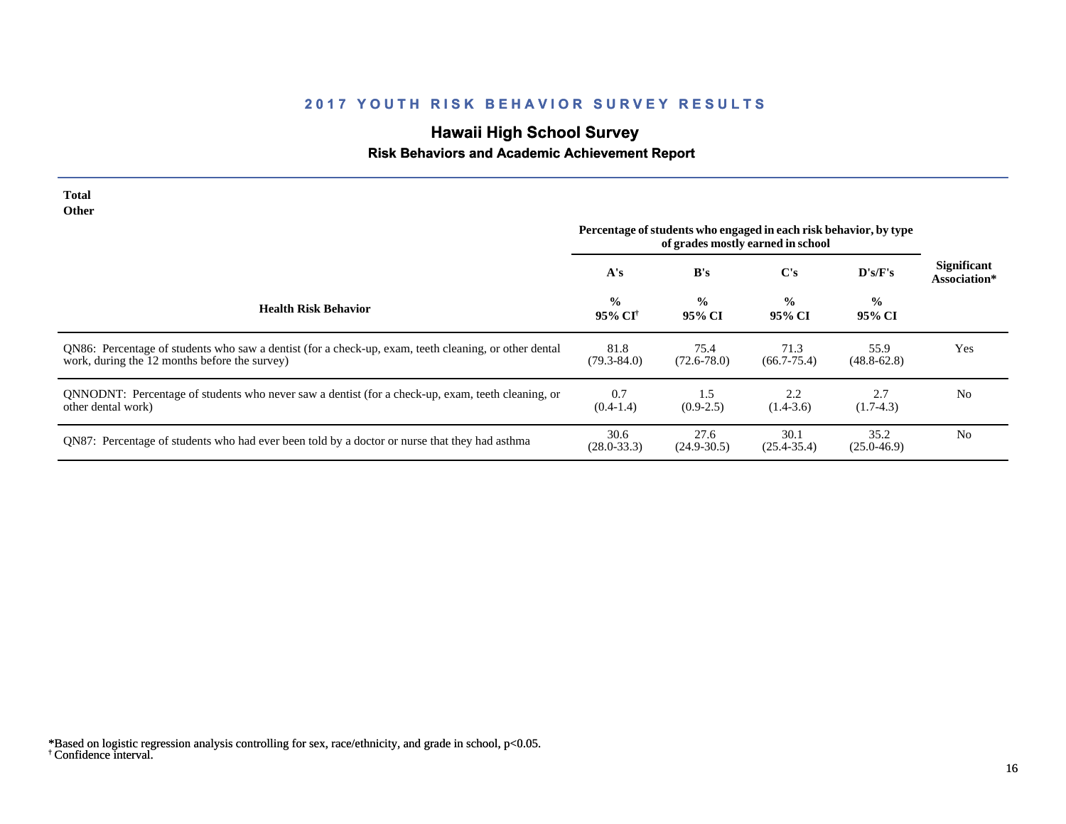## 2017 YOUTH RISK BEHAVIOR SURVEY RESULTS

# Hawaii High School Survey

### Risk Behaviors and Academic Achievement Report

**Total**
**Other**

| Health Risk Behavior | Percentage of students who engaged in each risk behavior, by type of grades mostly earned in school | | | | Significant Association* |
|---|---|---|---|---|---|
| | A's | B's | C's | D's/F's | |
| | % 95% CI[†] | % 95% CI | % 95% CI | % 95% CI | |
| QN86: Percentage of students who saw a dentist (for a check-up, exam, teeth cleaning, or other dental work, during the 12 months before the survey) | 81.8 (79.3-84.0) | 75.4 (72.6-78.0) | 71.3 (66.7-75.4) | 55.9 (48.8-62.8) | Yes |
| QNNODNT: Percentage of students who never saw a dentist (for a check-up, exam, teeth cleaning, or other dental work) | 0.7 (0.4-1.4) | 1.5 (0.9-2.5) | 2.2 (1.4-3.6) | 2.7 (1.7-4.3) | No |
| QN87: Percentage of students who had ever been told by a doctor or nurse that they had asthma | 30.6 (28.0-33.3) | 27.6 (24.9-30.5) | 30.1 (25.4-35.4) | 35.2 (25.0-46.9) | No |

*Based on logistic regression analysis controlling for sex, race/ethnicity, and grade in school, $p<0.05$.
[†] Confidence interval.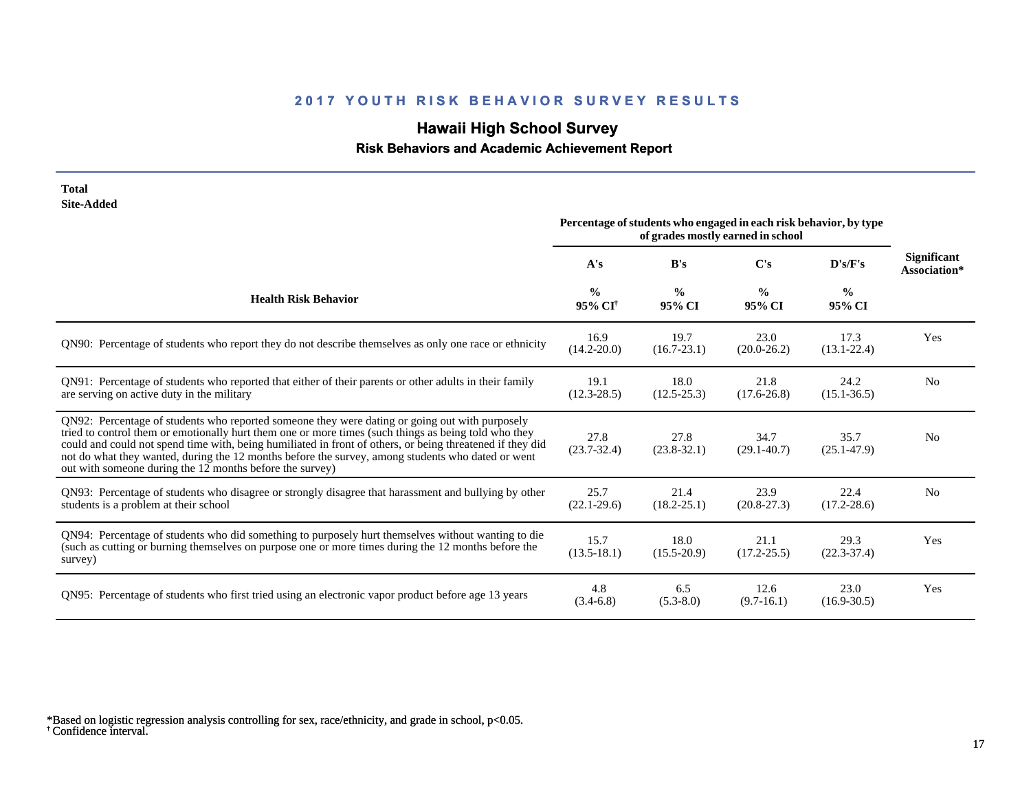## 2017 YOUTH RISK BEHAVIOR SURVEY RESULTS

### Hawaii High School Survey

**Risk Behaviors and Academic Achievement Report**

**Total**
**Site-Added**

| Health Risk Behavior | Percentage of students who engaged in each risk behavior, by type of grades mostly earned in school | | | | Significant Association* |
|---|---|---|---|---|---|
| | A's | B's | C's | D's/F's | |
| | % 95% CI[†] | % 95% CI | % 95% CI | % 95% CI | |
| QN90: Percentage of students who report they do not describe themselves as only one race or ethnicity | 16.9 (14.2-20.0) | 19.7 (16.7-23.1) | 23.0 (20.0-26.2) | 17.3 (13.1-22.4) | Yes |
| QN91: Percentage of students who reported that either of their parents or other adults in their family are serving on active duty in the military | 19.1 (12.3-28.5) | 18.0 (12.5-25.3) | 21.8 (17.6-26.8) | 24.2 (15.1-36.5) | No |
| QN92: Percentage of students who reported someone they were dating or going out with purposely tried to control them or emotionally hurt them one or more times (such things as being told who they could and could not spend time with, being humiliated in front of others, or being threatened if they did not do what they wanted, during the 12 months before the survey, among students who dated or went out with someone during the 12 months before the survey) | 27.8 (23.7-32.4) | 27.8 (23.8-32.1) | 34.7 (29.1-40.7) | 35.7 (25.1-47.9) | No |
| QN93: Percentage of students who disagree or strongly disagree that harassment and bullying by other students is a problem at their school | 25.7 (22.1-29.6) | 21.4 (18.2-25.1) | 23.9 (20.8-27.3) | 22.4 (17.2-28.6) | No |
| QN94: Percentage of students who did something to purposely hurt themselves without wanting to die (such as cutting or burning themselves on purpose one or more times during the 12 months before the survey) | 15.7 (13.5-18.1) | 18.0 (15.5-20.9) | 21.1 (17.2-25.5) | 29.3 (22.3-37.4) | Yes |
| QN95: Percentage of students who first tried using an electronic vapor product before age 13 years | 4.8 (3.4-6.8) | 6.5 (5.3-8.0) | 12.6 (9.7-16.1) | 23.0 (16.9-30.5) | Yes |

*Based on logistic regression analysis controlling for sex, race/ethnicity, and grade in school, $p<0.05$.
[†] Confidence interval.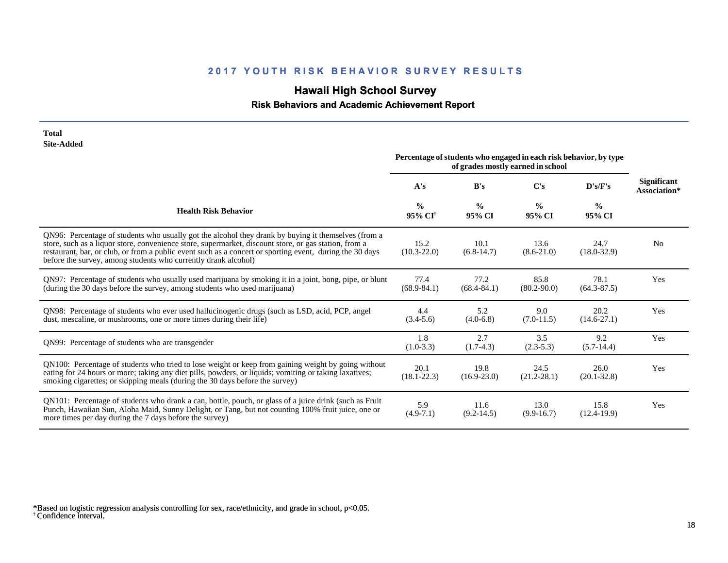## 2017 YOUTH RISK BEHAVIOR SURVEY RESULTS

# Hawaii High School Survey

### Risk Behaviors and Academic Achievement Report

**Total**
**Site-Added**

| Health Risk Behavior | Percentage of students who engaged in each risk behavior, by type of grades mostly earned in school | | | | Significant Association* |
|---|---|---|---|---|---|
| | A's | B's | C's | D's/F's | |
| | % 95% CI[†] | % 95% CI | % 95% CI | % 95% CI | |
| QN96: Percentage of students who usually got the alcohol they drank by buying it themselves (from a store, such as a liquor store, convenience store, supermarket, discount store, or gas station, from a restaurant, bar, or club, or from a public event such as a concert or sporting event, during the 30 days before the survey, among students who currently drank alcohol) | 15.2 (10.3-22.0) | 10.1 (6.8-14.7) | 13.6 (8.6-21.0) | 24.7 (18.0-32.9) | No |
| QN97: Percentage of students who usually used marijuana by smoking it in a joint, bong, pipe, or blunt (during the 30 days before the survey, among students who used marijuana) | 77.4 (68.9-84.1) | 77.2 (68.4-84.1) | 85.8 (80.2-90.0) | 78.1 (64.3-87.5) | Yes |
| QN98: Percentage of students who ever used hallucinogenic drugs (such as LSD, acid, PCP, angel dust, mescaline, or mushrooms, one or more times during their life) | 4.4 (3.4-5.6) | 5.2 (4.0-6.8) | 9.0 (7.0-11.5) | 20.2 (14.6-27.1) | Yes |
| QN99: Percentage of students who are transgender | 1.8 (1.0-3.3) | 2.7 (1.7-4.3) | 3.5 (2.3-5.3) | 9.2 (5.7-14.4) | Yes |
| QN100: Percentage of students who tried to lose weight or keep from gaining weight by going without eating for 24 hours or more; taking any diet pills, powders, or liquids; vomiting or taking laxatives; smoking cigarettes; or skipping meals (during the 30 days before the survey) | 20.1 (18.1-22.3) | 19.8 (16.9-23.0) | 24.5 (21.2-28.1) | 26.0 (20.1-32.8) | Yes |
| QN101: Percentage of students who drank a can, bottle, pouch, or glass of a juice drink (such as Fruit Punch, Hawaiian Sun, Aloha Maid, Sunny Delight, or Tang, but not counting 100% fruit juice, one or more times per day during the 7 days before the survey) | 5.9 (4.9-7.1) | 11.6 (9.2-14.5) | 13.0 (9.9-16.7) | 15.8 (12.4-19.9) | Yes |

*Based on logistic regression analysis controlling for sex, race/ethnicity, and grade in school, $p<0.05$.
[†] Confidence interval.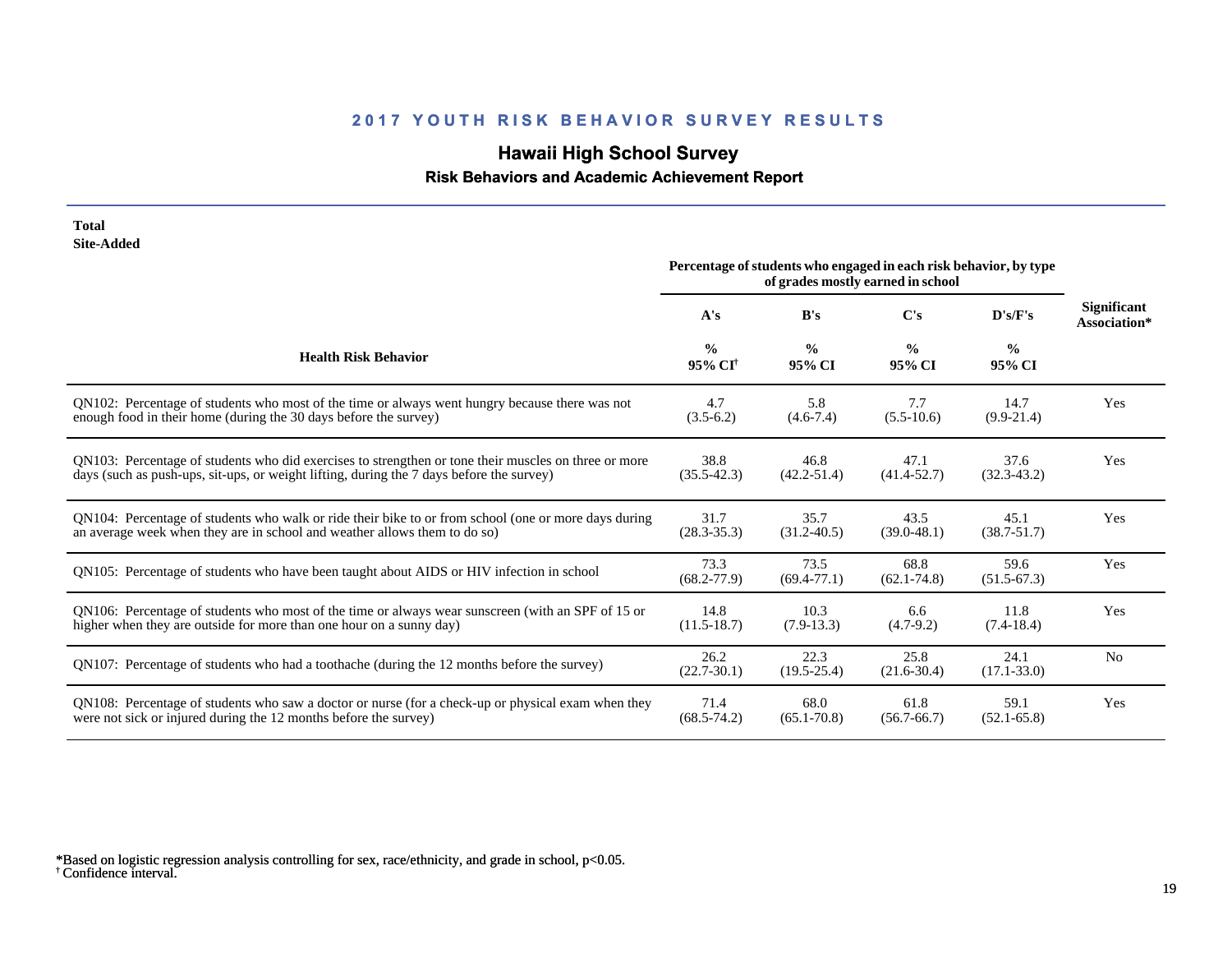# 2017 YOUTH RISK BEHAVIOR SURVEY RESULTS

## Hawaii High School Survey

### Risk Behaviors and Academic Achievement Report

**Total**
**Site-Added**

| Health Risk Behavior | Percentage of students who engaged in each risk behavior, by type of grades mostly earned in school | | | | Significant Association* |
|---|---|---|---|---|---|
| | A's | B's | C's | D's/F's | |
| | % 95% CI[†] | % 95% CI | % 95% CI | % 95% CI | |
| QN102: Percentage of students who most of the time or always went hungry because there was not enough food in their home (during the 30 days before the survey) | 4.7 (3.5-6.2) | 5.8 (4.6-7.4) | 7.7 (5.5-10.6) | 14.7 (9.9-21.4) | Yes |
| QN103: Percentage of students who did exercises to strengthen or tone their muscles on three or more days (such as push-ups, sit-ups, or weight lifting, during the 7 days before the survey) | 38.8 (35.5-42.3) | 46.8 (42.2-51.4) | 47.1 (41.4-52.7) | 37.6 (32.3-43.2) | Yes |
| QN104: Percentage of students who walk or ride their bike to or from school (one or more days during an average week when they are in school and weather allows them to do so) | 31.7 (28.3-35.3) | 35.7 (31.2-40.5) | 43.5 (39.0-48.1) | 45.1 (38.7-51.7) | Yes |
| QN105: Percentage of students who have been taught about AIDS or HIV infection in school | 73.3 (68.2-77.9) | 73.5 (69.4-77.1) | 68.8 (62.1-74.8) | 59.6 (51.5-67.3) | Yes |
| QN106: Percentage of students who most of the time or always wear sunscreen (with an SPF of 15 or higher when they are outside for more than one hour on a sunny day) | 14.8 (11.5-18.7) | 10.3 (7.9-13.3) | 6.6 (4.7-9.2) | 11.8 (7.4-18.4) | Yes |
| QN107: Percentage of students who had a toothache (during the 12 months before the survey) | 26.2 (22.7-30.1) | 22.3 (19.5-25.4) | 25.8 (21.6-30.4) | 24.1 (17.1-33.0) | No |
| QN108: Percentage of students who saw a doctor or nurse (for a check-up or physical exam when they were not sick or injured during the 12 months before the survey) | 71.4 (68.5-74.2) | 68.0 (65.1-70.8) | 61.8 (56.7-66.7) | 59.1 (52.1-65.8) | Yes |

*Based on logistic regression analysis controlling for sex, race/ethnicity, and grade in school, $p<0.05$.
[†] Confidence interval.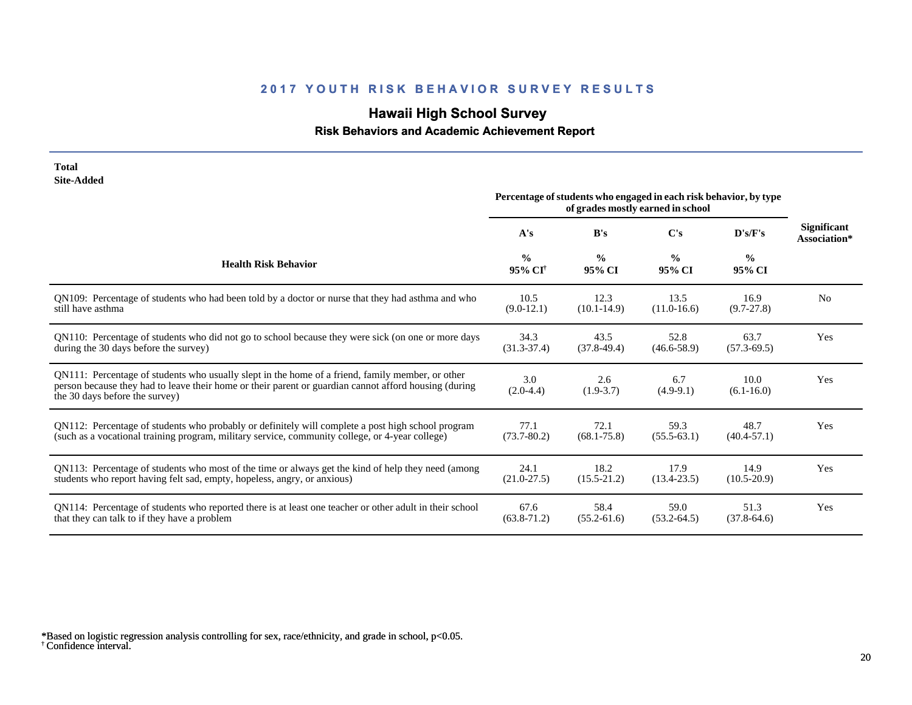## 2017 YOUTH RISK BEHAVIOR SURVEY RESULTS

# Hawaii High School Survey

### Risk Behaviors and Academic Achievement Report

**Total**
**Site-Added**

| Health Risk Behavior | A's<br>%<br>95% CI[†] | B's<br>%<br>95% CI | C's<br>%<br>95% CI | D's/F's<br>%<br>95% CI | Significant Association* |
|---|---|---|---|---|---|
| | Percentage of students who engaged in each risk behavior, by type of grades mostly earned in school | | | | |
| QN109: Percentage of students who had been told by a doctor or nurse that they had asthma and who still have asthma | 10.5<br>(9.0-12.1) | 12.3<br>(10.1-14.9) | 13.5<br>(11.0-16.6) | 16.9<br>(9.7-27.8) | No |
| QN110: Percentage of students who did not go to school because they were sick (on one or more days during the 30 days before the survey) | 34.3<br>(31.3-37.4) | 43.5<br>(37.8-49.4) | 52.8<br>(46.6-58.9) | 63.7<br>(57.3-69.5) | Yes |
| QN111: Percentage of students who usually slept in the home of a friend, family member, or other person because they had to leave their home or their parent or guardian cannot afford housing (during the 30 days before the survey) | 3.0<br>(2.0-4.4) | 2.6<br>(1.9-3.7) | 6.7<br>(4.9-9.1) | 10.0<br>(6.1-16.0) | Yes |
| QN112: Percentage of students who probably or definitely will complete a post high school program (such as a vocational training program, military service, community college, or 4-year college) | 77.1<br>(73.7-80.2) | 72.1<br>(68.1-75.8) | 59.3<br>(55.5-63.1) | 48.7<br>(40.4-57.1) | Yes |
| QN113: Percentage of students who most of the time or always get the kind of help they need (among students who report having felt sad, empty, hopeless, angry, or anxious) | 24.1<br>(21.0-27.5) | 18.2<br>(15.5-21.2) | 17.9<br>(13.4-23.5) | 14.9<br>(10.5-20.9) | Yes |
| QN114: Percentage of students who reported there is at least one teacher or other adult in their school that they can talk to if they have a problem | 67.6<br>(63.8-71.2) | 58.4<br>(55.2-61.6) | 59.0<br>(53.2-64.5) | 51.3<br>(37.8-64.6) | Yes |

*Based on logistic regression analysis controlling for sex, race/ethnicity, and grade in school, $p<0.05$.
[†] Confidence interval.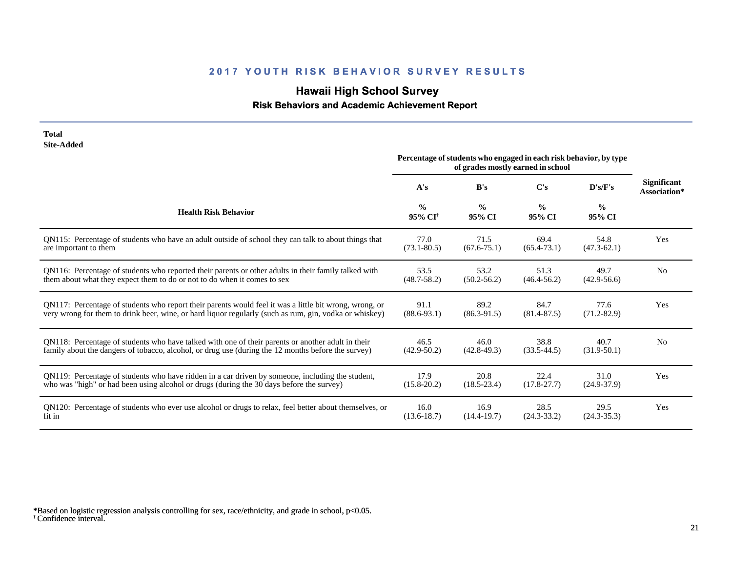## 2017 YOUTH RISK BEHAVIOR SURVEY RESULTS

# Hawaii High School Survey

### Risk Behaviors and Academic Achievement Report

**Total**
**Site-Added**

| Health Risk Behavior | A's % 95% CI[†] | B's % 95% CI | C's % 95% CI | D's/F's % 95% CI | Significant Association* |
|---|---|---|---|---|---|
| | Percentage of students who engaged in each risk behavior, by type of grades mostly earned in school | | | | |
| QN115: Percentage of students who have an adult outside of school they can talk to about things that are important to them | 77.0 (73.1-80.5) | 71.5 (67.6-75.1) | 69.4 (65.4-73.1) | 54.8 (47.3-62.1) | Yes |
| QN116: Percentage of students who reported their parents or other adults in their family talked with them about what they expect them to do or not to do when it comes to sex | 53.5 (48.7-58.2) | 53.2 (50.2-56.2) | 51.3 (46.4-56.2) | 49.7 (42.9-56.6) | No |
| QN117: Percentage of students who report their parents would feel it was a little bit wrong, wrong, or very wrong for them to drink beer, wine, or hard liquor regularly (such as rum, gin, vodka or whiskey) | 91.1 (88.6-93.1) | 89.2 (86.3-91.5) | 84.7 (81.4-87.5) | 77.6 (71.2-82.9) | Yes |
| QN118: Percentage of students who have talked with one of their parents or another adult in their family about the dangers of tobacco, alcohol, or drug use (during the 12 months before the survey) | 46.5 (42.9-50.2) | 46.0 (42.8-49.3) | 38.8 (33.5-44.5) | 40.7 (31.9-50.1) | No |
| QN119: Percentage of students who have ridden in a car driven by someone, including the student, who was "high" or had been using alcohol or drugs (during the 30 days before the survey) | 17.9 (15.8-20.2) | 20.8 (18.5-23.4) | 22.4 (17.8-27.7) | 31.0 (24.9-37.9) | Yes |
| QN120: Percentage of students who ever use alcohol or drugs to relax, feel better about themselves, or fit in | 16.0 (13.6-18.7) | 16.9 (14.4-19.7) | 28.5 (24.3-33.2) | 29.5 (24.3-35.3) | Yes |

*Based on logistic regression analysis controlling for sex, race/ethnicity, and grade in school, $p<0.05$.
[†] Confidence interval.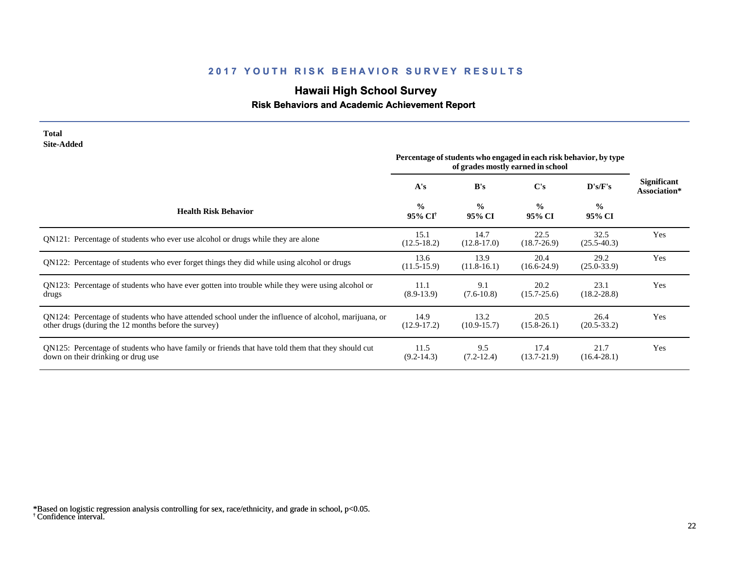## 2017 YOUTH RISK BEHAVIOR SURVEY RESULTS

# Hawaii High School Survey

### Risk Behaviors and Academic Achievement Report

**Total**
**Site-Added**

| Health Risk Behavior | A's<br>%<br>95% CI[†] | B's<br>%<br>95% CI | C's<br>%<br>95% CI | D's/F's<br>%<br>95% CI | Significant Association* |
|---|---|---|---|---|---|
| | *Percentage of students who engaged in each risk behavior, by type of grades mostly earned in school* | | | | |
| QN121: Percentage of students who ever use alcohol or drugs while they are alone | 15.1<br>(12.5-18.2) | 14.7<br>(12.8-17.0) | 22.5<br>(18.7-26.9) | 32.5<br>(25.5-40.3) | Yes |
| QN122: Percentage of students who ever forget things they did while using alcohol or drugs | 13.6<br>(11.5-15.9) | 13.9<br>(11.8-16.1) | 20.4<br>(16.6-24.9) | 29.2<br>(25.0-33.9) | Yes |
| QN123: Percentage of students who have ever gotten into trouble while they were using alcohol or drugs | 11.1<br>(8.9-13.9) | 9.1<br>(7.6-10.8) | 20.2<br>(15.7-25.6) | 23.1<br>(18.2-28.8) | Yes |
| QN124: Percentage of students who have attended school under the influence of alcohol, marijuana, or other drugs (during the 12 months before the survey) | 14.9<br>(12.9-17.2) | 13.2<br>(10.9-15.7) | 20.5<br>(15.8-26.1) | 26.4<br>(20.5-33.2) | Yes |
| QN125: Percentage of students who have family or friends that have told them that they should cut down on their drinking or drug use | 11.5<br>(9.2-14.3) | 9.5<br>(7.2-12.4) | 17.4<br>(13.7-21.9) | 21.7<br>(16.4-28.1) | Yes |

*Based on logistic regression analysis controlling for sex, race/ethnicity, and grade in school, $p<0.05$.
[†] Confidence interval.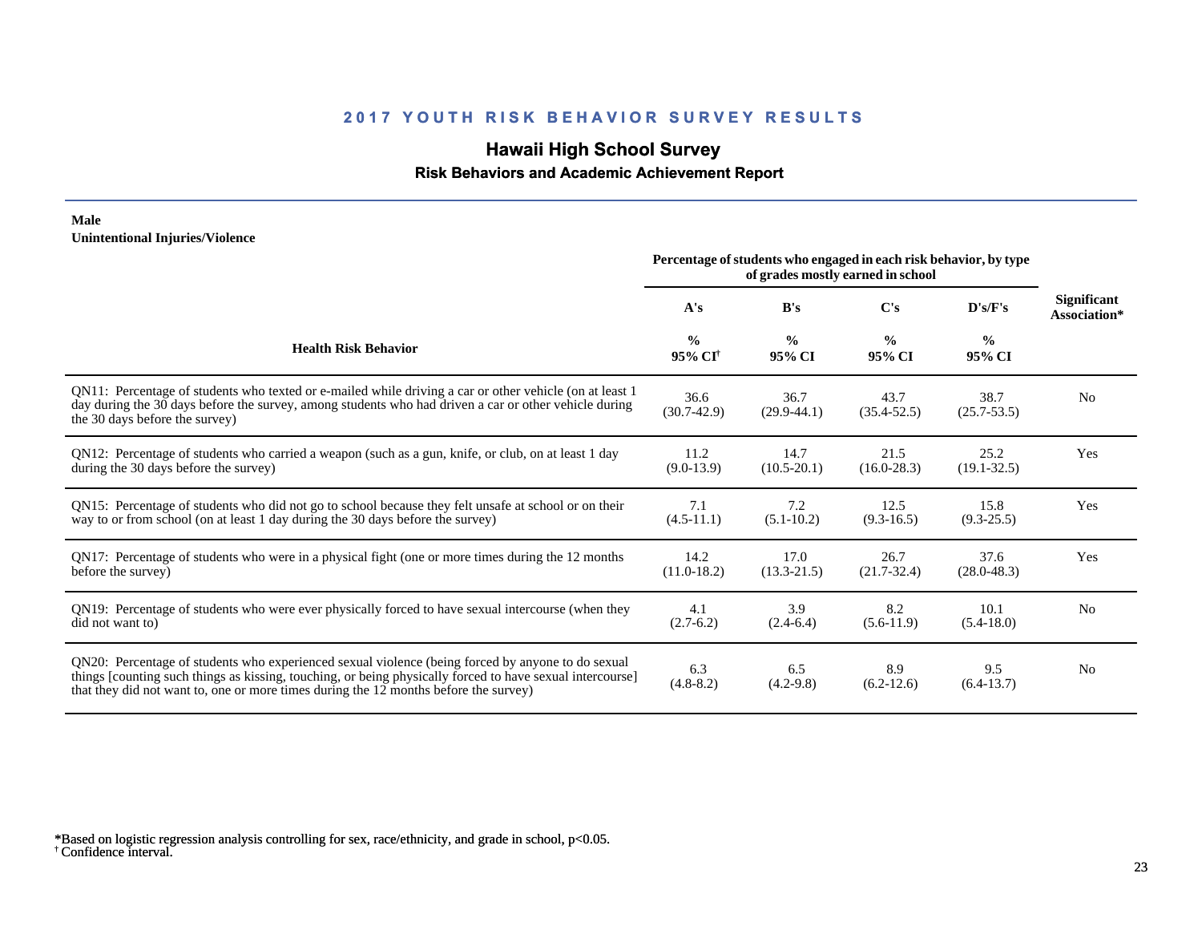## 2017 YOUTH RISK BEHAVIOR SURVEY RESULTS

### Hawaii High School Survey

#### Risk Behaviors and Academic Achievement Report

**Male**
**Unintentional Injuries/Violence**

| Health Risk Behavior | Percentage of students who engaged in each risk behavior, by type of grades mostly earned in school | | | | Significant Association* |
|---|---|---|---|---|---|
| | A's | B's | C's | D's/F's | |
| | % 95% CI[†] | % 95% CI | % 95% CI | % 95% CI | |
| QN11: Percentage of students who texted or e-mailed while driving a car or other vehicle (on at least 1 day during the 30 days before the survey, among students who had driven a car or other vehicle during the 30 days before the survey) | 36.6 (30.7-42.9) | 36.7 (29.9-44.1) | 43.7 (35.4-52.5) | 38.7 (25.7-53.5) | No |
| QN12: Percentage of students who carried a weapon (such as a gun, knife, or club, on at least 1 day during the 30 days before the survey) | 11.2 (9.0-13.9) | 14.7 (10.5-20.1) | 21.5 (16.0-28.3) | 25.2 (19.1-32.5) | Yes |
| QN15: Percentage of students who did not go to school because they felt unsafe at school or on their way to or from school (on at least 1 day during the 30 days before the survey) | 7.1 (4.5-11.1) | 7.2 (5.1-10.2) | 12.5 (9.3-16.5) | 15.8 (9.3-25.5) | Yes |
| QN17: Percentage of students who were in a physical fight (one or more times during the 12 months before the survey) | 14.2 (11.0-18.2) | 17.0 (13.3-21.5) | 26.7 (21.7-32.4) | 37.6 (28.0-48.3) | Yes |
| QN19: Percentage of students who were ever physically forced to have sexual intercourse (when they did not want to) | 4.1 (2.7-6.2) | 3.9 (2.4-6.4) | 8.2 (5.6-11.9) | 10.1 (5.4-18.0) | No |
| QN20: Percentage of students who experienced sexual violence (being forced by anyone to do sexual things [counting such things as kissing, touching, or being physically forced to have sexual intercourse] that they did not want to, one or more times during the 12 months before the survey) | 6.3 (4.8-8.2) | 6.5 (4.2-9.8) | 8.9 (6.2-12.6) | 9.5 (6.4-13.7) | No |

*Based on logistic regression analysis controlling for sex, race/ethnicity, and grade in school, $p<0.05$.
† Confidence interval.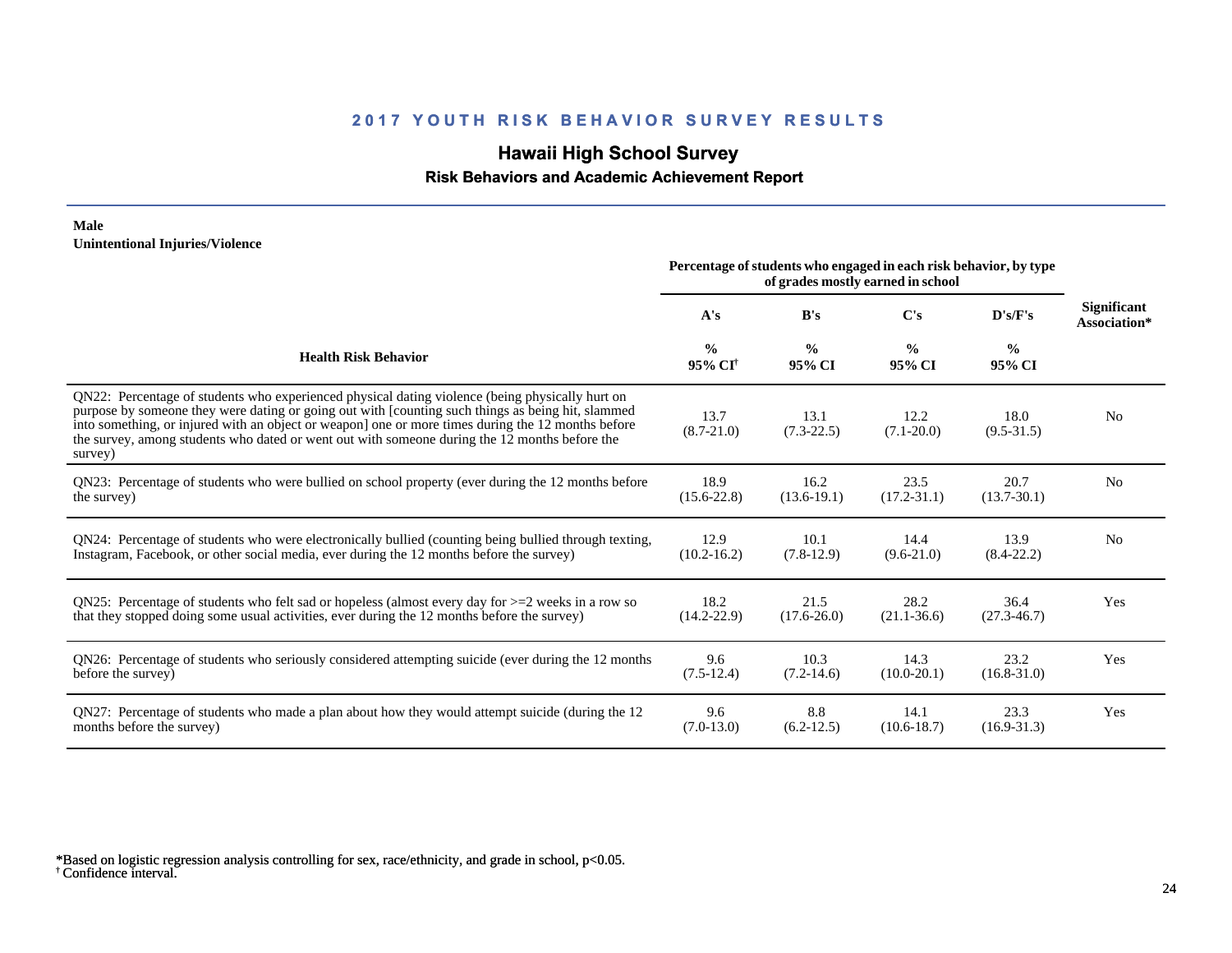## 2017 YOUTH RISK BEHAVIOR SURVEY RESULTS

# Hawaii High School Survey

### Risk Behaviors and Academic Achievement Report

**Male**
**Unintentional Injuries/Violence**

| Health Risk Behavior | A's % 95% CI[†] | B's % 95% CI | C's % 95% CI | D's/F's % 95% CI | Significant Association* |
|---|---|---|---|---|---|
| | Percentage of students who engaged in each risk behavior, by type of grades mostly earned in school | | | | |
| QN22: Percentage of students who experienced physical dating violence (being physically hurt on purpose by someone they were dating or going out with [counting such things as being hit, slammed into something, or injured with an object or weapon] one or more times during the 12 months before the survey, among students who dated or went out with someone during the 12 months before the survey) | 13.7 (8.7-21.0) | 13.1 (7.3-22.5) | 12.2 (7.1-20.0) | 18.0 (9.5-31.5) | No |
| QN23: Percentage of students who were bullied on school property (ever during the 12 months before the survey) | 18.9 (15.6-22.8) | 16.2 (13.6-19.1) | 23.5 (17.2-31.1) | 20.7 (13.7-30.1) | No |
| QN24: Percentage of students who were electronically bullied (counting being bullied through texting, Instagram, Facebook, or other social media, ever during the 12 months before the survey) | 12.9 (10.2-16.2) | 10.1 (7.8-12.9) | 14.4 (9.6-21.0) | 13.9 (8.4-22.2) | No |
| QN25: Percentage of students who felt sad or hopeless (almost every day for >=2 weeks in a row so that they stopped doing some usual activities, ever during the 12 months before the survey) | 18.2 (14.2-22.9) | 21.5 (17.6-26.0) | 28.2 (21.1-36.6) | 36.4 (27.3-46.7) | Yes |
| QN26: Percentage of students who seriously considered attempting suicide (ever during the 12 months before the survey) | 9.6 (7.5-12.4) | 10.3 (7.2-14.6) | 14.3 (10.0-20.1) | 23.2 (16.8-31.0) | Yes |
| QN27: Percentage of students who made a plan about how they would attempt suicide (during the 12 months before the survey) | 9.6 (7.0-13.0) | 8.8 (6.2-12.5) | 14.1 (10.6-18.7) | 23.3 (16.9-31.3) | Yes |

*Based on logistic regression analysis controlling for sex, race/ethnicity, and grade in school, $p<0.05$.
[†] Confidence interval.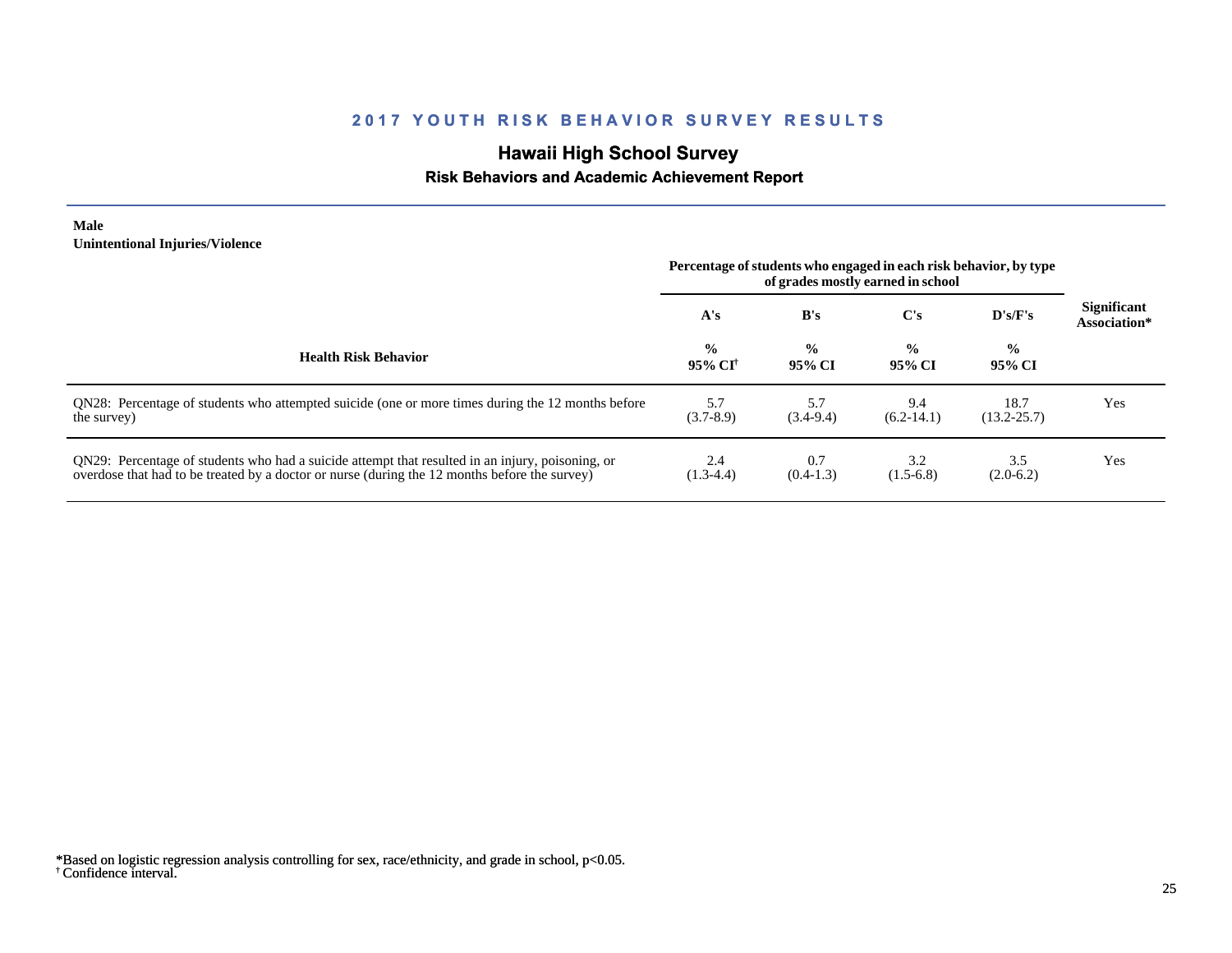# 2017 YOUTH RISK BEHAVIOR SURVEY RESULTS

## Hawaii High School Survey

### Risk Behaviors and Academic Achievement Report

**Male**
**Unintentional Injuries/Violence**

| Health Risk Behavior | Percentage of students who engaged in each risk behavior, by type of grades mostly earned in school | | | | Significant Association* |
|---|---|---|---|---|---|
| | A's | B's | C's | D's/F's | |
| | % 95% CI[†] | % 95% CI | % 95% CI | % 95% CI | |
| QN28: Percentage of students who attempted suicide (one or more times during the 12 months before the survey) | 5.7 (3.7-8.9) | 5.7 (3.4-9.4) | 9.4 (6.2-14.1) | 18.7 (13.2-25.7) | Yes |
| QN29: Percentage of students who had a suicide attempt that resulted in an injury, poisoning, or overdose that had to be treated by a doctor or nurse (during the 12 months before the survey) | 2.4 (1.3-4.4) | 0.7 (0.4-1.3) | 3.2 (1.5-6.8) | 3.5 (2.0-6.2) | Yes |

*Based on logistic regression analysis controlling for sex, race/ethnicity, and grade in school, $p<0.05$.
[†] Confidence interval.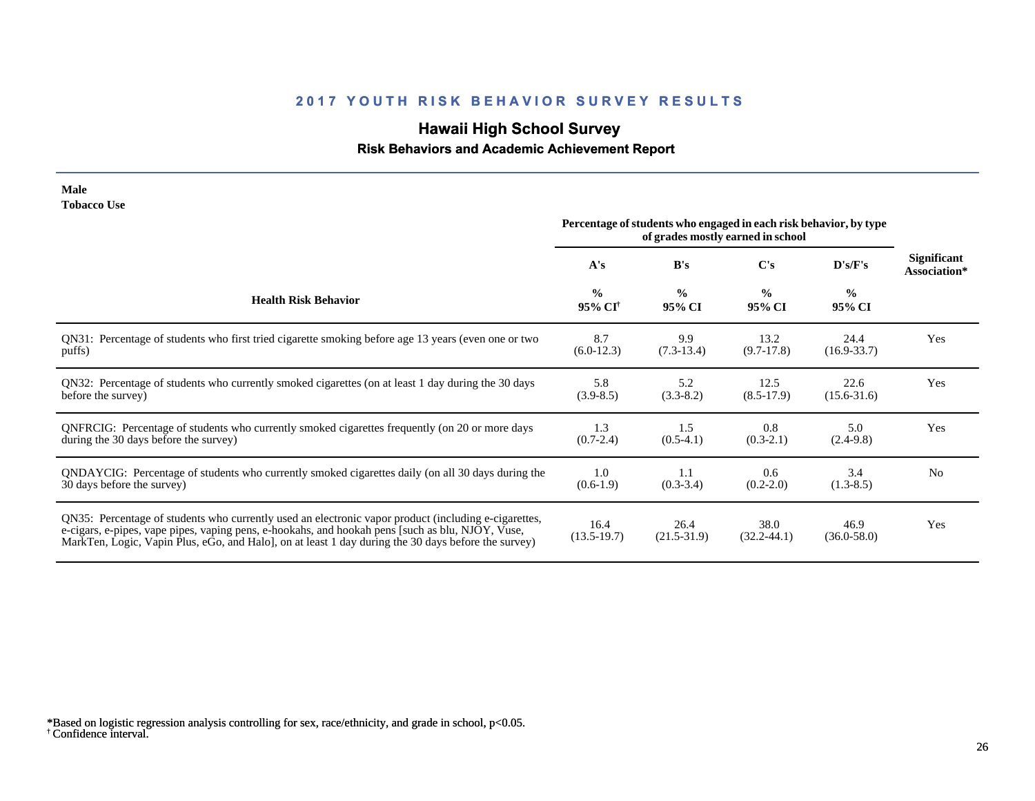## 2017 YOUTH RISK BEHAVIOR SURVEY RESULTS

## Hawaii High School Survey

### Risk Behaviors and Academic Achievement Report

**Male**
**Tobacco Use**

| Health Risk Behavior | A's<br>%<br>95% CI† | B's<br>%<br>95% CI | C's<br>%<br>95% CI | D's/F's<br>%<br>95% CI | Significant Association* |
|---|---|---|---|---|---|
| QN31: Percentage of students who first tried cigarette smoking before age 13 years (even one or two puffs) | 8.7<br>(6.0-12.3) | 9.9<br>(7.3-13.4) | 13.2<br>(9.7-17.8) | 24.4<br>(16.9-33.7) | Yes |
| QN32: Percentage of students who currently smoked cigarettes (on at least 1 day during the 30 days before the survey) | 5.8<br>(3.9-8.5) | 5.2<br>(3.3-8.2) | 12.5<br>(8.5-17.9) | 22.6<br>(15.6-31.6) | Yes |
| QNFRCIG: Percentage of students who currently smoked cigarettes frequently (on 20 or more days during the 30 days before the survey) | 1.3<br>(0.7-2.4) | 1.5<br>(0.5-4.1) | 0.8<br>(0.3-2.1) | 5.0<br>(2.4-9.8) | Yes |
| QNDAYCIG: Percentage of students who currently smoked cigarettes daily (on all 30 days during the 30 days before the survey) | 1.0<br>(0.6-1.9) | 1.1<br>(0.3-3.4) | 0.6<br>(0.2-2.0) | 3.4<br>(1.3-8.5) | No |
| QN35: Percentage of students who currently used an electronic vapor product (including e-cigarettes, e-cigars, e-pipes, vape pipes, vaping pens, e-hookahs, and hookah pens [such as blu, NJOY, Vuse, MarkTen, Logic, Vapin Plus, eGo, and Halo], on at least 1 day during the 30 days before the survey) | 16.4<br>(13.5-19.7) | 26.4<br>(21.5-31.9) | 38.0<br>(32.2-44.1) | 46.9<br>(36.0-58.0) | Yes |

Percentage of students who engaged in each risk behavior, by type of grades mostly earned in school

*Based on logistic regression analysis controlling for sex, race/ethnicity, and grade in school, $p<0.05$.
† Confidence interval.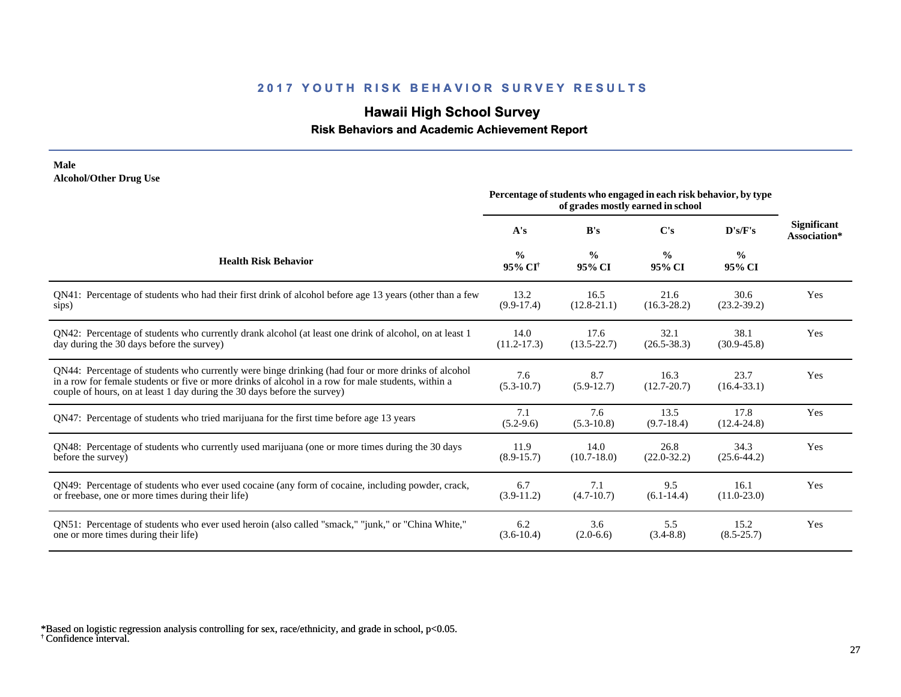## 2017 YOUTH RISK BEHAVIOR SURVEY RESULTS

# Hawaii High School Survey

### Risk Behaviors and Academic Achievement Report

**Male**
**Alcohol/Other Drug Use**

| Health Risk Behavior | Percentage of students who engaged in each risk behavior, by type of grades mostly earned in school | | | | Significant Association* |
|---|---|---|---|---|---|
| | A's | B's | C's | D's/F's | |
| | % 95% CI[†] | % 95% CI | % 95% CI | % 95% CI | |
| QN41: Percentage of students who had their first drink of alcohol before age 13 years (other than a few sips) | 13.2 (9.9-17.4) | 16.5 (12.8-21.1) | 21.6 (16.3-28.2) | 30.6 (23.2-39.2) | Yes |
| QN42: Percentage of students who currently drank alcohol (at least one drink of alcohol, on at least 1 day during the 30 days before the survey) | 14.0 (11.2-17.3) | 17.6 (13.5-22.7) | 32.1 (26.5-38.3) | 38.1 (30.9-45.8) | Yes |
| QN44: Percentage of students who currently were binge drinking (had four or more drinks of alcohol in a row for female students or five or more drinks of alcohol in a row for male students, within a couple of hours, on at least 1 day during the 30 days before the survey) | 7.6 (5.3-10.7) | 8.7 (5.9-12.7) | 16.3 (12.7-20.7) | 23.7 (16.4-33.1) | Yes |
| QN47: Percentage of students who tried marijuana for the first time before age 13 years | 7.1 (5.2-9.6) | 7.6 (5.3-10.8) | 13.5 (9.7-18.4) | 17.8 (12.4-24.8) | Yes |
| QN48: Percentage of students who currently used marijuana (one or more times during the 30 days before the survey) | 11.9 (8.9-15.7) | 14.0 (10.7-18.0) | 26.8 (22.0-32.2) | 34.3 (25.6-44.2) | Yes |
| QN49: Percentage of students who ever used cocaine (any form of cocaine, including powder, crack, or freebase, one or more times during their life) | 6.7 (3.9-11.2) | 7.1 (4.7-10.7) | 9.5 (6.1-14.4) | 16.1 (11.0-23.0) | Yes |
| QN51: Percentage of students who ever used heroin (also called "smack," "junk," or "China White," one or more times during their life) | 6.2 (3.6-10.4) | 3.6 (2.0-6.6) | 5.5 (3.4-8.8) | 15.2 (8.5-25.7) | Yes |

*Based on logistic regression analysis controlling for sex, race/ethnicity, and grade in school, $p<0.05$.
[†] Confidence interval.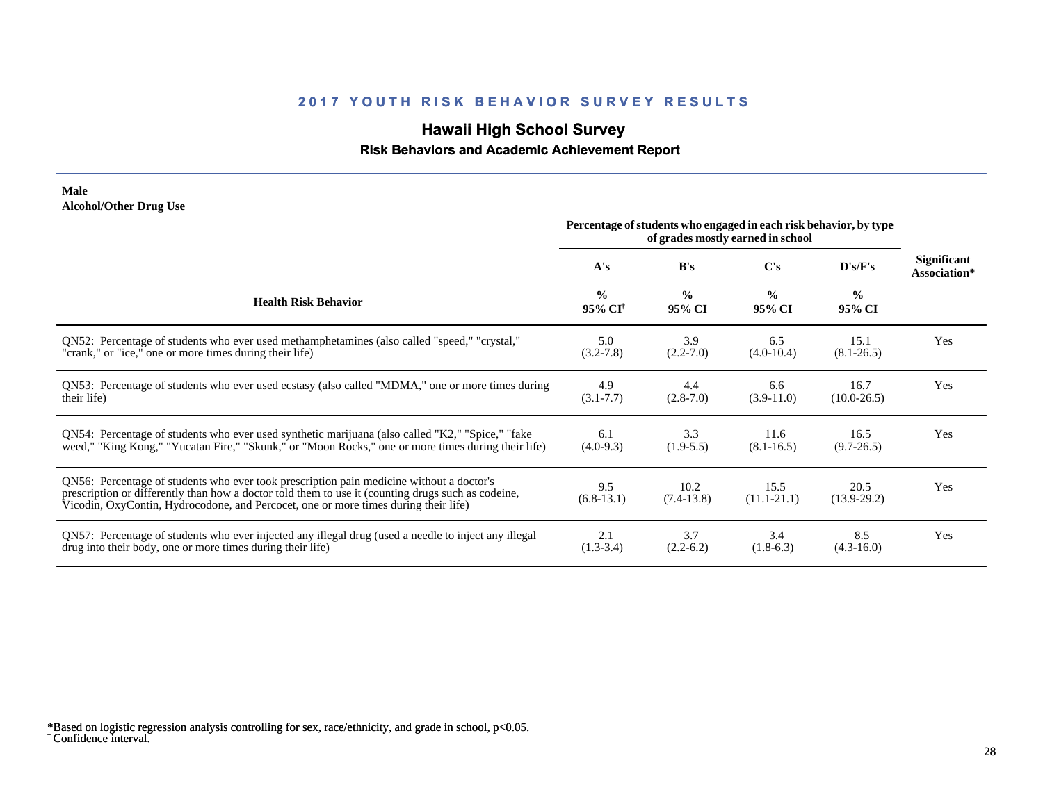## 2017 YOUTH RISK BEHAVIOR SURVEY RESULTS

# Hawaii High School Survey

### Risk Behaviors and Academic Achievement Report

**Male**
**Alcohol/Other Drug Use**

| Health Risk Behavior | Percentage of students who engaged in each risk behavior, by type of grades mostly earned in school | | | | Significant Association* |
|---|---|---|---|---|---|
| | A's | B's | C's | D's/F's | |
| | % 95% CI† | % 95% CI | % 95% CI | % 95% CI | |
| QN52: Percentage of students who ever used methamphetamines (also called "speed," "crystal," "crank," or "ice," one or more times during their life) | 5.0 (3.2-7.8) | 3.9 (2.2-7.0) | 6.5 (4.0-10.4) | 15.1 (8.1-26.5) | Yes |
| QN53: Percentage of students who ever used ecstasy (also called "MDMA," one or more times during their life) | 4.9 (3.1-7.7) | 4.4 (2.8-7.0) | 6.6 (3.9-11.0) | 16.7 (10.0-26.5) | Yes |
| QN54: Percentage of students who ever used synthetic marijuana (also called "K2," "Spice," "fake weed," "King Kong," "Yucatan Fire," "Skunk," or "Moon Rocks," one or more times during their life) | 6.1 (4.0-9.3) | 3.3 (1.9-5.5) | 11.6 (8.1-16.5) | 16.5 (9.7-26.5) | Yes |
| QN56: Percentage of students who ever took prescription pain medicine without a doctor's prescription or differently than how a doctor told them to use it (counting drugs such as codeine, Vicodin, OxyContin, Hydrocodone, and Percocet, one or more times during their life) | 9.5 (6.8-13.1) | 10.2 (7.4-13.8) | 15.5 (11.1-21.1) | 20.5 (13.9-29.2) | Yes |
| QN57: Percentage of students who ever injected any illegal drug (used a needle to inject any illegal drug into their body, one or more times during their life) | 2.1 (1.3-3.4) | 3.7 (2.2-6.2) | 3.4 (1.8-6.3) | 8.5 (4.3-16.0) | Yes |

*Based on logistic regression analysis controlling for sex, race/ethnicity, and grade in school, $p<0.05$.
† Confidence interval.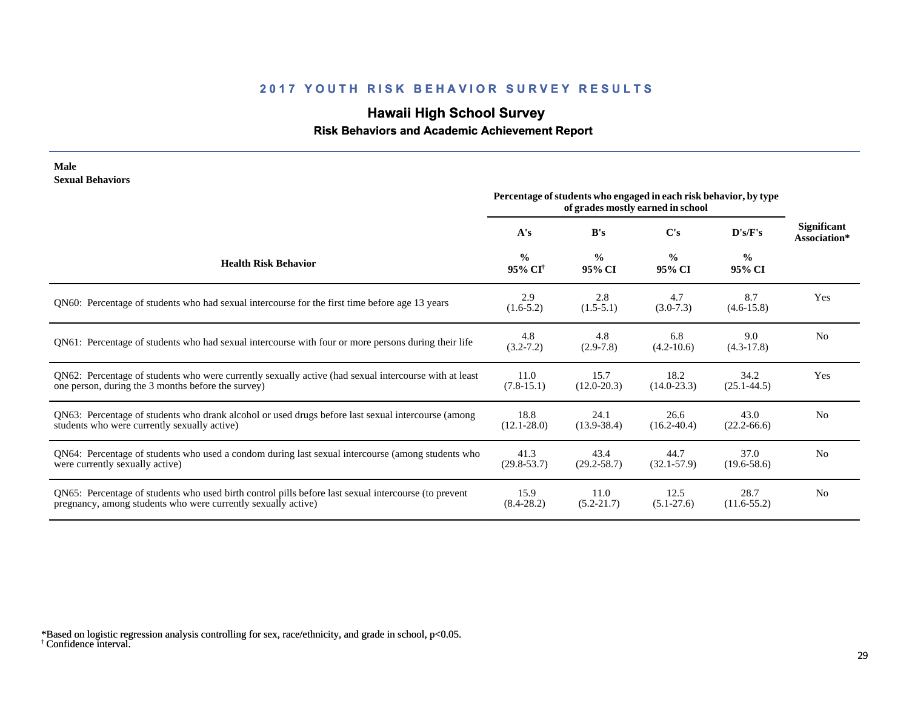# 2017 YOUTH RISK BEHAVIOR SURVEY RESULTS

## Hawaii High School Survey

### Risk Behaviors and Academic Achievement Report

**Male**
**Sexual Behaviors**

| Health Risk Behavior | A's % 95% CI[†] | B's % 95% CI | C's % 95% CI | D's/F's % 95% CI | Significant Association* |
|---|---|---|---|---|---|
| | *Percentage of students who engaged in each risk behavior, by type of grades mostly earned in school* | | | | |
| QN60: Percentage of students who had sexual intercourse for the first time before age 13 years | 2.9 (1.6-5.2) | 2.8 (1.5-5.1) | 4.7 (3.0-7.3) | 8.7 (4.6-15.8) | Yes |
| QN61: Percentage of students who had sexual intercourse with four or more persons during their life | 4.8 (3.2-7.2) | 4.8 (2.9-7.8) | 6.8 (4.2-10.6) | 9.0 (4.3-17.8) | No |
| QN62: Percentage of students who were currently sexually active (had sexual intercourse with at least one person, during the 3 months before the survey) | 11.0 (7.8-15.1) | 15.7 (12.0-20.3) | 18.2 (14.0-23.3) | 34.2 (25.1-44.5) | Yes |
| QN63: Percentage of students who drank alcohol or used drugs before last sexual intercourse (among students who were currently sexually active) | 18.8 (12.1-28.0) | 24.1 (13.9-38.4) | 26.6 (16.2-40.4) | 43.0 (22.2-66.6) | No |
| QN64: Percentage of students who used a condom during last sexual intercourse (among students who were currently sexually active) | 41.3 (29.8-53.7) | 43.4 (29.2-58.7) | 44.7 (32.1-57.9) | 37.0 (19.6-58.6) | No |
| QN65: Percentage of students who used birth control pills before last sexual intercourse (to prevent pregnancy, among students who were currently sexually active) | 15.9 (8.4-28.2) | 11.0 (5.2-21.7) | 12.5 (5.1-27.6) | 28.7 (11.6-55.2) | No |

*Based on logistic regression analysis controlling for sex, race/ethnicity, and grade in school, $p<0.05$.
[†] Confidence interval.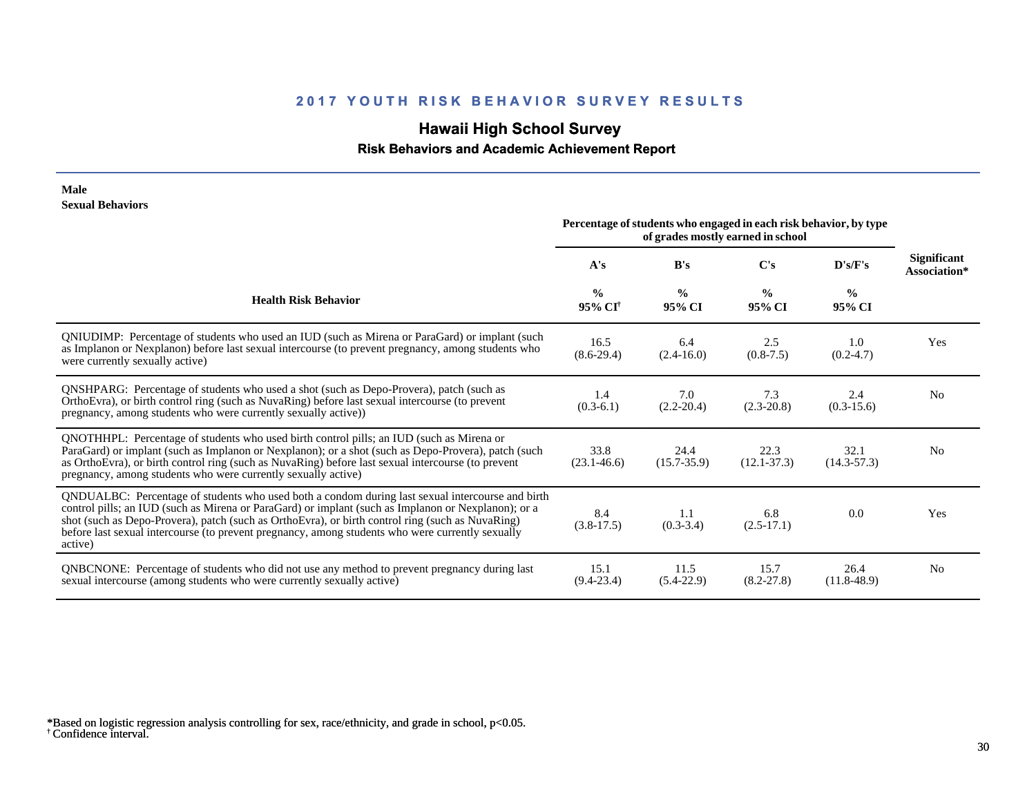## 2017 YOUTH RISK BEHAVIOR SURVEY RESULTS

### Hawaii High School Survey

#### Risk Behaviors and Academic Achievement Report

**Male**
**Sexual Behaviors**

| Health Risk Behavior | Percentage of students who engaged in each risk behavior, by type of grades mostly earned in school | | | | Significant Association* |
|---|---|---|---|---|---|
| | A's<br>%<br>95% CI[†] | B's<br>%<br>95% CI | C's<br>%<br>95% CI | D's/F's<br>%<br>95% CI | |
| QNIUDIMP: Percentage of students who used an IUD (such as Mirena or ParaGard) or implant (such as Implanon or Nexplanon) before last sexual intercourse (to prevent pregnancy, among students who were currently sexually active) | 16.5<br>(8.6-29.4) | 6.4<br>(2.4-16.0) | 2.5<br>(0.8-7.5) | 1.0<br>(0.2-4.7) | Yes |
| QNSHPARG: Percentage of students who used a shot (such as Depo-Provera), patch (such as OrthoEvra), or birth control ring (such as NuvaRing) before last sexual intercourse (to prevent pregnancy, among students who were currently sexually active)) | 1.4<br>(0.3-6.1) | 7.0<br>(2.2-20.4) | 7.3<br>(2.3-20.8) | 2.4<br>(0.3-15.6) | No |
| QNOTHHPL: Percentage of students who used birth control pills; an IUD (such as Mirena or ParaGard) or implant (such as Implanon or Nexplanon); or a shot (such as Depo-Provera), patch (such as OrthoEvra), or birth control ring (such as NuvaRing) before last sexual intercourse (to prevent pregnancy, among students who were currently sexually active) | 33.8<br>(23.1-46.6) | 24.4<br>(15.7-35.9) | 22.3<br>(12.1-37.3) | 32.1<br>(14.3-57.3) | No |
| QNDUALBC: Percentage of students who used both a condom during last sexual intercourse and birth control pills; an IUD (such as Mirena or ParaGard) or implant (such as Implanon or Nexplanon); or a shot (such as Depo-Provera), patch (such as OrthoEvra), or birth control ring (such as NuvaRing) before last sexual intercourse (to prevent pregnancy, among students who were currently sexually active) | 8.4<br>(3.8-17.5) | 1.1<br>(0.3-3.4) | 6.8<br>(2.5-17.1) | 0.0 | Yes |
| QNBCNONE: Percentage of students who did not use any method to prevent pregnancy during last sexual intercourse (among students who were currently sexually active) | 15.1<br>(9.4-23.4) | 11.5<br>(5.4-22.9) | 15.7<br>(8.2-27.8) | 26.4<br>(11.8-48.9) | No |

*Based on logistic regression analysis controlling for sex, race/ethnicity, and grade in school, $p<0.05$.
[†] Confidence interval.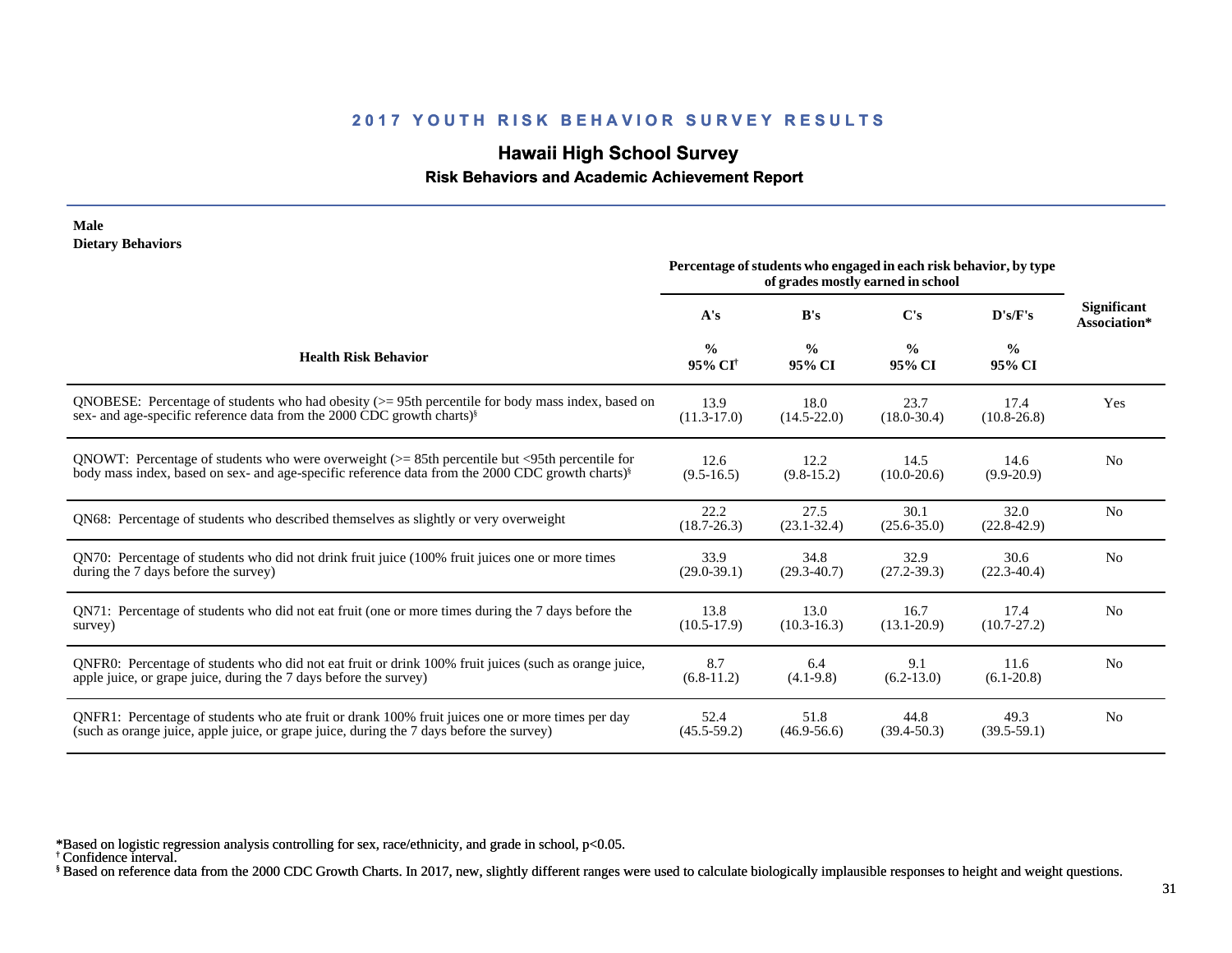## 2017 YOUTH RISK BEHAVIOR SURVEY RESULTS

# Hawaii High School Survey

### Risk Behaviors and Academic Achievement Report

**Male**
**Dietary Behaviors**

| Health Risk Behavior | Percentage of students who engaged in each risk behavior, by type of grades mostly earned in school | | | | Significant Association* |
|---|---|---|---|---|---|
| | A's | B's | C's | D's/F's | |
| | % 95% CI[†] | % 95% CI | % 95% CI | % 95% CI | |
| QNOBESE: Percentage of students who had obesity (>= 95th percentile for body mass index, based on sex- and age-specific reference data from the 2000 CDC growth charts)[§] | 13.9 (11.3-17.0) | 18.0 (14.5-22.0) | 23.7 (18.0-30.4) | 17.4 (10.8-26.8) | Yes |
| QNOWT: Percentage of students who were overweight (>= 85th percentile but <95th percentile for body mass index, based on sex- and age-specific reference data from the 2000 CDC growth charts)[§] | 12.6 (9.5-16.5) | 12.2 (9.8-15.2) | 14.5 (10.0-20.6) | 14.6 (9.9-20.9) | No |
| QN68: Percentage of students who described themselves as slightly or very overweight | 22.2 (18.7-26.3) | 27.5 (23.1-32.4) | 30.1 (25.6-35.0) | 32.0 (22.8-42.9) | No |
| QN70: Percentage of students who did not drink fruit juice (100% fruit juices one or more times during the 7 days before the survey) | 33.9 (29.0-39.1) | 34.8 (29.3-40.7) | 32.9 (27.2-39.3) | 30.6 (22.3-40.4) | No |
| QN71: Percentage of students who did not eat fruit (one or more times during the 7 days before the survey) | 13.8 (10.5-17.9) | 13.0 (10.3-16.3) | 16.7 (13.1-20.9) | 17.4 (10.7-27.2) | No |
| QNFR0: Percentage of students who did not eat fruit or drink 100% fruit juices (such as orange juice, apple juice, or grape juice, during the 7 days before the survey) | 8.7 (6.8-11.2) | 6.4 (4.1-9.8) | 9.1 (6.2-13.0) | 11.6 (6.1-20.8) | No |
| QNFR1: Percentage of students who ate fruit or drank 100% fruit juices one or more times per day (such as orange juice, apple juice, or grape juice, during the 7 days before the survey) | 52.4 (45.5-59.2) | 51.8 (46.9-56.6) | 44.8 (39.4-50.3) | 49.3 (39.5-59.1) | No |

*Based on logistic regression analysis controlling for sex, race/ethnicity, and grade in school, $p<0.05$.
[†] Confidence interval.
[§] Based on reference data from the 2000 CDC Growth Charts. In 2017, new, slightly different ranges were used to calculate biologically implausible responses to height and weight questions.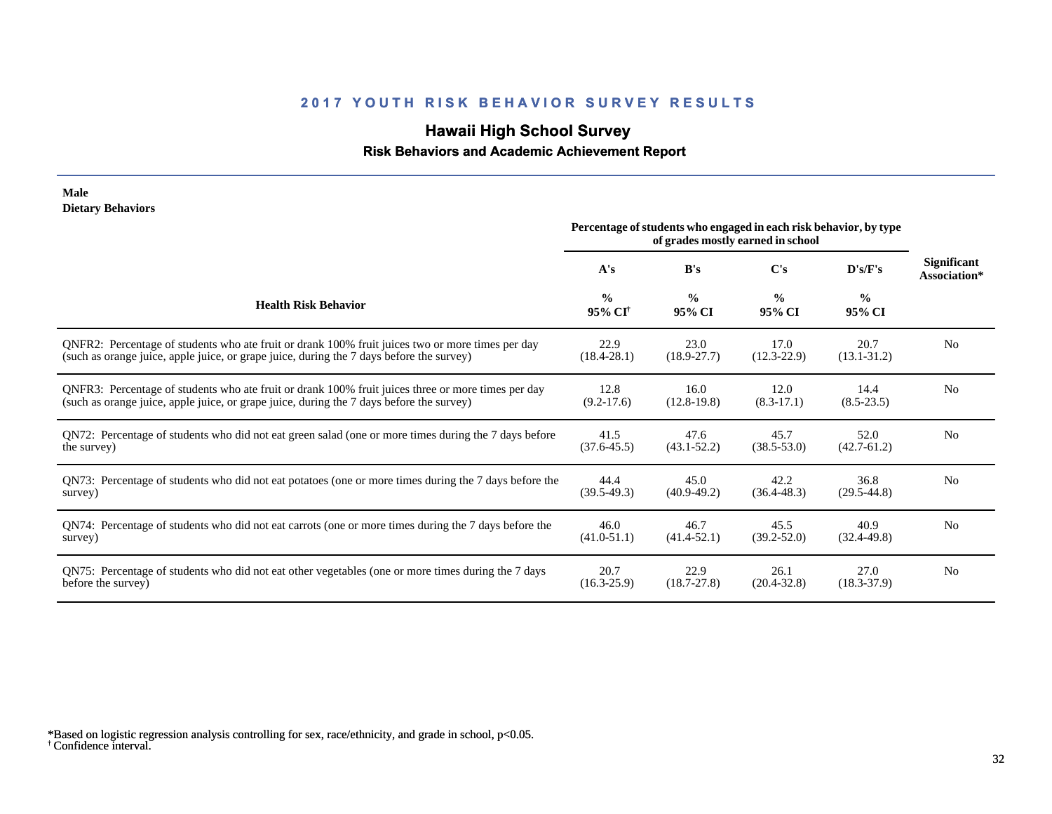# 2017 YOUTH RISK BEHAVIOR SURVEY RESULTS

## Hawaii High School Survey

### Risk Behaviors and Academic Achievement Report

**Male**
**Dietary Behaviors**

| Health Risk Behavior | A's % 95% CI[†] | B's % 95% CI | C's % 95% CI | D's/F's % 95% CI | Significant Association* |
|---|---|---|---|---|---|
| | *Percentage of students who engaged in each risk behavior, by type of grades mostly earned in school* | | | | |
| QNFR2: Percentage of students who ate fruit or drank 100% fruit juices two or more times per day (such as orange juice, apple juice, or grape juice, during the 7 days before the survey) | 22.9 (18.4-28.1) | 23.0 (18.9-27.7) | 17.0 (12.3-22.9) | 20.7 (13.1-31.2) | No |
| QNFR3: Percentage of students who ate fruit or drank 100% fruit juices three or more times per day (such as orange juice, apple juice, or grape juice, during the 7 days before the survey) | 12.8 (9.2-17.6) | 16.0 (12.8-19.8) | 12.0 (8.3-17.1) | 14.4 (8.5-23.5) | No |
| QN72: Percentage of students who did not eat green salad (one or more times during the 7 days before the survey) | 41.5 (37.6-45.5) | 47.6 (43.1-52.2) | 45.7 (38.5-53.0) | 52.0 (42.7-61.2) | No |
| QN73: Percentage of students who did not eat potatoes (one or more times during the 7 days before the survey) | 44.4 (39.5-49.3) | 45.0 (40.9-49.2) | 42.2 (36.4-48.3) | 36.8 (29.5-44.8) | No |
| QN74: Percentage of students who did not eat carrots (one or more times during the 7 days before the survey) | 46.0 (41.0-51.1) | 46.7 (41.4-52.1) | 45.5 (39.2-52.0) | 40.9 (32.4-49.8) | No |
| QN75: Percentage of students who did not eat other vegetables (one or more times during the 7 days before the survey) | 20.7 (16.3-25.9) | 22.9 (18.7-27.8) | 26.1 (20.4-32.8) | 27.0 (18.3-37.9) | No |

*Based on logistic regression analysis controlling for sex, race/ethnicity, and grade in school, $p<0.05$.
[†] Confidence interval.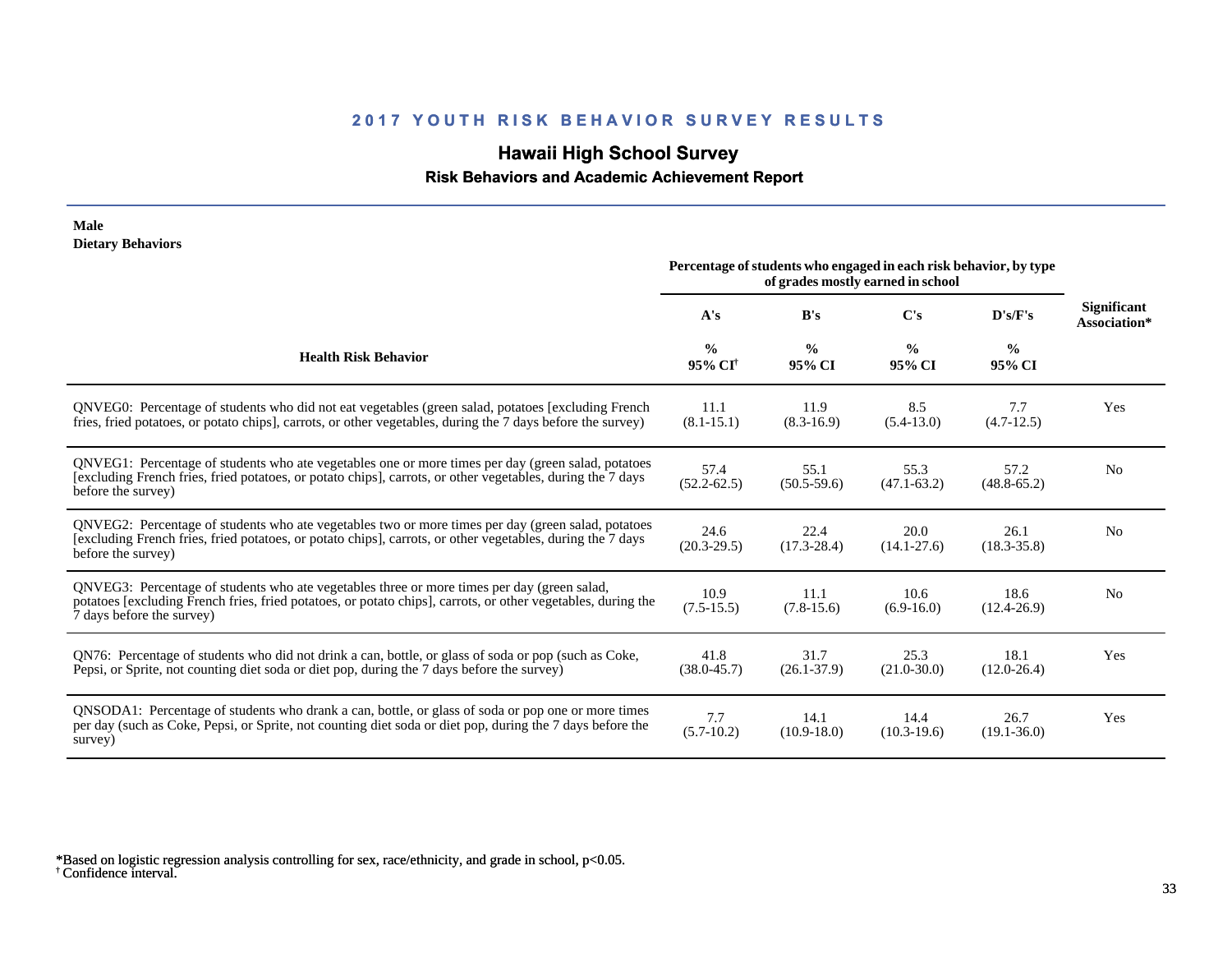## 2017 YOUTH RISK BEHAVIOR SURVEY RESULTS

### Hawaii High School Survey

#### Risk Behaviors and Academic Achievement Report

**Male**
**Dietary Behaviors**

| Health Risk Behavior | A's % 95% CI[†] | B's % 95% CI | C's % 95% CI | D's/F's % 95% CI | Significant Association* |
|---|---|---|---|---|---|
| | Percentage of students who engaged in each risk behavior, by type of grades mostly earned in school | | | | |
| QNVEG0: Percentage of students who did not eat vegetables (green salad, potatoes [excluding French fries, fried potatoes, or potato chips], carrots, or other vegetables, during the 7 days before the survey) | 11.1 (8.1-15.1) | 11.9 (8.3-16.9) | 8.5 (5.4-13.0) | 7.7 (4.7-12.5) | Yes |
| QNVEG1: Percentage of students who ate vegetables one or more times per day (green salad, potatoes [excluding French fries, fried potatoes, or potato chips], carrots, or other vegetables, during the 7 days before the survey) | 57.4 (52.2-62.5) | 55.1 (50.5-59.6) | 55.3 (47.1-63.2) | 57.2 (48.8-65.2) | No |
| QNVEG2: Percentage of students who ate vegetables two or more times per day (green salad, potatoes [excluding French fries, fried potatoes, or potato chips], carrots, or other vegetables, during the 7 days before the survey) | 24.6 (20.3-29.5) | 22.4 (17.3-28.4) | 20.0 (14.1-27.6) | 26.1 (18.3-35.8) | No |
| QNVEG3: Percentage of students who ate vegetables three or more times per day (green salad, potatoes [excluding French fries, fried potatoes, or potato chips], carrots, or other vegetables, during the 7 days before the survey) | 10.9 (7.5-15.5) | 11.1 (7.8-15.6) | 10.6 (6.9-16.0) | 18.6 (12.4-26.9) | No |
| QN76: Percentage of students who did not drink a can, bottle, or glass of soda or pop (such as Coke, Pepsi, or Sprite, not counting diet soda or diet pop, during the 7 days before the survey) | 41.8 (38.0-45.7) | 31.7 (26.1-37.9) | 25.3 (21.0-30.0) | 18.1 (12.0-26.4) | Yes |
| QNSODA1: Percentage of students who drank a can, bottle, or glass of soda or pop one or more times per day (such as Coke, Pepsi, or Sprite, not counting diet soda or diet pop, during the 7 days before the survey) | 7.7 (5.7-10.2) | 14.1 (10.9-18.0) | 14.4 (10.3-19.6) | 26.7 (19.1-36.0) | Yes |

*Based on logistic regression analysis controlling for sex, race/ethnicity, and grade in school, $p<0.05$.
[†] Confidence interval.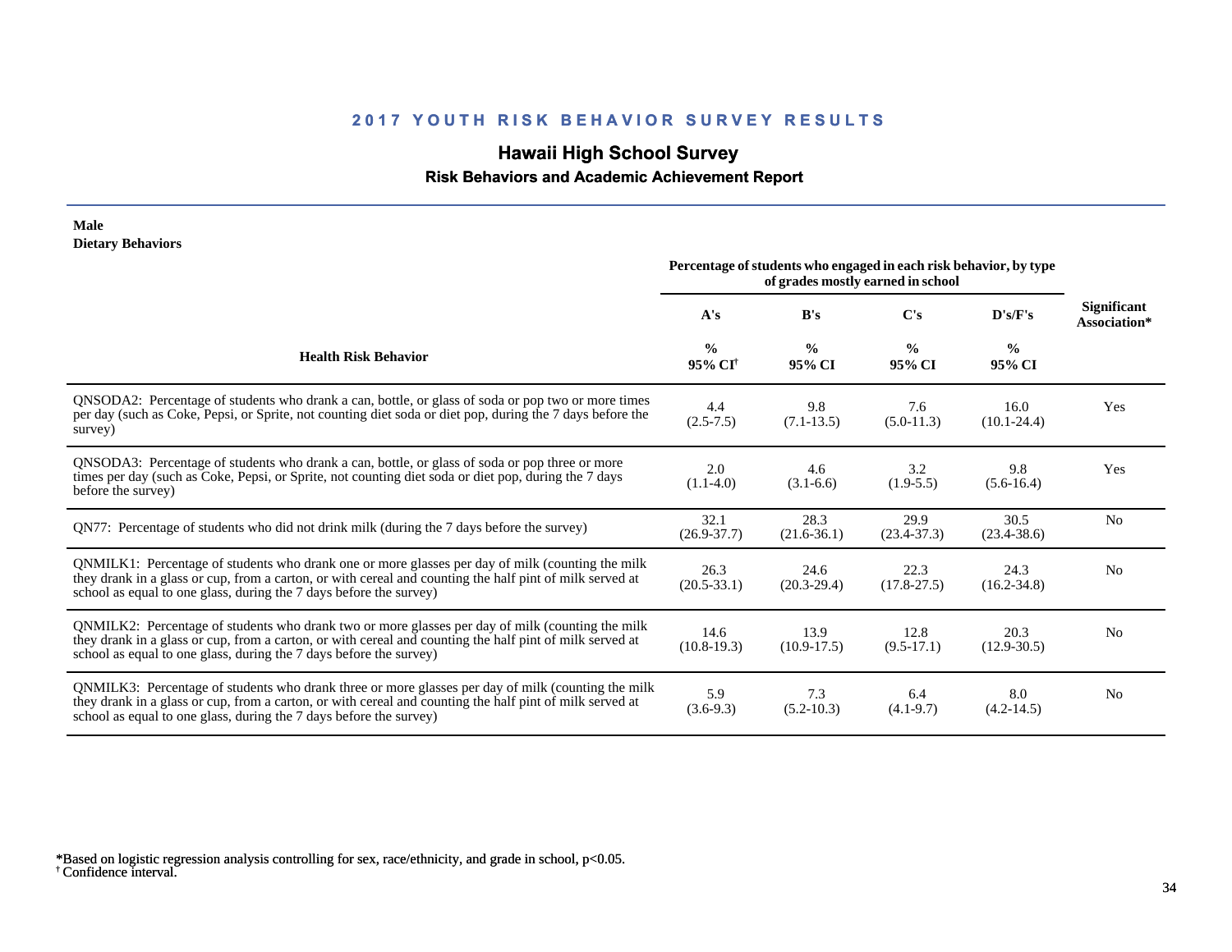## 2017 YOUTH RISK BEHAVIOR SURVEY RESULTS

### Hawaii High School Survey

#### Risk Behaviors and Academic Achievement Report

**Male**
**Dietary Behaviors**

| Health Risk Behavior | A's % 95% CI[†] | B's % 95% CI | C's % 95% CI | D's/F's % 95% CI | Significant Association* |
|---|---|---|---|---|---|
| | Percentage of students who engaged in each risk behavior, by type of grades mostly earned in school | | | | |
| QNSODA2: Percentage of students who drank a can, bottle, or glass of soda or pop two or more times per day (such as Coke, Pepsi, or Sprite, not counting diet soda or diet pop, during the 7 days before the survey) | 4.4 (2.5-7.5) | 9.8 (7.1-13.5) | 7.6 (5.0-11.3) | 16.0 (10.1-24.4) | Yes |
| QNSODA3: Percentage of students who drank a can, bottle, or glass of soda or pop three or more times per day (such as Coke, Pepsi, or Sprite, not counting diet soda or diet pop, during the 7 days before the survey) | 2.0 (1.1-4.0) | 4.6 (3.1-6.6) | 3.2 (1.9-5.5) | 9.8 (5.6-16.4) | Yes |
| QN77: Percentage of students who did not drink milk (during the 7 days before the survey) | 32.1 (26.9-37.7) | 28.3 (21.6-36.1) | 29.9 (23.4-37.3) | 30.5 (23.4-38.6) | No |
| QNMILK1: Percentage of students who drank one or more glasses per day of milk (counting the milk they drank in a glass or cup, from a carton, or with cereal and counting the half pint of milk served at school as equal to one glass, during the 7 days before the survey) | 26.3 (20.5-33.1) | 24.6 (20.3-29.4) | 22.3 (17.8-27.5) | 24.3 (16.2-34.8) | No |
| QNMILK2: Percentage of students who drank two or more glasses per day of milk (counting the milk they drank in a glass or cup, from a carton, or with cereal and counting the half pint of milk served at school as equal to one glass, during the 7 days before the survey) | 14.6 (10.8-19.3) | 13.9 (10.9-17.5) | 12.8 (9.5-17.1) | 20.3 (12.9-30.5) | No |
| QNMILK3: Percentage of students who drank three or more glasses per day of milk (counting the milk they drank in a glass or cup, from a carton, or with cereal and counting the half pint of milk served at school as equal to one glass, during the 7 days before the survey) | 5.9 (3.6-9.3) | 7.3 (5.2-10.3) | 6.4 (4.1-9.7) | 8.0 (4.2-14.5) | No |

*Based on logistic regression analysis controlling for sex, race/ethnicity, and grade in school, $p<0.05$.
[†] Confidence interval.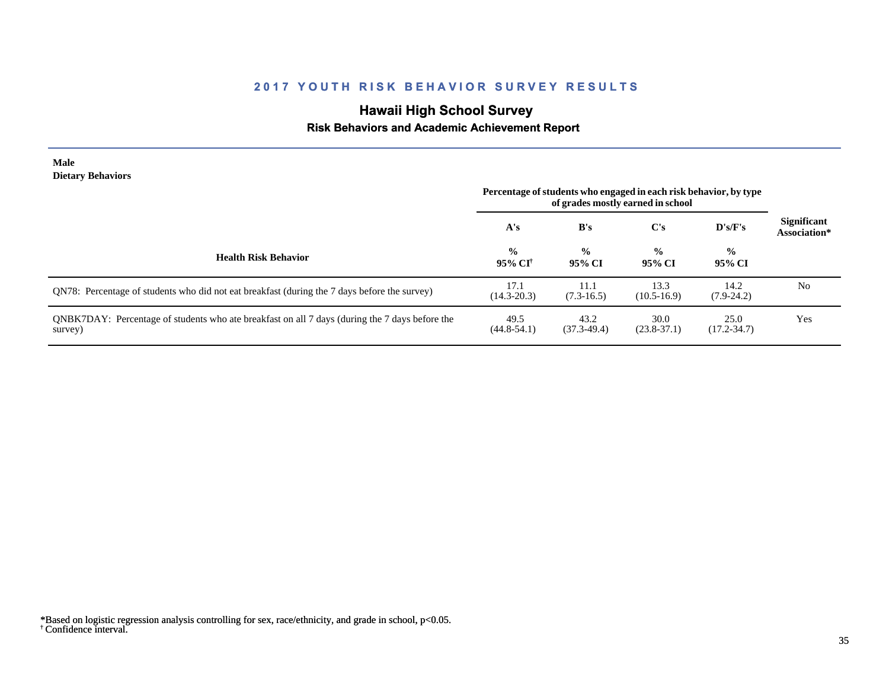## 2017 YOUTH RISK BEHAVIOR SURVEY RESULTS

# Hawaii High School Survey

### Risk Behaviors and Academic Achievement Report

**Male**
**Dietary Behaviors**

| Health Risk Behavior | Percentage of students who engaged in each risk behavior, by type of grades mostly earned in school | | | | Significant Association* |
|---|---|---|---|---|---|
| | A's | B's | C's | D's/F's | |
| | % 95% CI[†] | % 95% CI | % 95% CI | % 95% CI | |
| QN78: Percentage of students who did not eat breakfast (during the 7 days before the survey) | 17.1 (14.3-20.3) | 11.1 (7.3-16.5) | 13.3 (10.5-16.9) | 14.2 (7.9-24.2) | No |
| QNBK7DAY: Percentage of students who ate breakfast on all 7 days (during the 7 days before the survey) | 49.5 (44.8-54.1) | 43.2 (37.3-49.4) | 30.0 (23.8-37.1) | 25.0 (17.2-34.7) | Yes |

*Based on logistic regression analysis controlling for sex, race/ethnicity, and grade in school, $p<0.05$.
[†] Confidence interval.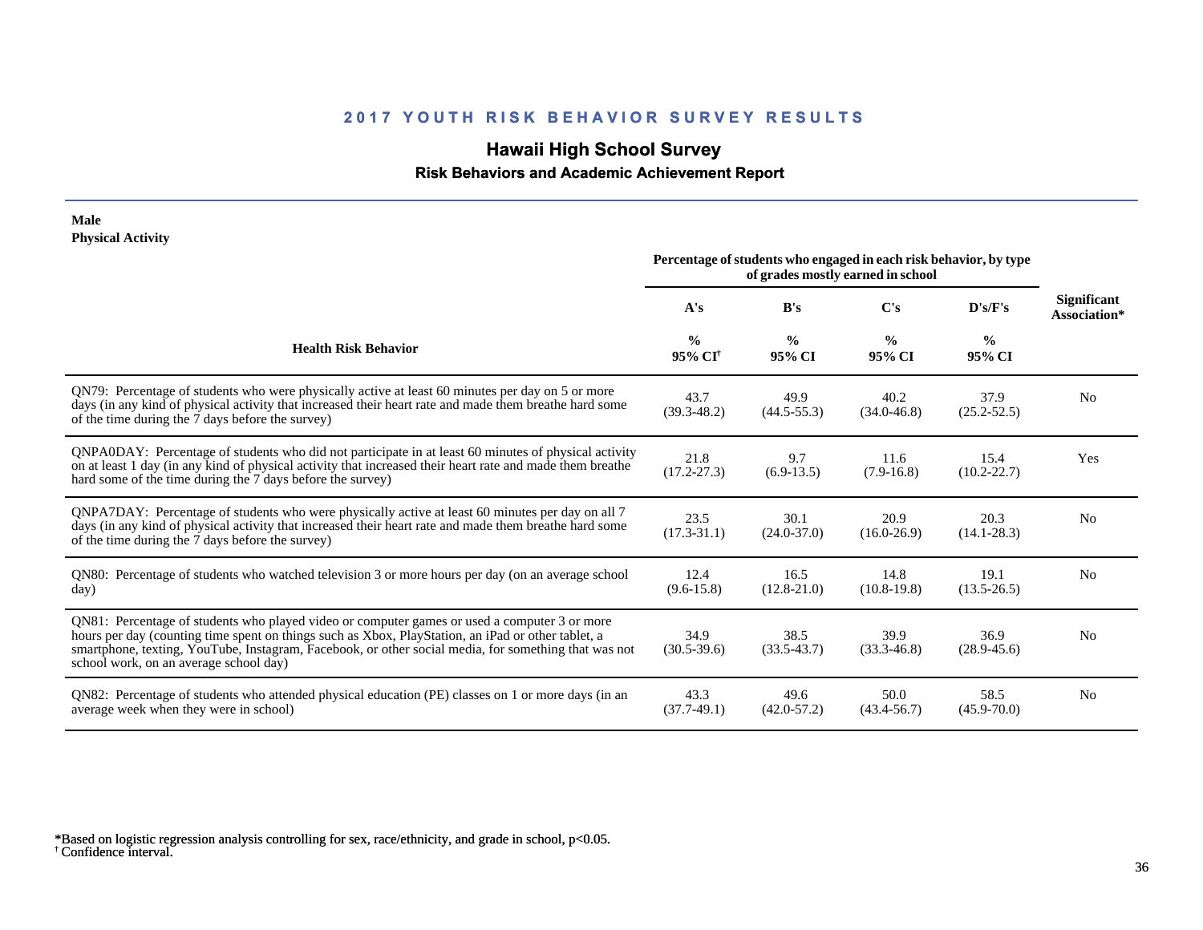# 2017 YOUTH RISK BEHAVIOR SURVEY RESULTS

## Hawaii High School Survey

### Risk Behaviors and Academic Achievement Report

**Male**
**Physical Activity**

| Health Risk Behavior | Percentage of students who engaged in each risk behavior, by type of grades mostly earned in school | | | | Significant Association* |
|---|---|---|---|---|---|
| | A's | B's | C's | D's/F's | |
| | % 95% CI[†] | % 95% CI | % 95% CI | % 95% CI | |
| QN79: Percentage of students who were physically active at least 60 minutes per day on 5 or more days (in any kind of physical activity that increased their heart rate and made them breathe hard some of the time during the 7 days before the survey) | 43.7 (39.3-48.2) | 49.9 (44.5-55.3) | 40.2 (34.0-46.8) | 37.9 (25.2-52.5) | No |
| QNPA0DAY: Percentage of students who did not participate in at least 60 minutes of physical activity on at least 1 day (in any kind of physical activity that increased their heart rate and made them breathe hard some of the time during the 7 days before the survey) | 21.8 (17.2-27.3) | 9.7 (6.9-13.5) | 11.6 (7.9-16.8) | 15.4 (10.2-22.7) | Yes |
| QNPA7DAY: Percentage of students who were physically active at least 60 minutes per day on all 7 days (in any kind of physical activity that increased their heart rate and made them breathe hard some of the time during the 7 days before the survey) | 23.5 (17.3-31.1) | 30.1 (24.0-37.0) | 20.9 (16.0-26.9) | 20.3 (14.1-28.3) | No |
| QN80: Percentage of students who watched television 3 or more hours per day (on an average school day) | 12.4 (9.6-15.8) | 16.5 (12.8-21.0) | 14.8 (10.8-19.8) | 19.1 (13.5-26.5) | No |
| QN81: Percentage of students who played video or computer games or used a computer 3 or more hours per day (counting time spent on things such as Xbox, PlayStation, an iPad or other tablet, a smartphone, texting, YouTube, Instagram, Facebook, or other social media, for something that was not school work, on an average school day) | 34.9 (30.5-39.6) | 38.5 (33.5-43.7) | 39.9 (33.3-46.8) | 36.9 (28.9-45.6) | No |
| QN82: Percentage of students who attended physical education (PE) classes on 1 or more days (in an average week when they were in school) | 43.3 (37.7-49.1) | 49.6 (42.0-57.2) | 50.0 (43.4-56.7) | 58.5 (45.9-70.0) | No |

*Based on logistic regression analysis controlling for sex, race/ethnicity, and grade in school, $p<0.05$.
† Confidence interval.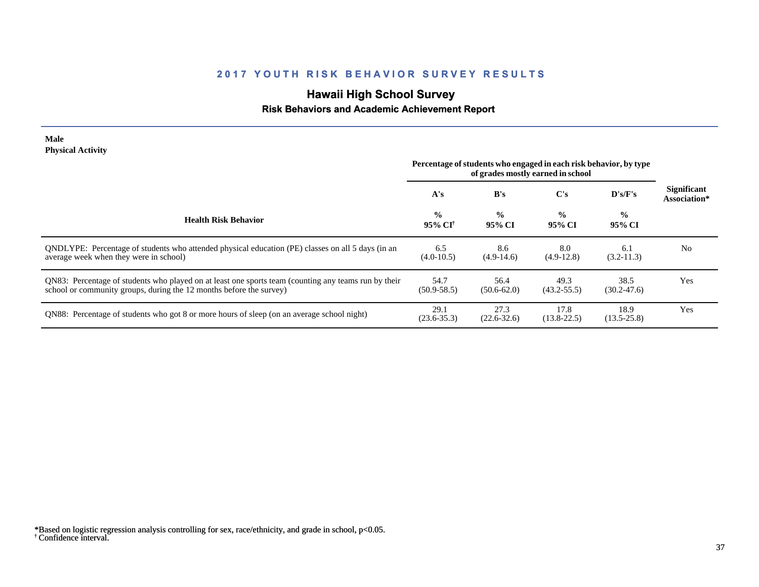## 2017 YOUTH RISK BEHAVIOR SURVEY RESULTS

# Hawaii High School Survey

### Risk Behaviors and Academic Achievement Report

**Male**
**Physical Activity**

| Health Risk Behavior | Percentage of students who engaged in each risk behavior, by type of grades mostly earned in school | | | | Significant Association* |
|---|---|---|---|---|---|
| | A's | B's | C's | D's/F's | |
| | % 95% CI[†] | % 95% CI | % 95% CI | % 95% CI | |
| QNDLYPE: Percentage of students who attended physical education (PE) classes on all 5 days (in an average week when they were in school) | 6.5 (4.0-10.5) | 8.6 (4.9-14.6) | 8.0 (4.9-12.8) | 6.1 (3.2-11.3) | No |
| QN83: Percentage of students who played on at least one sports team (counting any teams run by their school or community groups, during the 12 months before the survey) | 54.7 (50.9-58.5) | 56.4 (50.6-62.0) | 49.3 (43.2-55.5) | 38.5 (30.2-47.6) | Yes |
| QN88: Percentage of students who got 8 or more hours of sleep (on an average school night) | 29.1 (23.6-35.3) | 27.3 (22.6-32.6) | 17.8 (13.8-22.5) | 18.9 (13.5-25.8) | Yes |

*Based on logistic regression analysis controlling for sex, race/ethnicity, and grade in school, $p<0.05$.
[†] Confidence interval.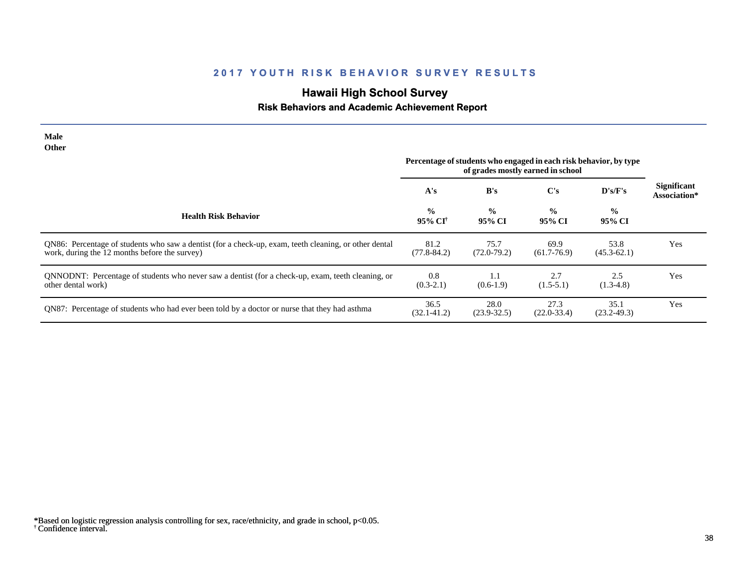## 2017 YOUTH RISK BEHAVIOR SURVEY RESULTS

### Hawaii High School Survey

**Risk Behaviors and Academic Achievement Report**

**Male**
**Other**

| Health Risk Behavior | A's<br>%<br>95% CI[†] | B's<br>%<br>95% CI | C's<br>%<br>95% CI | D's/F's<br>%<br>95% CI | Significant Association* |
|---|---|---|---|---|---|
| | *Percentage of students who engaged in each risk behavior, by type of grades mostly earned in school* | | | | |
| QN86: Percentage of students who saw a dentist (for a check-up, exam, teeth cleaning, or other dental work, during the 12 months before the survey) | 81.2<br>(77.8-84.2) | 75.7<br>(72.0-79.2) | 69.9<br>(61.7-76.9) | 53.8<br>(45.3-62.1) | Yes |
| QNNODNT: Percentage of students who never saw a dentist (for a check-up, exam, teeth cleaning, or other dental work) | 0.8<br>(0.3-2.1) | 1.1<br>(0.6-1.9) | 2.7<br>(1.5-5.1) | 2.5<br>(1.3-4.8) | Yes |
| QN87: Percentage of students who had ever been told by a doctor or nurse that they had asthma | 36.5<br>(32.1-41.2) | 28.0<br>(23.9-32.5) | 27.3<br>(22.0-33.4) | 35.1<br>(23.2-49.3) | Yes |

*Based on logistic regression analysis controlling for sex, race/ethnicity, and grade in school, $p<0.05$.
[†] Confidence interval.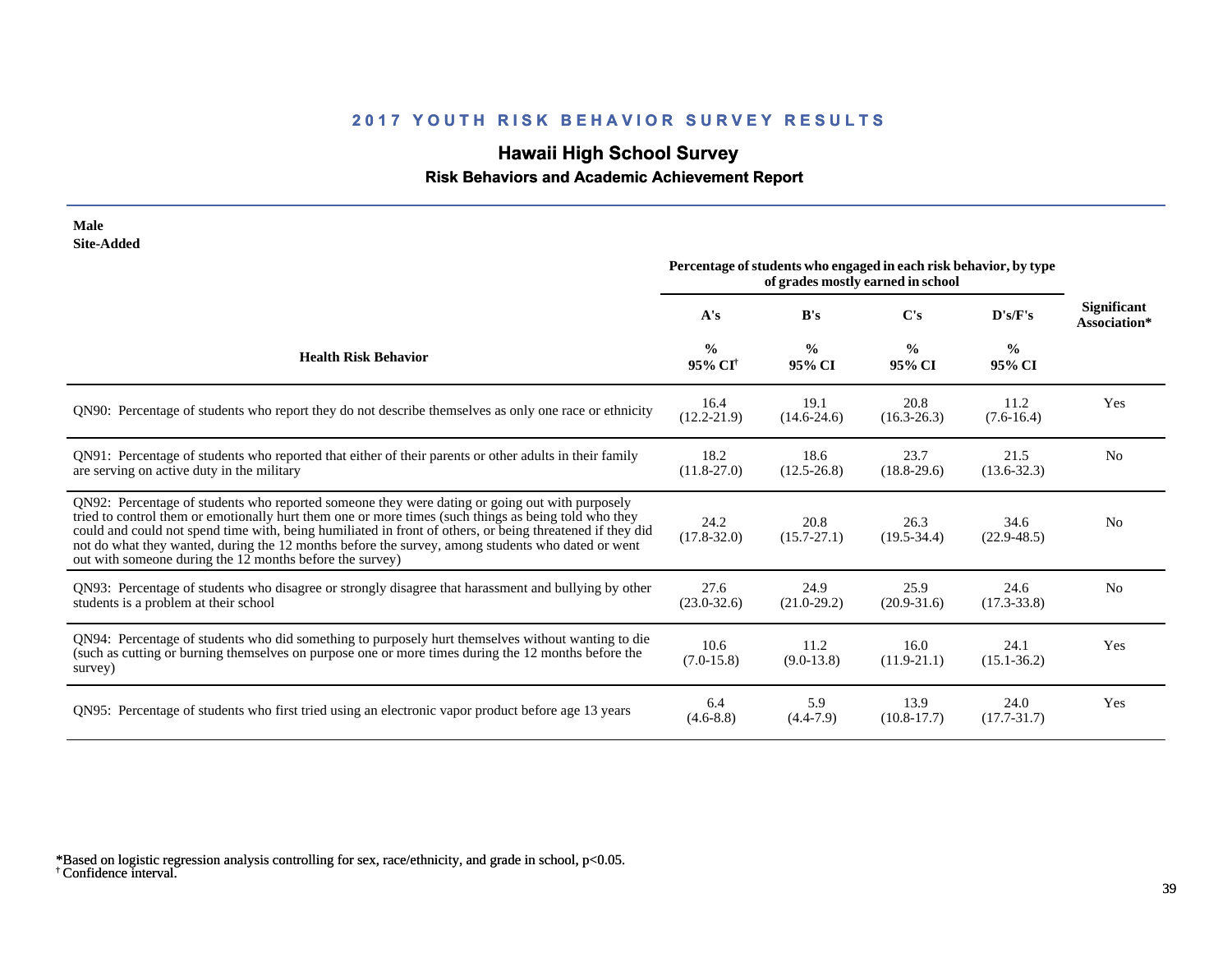## 2017 YOUTH RISK BEHAVIOR SURVEY RESULTS

# Hawaii High School Survey

### Risk Behaviors and Academic Achievement Report

**Male**
**Site-Added**

| Health Risk Behavior | Percentage of students who engaged in each risk behavior, by type of grades mostly earned in school | | | | Significant Association* |
|---|---|---|---|---|---|
| | A's | B's | C's | D's/F's | |
| | % 95% CI[†] | % 95% CI | % 95% CI | % 95% CI | |
| QN90: Percentage of students who report they do not describe themselves as only one race or ethnicity | 16.4 (12.2-21.9) | 19.1 (14.6-24.6) | 20.8 (16.3-26.3) | 11.2 (7.6-16.4) | Yes |
| QN91: Percentage of students who reported that either of their parents or other adults in their family are serving on active duty in the military | 18.2 (11.8-27.0) | 18.6 (12.5-26.8) | 23.7 (18.8-29.6) | 21.5 (13.6-32.3) | No |
| QN92: Percentage of students who reported someone they were dating or going out with purposely tried to control them or emotionally hurt them one or more times (such things as being told who they could and could not spend time with, being humiliated in front of others, or being threatened if they did not do what they wanted, during the 12 months before the survey, among students who dated or went out with someone during the 12 months before the survey) | 24.2 (17.8-32.0) | 20.8 (15.7-27.1) | 26.3 (19.5-34.4) | 34.6 (22.9-48.5) | No |
| QN93: Percentage of students who disagree or strongly disagree that harassment and bullying by other students is a problem at their school | 27.6 (23.0-32.6) | 24.9 (21.0-29.2) | 25.9 (20.9-31.6) | 24.6 (17.3-33.8) | No |
| QN94: Percentage of students who did something to purposely hurt themselves without wanting to die (such as cutting or burning themselves on purpose one or more times during the 12 months before the survey) | 10.6 (7.0-15.8) | 11.2 (9.0-13.8) | 16.0 (11.9-21.1) | 24.1 (15.1-36.2) | Yes |
| QN95: Percentage of students who first tried using an electronic vapor product before age 13 years | 6.4 (4.6-8.8) | 5.9 (4.4-7.9) | 13.9 (10.8-17.7) | 24.0 (17.7-31.7) | Yes |

*Based on logistic regression analysis controlling for sex, race/ethnicity, and grade in school, $p<0.05$.
[†] Confidence interval.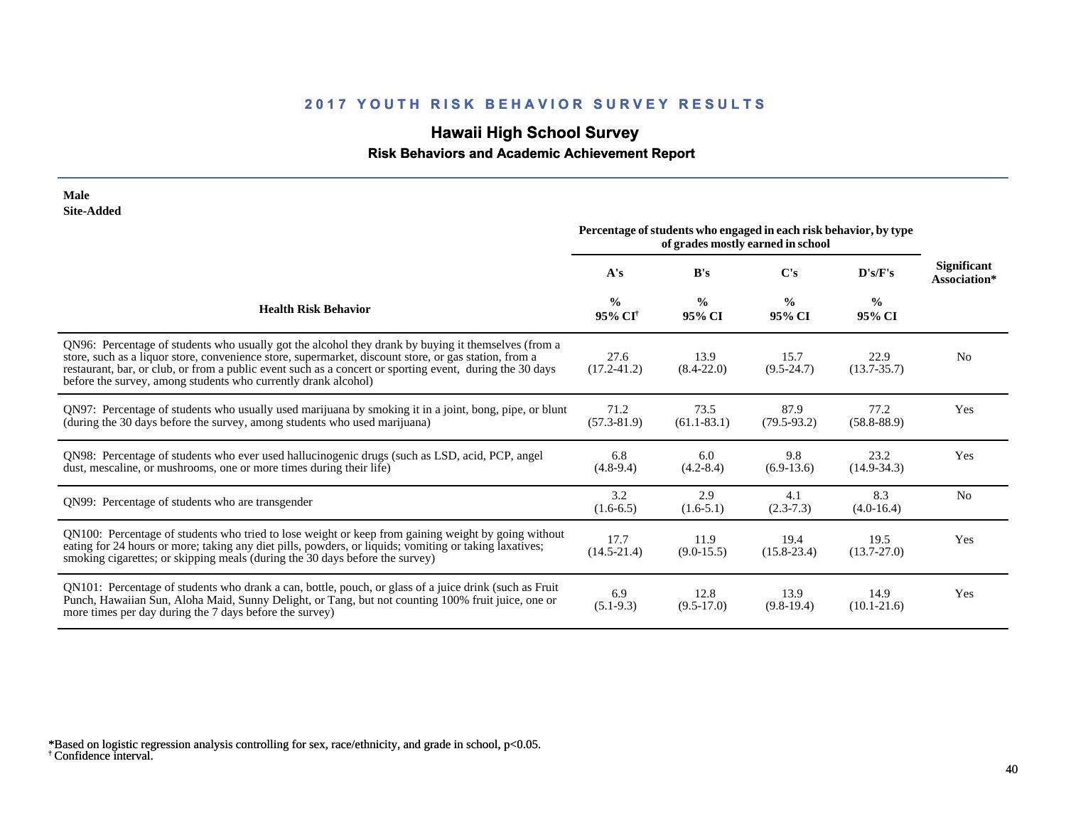## 2017 YOUTH RISK BEHAVIOR SURVEY RESULTS

# Hawaii High School Survey

### Risk Behaviors and Academic Achievement Report

**Male**
**Site-Added**

| Health Risk Behavior | Percentage of students who engaged in each risk behavior, by type of grades mostly earned in school | | | | Significant Association* |
|---|---|---|---|---|---|
| | A's | B's | C's | D's/F's | |
| | % 95% CI[†] | % 95% CI | % 95% CI | % 95% CI | |
| QN96: Percentage of students who usually got the alcohol they drank by buying it themselves (from a store, such as a liquor store, convenience store, supermarket, discount store, or gas station, from a restaurant, bar, or club, or from a public event such as a concert or sporting event, during the 30 days before the survey, among students who currently drank alcohol) | 27.6 (17.2-41.2) | 13.9 (8.4-22.0) | 15.7 (9.5-24.7) | 22.9 (13.7-35.7) | No |
| QN97: Percentage of students who usually used marijuana by smoking it in a joint, bong, pipe, or blunt (during the 30 days before the survey, among students who used marijuana) | 71.2 (57.3-81.9) | 73.5 (61.1-83.1) | 87.9 (79.5-93.2) | 77.2 (58.8-88.9) | Yes |
| QN98: Percentage of students who ever used hallucinogenic drugs (such as LSD, acid, PCP, angel dust, mescaline, or mushrooms, one or more times during their life) | 6.8 (4.8-9.4) | 6.0 (4.2-8.4) | 9.8 (6.9-13.6) | 23.2 (14.9-34.3) | Yes |
| QN99: Percentage of students who are transgender | 3.2 (1.6-6.5) | 2.9 (1.6-5.1) | 4.1 (2.3-7.3) | 8.3 (4.0-16.4) | No |
| QN100: Percentage of students who tried to lose weight or keep from gaining weight by going without eating for 24 hours or more; taking any diet pills, powders, or liquids; vomiting or taking laxatives; smoking cigarettes; or skipping meals (during the 30 days before the survey) | 17.7 (14.5-21.4) | 11.9 (9.0-15.5) | 19.4 (15.8-23.4) | 19.5 (13.7-27.0) | Yes |
| QN101: Percentage of students who drank a can, bottle, pouch, or glass of a juice drink (such as Fruit Punch, Hawaiian Sun, Aloha Maid, Sunny Delight, or Tang, but not counting 100% fruit juice, one or more times per day during the 7 days before the survey) | 6.9 (5.1-9.3) | 12.8 (9.5-17.0) | 13.9 (9.8-19.4) | 14.9 (10.1-21.6) | Yes |

*Based on logistic regression analysis controlling for sex, race/ethnicity, and grade in school, $p<0.05$.
[†] Confidence interval.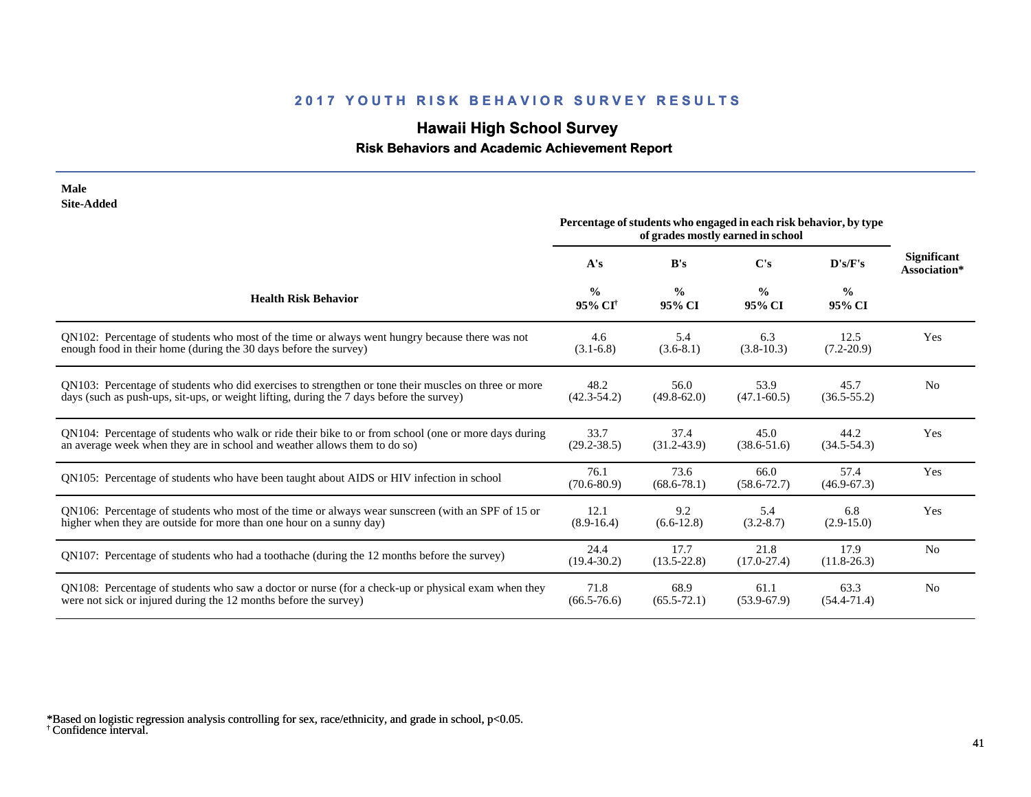## 2017 YOUTH RISK BEHAVIOR SURVEY RESULTS

### Hawaii High School Survey

**Risk Behaviors and Academic Achievement Report**

**Male**
**Site-Added**

| Health Risk Behavior | A's % 95% CI[†] | B's % 95% CI | C's % 95% CI | D's/F's % 95% CI | Significant Association* |
|---|---|---|---|---|---|
| | Percentage of students who engaged in each risk behavior, by type of grades mostly earned in school | | | | |
| QN102: Percentage of students who most of the time or always went hungry because there was not enough food in their home (during the 30 days before the survey) | 4.6 (3.1-6.8) | 5.4 (3.6-8.1) | 6.3 (3.8-10.3) | 12.5 (7.2-20.9) | Yes |
| QN103: Percentage of students who did exercises to strengthen or tone their muscles on three or more days (such as push-ups, sit-ups, or weight lifting, during the 7 days before the survey) | 48.2 (42.3-54.2) | 56.0 (49.8-62.0) | 53.9 (47.1-60.5) | 45.7 (36.5-55.2) | No |
| QN104: Percentage of students who walk or ride their bike to or from school (one or more days during an average week when they are in school and weather allows them to do so) | 33.7 (29.2-38.5) | 37.4 (31.2-43.9) | 45.0 (38.6-51.6) | 44.2 (34.5-54.3) | Yes |
| QN105: Percentage of students who have been taught about AIDS or HIV infection in school | 76.1 (70.6-80.9) | 73.6 (68.6-78.1) | 66.0 (58.6-72.7) | 57.4 (46.9-67.3) | Yes |
| QN106: Percentage of students who most of the time or always wear sunscreen (with an SPF of 15 or higher when they are outside for more than one hour on a sunny day) | 12.1 (8.9-16.4) | 9.2 (6.6-12.8) | 5.4 (3.2-8.7) | 6.8 (2.9-15.0) | Yes |
| QN107: Percentage of students who had a toothache (during the 12 months before the survey) | 24.4 (19.4-30.2) | 17.7 (13.5-22.8) | 21.8 (17.0-27.4) | 17.9 (11.8-26.3) | No |
| QN108: Percentage of students who saw a doctor or nurse (for a check-up or physical exam when they were not sick or injured during the 12 months before the survey) | 71.8 (66.5-76.6) | 68.9 (65.5-72.1) | 61.1 (53.9-67.9) | 63.3 (54.4-71.4) | No |

*Based on logistic regression analysis controlling for sex, race/ethnicity, and grade in school, $p<0.05$.
[†] Confidence interval.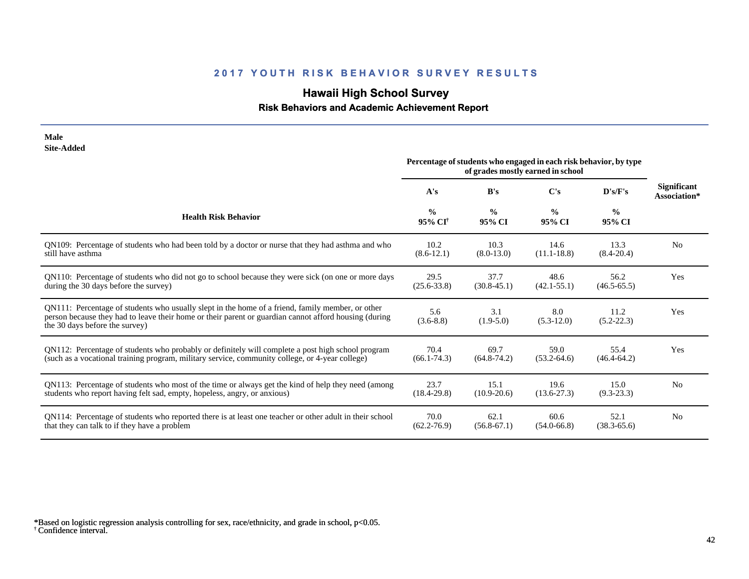## 2017 YOUTH RISK BEHAVIOR SURVEY RESULTS

# Hawaii High School Survey

### Risk Behaviors and Academic Achievement Report

**Male**
**Site-Added**

| Health Risk Behavior | A's % 95% CI[†] | B's % 95% CI | C's % 95% CI | D's/F's % 95% CI | Significant Association* |
|---|---|---|---|---|---|
| | Percentage of students who engaged in each risk behavior, by type of grades mostly earned in school | | | | |
| QN109: Percentage of students who had been told by a doctor or nurse that they had asthma and who still have asthma | 10.2 (8.6-12.1) | 10.3 (8.0-13.0) | 14.6 (11.1-18.8) | 13.3 (8.4-20.4) | No |
| QN110: Percentage of students who did not go to school because they were sick (on one or more days during the 30 days before the survey) | 29.5 (25.6-33.8) | 37.7 (30.8-45.1) | 48.6 (42.1-55.1) | 56.2 (46.5-65.5) | Yes |
| QN111: Percentage of students who usually slept in the home of a friend, family member, or other person because they had to leave their home or their parent or guardian cannot afford housing (during the 30 days before the survey) | 5.6 (3.6-8.8) | 3.1 (1.9-5.0) | 8.0 (5.3-12.0) | 11.2 (5.2-22.3) | Yes |
| QN112: Percentage of students who probably or definitely will complete a post high school program (such as a vocational training program, military service, community college, or 4-year college) | 70.4 (66.1-74.3) | 69.7 (64.8-74.2) | 59.0 (53.2-64.6) | 55.4 (46.4-64.2) | Yes |
| QN113: Percentage of students who most of the time or always get the kind of help they need (among students who report having felt sad, empty, hopeless, angry, or anxious) | 23.7 (18.4-29.8) | 15.1 (10.9-20.6) | 19.6 (13.6-27.3) | 15.0 (9.3-23.3) | No |
| QN114: Percentage of students who reported there is at least one teacher or other adult in their school that they can talk to if they have a problem | 70.0 (62.2-76.9) | 62.1 (56.8-67.1) | 60.6 (54.0-66.8) | 52.1 (38.3-65.6) | No |

*Based on logistic regression analysis controlling for sex, race/ethnicity, and grade in school, $p<0.05$.
[†] Confidence interval.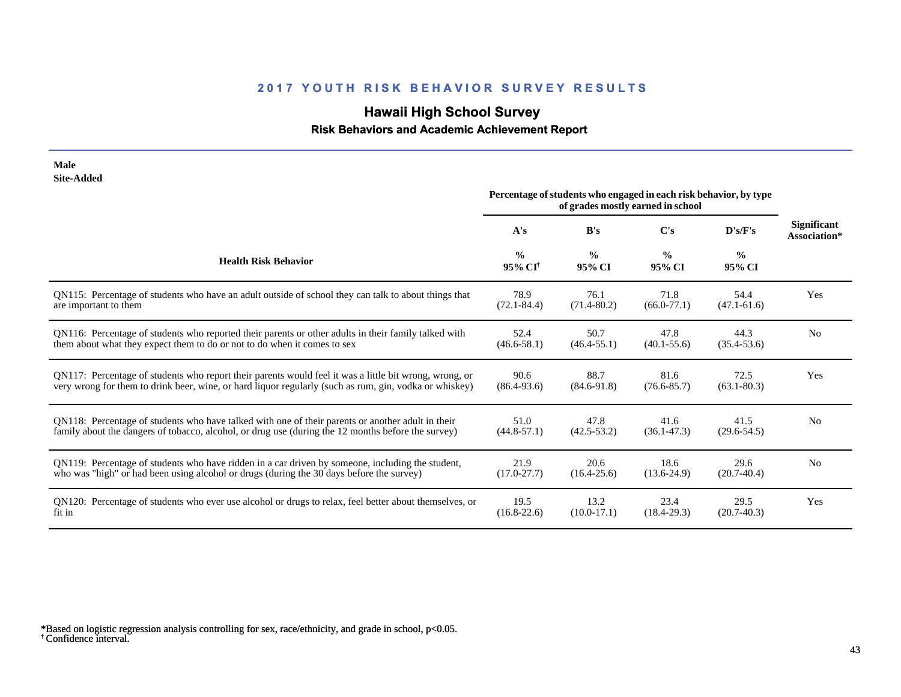## 2017 YOUTH RISK BEHAVIOR SURVEY RESULTS

# Hawaii High School Survey

### Risk Behaviors and Academic Achievement Report

**Male**
**Site-Added**

| Health Risk Behavior | A's % 95% CI[†] | B's % 95% CI | C's % 95% CI | D's/F's % 95% CI | Significant Association* |
|---|---|---|---|---|---|
| | Percentage of students who engaged in each risk behavior, by type of grades mostly earned in school | | | | |
| QN115: Percentage of students who have an adult outside of school they can talk to about things that are important to them | 78.9 (72.1-84.4) | 76.1 (71.4-80.2) | 71.8 (66.0-77.1) | 54.4 (47.1-61.6) | Yes |
| QN116: Percentage of students who reported their parents or other adults in their family talked with them about what they expect them to do or not to do when it comes to sex | 52.4 (46.6-58.1) | 50.7 (46.4-55.1) | 47.8 (40.1-55.6) | 44.3 (35.4-53.6) | No |
| QN117: Percentage of students who report their parents would feel it was a little bit wrong, wrong, or very wrong for them to drink beer, wine, or hard liquor regularly (such as rum, gin, vodka or whiskey) | 90.6 (86.4-93.6) | 88.7 (84.6-91.8) | 81.6 (76.6-85.7) | 72.5 (63.1-80.3) | Yes |
| QN118: Percentage of students who have talked with one of their parents or another adult in their family about the dangers of tobacco, alcohol, or drug use (during the 12 months before the survey) | 51.0 (44.8-57.1) | 47.8 (42.5-53.2) | 41.6 (36.1-47.3) | 41.5 (29.6-54.5) | No |
| QN119: Percentage of students who have ridden in a car driven by someone, including the student, who was "high" or had been using alcohol or drugs (during the 30 days before the survey) | 21.9 (17.0-27.7) | 20.6 (16.4-25.6) | 18.6 (13.6-24.9) | 29.6 (20.7-40.4) | No |
| QN120: Percentage of students who ever use alcohol or drugs to relax, feel better about themselves, or fit in | 19.5 (16.8-22.6) | 13.2 (10.0-17.1) | 23.4 (18.4-29.3) | 29.5 (20.7-40.3) | Yes |

*Based on logistic regression analysis controlling for sex, race/ethnicity, and grade in school, $p<0.05$.
† Confidence interval.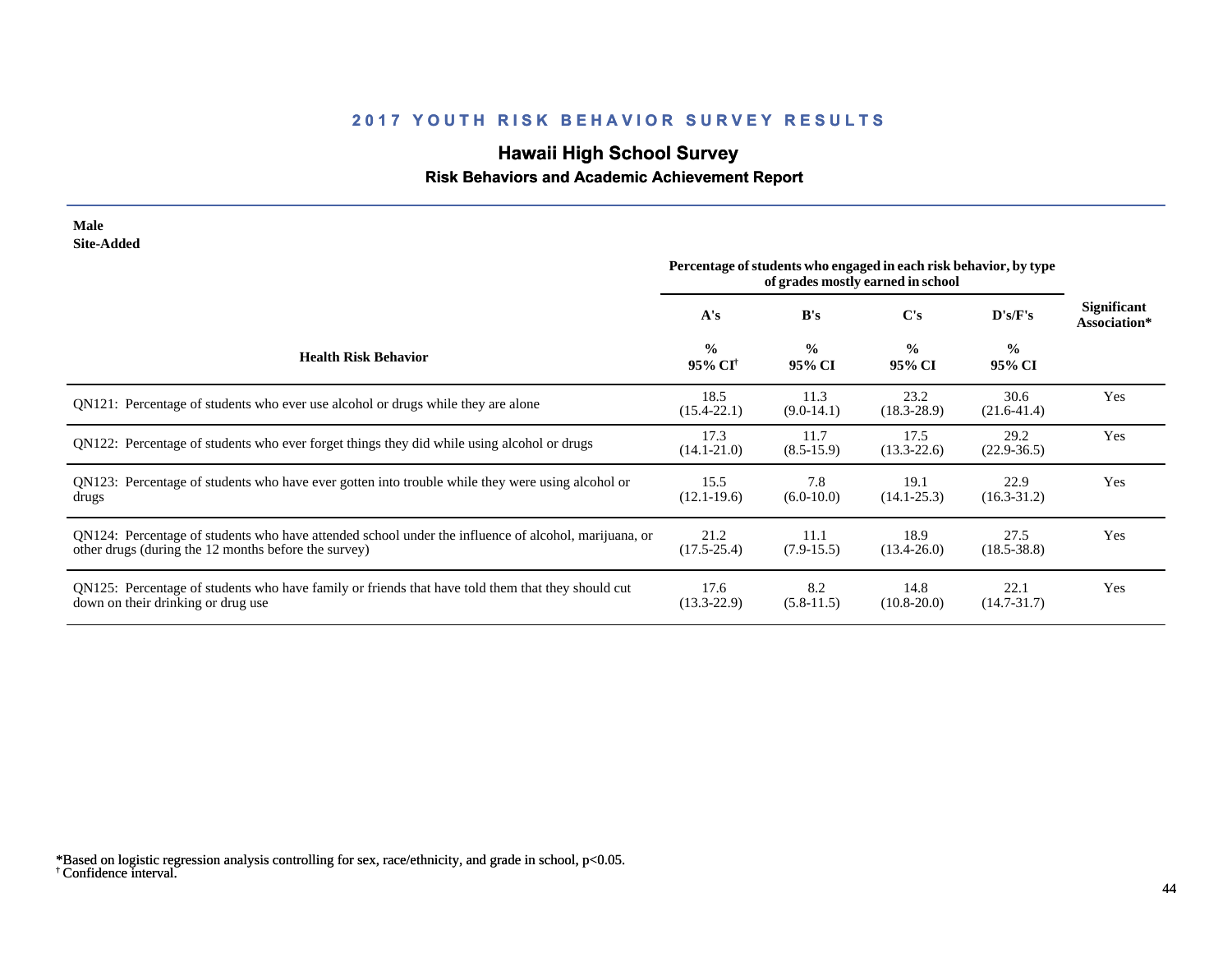# 2017 YOUTH RISK BEHAVIOR SURVEY RESULTS

## Hawaii High School Survey

### Risk Behaviors and Academic Achievement Report

**Male**
**Site-Added**

| Health Risk Behavior | Percentage of students who engaged in each risk behavior, by type of grades mostly earned in school | | | | Significant Association* |
|---|---|---|---|---|---|
| | A's | B's | C's | D's/F's | |
| | % 95% CI† | % 95% CI | % 95% CI | % 95% CI | |
| QN121: Percentage of students who ever use alcohol or drugs while they are alone | 18.5 (15.4-22.1) | 11.3 (9.0-14.1) | 23.2 (18.3-28.9) | 30.6 (21.6-41.4) | Yes |
| QN122: Percentage of students who ever forget things they did while using alcohol or drugs | 17.3 (14.1-21.0) | 11.7 (8.5-15.9) | 17.5 (13.3-22.6) | 29.2 (22.9-36.5) | Yes |
| QN123: Percentage of students who have ever gotten into trouble while they were using alcohol or drugs | 15.5 (12.1-19.6) | 7.8 (6.0-10.0) | 19.1 (14.1-25.3) | 22.9 (16.3-31.2) | Yes |
| QN124: Percentage of students who have attended school under the influence of alcohol, marijuana, or other drugs (during the 12 months before the survey) | 21.2 (17.5-25.4) | 11.1 (7.9-15.5) | 18.9 (13.4-26.0) | 27.5 (18.5-38.8) | Yes |
| QN125: Percentage of students who have family or friends that have told them that they should cut down on their drinking or drug use | 17.6 (13.3-22.9) | 8.2 (5.8-11.5) | 14.8 (10.8-20.0) | 22.1 (14.7-31.7) | Yes |

*Based on logistic regression analysis controlling for sex, race/ethnicity, and grade in school, $p<0.05$.
† Confidence interval.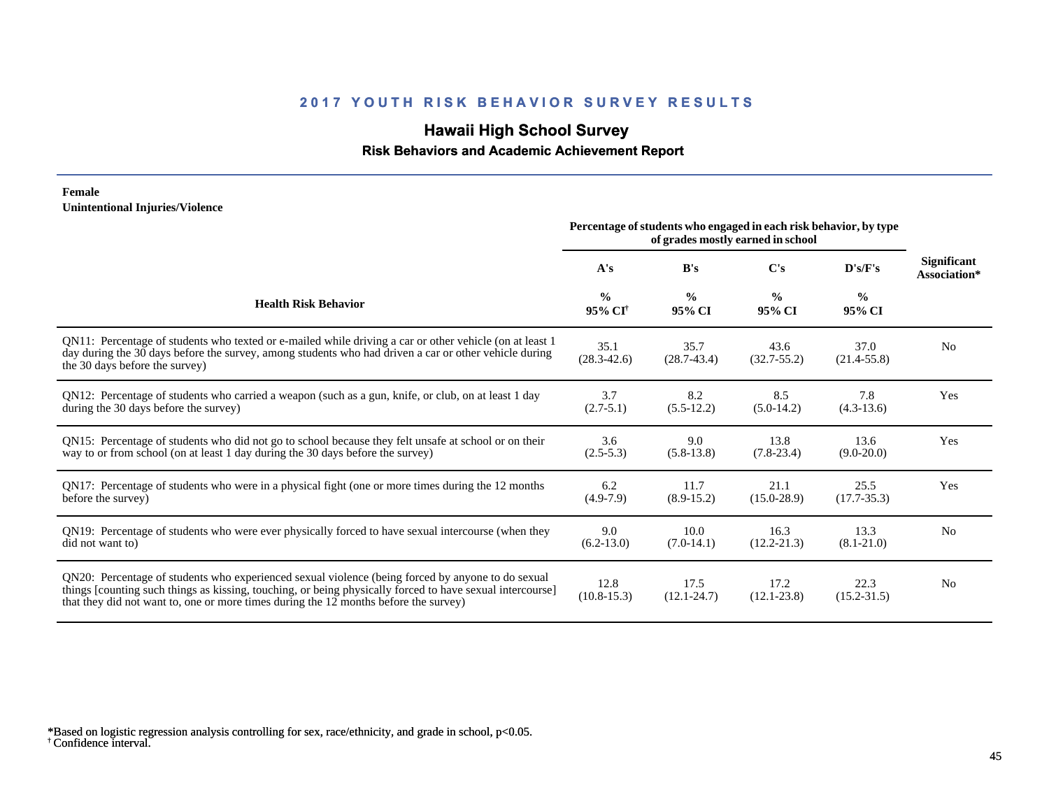## 2017 YOUTH RISK BEHAVIOR SURVEY RESULTS

# Hawaii High School Survey

### Risk Behaviors and Academic Achievement Report

**Female**
**Unintentional Injuries/Violence**

| Health Risk Behavior | A's % 95% CI[†] | B's % 95% CI | C's % 95% CI | D's/F's % 95% CI | Significant Association* |
|---|---|---|---|---|---|
| | Percentage of students who engaged in each risk behavior, by type of grades mostly earned in school | | | | |
| QN11: Percentage of students who texted or e-mailed while driving a car or other vehicle (on at least 1 day during the 30 days before the survey, among students who had driven a car or other vehicle during the 30 days before the survey) | 35.1 (28.3-42.6) | 35.7 (28.7-43.4) | 43.6 (32.7-55.2) | 37.0 (21.4-55.8) | No |
| QN12: Percentage of students who carried a weapon (such as a gun, knife, or club, on at least 1 day during the 30 days before the survey) | 3.7 (2.7-5.1) | 8.2 (5.5-12.2) | 8.5 (5.0-14.2) | 7.8 (4.3-13.6) | Yes |
| QN15: Percentage of students who did not go to school because they felt unsafe at school or on their way to or from school (on at least 1 day during the 30 days before the survey) | 3.6 (2.5-5.3) | 9.0 (5.8-13.8) | 13.8 (7.8-23.4) | 13.6 (9.0-20.0) | Yes |
| QN17: Percentage of students who were in a physical fight (one or more times during the 12 months before the survey) | 6.2 (4.9-7.9) | 11.7 (8.9-15.2) | 21.1 (15.0-28.9) | 25.5 (17.7-35.3) | Yes |
| QN19: Percentage of students who were ever physically forced to have sexual intercourse (when they did not want to) | 9.0 (6.2-13.0) | 10.0 (7.0-14.1) | 16.3 (12.2-21.3) | 13.3 (8.1-21.0) | No |
| QN20: Percentage of students who experienced sexual violence (being forced by anyone to do sexual things [counting such things as kissing, touching, or being physically forced to have sexual intercourse] that they did not want to, one or more times during the 12 months before the survey) | 12.8 (10.8-15.3) | 17.5 (12.1-24.7) | 17.2 (12.1-23.8) | 22.3 (15.2-31.5) | No |

*Based on logistic regression analysis controlling for sex, race/ethnicity, and grade in school, $p<0.05$.
[†] Confidence interval.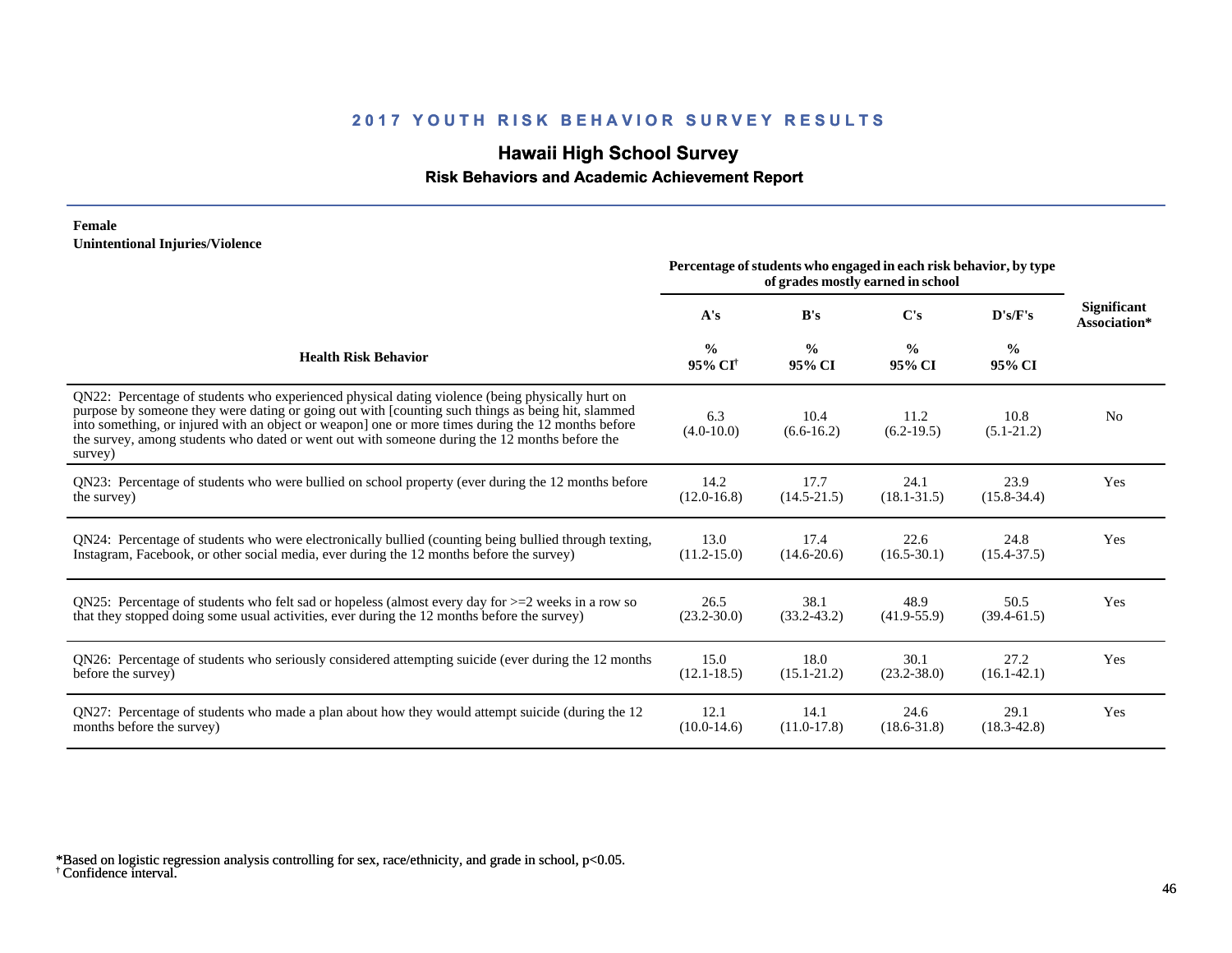## 2017 YOUTH RISK BEHAVIOR SURVEY RESULTS

# Hawaii High School Survey

### Risk Behaviors and Academic Achievement Report

**Female**
**Unintentional Injuries/Violence**

| Health Risk Behavior | Percentage of students who engaged in each risk behavior, by type of grades mostly earned in school | | | | Significant Association* |
|---|---|---|---|---|---|
| | A's | B's | C's | D's/F's | |
| | % 95% CI[†] | % 95% CI | % 95% CI | % 95% CI | |
| QN22: Percentage of students who experienced physical dating violence (being physically hurt on purpose by someone they were dating or going out with [counting such things as being hit, slammed into something, or injured with an object or weapon] one or more times during the 12 months before the survey, among students who dated or went out with someone during the 12 months before the survey) | 6.3 (4.0-10.0) | 10.4 (6.6-16.2) | 11.2 (6.2-19.5) | 10.8 (5.1-21.2) | No |
| QN23: Percentage of students who were bullied on school property (ever during the 12 months before the survey) | 14.2 (12.0-16.8) | 17.7 (14.5-21.5) | 24.1 (18.1-31.5) | 23.9 (15.8-34.4) | Yes |
| QN24: Percentage of students who were electronically bullied (counting being bullied through texting, Instagram, Facebook, or other social media, ever during the 12 months before the survey) | 13.0 (11.2-15.0) | 17.4 (14.6-20.6) | 22.6 (16.5-30.1) | 24.8 (15.4-37.5) | Yes |
| QN25: Percentage of students who felt sad or hopeless (almost every day for >=2 weeks in a row so that they stopped doing some usual activities, ever during the 12 months before the survey) | 26.5 (23.2-30.0) | 38.1 (33.2-43.2) | 48.9 (41.9-55.9) | 50.5 (39.4-61.5) | Yes |
| QN26: Percentage of students who seriously considered attempting suicide (ever during the 12 months before the survey) | 15.0 (12.1-18.5) | 18.0 (15.1-21.2) | 30.1 (23.2-38.0) | 27.2 (16.1-42.1) | Yes |
| QN27: Percentage of students who made a plan about how they would attempt suicide (during the 12 months before the survey) | 12.1 (10.0-14.6) | 14.1 (11.0-17.8) | 24.6 (18.6-31.8) | 29.1 (18.3-42.8) | Yes |

*Based on logistic regression analysis controlling for sex, race/ethnicity, and grade in school, $p<0.05$.
[†] Confidence interval.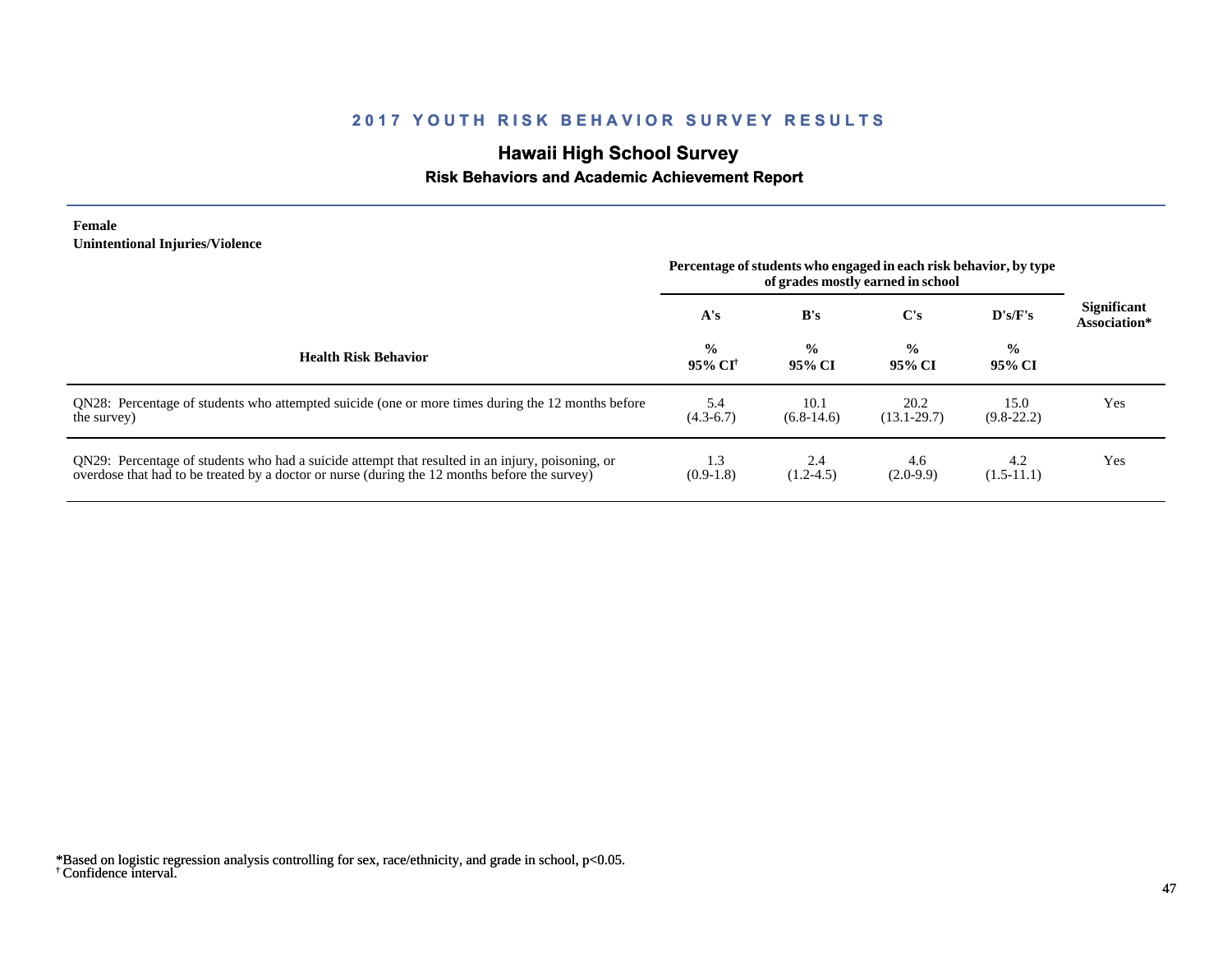## 2017 YOUTH RISK BEHAVIOR SURVEY RESULTS

# Hawaii High School Survey

### Risk Behaviors and Academic Achievement Report

**Female**
**Unintentional Injuries/Violence**

| Health Risk Behavior | A's<br>%<br>95% CI[†] | B's<br>%<br>95% CI | C's<br>%<br>95% CI | D's/F's<br>%<br>95% CI | Significant Association* |
|---|---|---|---|---|---|
| | Percentage of students who engaged in each risk behavior, by type of grades mostly earned in school | | | | |
| QN28: Percentage of students who attempted suicide (one or more times during the 12 months before the survey) | 5.4<br>(4.3-6.7) | 10.1<br>(6.8-14.6) | 20.2<br>(13.1-29.7) | 15.0<br>(9.8-22.2) | Yes |
| QN29: Percentage of students who had a suicide attempt that resulted in an injury, poisoning, or overdose that had to be treated by a doctor or nurse (during the 12 months before the survey) | 1.3<br>(0.9-1.8) | 2.4<br>(1.2-4.5) | 4.6<br>(2.0-9.9) | 4.2<br>(1.5-11.1) | Yes |

*Based on logistic regression analysis controlling for sex, race/ethnicity, and grade in school, $p<0.05$.
[†] Confidence interval.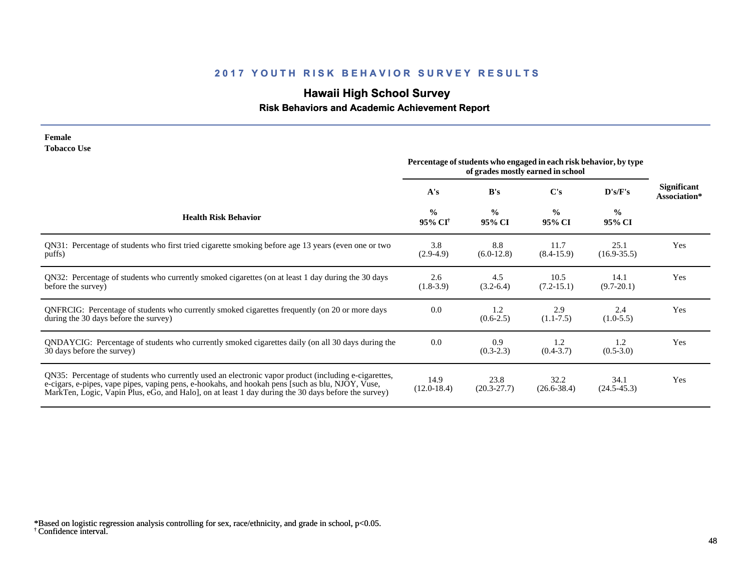## 2017 YOUTH RISK BEHAVIOR SURVEY RESULTS

# Hawaii High School Survey

### Risk Behaviors and Academic Achievement Report

**Female**
**Tobacco Use**

| Health Risk Behavior | A's % 95% CI[†] | B's % 95% CI | C's % 95% CI | D's/F's % 95% CI | Significant Association* |
|---|---|---|---|---|---|
| | *Percentage of students who engaged in each risk behavior, by type of grades mostly earned in school* | | | | |
| QN31: Percentage of students who first tried cigarette smoking before age 13 years (even one or two puffs) | 3.8 (2.9-4.9) | 8.8 (6.0-12.8) | 11.7 (8.4-15.9) | 25.1 (16.9-35.5) | Yes |
| QN32: Percentage of students who currently smoked cigarettes (on at least 1 day during the 30 days before the survey) | 2.6 (1.8-3.9) | 4.5 (3.2-6.4) | 10.5 (7.2-15.1) | 14.1 (9.7-20.1) | Yes |
| QNFRCIG: Percentage of students who currently smoked cigarettes frequently (on 20 or more days during the 30 days before the survey) | 0.0 | 1.2 (0.6-2.5) | 2.9 (1.1-7.5) | 2.4 (1.0-5.5) | Yes |
| QNDAYCIG: Percentage of students who currently smoked cigarettes daily (on all 30 days during the 30 days before the survey) | 0.0 | 0.9 (0.3-2.3) | 1.2 (0.4-3.7) | 1.2 (0.5-3.0) | Yes |
| QN35: Percentage of students who currently used an electronic vapor product (including e-cigarettes, e-cigars, e-pipes, vape pipes, vaping pens, e-hookahs, and hookah pens [such as blu, NJOY, Vuse, MarkTen, Logic, Vapin Plus, eGo, and Halo], on at least 1 day during the 30 days before the survey) | 14.9 (12.0-18.4) | 23.8 (20.3-27.7) | 32.2 (26.6-38.4) | 34.1 (24.5-45.3) | Yes |

*Based on logistic regression analysis controlling for sex, race/ethnicity, and grade in school, $p<0.05$.
[†] Confidence interval.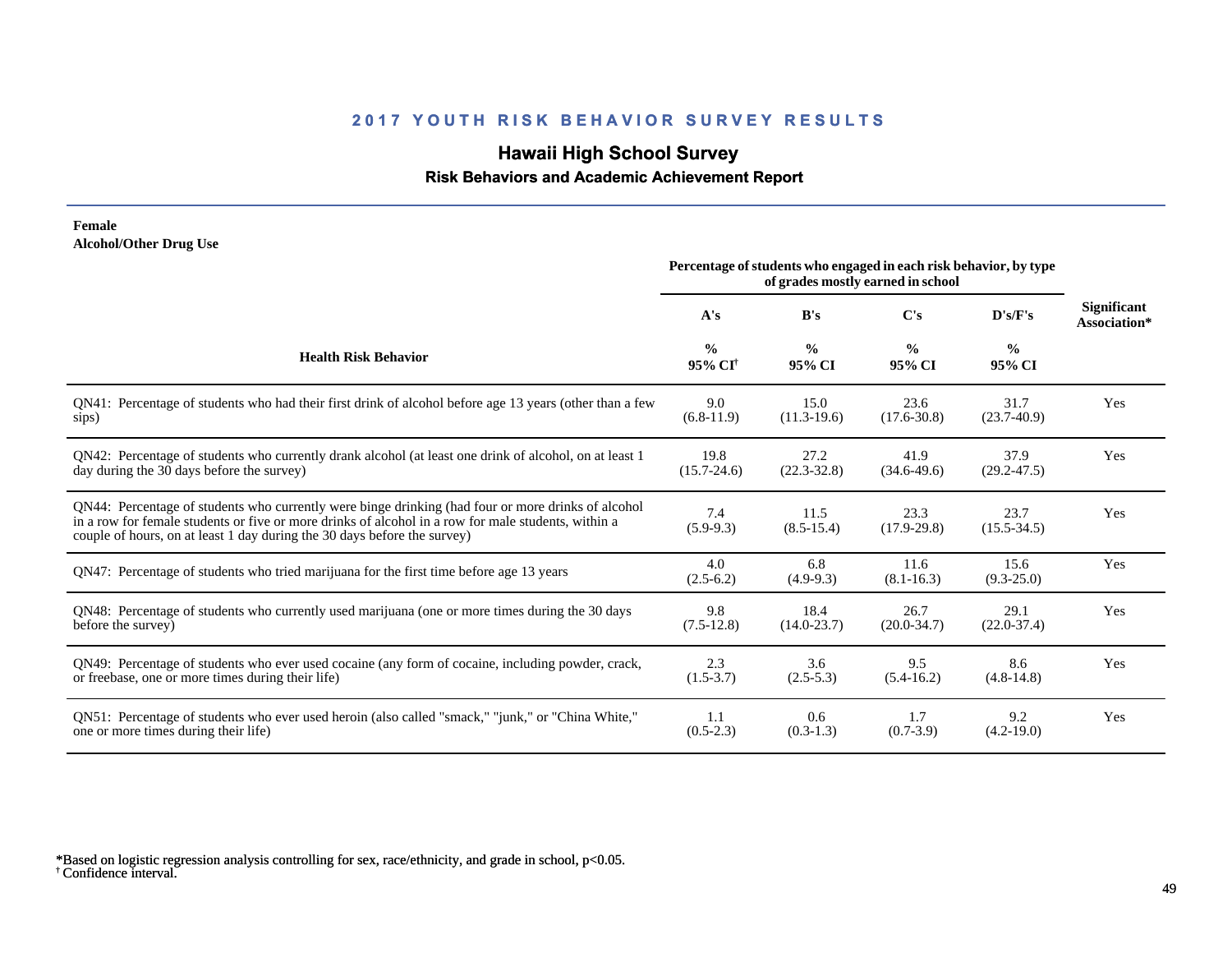## 2017 YOUTH RISK BEHAVIOR SURVEY RESULTS

### Hawaii High School Survey

#### Risk Behaviors and Academic Achievement Report

**Female**
**Alcohol/Other Drug Use**

| Health Risk Behavior | Percentage of students who engaged in each risk behavior, by type of grades mostly earned in school | | | | Significant Association* |
|---|---|---|---|---|---|
| | A's | B's | C's | D's/F's | |
| | % 95% CI[†] | % 95% CI | % 95% CI | % 95% CI | |
| QN41: Percentage of students who had their first drink of alcohol before age 13 years (other than a few sips) | 9.0 (6.8-11.9) | 15.0 (11.3-19.6) | 23.6 (17.6-30.8) | 31.7 (23.7-40.9) | Yes |
| QN42: Percentage of students who currently drank alcohol (at least one drink of alcohol, on at least 1 day during the 30 days before the survey) | 19.8 (15.7-24.6) | 27.2 (22.3-32.8) | 41.9 (34.6-49.6) | 37.9 (29.2-47.5) | Yes |
| QN44: Percentage of students who currently were binge drinking (had four or more drinks of alcohol in a row for female students or five or more drinks of alcohol in a row for male students, within a couple of hours, on at least 1 day during the 30 days before the survey) | 7.4 (5.9-9.3) | 11.5 (8.5-15.4) | 23.3 (17.9-29.8) | 23.7 (15.5-34.5) | Yes |
| QN47: Percentage of students who tried marijuana for the first time before age 13 years | 4.0 (2.5-6.2) | 6.8 (4.9-9.3) | 11.6 (8.1-16.3) | 15.6 (9.3-25.0) | Yes |
| QN48: Percentage of students who currently used marijuana (one or more times during the 30 days before the survey) | 9.8 (7.5-12.8) | 18.4 (14.0-23.7) | 26.7 (20.0-34.7) | 29.1 (22.0-37.4) | Yes |
| QN49: Percentage of students who ever used cocaine (any form of cocaine, including powder, crack, or freebase, one or more times during their life) | 2.3 (1.5-3.7) | 3.6 (2.5-5.3) | 9.5 (5.4-16.2) | 8.6 (4.8-14.8) | Yes |
| QN51: Percentage of students who ever used heroin (also called "smack," "junk," or "China White," one or more times during their life) | 1.1 (0.5-2.3) | 0.6 (0.3-1.3) | 1.7 (0.7-3.9) | 9.2 (4.2-19.0) | Yes |

*Based on logistic regression analysis controlling for sex, race/ethnicity, and grade in school, $p<0.05$.
[†] Confidence interval.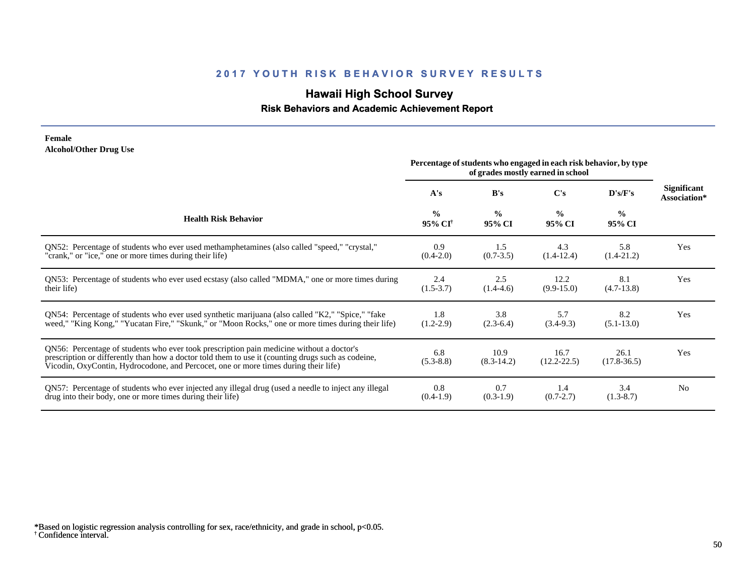## 2017 YOUTH RISK BEHAVIOR SURVEY RESULTS

# Hawaii High School Survey

### Risk Behaviors and Academic Achievement Report

**Female**
**Alcohol/Other Drug Use**

| Health Risk Behavior | Percentage of students who engaged in each risk behavior, by type of grades mostly earned in school | | | | Significant Association* |
|---|---|---|---|---|---|
| | A's | B's | C's | D's/F's | |
| | % 95% CI[†] | % 95% CI | % 95% CI | % 95% CI | |
| QN52: Percentage of students who ever used methamphetamines (also called "speed," "crystal," "crank," or "ice," one or more times during their life) | 0.9 (0.4-2.0) | 1.5 (0.7-3.5) | 4.3 (1.4-12.4) | 5.8 (1.4-21.2) | Yes |
| QN53: Percentage of students who ever used ecstasy (also called "MDMA," one or more times during their life) | 2.4 (1.5-3.7) | 2.5 (1.4-4.6) | 12.2 (9.9-15.0) | 8.1 (4.7-13.8) | Yes |
| QN54: Percentage of students who ever used synthetic marijuana (also called "K2," "Spice," "fake weed," "King Kong," "Yucatan Fire," "Skunk," or "Moon Rocks," one or more times during their life) | 1.8 (1.2-2.9) | 3.8 (2.3-6.4) | 5.7 (3.4-9.3) | 8.2 (5.1-13.0) | Yes |
| QN56: Percentage of students who ever took prescription pain medicine without a doctor's prescription or differently than how a doctor told them to use it (counting drugs such as codeine, Vicodin, OxyContin, Hydrocodone, and Percocet, one or more times during their life) | 6.8 (5.3-8.8) | 10.9 (8.3-14.2) | 16.7 (12.2-22.5) | 26.1 (17.8-36.5) | Yes |
| QN57: Percentage of students who ever injected any illegal drug (used a needle to inject any illegal drug into their body, one or more times during their life) | 0.8 (0.4-1.9) | 0.7 (0.3-1.9) | 1.4 (0.7-2.7) | 3.4 (1.3-8.7) | No |

*Based on logistic regression analysis controlling for sex, race/ethnicity, and grade in school, $p<0.05$.
[†] Confidence interval.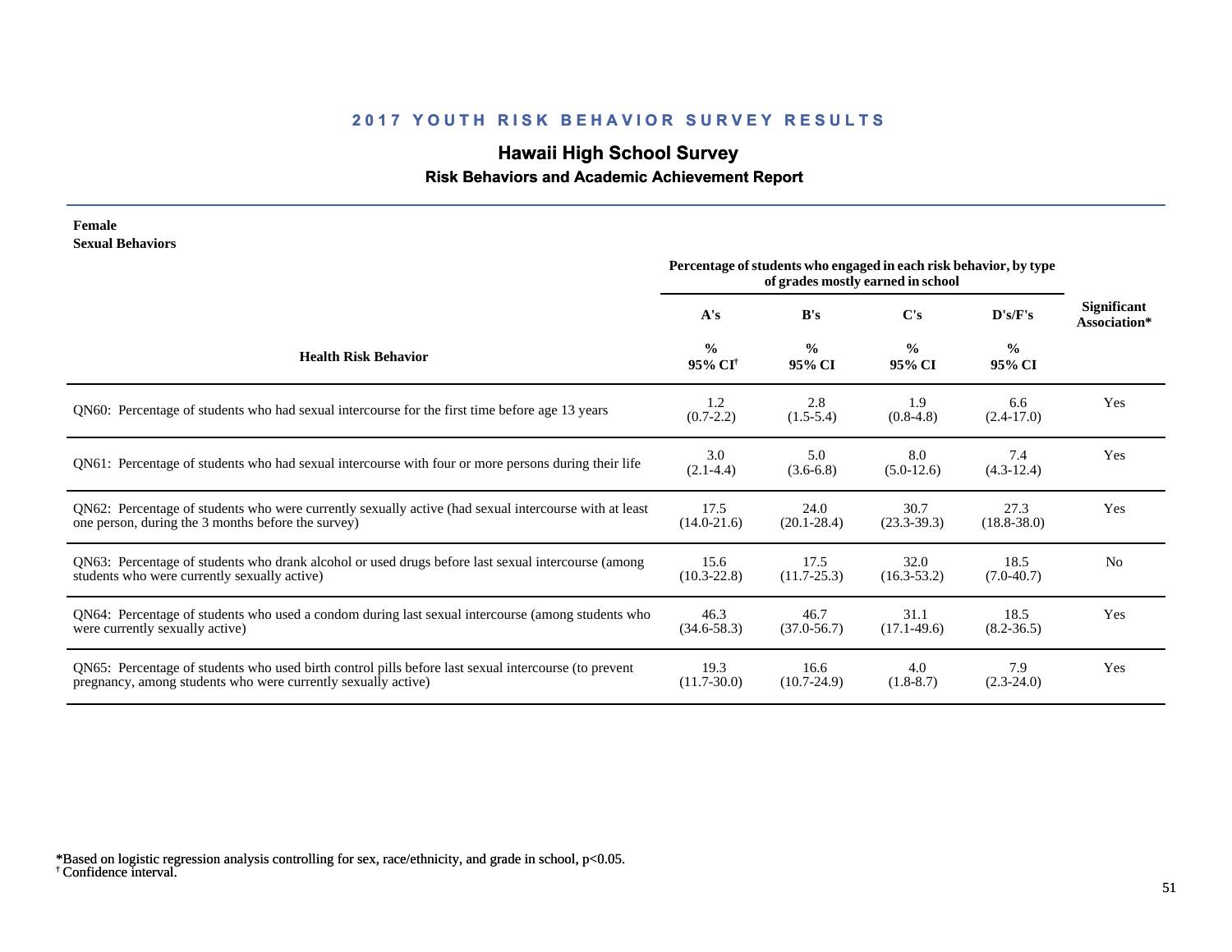## 2017 YOUTH RISK BEHAVIOR SURVEY RESULTS

### Hawaii High School Survey

#### Risk Behaviors and Academic Achievement Report

**Female**
**Sexual Behaviors**

| Health Risk Behavior | A's % 95% CI[†] | B's % 95% CI | C's % 95% CI | D's/F's % 95% CI | Significant Association* |
|---|---|---|---|---|---|
| | Percentage of students who engaged in each risk behavior, by type of grades mostly earned in school | | | | |
| QN60: Percentage of students who had sexual intercourse for the first time before age 13 years | 1.2 (0.7-2.2) | 2.8 (1.5-5.4) | 1.9 (0.8-4.8) | 6.6 (2.4-17.0) | Yes |
| QN61: Percentage of students who had sexual intercourse with four or more persons during their life | 3.0 (2.1-4.4) | 5.0 (3.6-6.8) | 8.0 (5.0-12.6) | 7.4 (4.3-12.4) | Yes |
| QN62: Percentage of students who were currently sexually active (had sexual intercourse with at least one person, during the 3 months before the survey) | 17.5 (14.0-21.6) | 24.0 (20.1-28.4) | 30.7 (23.3-39.3) | 27.3 (18.8-38.0) | Yes |
| QN63: Percentage of students who drank alcohol or used drugs before last sexual intercourse (among students who were currently sexually active) | 15.6 (10.3-22.8) | 17.5 (11.7-25.3) | 32.0 (16.3-53.2) | 18.5 (7.0-40.7) | No |
| QN64: Percentage of students who used a condom during last sexual intercourse (among students who were currently sexually active) | 46.3 (34.6-58.3) | 46.7 (37.0-56.7) | 31.1 (17.1-49.6) | 18.5 (8.2-36.5) | Yes |
| QN65: Percentage of students who used birth control pills before last sexual intercourse (to prevent pregnancy, among students who were currently sexually active) | 19.3 (11.7-30.0) | 16.6 (10.7-24.9) | 4.0 (1.8-8.7) | 7.9 (2.3-24.0) | Yes |

*Based on logistic regression analysis controlling for sex, race/ethnicity, and grade in school, $p<0.05$.
[†] Confidence interval.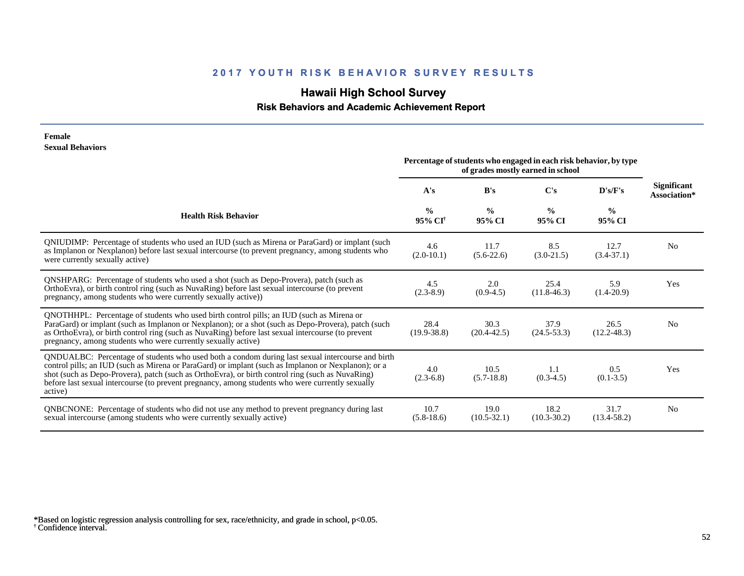## 2017 YOUTH RISK BEHAVIOR SURVEY RESULTS

# Hawaii High School Survey

### Risk Behaviors and Academic Achievement Report

**Female**
**Sexual Behaviors**

| Health Risk Behavior | Percentage of students who engaged in each risk behavior, by type of grades mostly earned in school | | | | Significant Association* |
|---|---|---|---|---|---|
| | A's | B's | C's | D's/F's | |
| | % 95% CI[†] | % 95% CI | % 95% CI | % 95% CI | |
| QNIUDIMP: Percentage of students who used an IUD (such as Mirena or ParaGard) or implant (such as Implanon or Nexplanon) before last sexual intercourse (to prevent pregnancy, among students who were currently sexually active) | 4.6 (2.0-10.1) | 11.7 (5.6-22.6) | 8.5 (3.0-21.5) | 12.7 (3.4-37.1) | No |
| QNSHPARG: Percentage of students who used a shot (such as Depo-Provera), patch (such as OrthoEvra), or birth control ring (such as NuvaRing) before last sexual intercourse (to prevent pregnancy, among students who were currently sexually active)) | 4.5 (2.3-8.9) | 2.0 (0.9-4.5) | 25.4 (11.8-46.3) | 5.9 (1.4-20.9) | Yes |
| QNOTHHPL: Percentage of students who used birth control pills; an IUD (such as Mirena or ParaGard) or implant (such as Implanon or Nexplanon); or a shot (such as Depo-Provera), patch (such as OrthoEvra), or birth control ring (such as NuvaRing) before last sexual intercourse (to prevent pregnancy, among students who were currently sexually active) | 28.4 (19.9-38.8) | 30.3 (20.4-42.5) | 37.9 (24.5-53.3) | 26.5 (12.2-48.3) | No |
| QNDUALBC: Percentage of students who used both a condom during last sexual intercourse and birth control pills; an IUD (such as Mirena or ParaGard) or implant (such as Implanon or Nexplanon); or a shot (such as Depo-Provera), patch (such as OrthoEvra), or birth control ring (such as NuvaRing) before last sexual intercourse (to prevent pregnancy, among students who were currently sexually active) | 4.0 (2.3-6.8) | 10.5 (5.7-18.8) | 1.1 (0.3-4.5) | 0.5 (0.1-3.5) | Yes |
| QNBCNONE: Percentage of students who did not use any method to prevent pregnancy during last sexual intercourse (among students who were currently sexually active) | 10.7 (5.8-18.6) | 19.0 (10.5-32.1) | 18.2 (10.3-30.2) | 31.7 (13.4-58.2) | No |

*Based on logistic regression analysis controlling for sex, race/ethnicity, and grade in school, $p<0.05$.
[†] Confidence interval.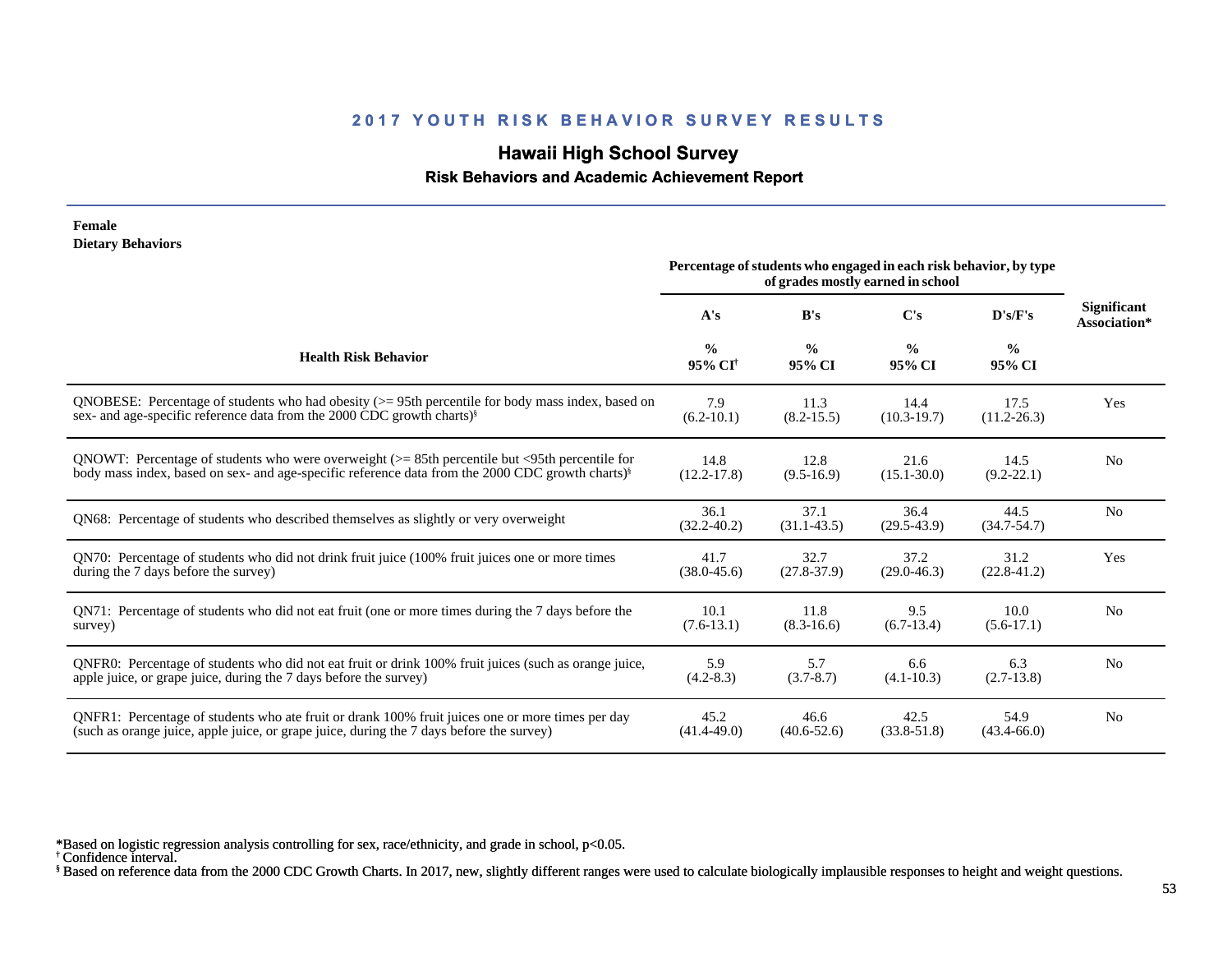## 2017 YOUTH RISK BEHAVIOR SURVEY RESULTS

# Hawaii High School Survey

### Risk Behaviors and Academic Achievement Report

**Female**
**Dietary Behaviors**

| Health Risk Behavior | A's % 95% CI[†] | B's % 95% CI | C's % 95% CI | D's/F's % 95% CI | Significant Association* |
|---|---|---|---|---|---|
| | Percentage of students who engaged in each risk behavior, by type of grades mostly earned in school | | | | |
| QNOBESE: Percentage of students who had obesity (>= 95th percentile for body mass index, based on sex- and age-specific reference data from the 2000 CDC growth charts)[§] | 7.9 (6.2-10.1) | 11.3 (8.2-15.5) | 14.4 (10.3-19.7) | 17.5 (11.2-26.3) | Yes |
| QNOWT: Percentage of students who were overweight (>= 85th percentile but <95th percentile for body mass index, based on sex- and age-specific reference data from the 2000 CDC growth charts)[§] | 14.8 (12.2-17.8) | 12.8 (9.5-16.9) | 21.6 (15.1-30.0) | 14.5 (9.2-22.1) | No |
| QN68: Percentage of students who described themselves as slightly or very overweight | 36.1 (32.2-40.2) | 37.1 (31.1-43.5) | 36.4 (29.5-43.9) | 44.5 (34.7-54.7) | No |
| QN70: Percentage of students who did not drink fruit juice (100% fruit juices one or more times during the 7 days before the survey) | 41.7 (38.0-45.6) | 32.7 (27.8-37.9) | 37.2 (29.0-46.3) | 31.2 (22.8-41.2) | Yes |
| QN71: Percentage of students who did not eat fruit (one or more times during the 7 days before the survey) | 10.1 (7.6-13.1) | 11.8 (8.3-16.6) | 9.5 (6.7-13.4) | 10.0 (5.6-17.1) | No |
| QNFR0: Percentage of students who did not eat fruit or drink 100% fruit juices (such as orange juice, apple juice, or grape juice, during the 7 days before the survey) | 5.9 (4.2-8.3) | 5.7 (3.7-8.7) | 6.6 (4.1-10.3) | 6.3 (2.7-13.8) | No |
| QNFR1: Percentage of students who ate fruit or drank 100% fruit juices one or more times per day (such as orange juice, apple juice, or grape juice, during the 7 days before the survey) | 45.2 (41.4-49.0) | 46.6 (40.6-52.6) | 42.5 (33.8-51.8) | 54.9 (43.4-66.0) | No |

*Based on logistic regression analysis controlling for sex, race/ethnicity, and grade in school, $p<0.05$.
[†] Confidence interval.
[§] Based on reference data from the 2000 CDC Growth Charts. In 2017, new, slightly different ranges were used to calculate biologically implausible responses to height and weight questions.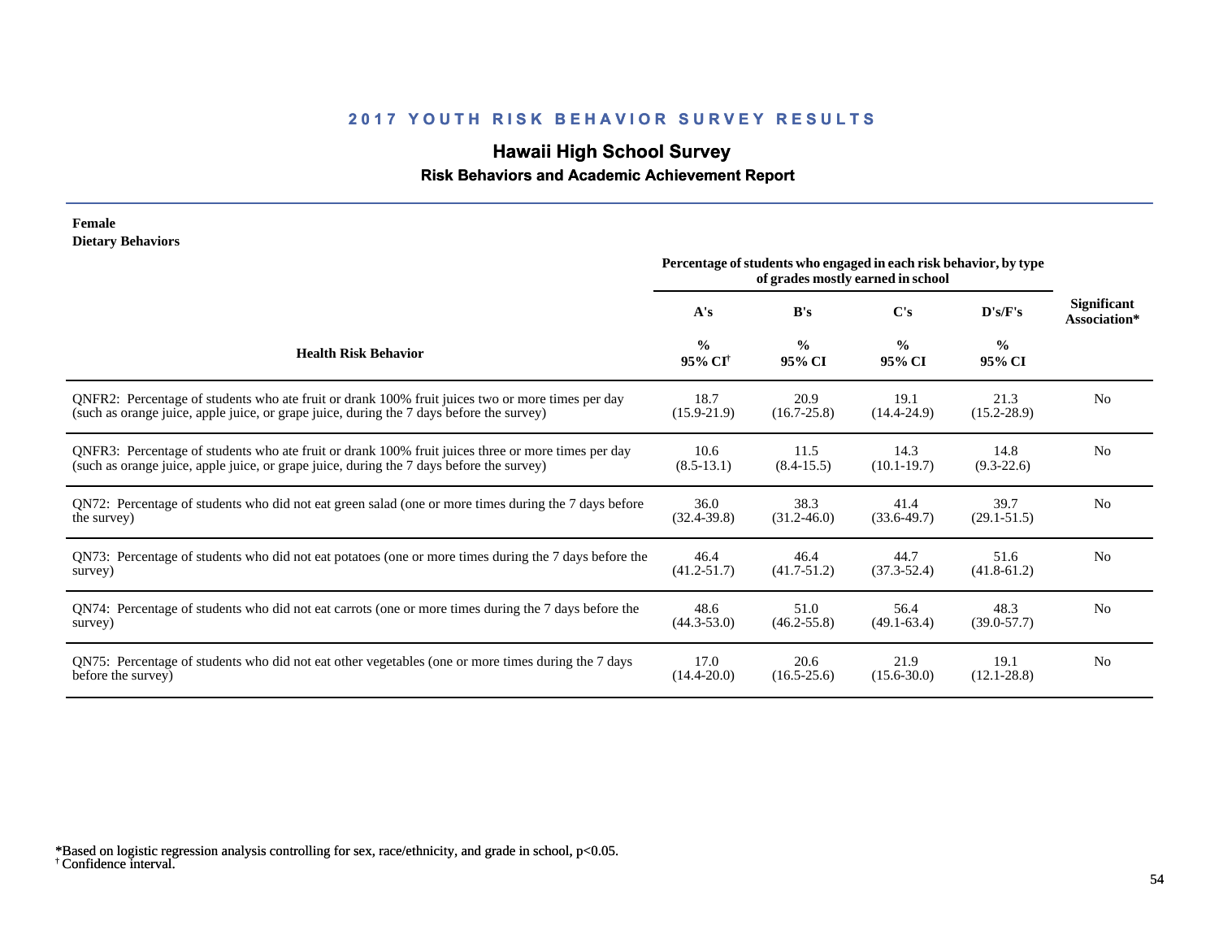## 2017 YOUTH RISK BEHAVIOR SURVEY RESULTS

# Hawaii High School Survey

### Risk Behaviors and Academic Achievement Report

**Female**
**Dietary Behaviors**

| Health Risk Behavior | Percentage of students who engaged in each risk behavior, by type of grades mostly earned in school | | | | Significant Association* |
|---|---|---|---|---|---|
| | A's | B's | C's | D's/F's | |
| | % 95% CI[†] | % 95% CI | % 95% CI | % 95% CI | |
| QNFR2: Percentage of students who ate fruit or drank 100% fruit juices two or more times per day (such as orange juice, apple juice, or grape juice, during the 7 days before the survey) | 18.7 (15.9-21.9) | 20.9 (16.7-25.8) | 19.1 (14.4-24.9) | 21.3 (15.2-28.9) | No |
| QNFR3: Percentage of students who ate fruit or drank 100% fruit juices three or more times per day (such as orange juice, apple juice, or grape juice, during the 7 days before the survey) | 10.6 (8.5-13.1) | 11.5 (8.4-15.5) | 14.3 (10.1-19.7) | 14.8 (9.3-22.6) | No |
| QN72: Percentage of students who did not eat green salad (one or more times during the 7 days before the survey) | 36.0 (32.4-39.8) | 38.3 (31.2-46.0) | 41.4 (33.6-49.7) | 39.7 (29.1-51.5) | No |
| QN73: Percentage of students who did not eat potatoes (one or more times during the 7 days before the survey) | 46.4 (41.2-51.7) | 46.4 (41.7-51.2) | 44.7 (37.3-52.4) | 51.6 (41.8-61.2) | No |
| QN74: Percentage of students who did not eat carrots (one or more times during the 7 days before the survey) | 48.6 (44.3-53.0) | 51.0 (46.2-55.8) | 56.4 (49.1-63.4) | 48.3 (39.0-57.7) | No |
| QN75: Percentage of students who did not eat other vegetables (one or more times during the 7 days before the survey) | 17.0 (14.4-20.0) | 20.6 (16.5-25.6) | 21.9 (15.6-30.0) | 19.1 (12.1-28.8) | No |

*Based on logistic regression analysis controlling for sex, race/ethnicity, and grade in school, $p<0.05$.
† Confidence interval.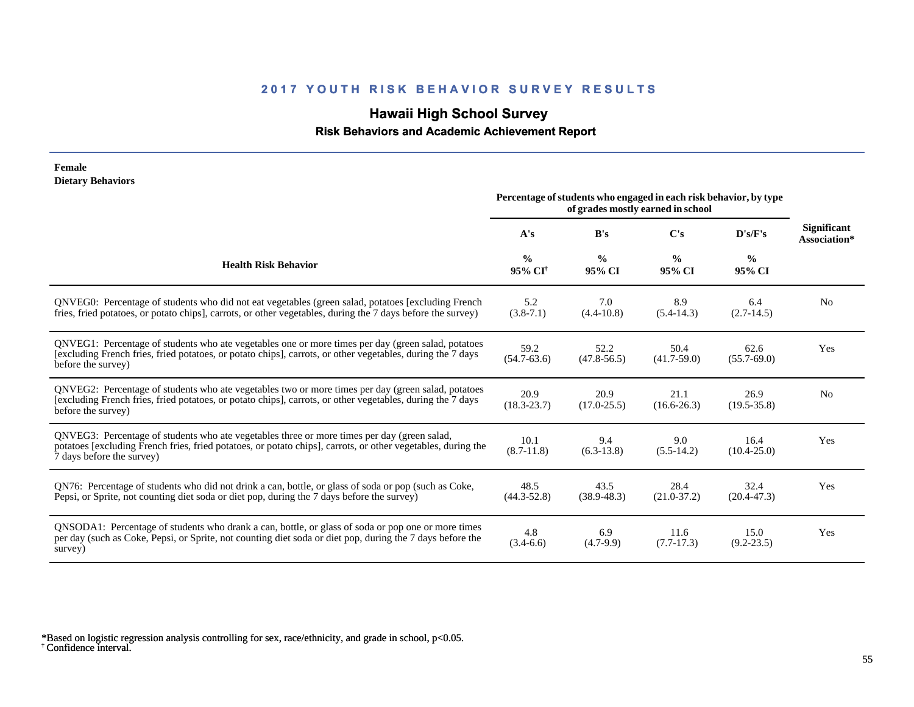## 2017 YOUTH RISK BEHAVIOR SURVEY RESULTS

### Hawaii High School Survey

#### Risk Behaviors and Academic Achievement Report

**Female**
**Dietary Behaviors**

| Health Risk Behavior | Percentage of students who engaged in each risk behavior, by type of grades mostly earned in school | | | | Significant Association* |
|---|---|---|---|---|---|
| | A's | B's | C's | D's/F's | |
| | % 95% CI† | % 95% CI | % 95% CI | % 95% CI | |
| QNVEG0: Percentage of students who did not eat vegetables (green salad, potatoes [excluding French fries, fried potatoes, or potato chips], carrots, or other vegetables, during the 7 days before the survey) | 5.2 (3.8-7.1) | 7.0 (4.4-10.8) | 8.9 (5.4-14.3) | 6.4 (2.7-14.5) | No |
| QNVEG1: Percentage of students who ate vegetables one or more times per day (green salad, potatoes [excluding French fries, fried potatoes, or potato chips], carrots, or other vegetables, during the 7 days before the survey) | 59.2 (54.7-63.6) | 52.2 (47.8-56.5) | 50.4 (41.7-59.0) | 62.6 (55.7-69.0) | Yes |
| QNVEG2: Percentage of students who ate vegetables two or more times per day (green salad, potatoes [excluding French fries, fried potatoes, or potato chips], carrots, or other vegetables, during the 7 days before the survey) | 20.9 (18.3-23.7) | 20.9 (17.0-25.5) | 21.1 (16.6-26.3) | 26.9 (19.5-35.8) | No |
| QNVEG3: Percentage of students who ate vegetables three or more times per day (green salad, potatoes [excluding French fries, fried potatoes, or potato chips], carrots, or other vegetables, during the 7 days before the survey) | 10.1 (8.7-11.8) | 9.4 (6.3-13.8) | 9.0 (5.5-14.2) | 16.4 (10.4-25.0) | Yes |
| QN76: Percentage of students who did not drink a can, bottle, or glass of soda or pop (such as Coke, Pepsi, or Sprite, not counting diet soda or diet pop, during the 7 days before the survey) | 48.5 (44.3-52.8) | 43.5 (38.9-48.3) | 28.4 (21.0-37.2) | 32.4 (20.4-47.3) | Yes |
| QNSODA1: Percentage of students who drank a can, bottle, or glass of soda or pop one or more times per day (such as Coke, Pepsi, or Sprite, not counting diet soda or diet pop, during the 7 days before the survey) | 4.8 (3.4-6.6) | 6.9 (4.7-9.9) | 11.6 (7.7-17.3) | 15.0 (9.2-23.5) | Yes |

*Based on logistic regression analysis controlling for sex, race/ethnicity, and grade in school, $p<0.05$.
† Confidence interval.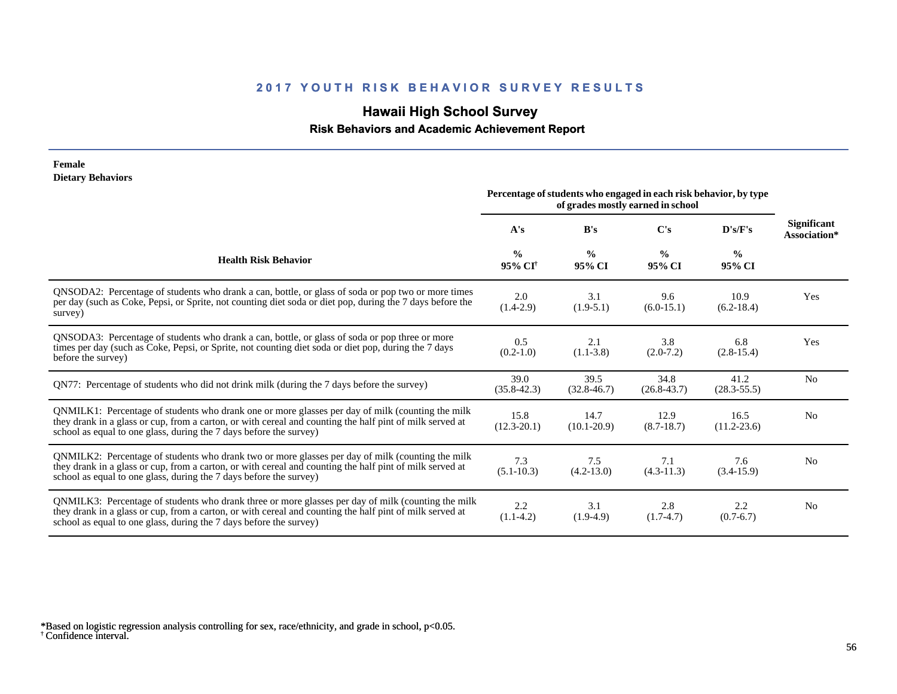## 2017 YOUTH RISK BEHAVIOR SURVEY RESULTS

# Hawaii High School Survey

### Risk Behaviors and Academic Achievement Report

**Female**
**Dietary Behaviors**

| Health Risk Behavior | A's % 95% CI[†] | B's % 95% CI | C's % 95% CI | D's/F's % 95% CI | Significant Association* |
|---|---|---|---|---|---|
| | Percentage of students who engaged in each risk behavior, by type of grades mostly earned in school | | | | |
| QNSODA2: Percentage of students who drank a can, bottle, or glass of soda or pop two or more times per day (such as Coke, Pepsi, or Sprite, not counting diet soda or diet pop, during the 7 days before the survey) | 2.0 (1.4-2.9) | 3.1 (1.9-5.1) | 9.6 (6.0-15.1) | 10.9 (6.2-18.4) | Yes |
| QNSODA3: Percentage of students who drank a can, bottle, or glass of soda or pop three or more times per day (such as Coke, Pepsi, or Sprite, not counting diet soda or diet pop, during the 7 days before the survey) | 0.5 (0.2-1.0) | 2.1 (1.1-3.8) | 3.8 (2.0-7.2) | 6.8 (2.8-15.4) | Yes |
| QN77: Percentage of students who did not drink milk (during the 7 days before the survey) | 39.0 (35.8-42.3) | 39.5 (32.8-46.7) | 34.8 (26.8-43.7) | 41.2 (28.3-55.5) | No |
| QNMILK1: Percentage of students who drank one or more glasses per day of milk (counting the milk they drank in a glass or cup, from a carton, or with cereal and counting the half pint of milk served at school as equal to one glass, during the 7 days before the survey) | 15.8 (12.3-20.1) | 14.7 (10.1-20.9) | 12.9 (8.7-18.7) | 16.5 (11.2-23.6) | No |
| QNMILK2: Percentage of students who drank two or more glasses per day of milk (counting the milk they drank in a glass or cup, from a carton, or with cereal and counting the half pint of milk served at school as equal to one glass, during the 7 days before the survey) | 7.3 (5.1-10.3) | 7.5 (4.2-13.0) | 7.1 (4.3-11.3) | 7.6 (3.4-15.9) | No |
| QNMILK3: Percentage of students who drank three or more glasses per day of milk (counting the milk they drank in a glass or cup, from a carton, or with cereal and counting the half pint of milk served at school as equal to one glass, during the 7 days before the survey) | 2.2 (1.1-4.2) | 3.1 (1.9-4.9) | 2.8 (1.7-4.7) | 2.2 (0.7-6.7) | No |

*Based on logistic regression analysis controlling for sex, race/ethnicity, and grade in school, $p<0.05$.
[†] Confidence interval.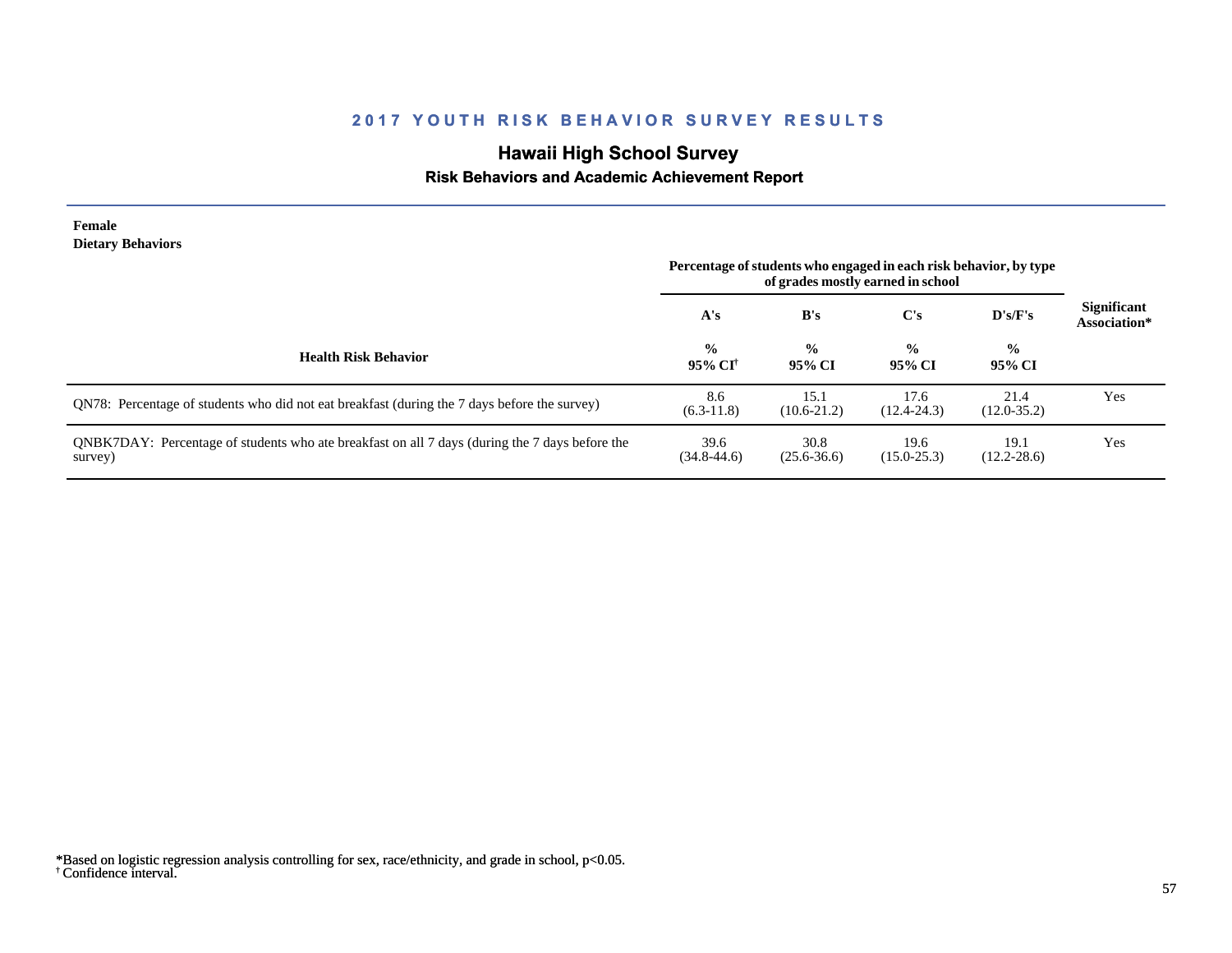## 2017 YOUTH RISK BEHAVIOR SURVEY RESULTS

# Hawaii High School Survey

### Risk Behaviors and Academic Achievement Report

**Female**
**Dietary Behaviors**

| Health Risk Behavior | A's % 95% CI[†] | B's % 95% CI | C's % 95% CI | D's/F's % 95% CI | Significant Association* |
|---|---|---|---|---|---|
| | *Percentage of students who engaged in each risk behavior, by type of grades mostly earned in school* | | | | |
| QN78: Percentage of students who did not eat breakfast (during the 7 days before the survey) | 8.6 (6.3-11.8) | 15.1 (10.6-21.2) | 17.6 (12.4-24.3) | 21.4 (12.0-35.2) | Yes |
| QNBK7DAY: Percentage of students who ate breakfast on all 7 days (during the 7 days before the survey) | 39.6 (34.8-44.6) | 30.8 (25.6-36.6) | 19.6 (15.0-25.3) | 19.1 (12.2-28.6) | Yes |

*Based on logistic regression analysis controlling for sex, race/ethnicity, and grade in school, $p<0.05$.
[†] Confidence interval.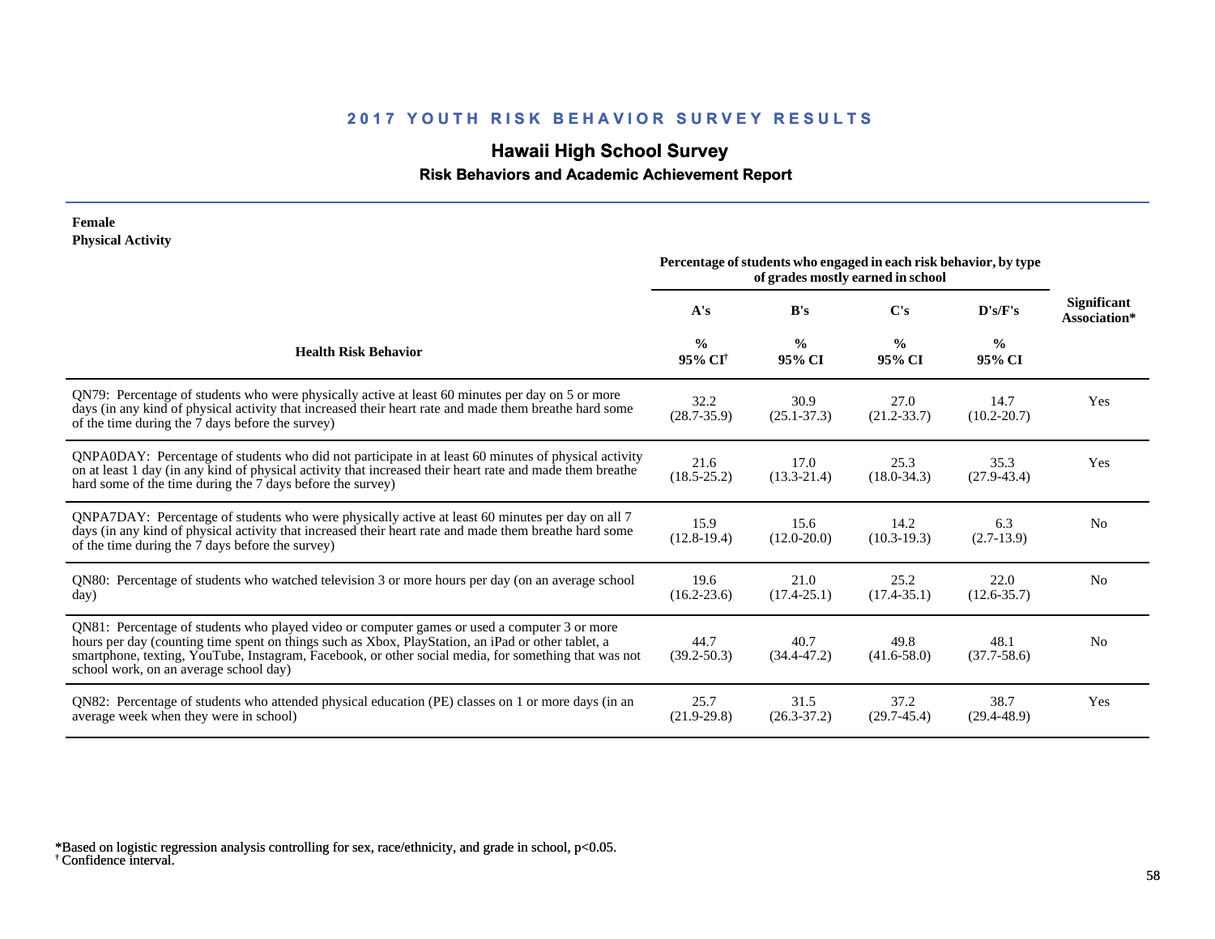# 2017 YOUTH RISK BEHAVIOR SURVEY RESULTS

## Hawaii High School Survey

### Risk Behaviors and Academic Achievement Report

**Female**
**Physical Activity**

| Health Risk Behavior | Percentage of students who engaged in each risk behavior, by type of grades mostly earned in school | | | | Significant Association* |
|---|---|---|---|---|---|
| | A's | B's | C's | D's/F's | |
| | % 95% CI† | % 95% CI | % 95% CI | % 95% CI | |
| QN79: Percentage of students who were physically active at least 60 minutes per day on 5 or more days (in any kind of physical activity that increased their heart rate and made them breathe hard some of the time during the 7 days before the survey) | 32.2 (28.7-35.9) | 30.9 (25.1-37.3) | 27.0 (21.2-33.7) | 14.7 (10.2-20.7) | Yes |
| QNPA0DAY: Percentage of students who did not participate in at least 60 minutes of physical activity on at least 1 day (in any kind of physical activity that increased their heart rate and made them breathe hard some of the time during the 7 days before the survey) | 21.6 (18.5-25.2) | 17.0 (13.3-21.4) | 25.3 (18.0-34.3) | 35.3 (27.9-43.4) | Yes |
| QNPA7DAY: Percentage of students who were physically active at least 60 minutes per day on all 7 days (in any kind of physical activity that increased their heart rate and made them breathe hard some of the time during the 7 days before the survey) | 15.9 (12.8-19.4) | 15.6 (12.0-20.0) | 14.2 (10.3-19.3) | 6.3 (2.7-13.9) | No |
| QN80: Percentage of students who watched television 3 or more hours per day (on an average school day) | 19.6 (16.2-23.6) | 21.0 (17.4-25.1) | 25.2 (17.4-35.1) | 22.0 (12.6-35.7) | No |
| QN81: Percentage of students who played video or computer games or used a computer 3 or more hours per day (counting time spent on things such as Xbox, PlayStation, an iPad or other tablet, a smartphone, texting, YouTube, Instagram, Facebook, or other social media, for something that was not school work, on an average school day) | 44.7 (39.2-50.3) | 40.7 (34.4-47.2) | 49.8 (41.6-58.0) | 48.1 (37.7-58.6) | No |
| QN82: Percentage of students who attended physical education (PE) classes on 1 or more days (in an average week when they were in school) | 25.7 (21.9-29.8) | 31.5 (26.3-37.2) | 37.2 (29.7-45.4) | 38.7 (29.4-48.9) | Yes |

*Based on logistic regression analysis controlling for sex, race/ethnicity, and grade in school, $p<0.05$.
† Confidence interval.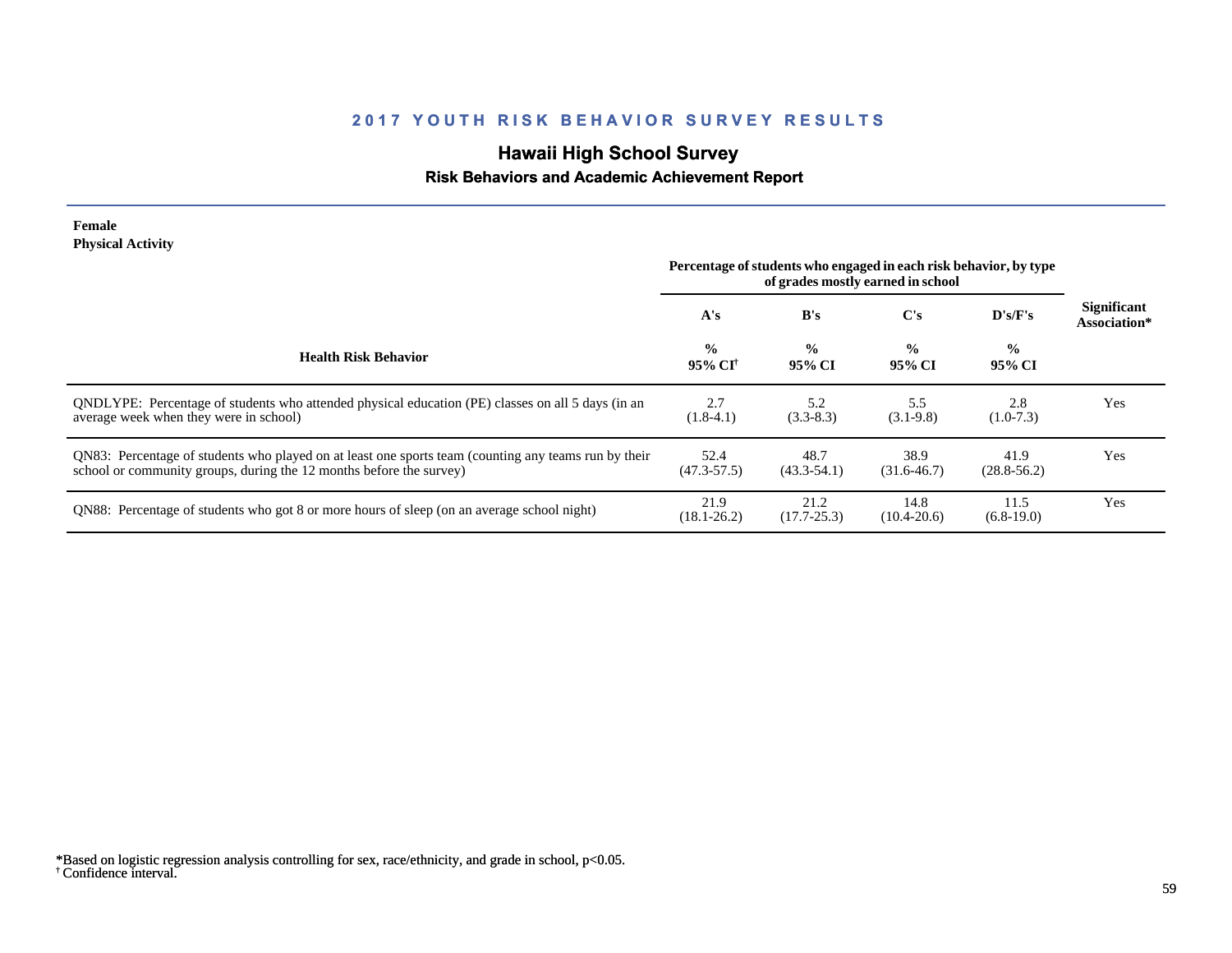## 2017 YOUTH RISK BEHAVIOR SURVEY RESULTS

### Hawaii High School Survey

**Risk Behaviors and Academic Achievement Report**

**Female**
**Physical Activity**

| Health Risk Behavior | Percentage of students who engaged in each risk behavior, by type of grades mostly earned in school | | | | Significant Association* |
|---|---|---|---|---|---|
| | A's | B's | C's | D's/F's | |
| | % 95% CI[†] | % 95% CI | % 95% CI | % 95% CI | |
| QNDLYPE: Percentage of students who attended physical education (PE) classes on all 5 days (in an average week when they were in school) | 2.7 (1.8-4.1) | 5.2 (3.3-8.3) | 5.5 (3.1-9.8) | 2.8 (1.0-7.3) | Yes |
| QN83: Percentage of students who played on at least one sports team (counting any teams run by their school or community groups, during the 12 months before the survey) | 52.4 (47.3-57.5) | 48.7 (43.3-54.1) | 38.9 (31.6-46.7) | 41.9 (28.8-56.2) | Yes |
| QN88: Percentage of students who got 8 or more hours of sleep (on an average school night) | 21.9 (18.1-26.2) | 21.2 (17.7-25.3) | 14.8 (10.4-20.6) | 11.5 (6.8-19.0) | Yes |

*Based on logistic regression analysis controlling for sex, race/ethnicity, and grade in school, $p<0.05$.
[†] Confidence interval.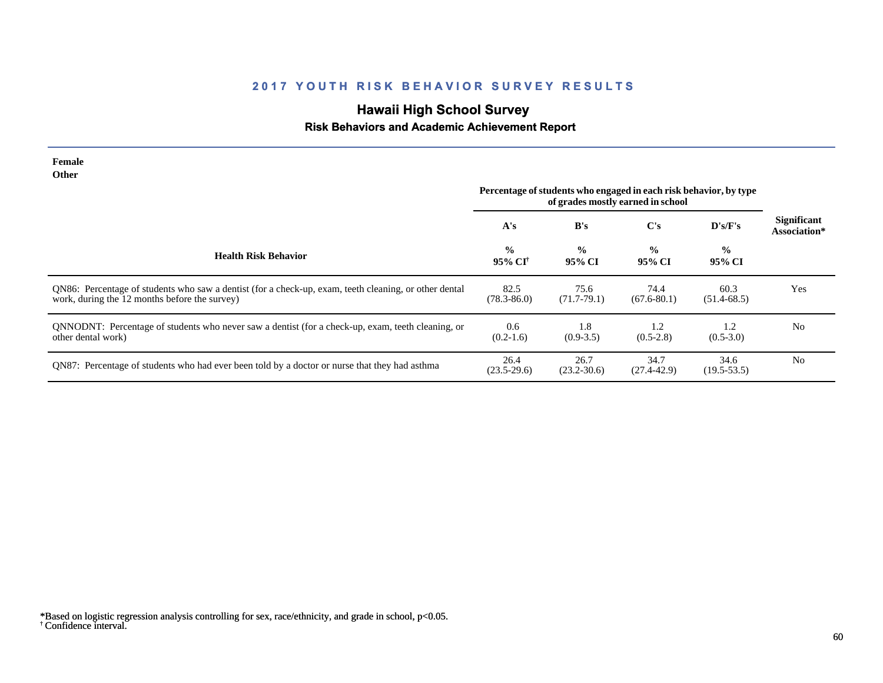## 2017 YOUTH RISK BEHAVIOR SURVEY RESULTS

### Hawaii High School Survey

#### Risk Behaviors and Academic Achievement Report

**Female**
**Other**

| Health Risk Behavior | A's<br>%<br>95% CI[†] | B's<br>%<br>95% CI | C's<br>%<br>95% CI | D's/F's<br>%<br>95% CI | Significant Association* |
|---|---|---|---|---|---|
| | Percentage of students who engaged in each risk behavior, by type of grades mostly earned in school | | | | |
| QN86: Percentage of students who saw a dentist (for a check-up, exam, teeth cleaning, or other dental work, during the 12 months before the survey) | 82.5<br>(78.3-86.0) | 75.6<br>(71.7-79.1) | 74.4<br>(67.6-80.1) | 60.3<br>(51.4-68.5) | Yes |
| QNNODNT: Percentage of students who never saw a dentist (for a check-up, exam, teeth cleaning, or other dental work) | 0.6<br>(0.2-1.6) | 1.8<br>(0.9-3.5) | 1.2<br>(0.5-2.8) | 1.2<br>(0.5-3.0) | No |
| QN87: Percentage of students who had ever been told by a doctor or nurse that they had asthma | 26.4<br>(23.5-29.6) | 26.7<br>(23.2-30.6) | 34.7<br>(27.4-42.9) | 34.6<br>(19.5-53.5) | No |

*Based on logistic regression analysis controlling for sex, race/ethnicity, and grade in school, $p<0.05$.
[†] Confidence interval.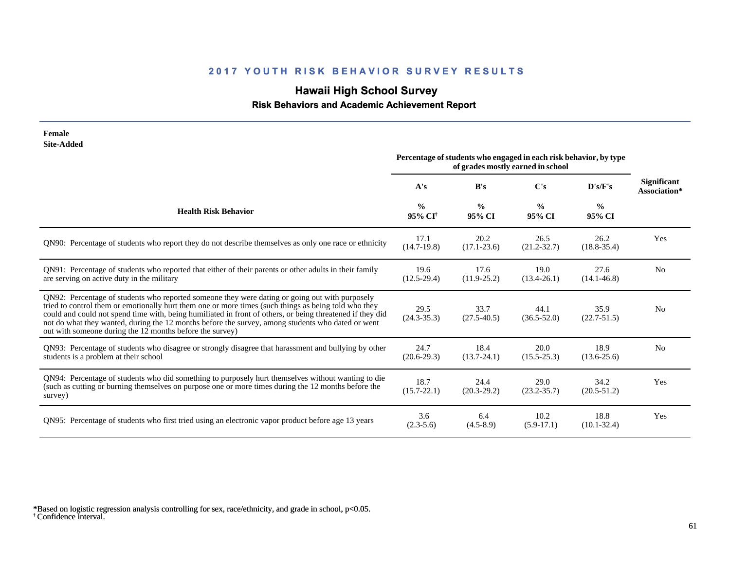# 2017 YOUTH RISK BEHAVIOR SURVEY RESULTS

## Hawaii High School Survey

### Risk Behaviors and Academic Achievement Report

**Female**
**Site-Added**

| Health Risk Behavior | Percentage of students who engaged in each risk behavior, by type of grades mostly earned in school | | | | Significant Association* |
|---|---|---|---|---|---|
| | A's | B's | C's | D's/F's | |
| | % 95% CI[†] | % 95% CI | % 95% CI | % 95% CI | |
| QN90: Percentage of students who report they do not describe themselves as only one race or ethnicity | 17.1 (14.7-19.8) | 20.2 (17.1-23.6) | 26.5 (21.2-32.7) | 26.2 (18.8-35.4) | Yes |
| QN91: Percentage of students who reported that either of their parents or other adults in their family are serving on active duty in the military | 19.6 (12.5-29.4) | 17.6 (11.9-25.2) | 19.0 (13.4-26.1) | 27.6 (14.1-46.8) | No |
| QN92: Percentage of students who reported someone they were dating or going out with purposely tried to control them or emotionally hurt them one or more times (such things as being told who they could and could not spend time with, being humiliated in front of others, or being threatened if they did not do what they wanted, during the 12 months before the survey, among students who dated or went out with someone during the 12 months before the survey) | 29.5 (24.3-35.3) | 33.7 (27.5-40.5) | 44.1 (36.5-52.0) | 35.9 (22.7-51.5) | No |
| QN93: Percentage of students who disagree or strongly disagree that harassment and bullying by other students is a problem at their school | 24.7 (20.6-29.3) | 18.4 (13.7-24.1) | 20.0 (15.5-25.3) | 18.9 (13.6-25.6) | No |
| QN94: Percentage of students who did something to purposely hurt themselves without wanting to die (such as cutting or burning themselves on purpose one or more times during the 12 months before the survey) | 18.7 (15.7-22.1) | 24.4 (20.3-29.2) | 29.0 (23.2-35.7) | 34.2 (20.5-51.2) | Yes |
| QN95: Percentage of students who first tried using an electronic vapor product before age 13 years | 3.6 (2.3-5.6) | 6.4 (4.5-8.9) | 10.2 (5.9-17.1) | 18.8 (10.1-32.4) | Yes |

*Based on logistic regression analysis controlling for sex, race/ethnicity, and grade in school, $p<0.05$.
[†] Confidence interval.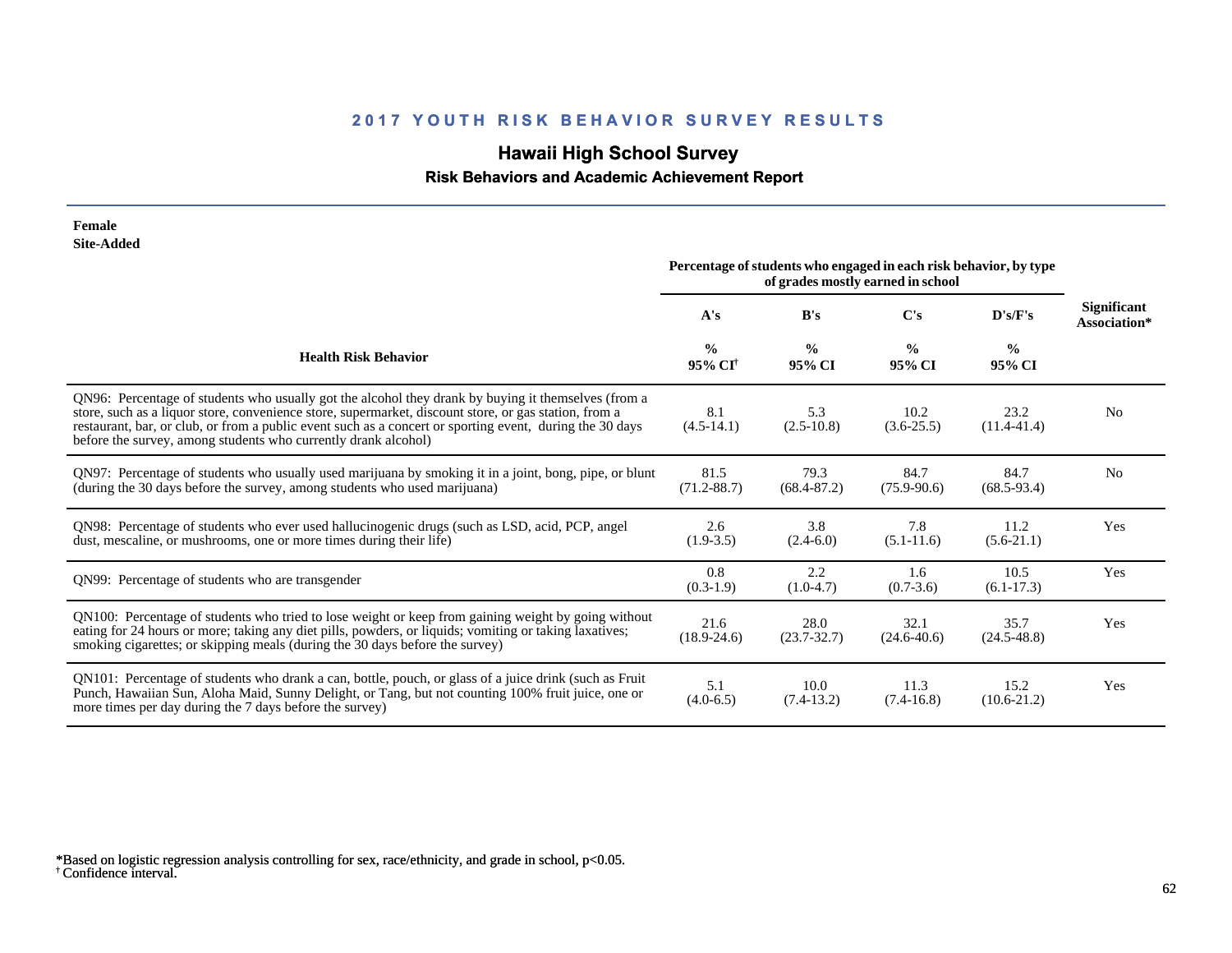## 2017 YOUTH RISK BEHAVIOR SURVEY RESULTS

# Hawaii High School Survey

### Risk Behaviors and Academic Achievement Report

**Female**
**Site-Added**

| Health Risk Behavior | Percentage of students who engaged in each risk behavior, by type of grades mostly earned in school | | | | Significant Association* |
|---|---|---|---|---|---|
| | A's | B's | C's | D's/F's | |
| | % 95% CI[†] | % 95% CI | % 95% CI | % 95% CI | |
| QN96: Percentage of students who usually got the alcohol they drank by buying it themselves (from a store, such as a liquor store, convenience store, supermarket, discount store, or gas station, from a restaurant, bar, or club, or from a public event such as a concert or sporting event, during the 30 days before the survey, among students who currently drank alcohol) | 8.1 (4.5-14.1) | 5.3 (2.5-10.8) | 10.2 (3.6-25.5) | 23.2 (11.4-41.4) | No |
| QN97: Percentage of students who usually used marijuana by smoking it in a joint, bong, pipe, or blunt (during the 30 days before the survey, among students who used marijuana) | 81.5 (71.2-88.7) | 79.3 (68.4-87.2) | 84.7 (75.9-90.6) | 84.7 (68.5-93.4) | No |
| QN98: Percentage of students who ever used hallucinogenic drugs (such as LSD, acid, PCP, angel dust, mescaline, or mushrooms, one or more times during their life) | 2.6 (1.9-3.5) | 3.8 (2.4-6.0) | 7.8 (5.1-11.6) | 11.2 (5.6-21.1) | Yes |
| QN99: Percentage of students who are transgender | 0.8 (0.3-1.9) | 2.2 (1.0-4.7) | 1.6 (0.7-3.6) | 10.5 (6.1-17.3) | Yes |
| QN100: Percentage of students who tried to lose weight or keep from gaining weight by going without eating for 24 hours or more; taking any diet pills, powders, or liquids; vomiting or taking laxatives; smoking cigarettes; or skipping meals (during the 30 days before the survey) | 21.6 (18.9-24.6) | 28.0 (23.7-32.7) | 32.1 (24.6-40.6) | 35.7 (24.5-48.8) | Yes |
| QN101: Percentage of students who drank a can, bottle, pouch, or glass of a juice drink (such as Fruit Punch, Hawaiian Sun, Aloha Maid, Sunny Delight, or Tang, but not counting 100% fruit juice, one or more times per day during the 7 days before the survey) | 5.1 (4.0-6.5) | 10.0 (7.4-13.2) | 11.3 (7.4-16.8) | 15.2 (10.6-21.2) | Yes |

*Based on logistic regression analysis controlling for sex, race/ethnicity, and grade in school, $p<0.05$.
[†] Confidence interval.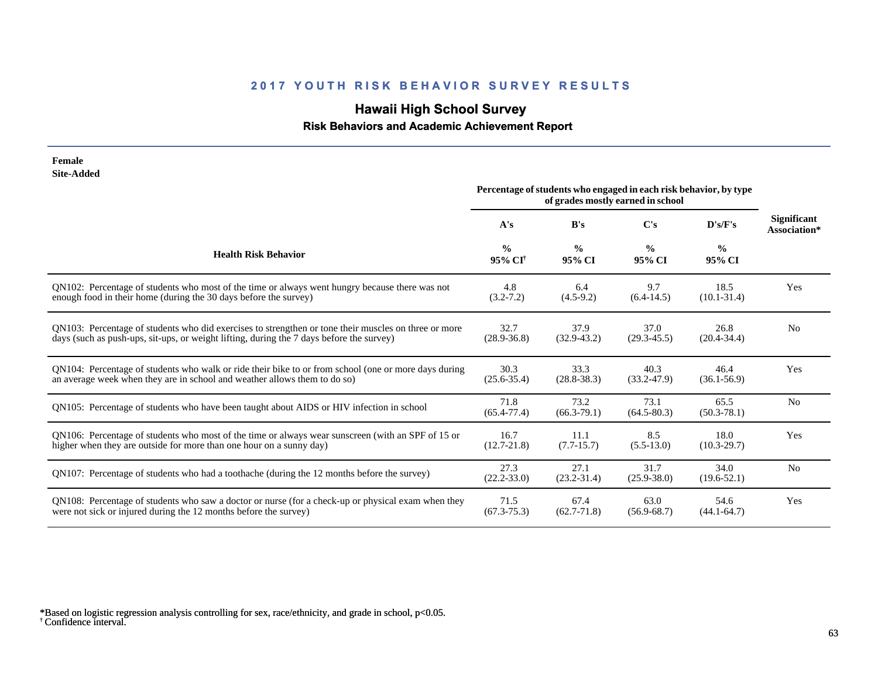## 2017 YOUTH RISK BEHAVIOR SURVEY RESULTS

# Hawaii High School Survey

### Risk Behaviors and Academic Achievement Report

**Female**
**Site-Added**

| Health Risk Behavior | A's<br>%<br>95% CI[†] | B's<br>%<br>95% CI | C's<br>%<br>95% CI | D's/F's<br>%<br>95% CI | Significant Association* |
|---|---|---|---|---|---|
| | Percentage of students who engaged in each risk behavior, by type of grades mostly earned in school | | | | |
| QN102: Percentage of students who most of the time or always went hungry because there was not enough food in their home (during the 30 days before the survey) | 4.8<br>(3.2-7.2) | 6.4<br>(4.5-9.2) | 9.7<br>(6.4-14.5) | 18.5<br>(10.1-31.4) | Yes |
| QN103: Percentage of students who did exercises to strengthen or tone their muscles on three or more days (such as push-ups, sit-ups, or weight lifting, during the 7 days before the survey) | 32.7<br>(28.9-36.8) | 37.9<br>(32.9-43.2) | 37.0<br>(29.3-45.5) | 26.8<br>(20.4-34.4) | No |
| QN104: Percentage of students who walk or ride their bike to or from school (one or more days during an average week when they are in school and weather allows them to do so) | 30.3<br>(25.6-35.4) | 33.3<br>(28.8-38.3) | 40.3<br>(33.2-47.9) | 46.4<br>(36.1-56.9) | Yes |
| QN105: Percentage of students who have been taught about AIDS or HIV infection in school | 71.8<br>(65.4-77.4) | 73.2<br>(66.3-79.1) | 73.1<br>(64.5-80.3) | 65.5<br>(50.3-78.1) | No |
| QN106: Percentage of students who most of the time or always wear sunscreen (with an SPF of 15 or higher when they are outside for more than one hour on a sunny day) | 16.7<br>(12.7-21.8) | 11.1<br>(7.7-15.7) | 8.5<br>(5.5-13.0) | 18.0<br>(10.3-29.7) | Yes |
| QN107: Percentage of students who had a toothache (during the 12 months before the survey) | 27.3<br>(22.2-33.0) | 27.1<br>(23.2-31.4) | 31.7<br>(25.9-38.0) | 34.0<br>(19.6-52.1) | No |
| QN108: Percentage of students who saw a doctor or nurse (for a check-up or physical exam when they were not sick or injured during the 12 months before the survey) | 71.5<br>(67.3-75.3) | 67.4<br>(62.7-71.8) | 63.0<br>(56.9-68.7) | 54.6<br>(44.1-64.7) | Yes |

*Based on logistic regression analysis controlling for sex, race/ethnicity, and grade in school, $p<0.05$.
[†] Confidence interval.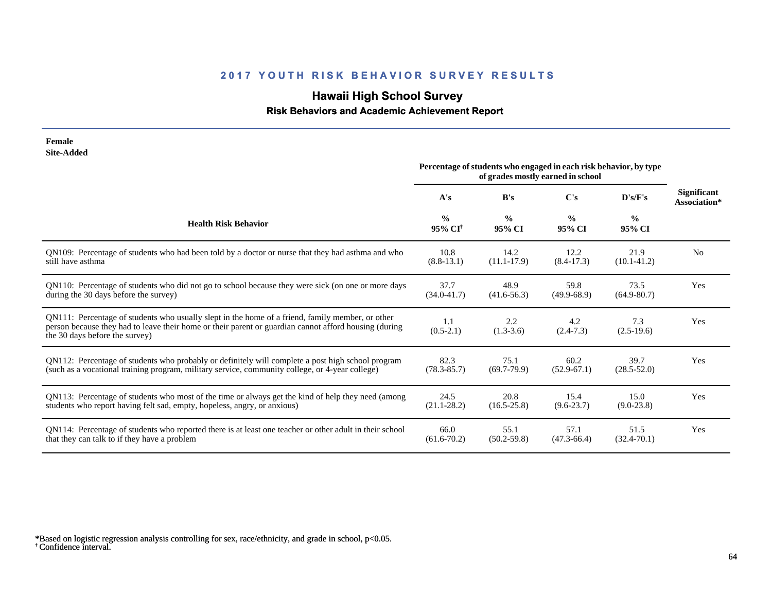## 2017 YOUTH RISK BEHAVIOR SURVEY RESULTS

# Hawaii High School Survey

### Risk Behaviors and Academic Achievement Report

**Female**
**Site-Added**

| Health Risk Behavior | A's % 95% CI[†] | B's % 95% CI | C's % 95% CI | D's/F's % 95% CI | Significant Association* |
|---|---|---|---|---|---|
| | Percentage of students who engaged in each risk behavior, by type of grades mostly earned in school | | | | |
| QN109: Percentage of students who had been told by a doctor or nurse that they had asthma and who still have asthma | 10.8 (8.8-13.1) | 14.2 (11.1-17.9) | 12.2 (8.4-17.3) | 21.9 (10.1-41.2) | No |
| QN110: Percentage of students who did not go to school because they were sick (on one or more days during the 30 days before the survey) | 37.7 (34.0-41.7) | 48.9 (41.6-56.3) | 59.8 (49.9-68.9) | 73.5 (64.9-80.7) | Yes |
| QN111: Percentage of students who usually slept in the home of a friend, family member, or other person because they had to leave their home or their parent or guardian cannot afford housing (during the 30 days before the survey) | 1.1 (0.5-2.1) | 2.2 (1.3-3.6) | 4.2 (2.4-7.3) | 7.3 (2.5-19.6) | Yes |
| QN112: Percentage of students who probably or definitely will complete a post high school program (such as a vocational training program, military service, community college, or 4-year college) | 82.3 (78.3-85.7) | 75.1 (69.7-79.9) | 60.2 (52.9-67.1) | 39.7 (28.5-52.0) | Yes |
| QN113: Percentage of students who most of the time or always get the kind of help they need (among students who report having felt sad, empty, hopeless, angry, or anxious) | 24.5 (21.1-28.2) | 20.8 (16.5-25.8) | 15.4 (9.6-23.7) | 15.0 (9.0-23.8) | Yes |
| QN114: Percentage of students who reported there is at least one teacher or other adult in their school that they can talk to if they have a problem | 66.0 (61.6-70.2) | 55.1 (50.2-59.8) | 57.1 (47.3-66.4) | 51.5 (32.4-70.1) | Yes |

*Based on logistic regression analysis controlling for sex, race/ethnicity, and grade in school, $p<0.05$.
[†] Confidence interval.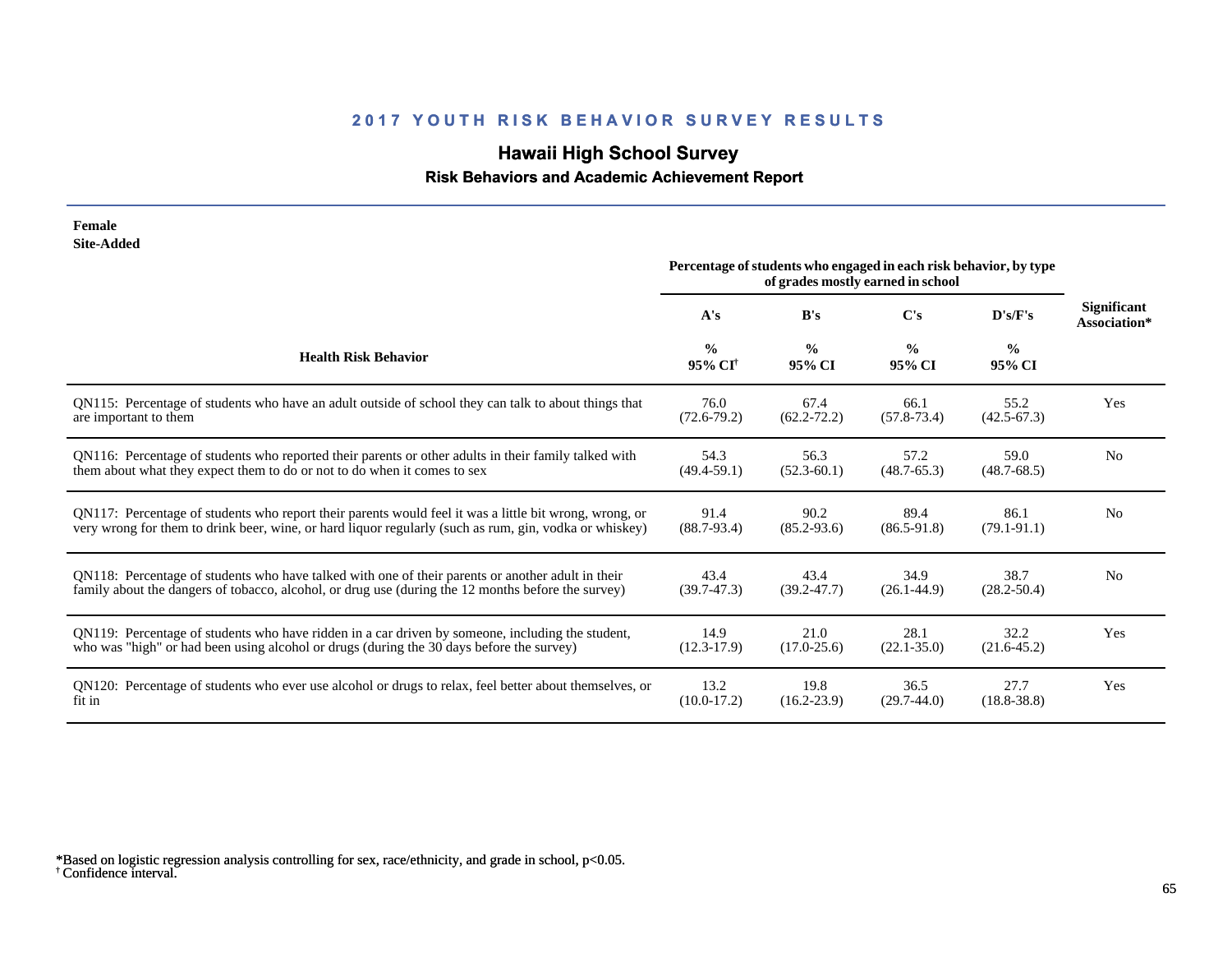## 2017 YOUTH RISK BEHAVIOR SURVEY RESULTS

# Hawaii High School Survey

### Risk Behaviors and Academic Achievement Report

**Female**
**Site-Added**

| Health Risk Behavior | Percentage of students who engaged in each risk behavior, by type of grades mostly earned in school | | | | Significant Association* |
|---|---|---|---|---|---|
| | A's | B's | C's | D's/F's | |
| | % 95% CI[†] | % 95% CI | % 95% CI | % 95% CI | |
| QN115: Percentage of students who have an adult outside of school they can talk to about things that are important to them | 76.0 (72.6-79.2) | 67.4 (62.2-72.2) | 66.1 (57.8-73.4) | 55.2 (42.5-67.3) | Yes |
| QN116: Percentage of students who reported their parents or other adults in their family talked with them about what they expect them to do or not to do when it comes to sex | 54.3 (49.4-59.1) | 56.3 (52.3-60.1) | 57.2 (48.7-65.3) | 59.0 (48.7-68.5) | No |
| QN117: Percentage of students who report their parents would feel it was a little bit wrong, wrong, or very wrong for them to drink beer, wine, or hard liquor regularly (such as rum, gin, vodka or whiskey) | 91.4 (88.7-93.4) | 90.2 (85.2-93.6) | 89.4 (86.5-91.8) | 86.1 (79.1-91.1) | No |
| QN118: Percentage of students who have talked with one of their parents or another adult in their family about the dangers of tobacco, alcohol, or drug use (during the 12 months before the survey) | 43.4 (39.7-47.3) | 43.4 (39.2-47.7) | 34.9 (26.1-44.9) | 38.7 (28.2-50.4) | No |
| QN119: Percentage of students who have ridden in a car driven by someone, including the student, who was "high" or had been using alcohol or drugs (during the 30 days before the survey) | 14.9 (12.3-17.9) | 21.0 (17.0-25.6) | 28.1 (22.1-35.0) | 32.2 (21.6-45.2) | Yes |
| QN120: Percentage of students who ever use alcohol or drugs to relax, feel better about themselves, or fit in | 13.2 (10.0-17.2) | 19.8 (16.2-23.9) | 36.5 (29.7-44.0) | 27.7 (18.8-38.8) | Yes |

*Based on logistic regression analysis controlling for sex, race/ethnicity, and grade in school, $p<0.05$.
† Confidence interval.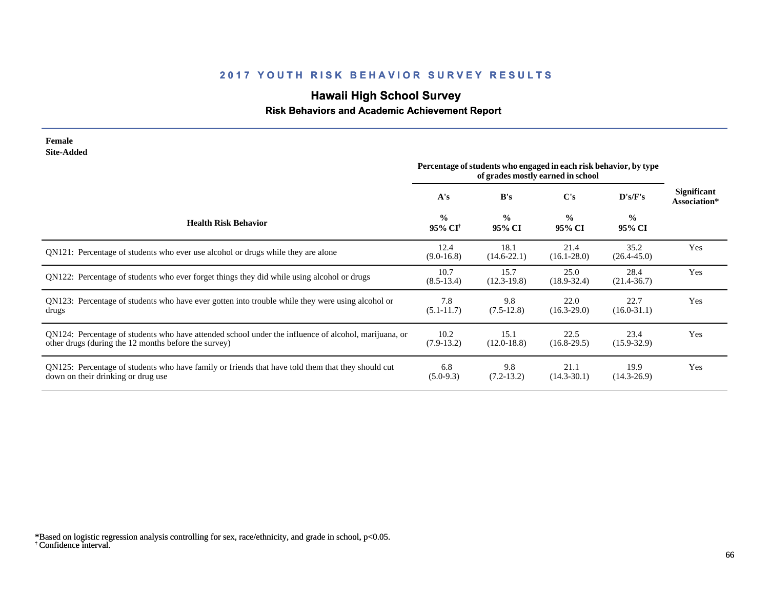# 2017 YOUTH RISK BEHAVIOR SURVEY RESULTS

## Hawaii High School Survey

### Risk Behaviors and Academic Achievement Report

**Female**
**Site-Added**

| Health Risk Behavior | Percentage of students who engaged in each risk behavior, by type of grades mostly earned in school | | | | Significant Association* |
|---|---|---|---|---|---|
| | A's | B's | C's | D's/F's | |
| | % 95% CI[†] | % 95% CI | % 95% CI | % 95% CI | |
| QN121: Percentage of students who ever use alcohol or drugs while they are alone | 12.4 (9.0-16.8) | 18.1 (14.6-22.1) | 21.4 (16.1-28.0) | 35.2 (26.4-45.0) | Yes |
| QN122: Percentage of students who ever forget things they did while using alcohol or drugs | 10.7 (8.5-13.4) | 15.7 (12.3-19.8) | 25.0 (18.9-32.4) | 28.4 (21.4-36.7) | Yes |
| QN123: Percentage of students who have ever gotten into trouble while they were using alcohol or drugs | 7.8 (5.1-11.7) | 9.8 (7.5-12.8) | 22.0 (16.3-29.0) | 22.7 (16.0-31.1) | Yes |
| QN124: Percentage of students who have attended school under the influence of alcohol, marijuana, or other drugs (during the 12 months before the survey) | 10.2 (7.9-13.2) | 15.1 (12.0-18.8) | 22.5 (16.8-29.5) | 23.4 (15.9-32.9) | Yes |
| QN125: Percentage of students who have family or friends that have told them that they should cut down on their drinking or drug use | 6.8 (5.0-9.3) | 9.8 (7.2-13.2) | 21.1 (14.3-30.1) | 19.9 (14.3-26.9) | Yes |

*Based on logistic regression analysis controlling for sex, race/ethnicity, and grade in school, $p<0.05$.
[†] Confidence interval.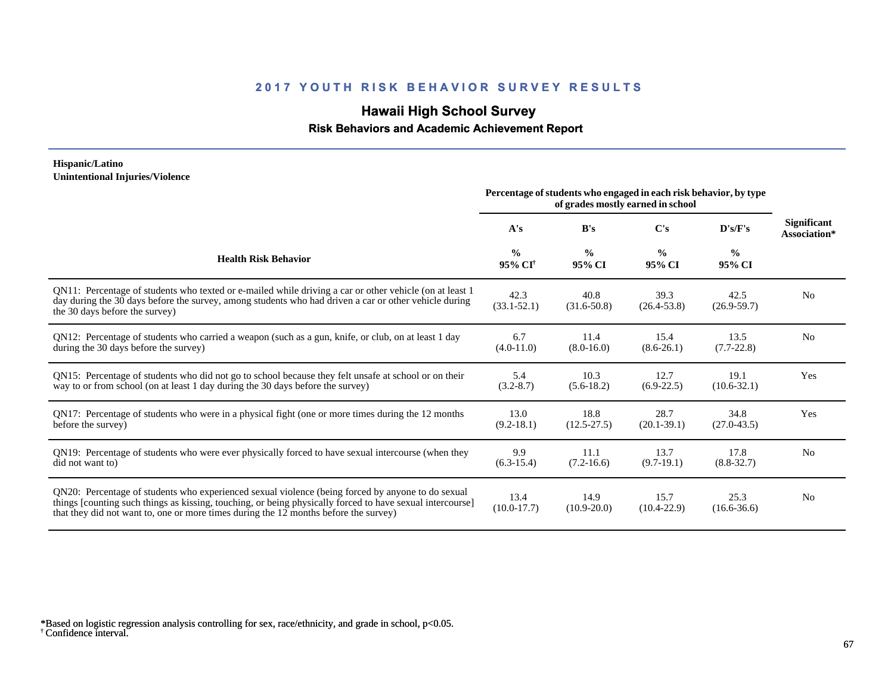## 2017 YOUTH RISK BEHAVIOR SURVEY RESULTS

# Hawaii High School Survey

### Risk Behaviors and Academic Achievement Report

**Hispanic/Latino**
**Unintentional Injuries/Violence**

| Health Risk Behavior | Percentage of students who engaged in each risk behavior, by type of grades mostly earned in school | | | | Significant Association* |
|---|---|---|---|---|---|
| | A's | B's | C's | D's/F's | |
| | % 95% CI[†] | % 95% CI | % 95% CI | % 95% CI | |
| QN11: Percentage of students who texted or e-mailed while driving a car or other vehicle (on at least 1 day during the 30 days before the survey, among students who had driven a car or other vehicle during the 30 days before the survey) | 42.3 (33.1-52.1) | 40.8 (31.6-50.8) | 39.3 (26.4-53.8) | 42.5 (26.9-59.7) | No |
| QN12: Percentage of students who carried a weapon (such as a gun, knife, or club, on at least 1 day during the 30 days before the survey) | 6.7 (4.0-11.0) | 11.4 (8.0-16.0) | 15.4 (8.6-26.1) | 13.5 (7.7-22.8) | No |
| QN15: Percentage of students who did not go to school because they felt unsafe at school or on their way to or from school (on at least 1 day during the 30 days before the survey) | 5.4 (3.2-8.7) | 10.3 (5.6-18.2) | 12.7 (6.9-22.5) | 19.1 (10.6-32.1) | Yes |
| QN17: Percentage of students who were in a physical fight (one or more times during the 12 months before the survey) | 13.0 (9.2-18.1) | 18.8 (12.5-27.5) | 28.7 (20.1-39.1) | 34.8 (27.0-43.5) | Yes |
| QN19: Percentage of students who were ever physically forced to have sexual intercourse (when they did not want to) | 9.9 (6.3-15.4) | 11.1 (7.2-16.6) | 13.7 (9.7-19.1) | 17.8 (8.8-32.7) | No |
| QN20: Percentage of students who experienced sexual violence (being forced by anyone to do sexual things [counting such things as kissing, touching, or being physically forced to have sexual intercourse] that they did not want to, one or more times during the 12 months before the survey) | 13.4 (10.0-17.7) | 14.9 (10.9-20.0) | 15.7 (10.4-22.9) | 25.3 (16.6-36.6) | No |

*Based on logistic regression analysis controlling for sex, race/ethnicity, and grade in school, $p<0.05$.
[†] Confidence interval.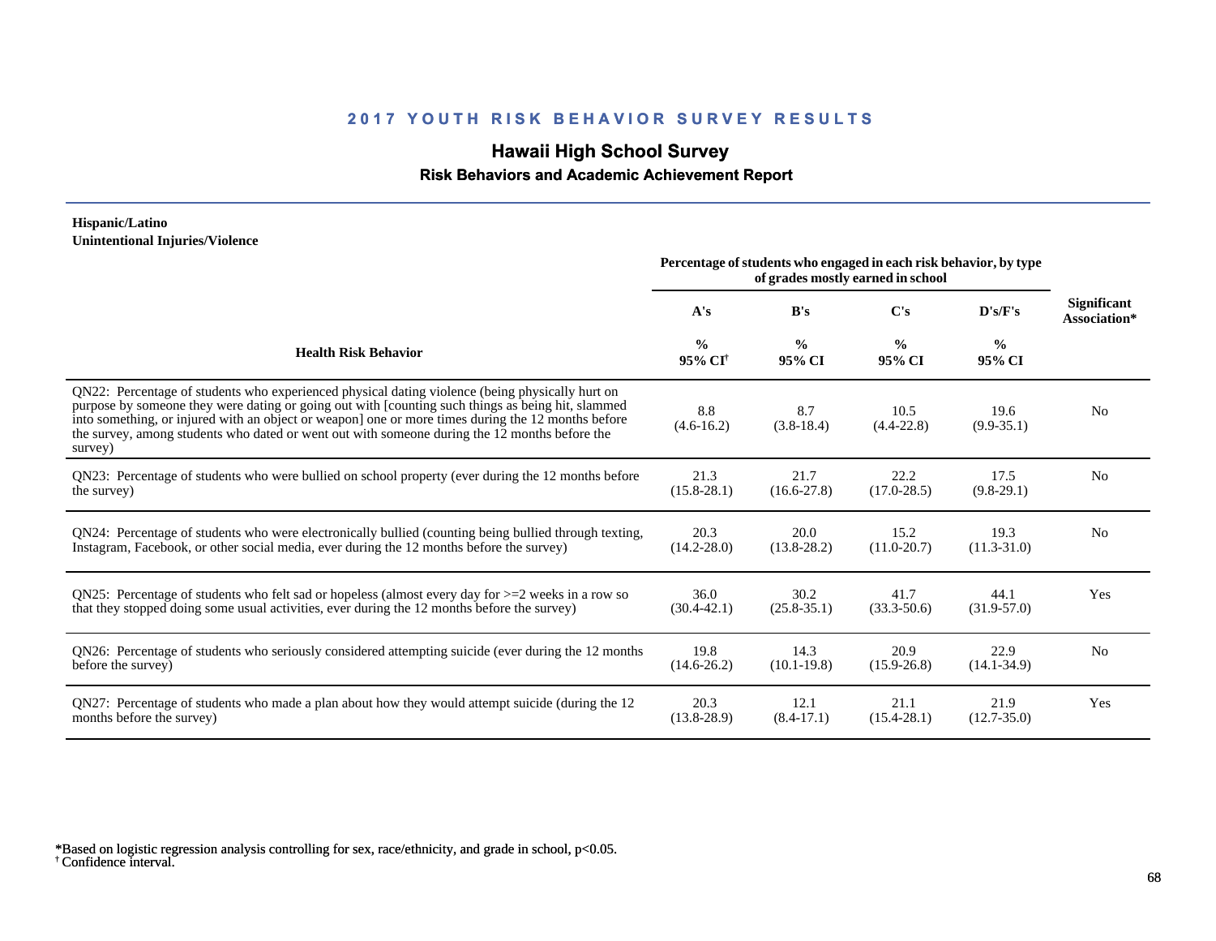## 2017 YOUTH RISK BEHAVIOR SURVEY RESULTS

# Hawaii High School Survey

### Risk Behaviors and Academic Achievement Report

**Hispanic/Latino**
**Unintentional Injuries/Violence**

| Health Risk Behavior | Percentage of students who engaged in each risk behavior, by type of grades mostly earned in school | | | | Significant Association* |
|---|---|---|---|---|---|
| | A's | B's | C's | D's/F's | |
| | % 95% CI† | % 95% CI | % 95% CI | % 95% CI | |
| QN22: Percentage of students who experienced physical dating violence (being physically hurt on purpose by someone they were dating or going out with [counting such things as being hit, slammed into something, or injured with an object or weapon] one or more times during the 12 months before the survey, among students who dated or went out with someone during the 12 months before the survey) | 8.8 (4.6-16.2) | 8.7 (3.8-18.4) | 10.5 (4.4-22.8) | 19.6 (9.9-35.1) | No |
| QN23: Percentage of students who were bullied on school property (ever during the 12 months before the survey) | 21.3 (15.8-28.1) | 21.7 (16.6-27.8) | 22.2 (17.0-28.5) | 17.5 (9.8-29.1) | No |
| QN24: Percentage of students who were electronically bullied (counting being bullied through texting, Instagram, Facebook, or other social media, ever during the 12 months before the survey) | 20.3 (14.2-28.0) | 20.0 (13.8-28.2) | 15.2 (11.0-20.7) | 19.3 (11.3-31.0) | No |
| QN25: Percentage of students who felt sad or hopeless (almost every day for >=2 weeks in a row so that they stopped doing some usual activities, ever during the 12 months before the survey) | 36.0 (30.4-42.1) | 30.2 (25.8-35.1) | 41.7 (33.3-50.6) | 44.1 (31.9-57.0) | Yes |
| QN26: Percentage of students who seriously considered attempting suicide (ever during the 12 months before the survey) | 19.8 (14.6-26.2) | 14.3 (10.1-19.8) | 20.9 (15.9-26.8) | 22.9 (14.1-34.9) | No |
| QN27: Percentage of students who made a plan about how they would attempt suicide (during the 12 months before the survey) | 20.3 (13.8-28.9) | 12.1 (8.4-17.1) | 21.1 (15.4-28.1) | 21.9 (12.7-35.0) | Yes |

*Based on logistic regression analysis controlling for sex, race/ethnicity, and grade in school, $p<0.05$.
† Confidence interval.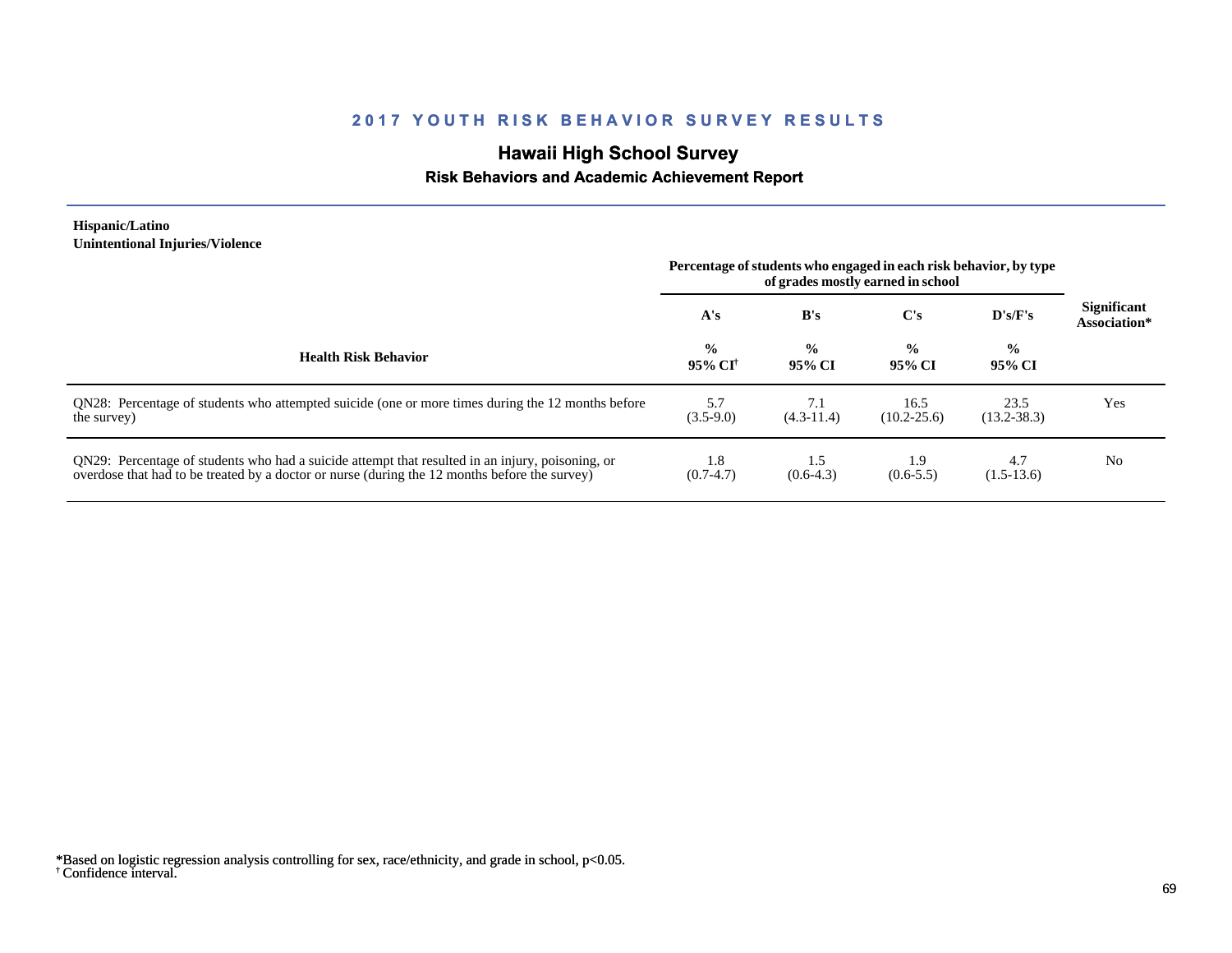## 2017 YOUTH RISK BEHAVIOR SURVEY RESULTS

# Hawaii High School Survey

### Risk Behaviors and Academic Achievement Report

**Hispanic/Latino**
**Unintentional Injuries/Violence**

| Health Risk Behavior | Percentage of students who engaged in each risk behavior, by type of grades mostly earned in school | | | | Significant Association* |
|---|---|---|---|---|---|
| | A's | B's | C's | D's/F's | |
| | % 95% CI† | % 95% CI | % 95% CI | % 95% CI | |
| QN28: Percentage of students who attempted suicide (one or more times during the 12 months before the survey) | 5.7 (3.5-9.0) | 7.1 (4.3-11.4) | 16.5 (10.2-25.6) | 23.5 (13.2-38.3) | Yes |
| QN29: Percentage of students who had a suicide attempt that resulted in an injury, poisoning, or overdose that had to be treated by a doctor or nurse (during the 12 months before the survey) | 1.8 (0.7-4.7) | 1.5 (0.6-4.3) | 1.9 (0.6-5.5) | 4.7 (1.5-13.6) | No |

*Based on logistic regression analysis controlling for sex, race/ethnicity, and grade in school, $p<0.05$.
† Confidence interval.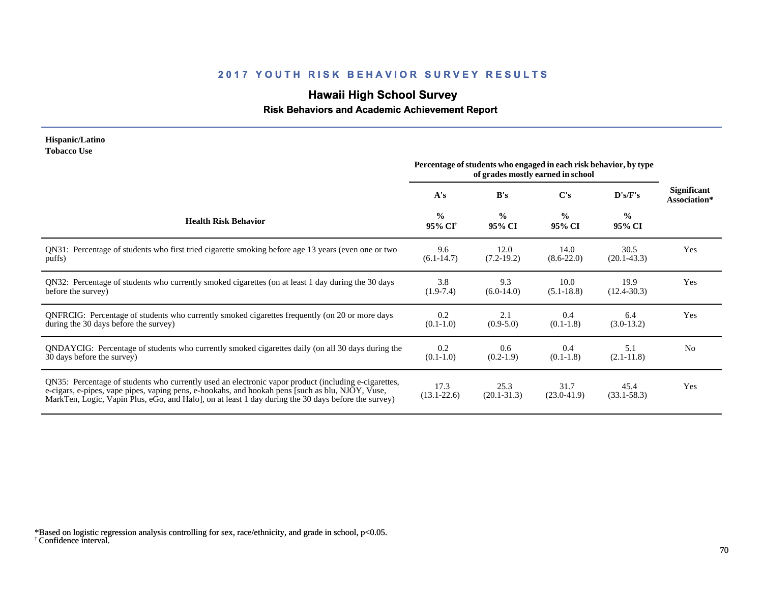## 2017 YOUTH RISK BEHAVIOR SURVEY RESULTS

# Hawaii High School Survey

### Risk Behaviors and Academic Achievement Report

**Hispanic/Latino**
**Tobacco Use**

| Health Risk Behavior | Percentage of students who engaged in each risk behavior, by type of grades mostly earned in school | | | | Significant Association* |
|---|---|---|---|---|---|
| | A's | B's | C's | D's/F's | |
| | % 95% CI[†] | % 95% CI | % 95% CI | % 95% CI | |
| QN31: Percentage of students who first tried cigarette smoking before age 13 years (even one or two puffs) | 9.6 (6.1-14.7) | 12.0 (7.2-19.2) | 14.0 (8.6-22.0) | 30.5 (20.1-43.3) | Yes |
| QN32: Percentage of students who currently smoked cigarettes (on at least 1 day during the 30 days before the survey) | 3.8 (1.9-7.4) | 9.3 (6.0-14.0) | 10.0 (5.1-18.8) | 19.9 (12.4-30.3) | Yes |
| QNFRCIG: Percentage of students who currently smoked cigarettes frequently (on 20 or more days during the 30 days before the survey) | 0.2 (0.1-1.0) | 2.1 (0.9-5.0) | 0.4 (0.1-1.8) | 6.4 (3.0-13.2) | Yes |
| QNDAYCIG: Percentage of students who currently smoked cigarettes daily (on all 30 days during the 30 days before the survey) | 0.2 (0.1-1.0) | 0.6 (0.2-1.9) | 0.4 (0.1-1.8) | 5.1 (2.1-11.8) | No |
| QN35: Percentage of students who currently used an electronic vapor product (including e-cigarettes, e-cigars, e-pipes, vape pipes, vaping pens, e-hookahs, and hookah pens [such as blu, NJOY, Vuse, MarkTen, Logic, Vapin Plus, eGo, and Halo], on at least 1 day during the 30 days before the survey) | 17.3 (13.1-22.6) | 25.3 (20.1-31.3) | 31.7 (23.0-41.9) | 45.4 (33.1-58.3) | Yes |

*Based on logistic regression analysis controlling for sex, race/ethnicity, and grade in school, $p<0.05$.
[†] Confidence interval.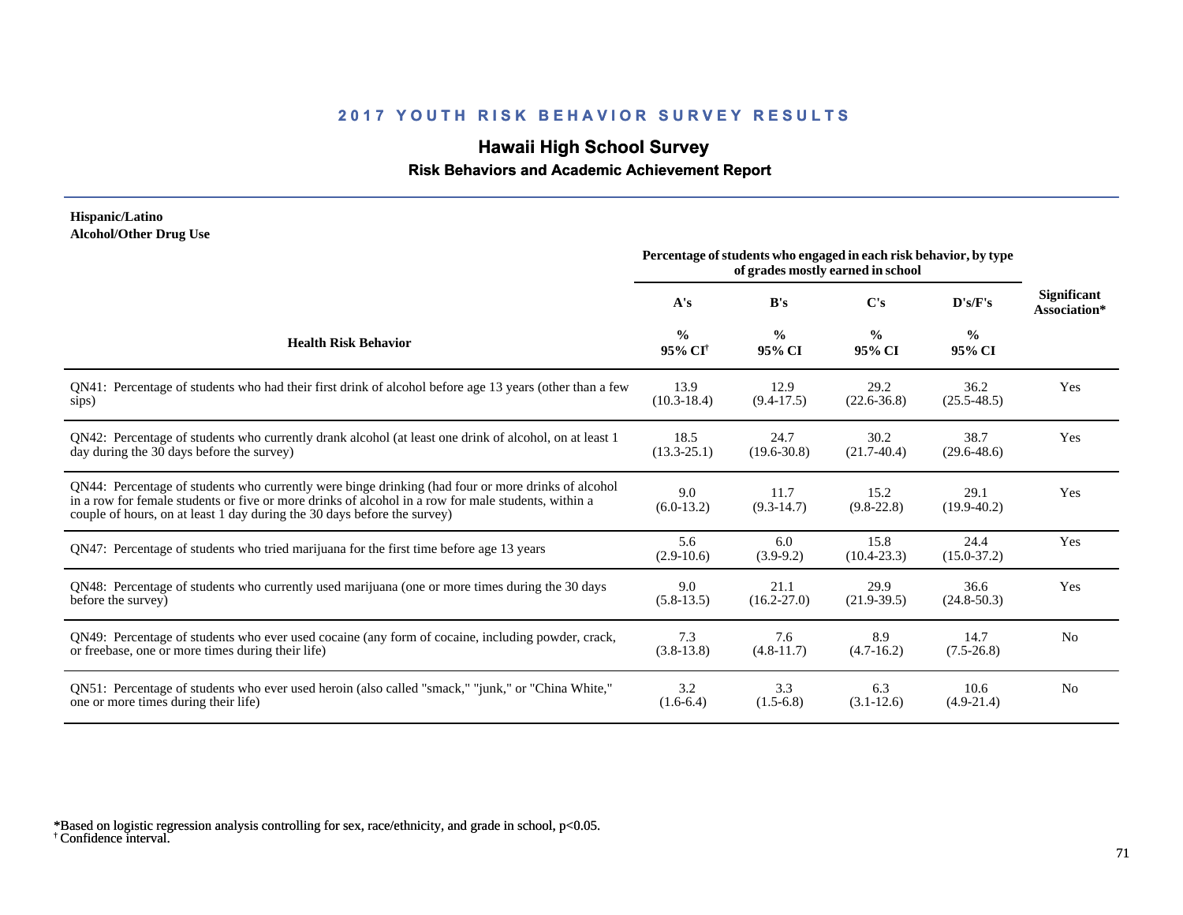## 2017 YOUTH RISK BEHAVIOR SURVEY RESULTS

# Hawaii High School Survey

### Risk Behaviors and Academic Achievement Report

**Hispanic/Latino**
**Alcohol/Other Drug Use**

| Health Risk Behavior | Percentage of students who engaged in each risk behavior, by type of grades mostly earned in school | | | | Significant Association* |
|---|---|---|---|---|---|
| | A's | B's | C's | D's/F's | |
| | % 95% CI[†] | % 95% CI | % 95% CI | % 95% CI | |
| QN41: Percentage of students who had their first drink of alcohol before age 13 years (other than a few sips) | 13.9 (10.3-18.4) | 12.9 (9.4-17.5) | 29.2 (22.6-36.8) | 36.2 (25.5-48.5) | Yes |
| QN42: Percentage of students who currently drank alcohol (at least one drink of alcohol, on at least 1 day during the 30 days before the survey) | 18.5 (13.3-25.1) | 24.7 (19.6-30.8) | 30.2 (21.7-40.4) | 38.7 (29.6-48.6) | Yes |
| QN44: Percentage of students who currently were binge drinking (had four or more drinks of alcohol in a row for female students or five or more drinks of alcohol in a row for male students, within a couple of hours, on at least 1 day during the 30 days before the survey) | 9.0 (6.0-13.2) | 11.7 (9.3-14.7) | 15.2 (9.8-22.8) | 29.1 (19.9-40.2) | Yes |
| QN47: Percentage of students who tried marijuana for the first time before age 13 years | 5.6 (2.9-10.6) | 6.0 (3.9-9.2) | 15.8 (10.4-23.3) | 24.4 (15.0-37.2) | Yes |
| QN48: Percentage of students who currently used marijuana (one or more times during the 30 days before the survey) | 9.0 (5.8-13.5) | 21.1 (16.2-27.0) | 29.9 (21.9-39.5) | 36.6 (24.8-50.3) | Yes |
| QN49: Percentage of students who ever used cocaine (any form of cocaine, including powder, crack, or freebase, one or more times during their life) | 7.3 (3.8-13.8) | 7.6 (4.8-11.7) | 8.9 (4.7-16.2) | 14.7 (7.5-26.8) | No |
| QN51: Percentage of students who ever used heroin (also called "smack," "junk," or "China White," one or more times during their life) | 3.2 (1.6-6.4) | 3.3 (1.5-6.8) | 6.3 (3.1-12.6) | 10.6 (4.9-21.4) | No |

*Based on logistic regression analysis controlling for sex, race/ethnicity, and grade in school, $p<0.05$.
[†] Confidence interval.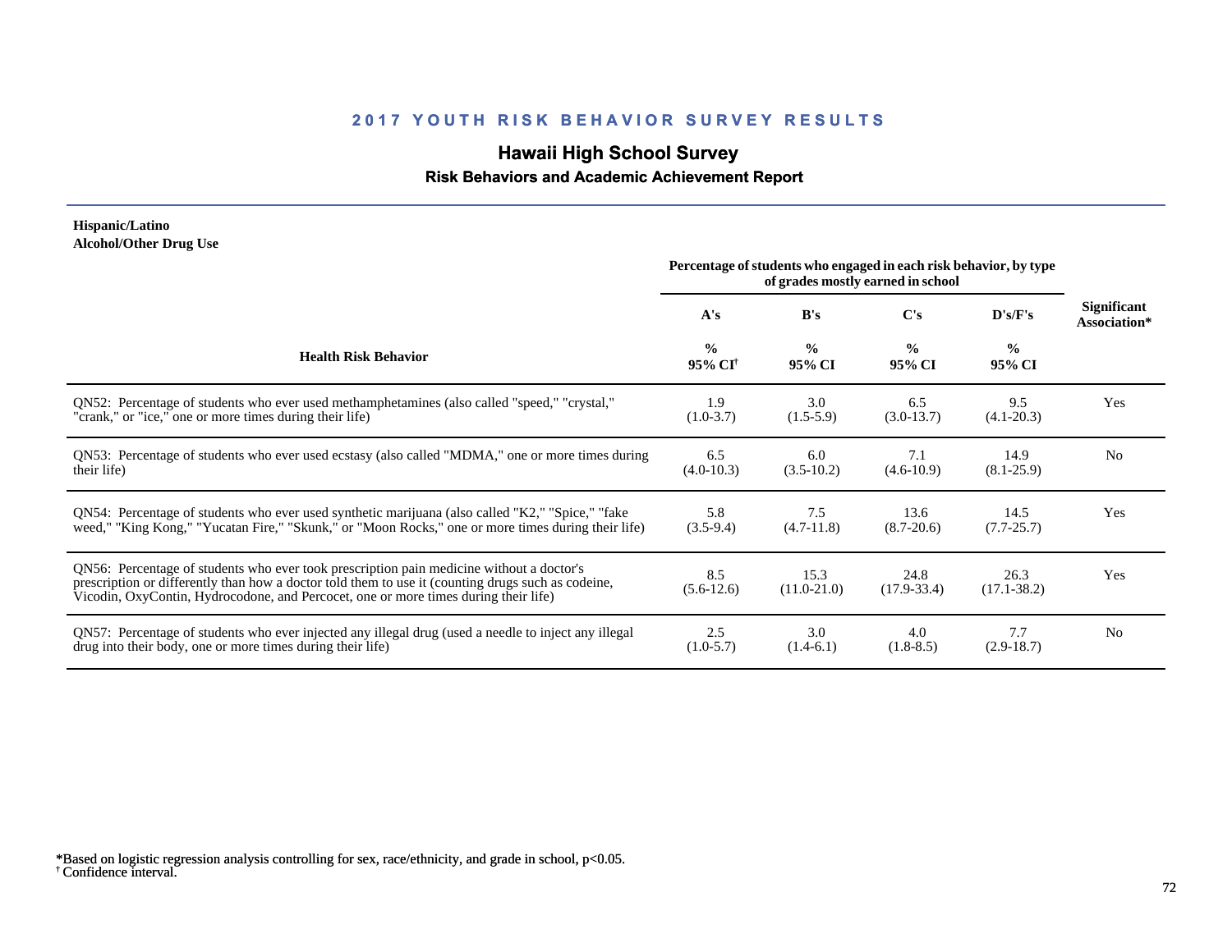## 2017 YOUTH RISK BEHAVIOR SURVEY RESULTS

# Hawaii High School Survey

### Risk Behaviors and Academic Achievement Report

**Hispanic/Latino**
**Alcohol/Other Drug Use**

| Health Risk Behavior | Percentage of students who engaged in each risk behavior, by type of grades mostly earned in school | | | | Significant Association* |
|---|---|---|---|---|---|
| | A's | B's | C's | D's/F's | |
| | % 95% CI[†] | % 95% CI | % 95% CI | % 95% CI | |
| QN52: Percentage of students who ever used methamphetamines (also called "speed," "crystal," "crank," or "ice," one or more times during their life) | 1.9 (1.0-3.7) | 3.0 (1.5-5.9) | 6.5 (3.0-13.7) | 9.5 (4.1-20.3) | Yes |
| QN53: Percentage of students who ever used ecstasy (also called "MDMA," one or more times during their life) | 6.5 (4.0-10.3) | 6.0 (3.5-10.2) | 7.1 (4.6-10.9) | 14.9 (8.1-25.9) | No |
| QN54: Percentage of students who ever used synthetic marijuana (also called "K2," "Spice," "fake weed," "King Kong," "Yucatan Fire," "Skunk," or "Moon Rocks," one or more times during their life) | 5.8 (3.5-9.4) | 7.5 (4.7-11.8) | 13.6 (8.7-20.6) | 14.5 (7.7-25.7) | Yes |
| QN56: Percentage of students who ever took prescription pain medicine without a doctor's prescription or differently than how a doctor told them to use it (counting drugs such as codeine, Vicodin, OxyContin, Hydrocodone, and Percocet, one or more times during their life) | 8.5 (5.6-12.6) | 15.3 (11.0-21.0) | 24.8 (17.9-33.4) | 26.3 (17.1-38.2) | Yes |
| QN57: Percentage of students who ever injected any illegal drug (used a needle to inject any illegal drug into their body, one or more times during their life) | 2.5 (1.0-5.7) | 3.0 (1.4-6.1) | 4.0 (1.8-8.5) | 7.7 (2.9-18.7) | No |

*Based on logistic regression analysis controlling for sex, race/ethnicity, and grade in school, $p<0.05$.
[†] Confidence interval.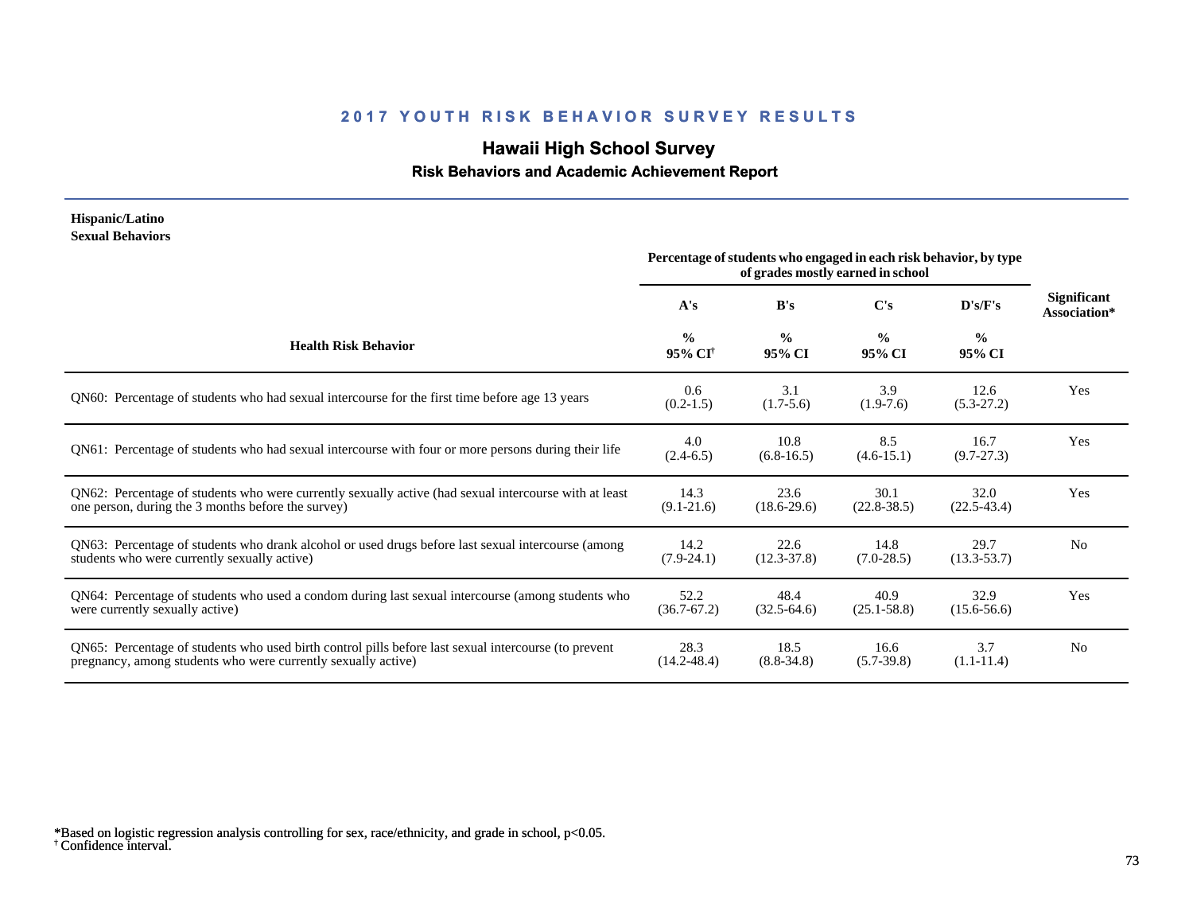## 2017 YOUTH RISK BEHAVIOR SURVEY RESULTS

### Hawaii High School Survey

#### Risk Behaviors and Academic Achievement Report

**Hispanic/Latino**
**Sexual Behaviors**

| Health Risk Behavior | Percentage of students who engaged in each risk behavior, by type of grades mostly earned in school | | | | Significant Association* |
|---|---|---|---|---|---|
| | A's<br>%<br>95% CI[†] | B's<br>%<br>95% CI | C's<br>%<br>95% CI | D's/F's<br>%<br>95% CI | |
| QN60: Percentage of students who had sexual intercourse for the first time before age 13 years | 0.6<br>(0.2-1.5) | 3.1<br>(1.7-5.6) | 3.9<br>(1.9-7.6) | 12.6<br>(5.3-27.2) | Yes |
| QN61: Percentage of students who had sexual intercourse with four or more persons during their life | 4.0<br>(2.4-6.5) | 10.8<br>(6.8-16.5) | 8.5<br>(4.6-15.1) | 16.7<br>(9.7-27.3) | Yes |
| QN62: Percentage of students who were currently sexually active (had sexual intercourse with at least one person, during the 3 months before the survey) | 14.3<br>(9.1-21.6) | 23.6<br>(18.6-29.6) | 30.1<br>(22.8-38.5) | 32.0<br>(22.5-43.4) | Yes |
| QN63: Percentage of students who drank alcohol or used drugs before last sexual intercourse (among students who were currently sexually active) | 14.2<br>(7.9-24.1) | 22.6<br>(12.3-37.8) | 14.8<br>(7.0-28.5) | 29.7<br>(13.3-53.7) | No |
| QN64: Percentage of students who used a condom during last sexual intercourse (among students who were currently sexually active) | 52.2<br>(36.7-67.2) | 48.4<br>(32.5-64.6) | 40.9<br>(25.1-58.8) | 32.9<br>(15.6-56.6) | Yes |
| QN65: Percentage of students who used birth control pills before last sexual intercourse (to prevent pregnancy, among students who were currently sexually active) | 28.3<br>(14.2-48.4) | 18.5<br>(8.8-34.8) | 16.6<br>(5.7-39.8) | 3.7<br>(1.1-11.4) | No |

*Based on logistic regression analysis controlling for sex, race/ethnicity, and grade in school, $p<0.05$.
[†] Confidence interval.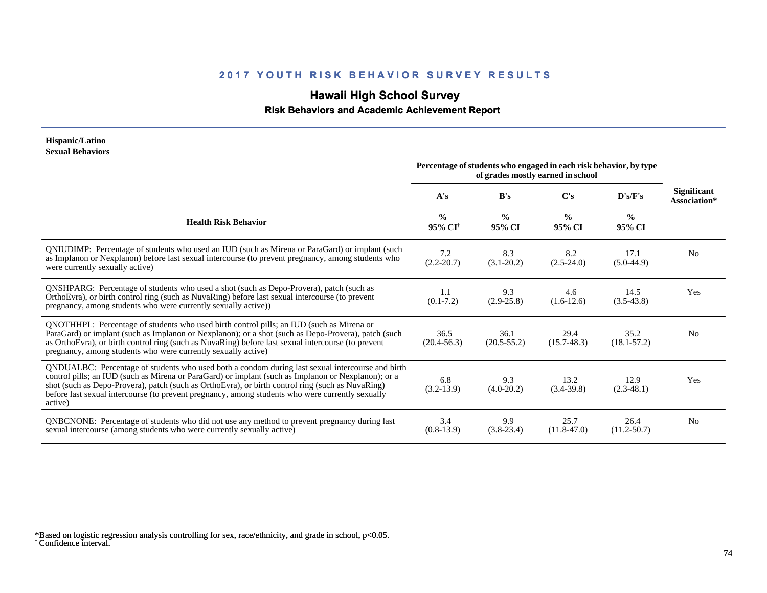## 2017 YOUTH RISK BEHAVIOR SURVEY RESULTS

# Hawaii High School Survey

### Risk Behaviors and Academic Achievement Report

**Hispanic/Latino**
**Sexual Behaviors**

| Health Risk Behavior | A's % 95% CI[†] | B's % 95% CI | C's % 95% CI | D's/F's % 95% CI | Significant Association* |
|---|---|---|---|---|---|
| | Percentage of students who engaged in each risk behavior, by type of grades mostly earned in school | | | | |
| QNIUDIMP: Percentage of students who used an IUD (such as Mirena or ParaGard) or implant (such as Implanon or Nexplanon) before last sexual intercourse (to prevent pregnancy, among students who were currently sexually active) | 7.2 (2.2-20.7) | 8.3 (3.1-20.2) | 8.2 (2.5-24.0) | 17.1 (5.0-44.9) | No |
| QNSHPARG: Percentage of students who used a shot (such as Depo-Provera), patch (such as OrthoEvra), or birth control ring (such as NuvaRing) before last sexual intercourse (to prevent pregnancy, among students who were currently sexually active)) | 1.1 (0.1-7.2) | 9.3 (2.9-25.8) | 4.6 (1.6-12.6) | 14.5 (3.5-43.8) | Yes |
| QNOTHHPL: Percentage of students who used birth control pills; an IUD (such as Mirena or ParaGard) or implant (such as Implanon or Nexplanon); or a shot (such as Depo-Provera), patch (such as OrthoEvra), or birth control ring (such as NuvaRing) before last sexual intercourse (to prevent pregnancy, among students who were currently sexually active) | 36.5 (20.4-56.3) | 36.1 (20.5-55.2) | 29.4 (15.7-48.3) | 35.2 (18.1-57.2) | No |
| QNDUALBC: Percentage of students who used both a condom during last sexual intercourse and birth control pills; an IUD (such as Mirena or ParaGard) or implant (such as Implanon or Nexplanon); or a shot (such as Depo-Provera), patch (such as OrthoEvra), or birth control ring (such as NuvaRing) before last sexual intercourse (to prevent pregnancy, among students who were currently sexually active) | 6.8 (3.2-13.9) | 9.3 (4.0-20.2) | 13.2 (3.4-39.8) | 12.9 (2.3-48.1) | Yes |
| QNBCNONE: Percentage of students who did not use any method to prevent pregnancy during last sexual intercourse (among students who were currently sexually active) | 3.4 (0.8-13.9) | 9.9 (3.8-23.4) | 25.7 (11.8-47.0) | 26.4 (11.2-50.7) | No |

*Based on logistic regression analysis controlling for sex, race/ethnicity, and grade in school, $p<0.05$.
[†] Confidence interval.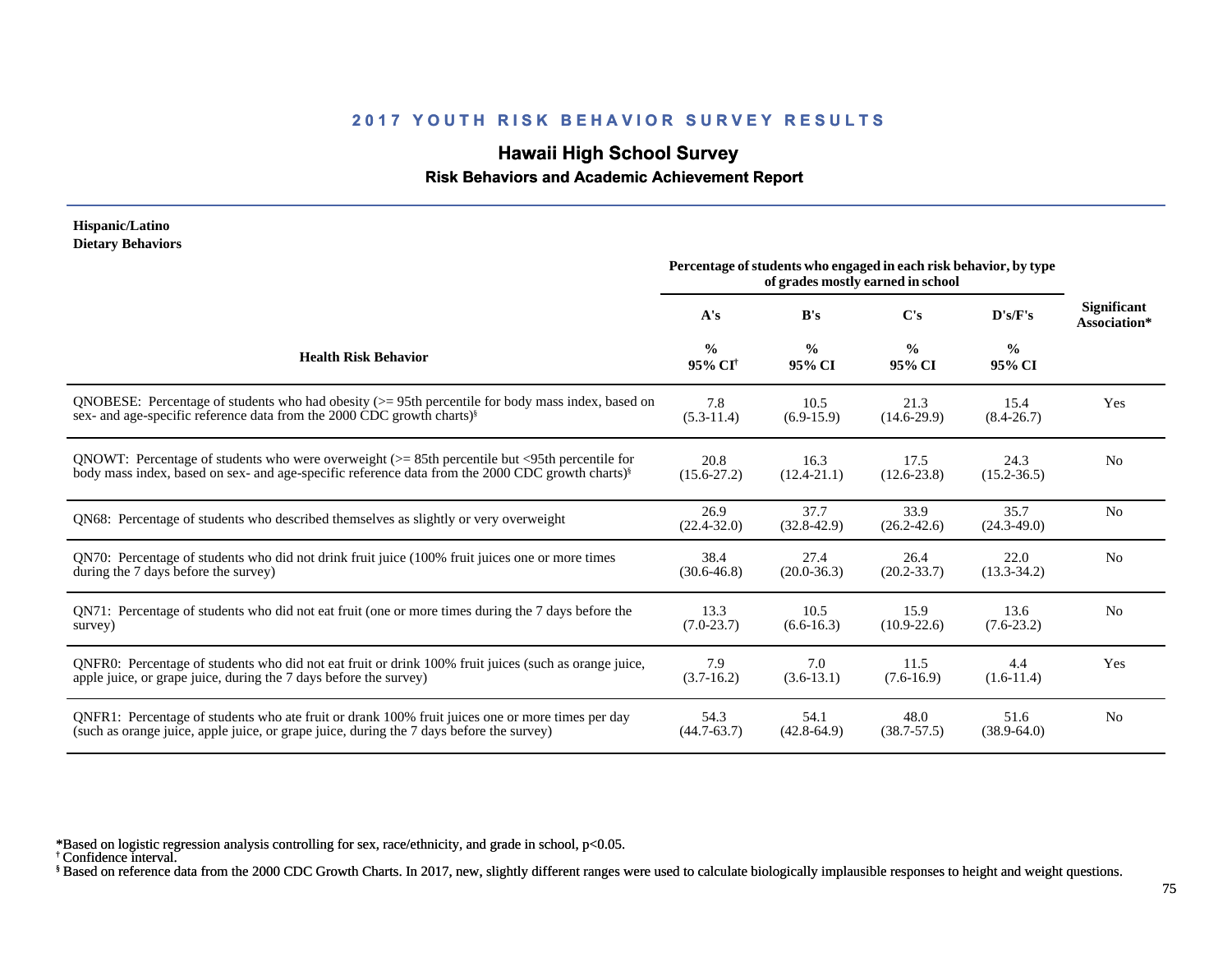## 2017 YOUTH RISK BEHAVIOR SURVEY RESULTS

# Hawaii High School Survey

### Risk Behaviors and Academic Achievement Report

**Hispanic/Latino**
**Dietary Behaviors**

| Health Risk Behavior | Percentage of students who engaged in each risk behavior, by type of grades mostly earned in school | | | | Significant Association* |
|---|---|---|---|---|---|
| | A's | B's | C's | D's/F's | |
| | % 95% CI[†] | % 95% CI | % 95% CI | % 95% CI | |
| QNOBESE: Percentage of students who had obesity (>= 95th percentile for body mass index, based on sex- and age-specific reference data from the 2000 CDC growth charts)[§] | 7.8 (5.3-11.4) | 10.5 (6.9-15.9) | 21.3 (14.6-29.9) | 15.4 (8.4-26.7) | Yes |
| QNOWT: Percentage of students who were overweight (>= 85th percentile but <95th percentile for body mass index, based on sex- and age-specific reference data from the 2000 CDC growth charts)[§] | 20.8 (15.6-27.2) | 16.3 (12.4-21.1) | 17.5 (12.6-23.8) | 24.3 (15.2-36.5) | No |
| QN68: Percentage of students who described themselves as slightly or very overweight | 26.9 (22.4-32.0) | 37.7 (32.8-42.9) | 33.9 (26.2-42.6) | 35.7 (24.3-49.0) | No |
| QN70: Percentage of students who did not drink fruit juice (100% fruit juices one or more times during the 7 days before the survey) | 38.4 (30.6-46.8) | 27.4 (20.0-36.3) | 26.4 (20.2-33.7) | 22.0 (13.3-34.2) | No |
| QN71: Percentage of students who did not eat fruit (one or more times during the 7 days before the survey) | 13.3 (7.0-23.7) | 10.5 (6.6-16.3) | 15.9 (10.9-22.6) | 13.6 (7.6-23.2) | No |
| QNFR0: Percentage of students who did not eat fruit or drink 100% fruit juices (such as orange juice, apple juice, or grape juice, during the 7 days before the survey) | 7.9 (3.7-16.2) | 7.0 (3.6-13.1) | 11.5 (7.6-16.9) | 4.4 (1.6-11.4) | Yes |
| QNFR1: Percentage of students who ate fruit or drank 100% fruit juices one or more times per day (such as orange juice, apple juice, or grape juice, during the 7 days before the survey) | 54.3 (44.7-63.7) | 54.1 (42.8-64.9) | 48.0 (38.7-57.5) | 51.6 (38.9-64.0) | No |

*Based on logistic regression analysis controlling for sex, race/ethnicity, and grade in school, p<0.05.
[†] Confidence interval.
[§] Based on reference data from the 2000 CDC Growth Charts. In 2017, new, slightly different ranges were used to calculate biologically implausible responses to height and weight questions.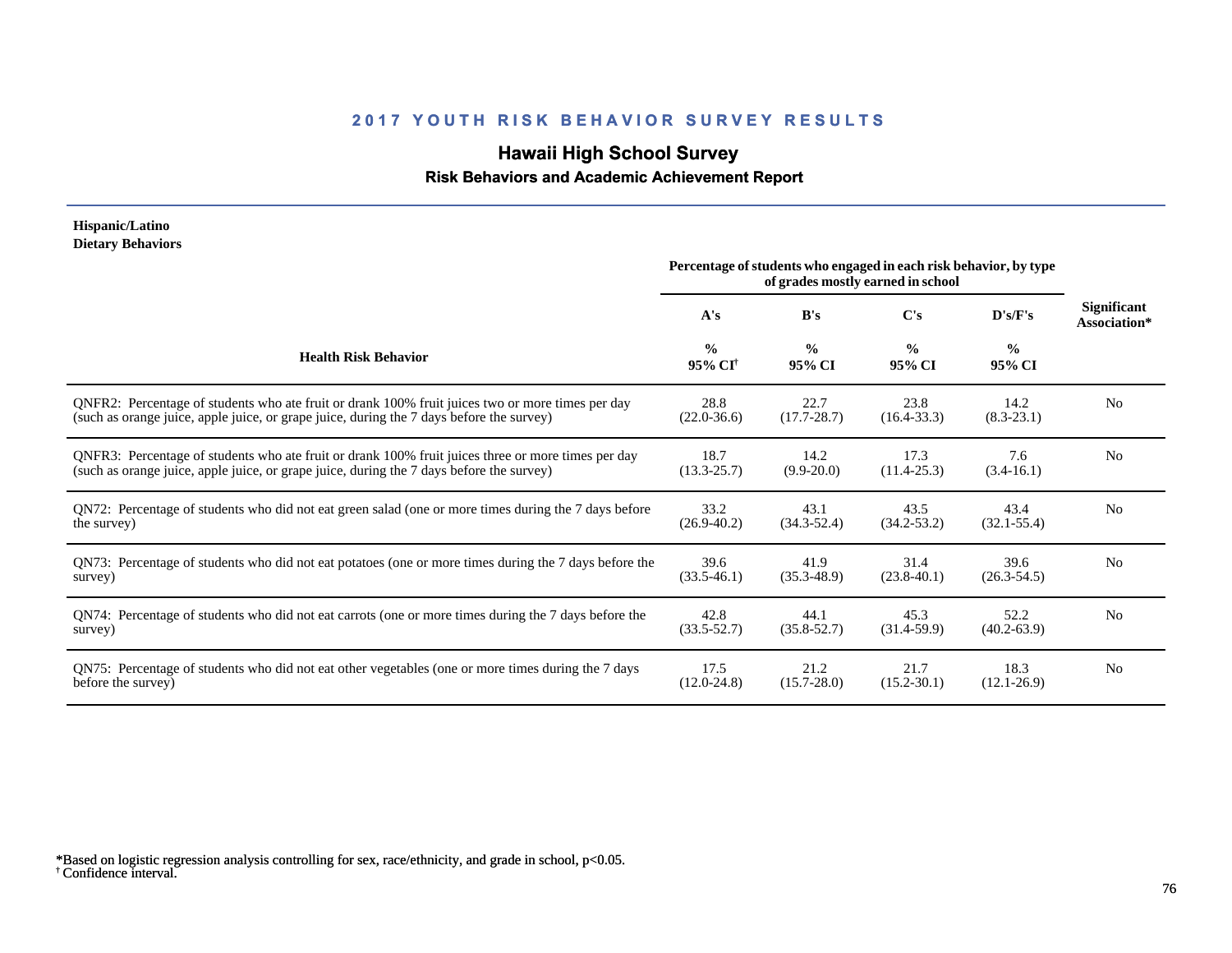## 2017 YOUTH RISK BEHAVIOR SURVEY RESULTS

# Hawaii High School Survey

### Risk Behaviors and Academic Achievement Report

**Hispanic/Latino**
**Dietary Behaviors**

| Health Risk Behavior | Percentage of students who engaged in each risk behavior, by type of grades mostly earned in school | | | | Significant Association* |
|---|---|---|---|---|---|
| | A's | B's | C's | D's/F's | |
| | % 95% CI[†] | % 95% CI | % 95% CI | % 95% CI | |
| QNFR2: Percentage of students who ate fruit or drank 100% fruit juices two or more times per day (such as orange juice, apple juice, or grape juice, during the 7 days before the survey) | 28.8 (22.0-36.6) | 22.7 (17.7-28.7) | 23.8 (16.4-33.3) | 14.2 (8.3-23.1) | No |
| QNFR3: Percentage of students who ate fruit or drank 100% fruit juices three or more times per day (such as orange juice, apple juice, or grape juice, during the 7 days before the survey) | 18.7 (13.3-25.7) | 14.2 (9.9-20.0) | 17.3 (11.4-25.3) | 7.6 (3.4-16.1) | No |
| QN72: Percentage of students who did not eat green salad (one or more times during the 7 days before the survey) | 33.2 (26.9-40.2) | 43.1 (34.3-52.4) | 43.5 (34.2-53.2) | 43.4 (32.1-55.4) | No |
| QN73: Percentage of students who did not eat potatoes (one or more times during the 7 days before the survey) | 39.6 (33.5-46.1) | 41.9 (35.3-48.9) | 31.4 (23.8-40.1) | 39.6 (26.3-54.5) | No |
| QN74: Percentage of students who did not eat carrots (one or more times during the 7 days before the survey) | 42.8 (33.5-52.7) | 44.1 (35.8-52.7) | 45.3 (31.4-59.9) | 52.2 (40.2-63.9) | No |
| QN75: Percentage of students who did not eat other vegetables (one or more times during the 7 days before the survey) | 17.5 (12.0-24.8) | 21.2 (15.7-28.0) | 21.7 (15.2-30.1) | 18.3 (12.1-26.9) | No |

*Based on logistic regression analysis controlling for sex, race/ethnicity, and grade in school, $p<0.05$.
[†] Confidence interval.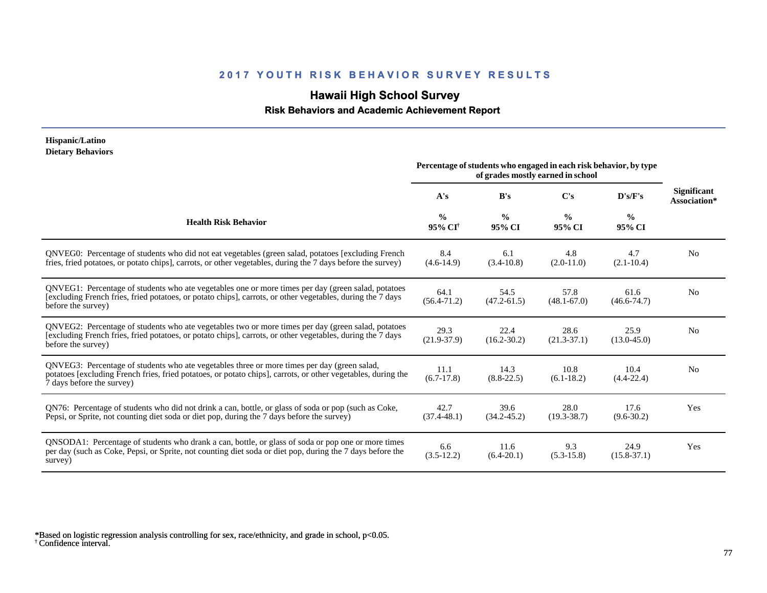## 2017 YOUTH RISK BEHAVIOR SURVEY RESULTS

### Hawaii High School Survey

#### Risk Behaviors and Academic Achievement Report

**Hispanic/Latino**
**Dietary Behaviors**

| Health Risk Behavior | A's % 95% CI[†] | B's % 95% CI | C's % 95% CI | D's/F's % 95% CI | Significant Association* |
|---|---|---|---|---|---|
| | *Percentage of students who engaged in each risk behavior, by type of grades mostly earned in school* | | | | |
| QNVEG0: Percentage of students who did not eat vegetables (green salad, potatoes [excluding French fries, fried potatoes, or potato chips], carrots, or other vegetables, during the 7 days before the survey) | 8.4 (4.6-14.9) | 6.1 (3.4-10.8) | 4.8 (2.0-11.0) | 4.7 (2.1-10.4) | No |
| QNVEG1: Percentage of students who ate vegetables one or more times per day (green salad, potatoes [excluding French fries, fried potatoes, or potato chips], carrots, or other vegetables, during the 7 days before the survey) | 64.1 (56.4-71.2) | 54.5 (47.2-61.5) | 57.8 (48.1-67.0) | 61.6 (46.6-74.7) | No |
| QNVEG2: Percentage of students who ate vegetables two or more times per day (green salad, potatoes [excluding French fries, fried potatoes, or potato chips], carrots, or other vegetables, during the 7 days before the survey) | 29.3 (21.9-37.9) | 22.4 (16.2-30.2) | 28.6 (21.3-37.1) | 25.9 (13.0-45.0) | No |
| QNVEG3: Percentage of students who ate vegetables three or more times per day (green salad, potatoes [excluding French fries, fried potatoes, or potato chips], carrots, or other vegetables, during the 7 days before the survey) | 11.1 (6.7-17.8) | 14.3 (8.8-22.5) | 10.8 (6.1-18.2) | 10.4 (4.4-22.4) | No |
| QN76: Percentage of students who did not drink a can, bottle, or glass of soda or pop (such as Coke, Pepsi, or Sprite, not counting diet soda or diet pop, during the 7 days before the survey) | 42.7 (37.4-48.1) | 39.6 (34.2-45.2) | 28.0 (19.3-38.7) | 17.6 (9.6-30.2) | Yes |
| QNSODA1: Percentage of students who drank a can, bottle, or glass of soda or pop one or more times per day (such as Coke, Pepsi, or Sprite, not counting diet soda or diet pop, during the 7 days before the survey) | 6.6 (3.5-12.2) | 11.6 (6.4-20.1) | 9.3 (5.3-15.8) | 24.9 (15.8-37.1) | Yes |

*Based on logistic regression analysis controlling for sex, race/ethnicity, and grade in school, $p<0.05$.
[†] Confidence interval.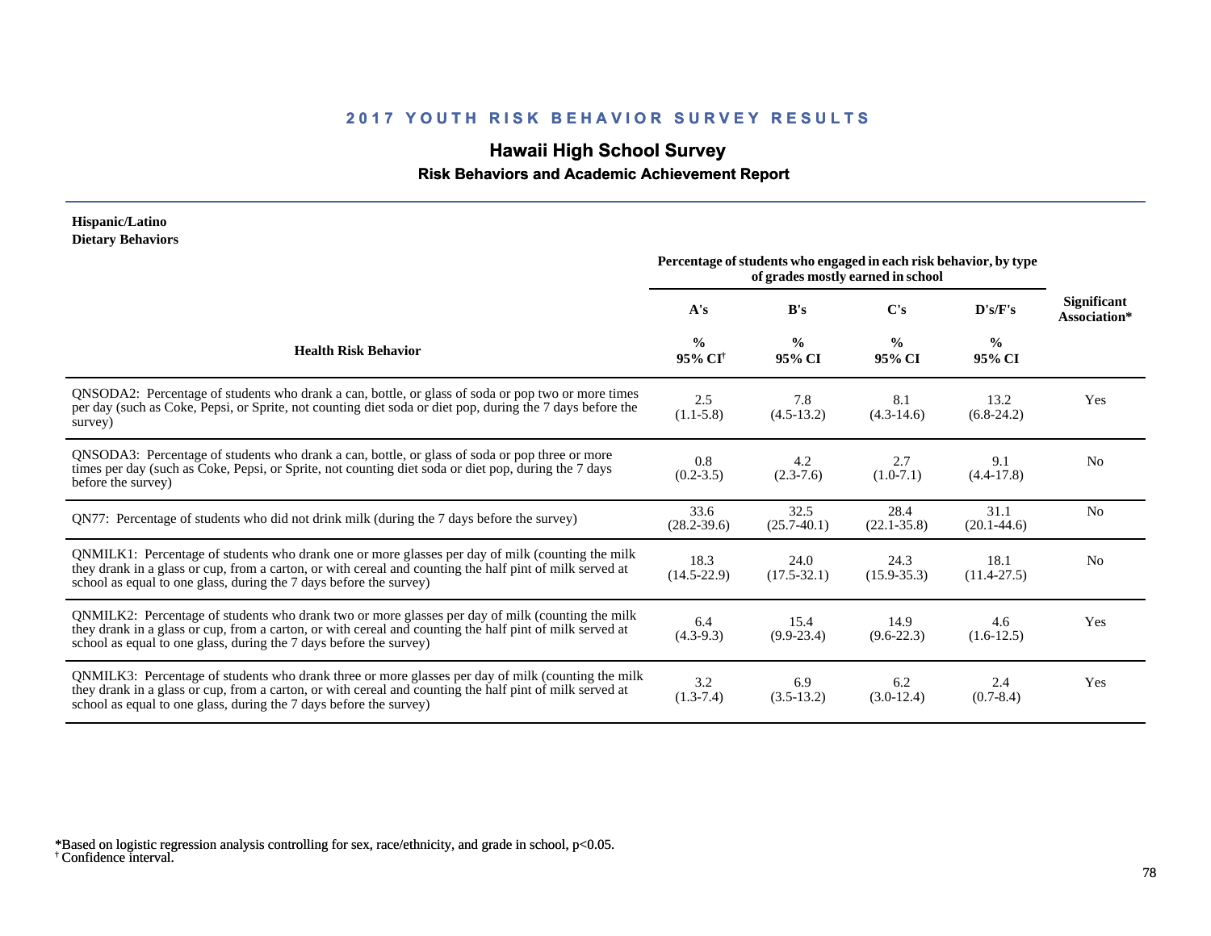## 2017 YOUTH RISK BEHAVIOR SURVEY RESULTS

### Hawaii High School Survey

### Risk Behaviors and Academic Achievement Report

**Hispanic/Latino**
**Dietary Behaviors**

| Health Risk Behavior | Percentage of students who engaged in each risk behavior, by type of grades mostly earned in school | | | | Significant Association* |
|---|---|---|---|---|---|
| | A's | B's | C's | D's/F's | |
| | % 95% CI[†] | % 95% CI | % 95% CI | % 95% CI | |
| QNSODA2: Percentage of students who drank a can, bottle, or glass of soda or pop two or more times per day (such as Coke, Pepsi, or Sprite, not counting diet soda or diet pop, during the 7 days before the survey) | 2.5 (1.1-5.8) | 7.8 (4.5-13.2) | 8.1 (4.3-14.6) | 13.2 (6.8-24.2) | Yes |
| QNSODA3: Percentage of students who drank a can, bottle, or glass of soda or pop three or more times per day (such as Coke, Pepsi, or Sprite, not counting diet soda or diet pop, during the 7 days before the survey) | 0.8 (0.2-3.5) | 4.2 (2.3-7.6) | 2.7 (1.0-7.1) | 9.1 (4.4-17.8) | No |
| QN77: Percentage of students who did not drink milk (during the 7 days before the survey) | 33.6 (28.2-39.6) | 32.5 (25.7-40.1) | 28.4 (22.1-35.8) | 31.1 (20.1-44.6) | No |
| QNMILK1: Percentage of students who drank one or more glasses per day of milk (counting the milk they drank in a glass or cup, from a carton, or with cereal and counting the half pint of milk served at school as equal to one glass, during the 7 days before the survey) | 18.3 (14.5-22.9) | 24.0 (17.5-32.1) | 24.3 (15.9-35.3) | 18.1 (11.4-27.5) | No |
| QNMILK2: Percentage of students who drank two or more glasses per day of milk (counting the milk they drank in a glass or cup, from a carton, or with cereal and counting the half pint of milk served at school as equal to one glass, during the 7 days before the survey) | 6.4 (4.3-9.3) | 15.4 (9.9-23.4) | 14.9 (9.6-22.3) | 4.6 (1.6-12.5) | Yes |
| QNMILK3: Percentage of students who drank three or more glasses per day of milk (counting the milk they drank in a glass or cup, from a carton, or with cereal and counting the half pint of milk served at school as equal to one glass, during the 7 days before the survey) | 3.2 (1.3-7.4) | 6.9 (3.5-13.2) | 6.2 (3.0-12.4) | 2.4 (0.7-8.4) | Yes |

*Based on logistic regression analysis controlling for sex, race/ethnicity, and grade in school, $p<0.05$.
[†] Confidence interval.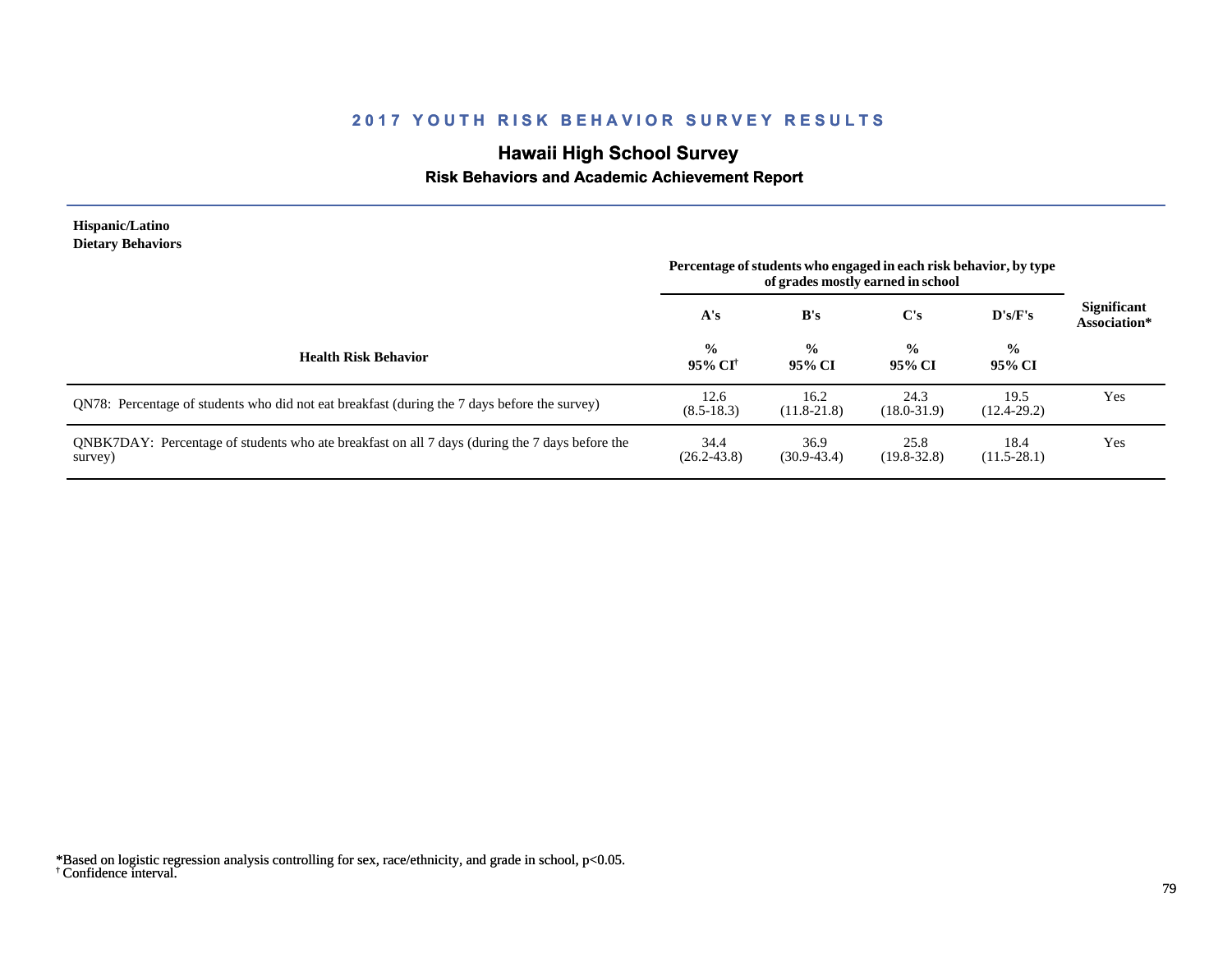# 2017 YOUTH RISK BEHAVIOR SURVEY RESULTS

## Hawaii High School Survey

### Risk Behaviors and Academic Achievement Report

**Hispanic/Latino**
**Dietary Behaviors**

| Health Risk Behavior | A's % 95% CI[†] | B's % 95% CI | C's % 95% CI | D's/F's % 95% CI | Significant Association* |
|---|---|---|---|---|---|
| | Percentage of students who engaged in each risk behavior, by type of grades mostly earned in school | | | | |
| QN78: Percentage of students who did not eat breakfast (during the 7 days before the survey) | 12.6 (8.5-18.3) | 16.2 (11.8-21.8) | 24.3 (18.0-31.9) | 19.5 (12.4-29.2) | Yes |
| QNBK7DAY: Percentage of students who ate breakfast on all 7 days (during the 7 days before the survey) | 34.4 (26.2-43.8) | 36.9 (30.9-43.4) | 25.8 (19.8-32.8) | 18.4 (11.5-28.1) | Yes |

*Based on logistic regression analysis controlling for sex, race/ethnicity, and grade in school, $p<0.05$.
[†] Confidence interval.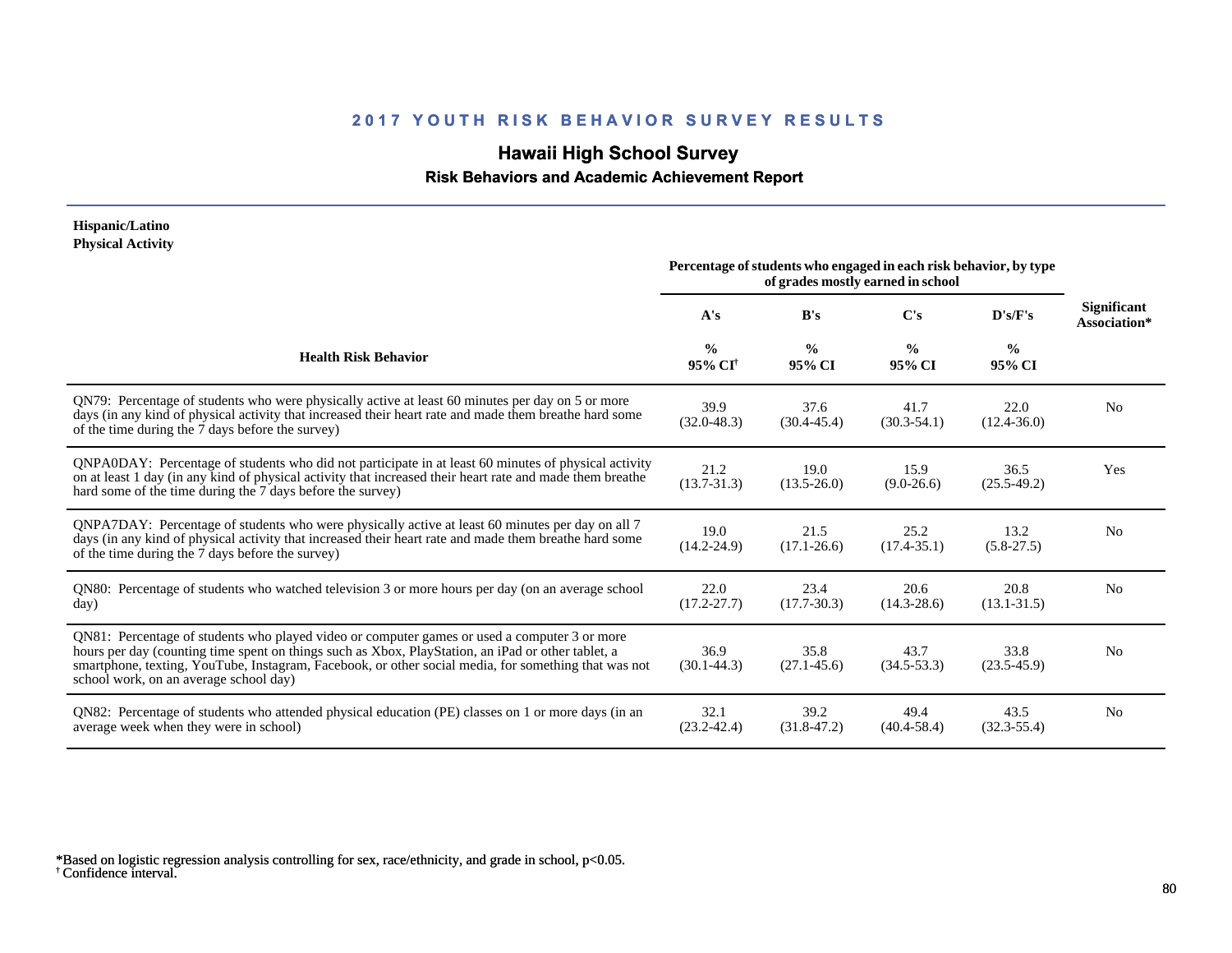## 2017 YOUTH RISK BEHAVIOR SURVEY RESULTS

### Hawaii High School Survey

**Risk Behaviors and Academic Achievement Report**

**Hispanic/Latino**
**Physical Activity**

| Health Risk Behavior | Percentage of students who engaged in each risk behavior, by type of grades mostly earned in school | | | | Significant Association* |
|---|---|---|---|---|---|
| | A's | B's | C's | D's/F's | |
| | % 95% CI[†] | % 95% CI | % 95% CI | % 95% CI | |
| QN79: Percentage of students who were physically active at least 60 minutes per day on 5 or more days (in any kind of physical activity that increased their heart rate and made them breathe hard some of the time during the 7 days before the survey) | 39.9 (32.0-48.3) | 37.6 (30.4-45.4) | 41.7 (30.3-54.1) | 22.0 (12.4-36.0) | No |
| QNPA0DAY: Percentage of students who did not participate in at least 60 minutes of physical activity on at least 1 day (in any kind of physical activity that increased their heart rate and made them breathe hard some of the time during the 7 days before the survey) | 21.2 (13.7-31.3) | 19.0 (13.5-26.0) | 15.9 (9.0-26.6) | 36.5 (25.5-49.2) | Yes |
| QNPA7DAY: Percentage of students who were physically active at least 60 minutes per day on all 7 days (in any kind of physical activity that increased their heart rate and made them breathe hard some of the time during the 7 days before the survey) | 19.0 (14.2-24.9) | 21.5 (17.1-26.6) | 25.2 (17.4-35.1) | 13.2 (5.8-27.5) | No |
| QN80: Percentage of students who watched television 3 or more hours per day (on an average school day) | 22.0 (17.2-27.7) | 23.4 (17.7-30.3) | 20.6 (14.3-28.6) | 20.8 (13.1-31.5) | No |
| QN81: Percentage of students who played video or computer games or used a computer 3 or more hours per day (counting time spent on things such as Xbox, PlayStation, an iPad or other tablet, a smartphone, texting, YouTube, Instagram, Facebook, or other social media, for something that was not school work, on an average school day) | 36.9 (30.1-44.3) | 35.8 (27.1-45.6) | 43.7 (34.5-53.3) | 33.8 (23.5-45.9) | No |
| QN82: Percentage of students who attended physical education (PE) classes on 1 or more days (in an average week when they were in school) | 32.1 (23.2-42.4) | 39.2 (31.8-47.2) | 49.4 (40.4-58.4) | 43.5 (32.3-55.4) | No |

*Based on logistic regression analysis controlling for sex, race/ethnicity, and grade in school, $p<0.05$.
[†] Confidence interval.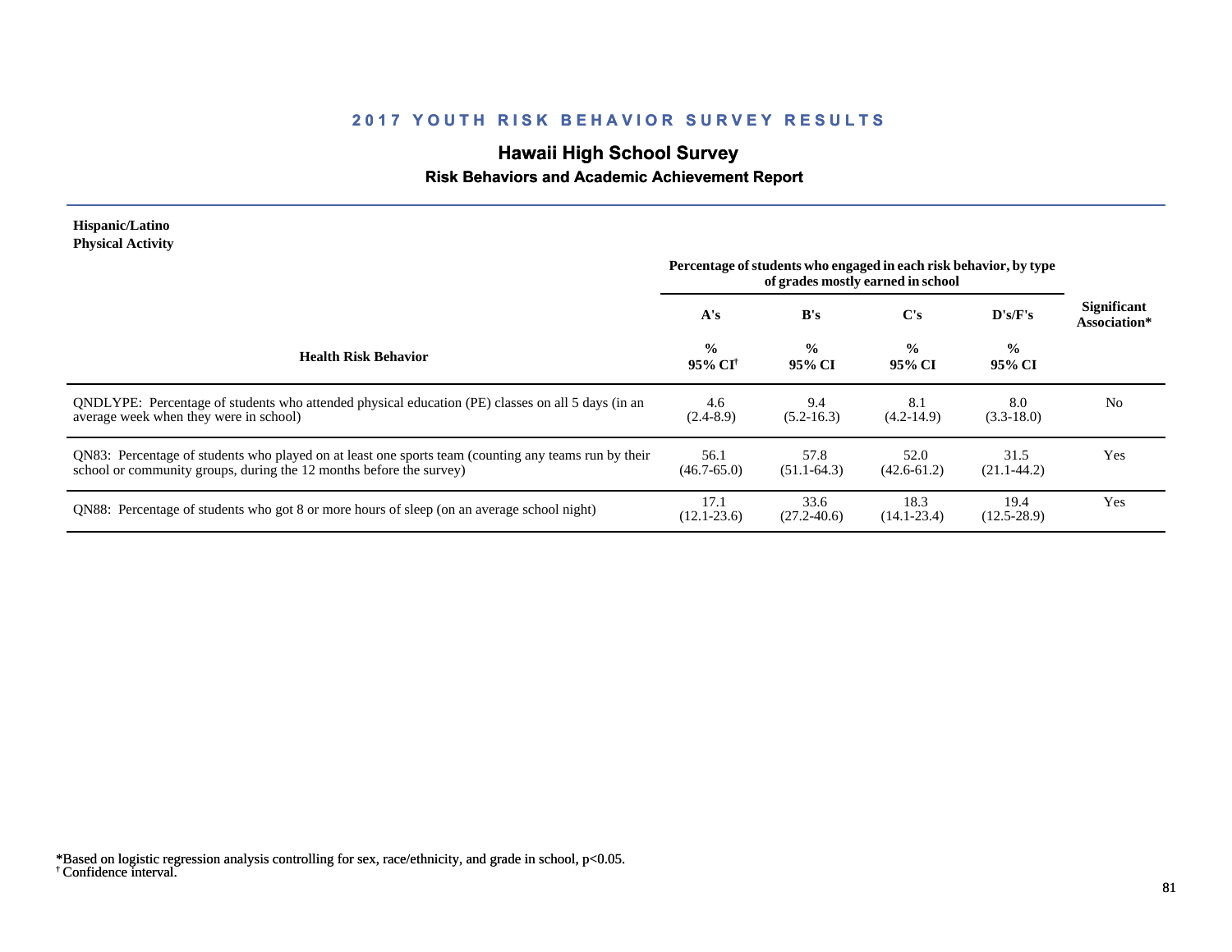# 2017 YOUTH RISK BEHAVIOR SURVEY RESULTS

## Hawaii High School Survey

### Risk Behaviors and Academic Achievement Report

**Hispanic/Latino**
**Physical Activity**

| Health Risk Behavior | A's % 95% CI[†] | B's % 95% CI | C's % 95% CI | D's/F's % 95% CI | Significant Association* |
|---|---|---|---|---|---|
| | Percentage of students who engaged in each risk behavior, by type of grades mostly earned in school | | | | |
| QNDLYPE: Percentage of students who attended physical education (PE) classes on all 5 days (in an average week when they were in school) | 4.6 (2.4-8.9) | 9.4 (5.2-16.3) | 8.1 (4.2-14.9) | 8.0 (3.3-18.0) | No |
| QN83: Percentage of students who played on at least one sports team (counting any teams run by their school or community groups, during the 12 months before the survey) | 56.1 (46.7-65.0) | 57.8 (51.1-64.3) | 52.0 (42.6-61.2) | 31.5 (21.1-44.2) | Yes |
| QN88: Percentage of students who got 8 or more hours of sleep (on an average school night) | 17.1 (12.1-23.6) | 33.6 (27.2-40.6) | 18.3 (14.1-23.4) | 19.4 (12.5-28.9) | Yes |

*Based on logistic regression analysis controlling for sex, race/ethnicity, and grade in school, $p<0.05$.
[†] Confidence interval.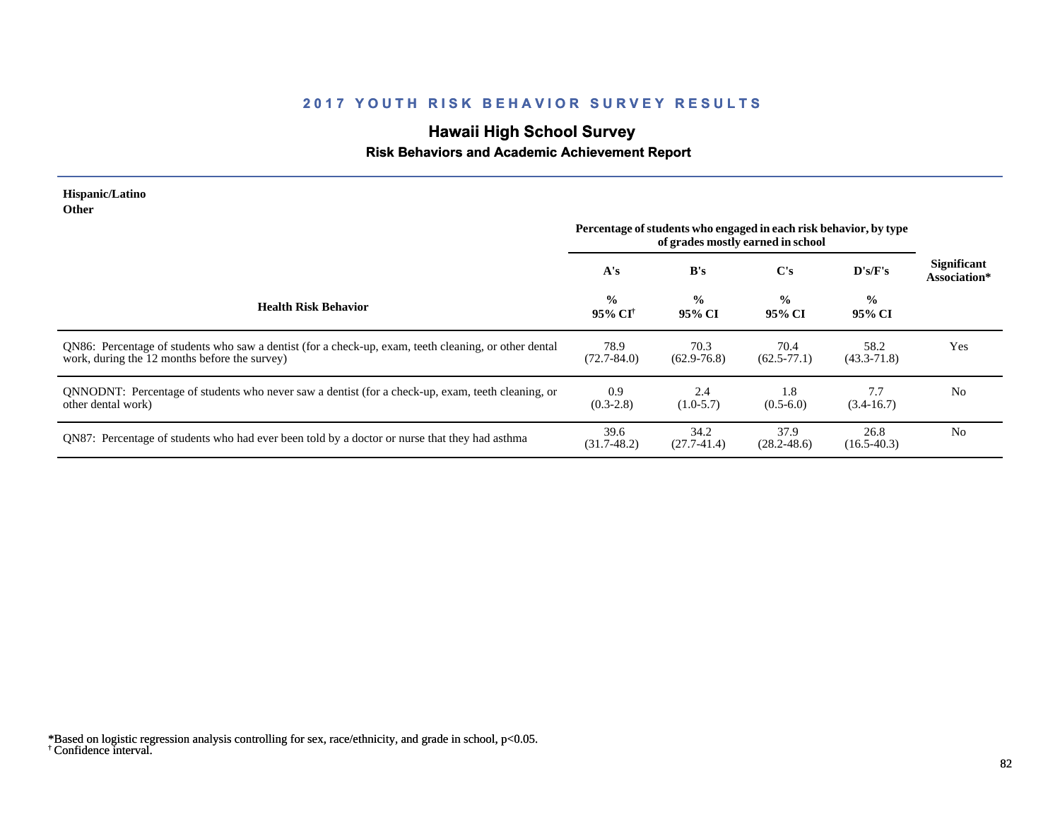## 2017 YOUTH RISK BEHAVIOR SURVEY RESULTS

# Hawaii High School Survey

### Risk Behaviors and Academic Achievement Report

**Hispanic/Latino**
**Other**

| Health Risk Behavior | Percentage of students who engaged in each risk behavior, by type of grades mostly earned in school | | | | Significant Association* |
|---|---|---|---|---|---|
| | A's | B's | C's | D's/F's | |
| | % 95% CI[†] | % 95% CI | % 95% CI | % 95% CI | |
| QN86: Percentage of students who saw a dentist (for a check-up, exam, teeth cleaning, or other dental work, during the 12 months before the survey) | 78.9 (72.7-84.0) | 70.3 (62.9-76.8) | 70.4 (62.5-77.1) | 58.2 (43.3-71.8) | Yes |
| QNNODNT: Percentage of students who never saw a dentist (for a check-up, exam, teeth cleaning, or other dental work) | 0.9 (0.3-2.8) | 2.4 (1.0-5.7) | 1.8 (0.5-6.0) | 7.7 (3.4-16.7) | No |
| QN87: Percentage of students who had ever been told by a doctor or nurse that they had asthma | 39.6 (31.7-48.2) | 34.2 (27.7-41.4) | 37.9 (28.2-48.6) | 26.8 (16.5-40.3) | No |

*Based on logistic regression analysis controlling for sex, race/ethnicity, and grade in school, $p<0.05$.
[†] Confidence interval.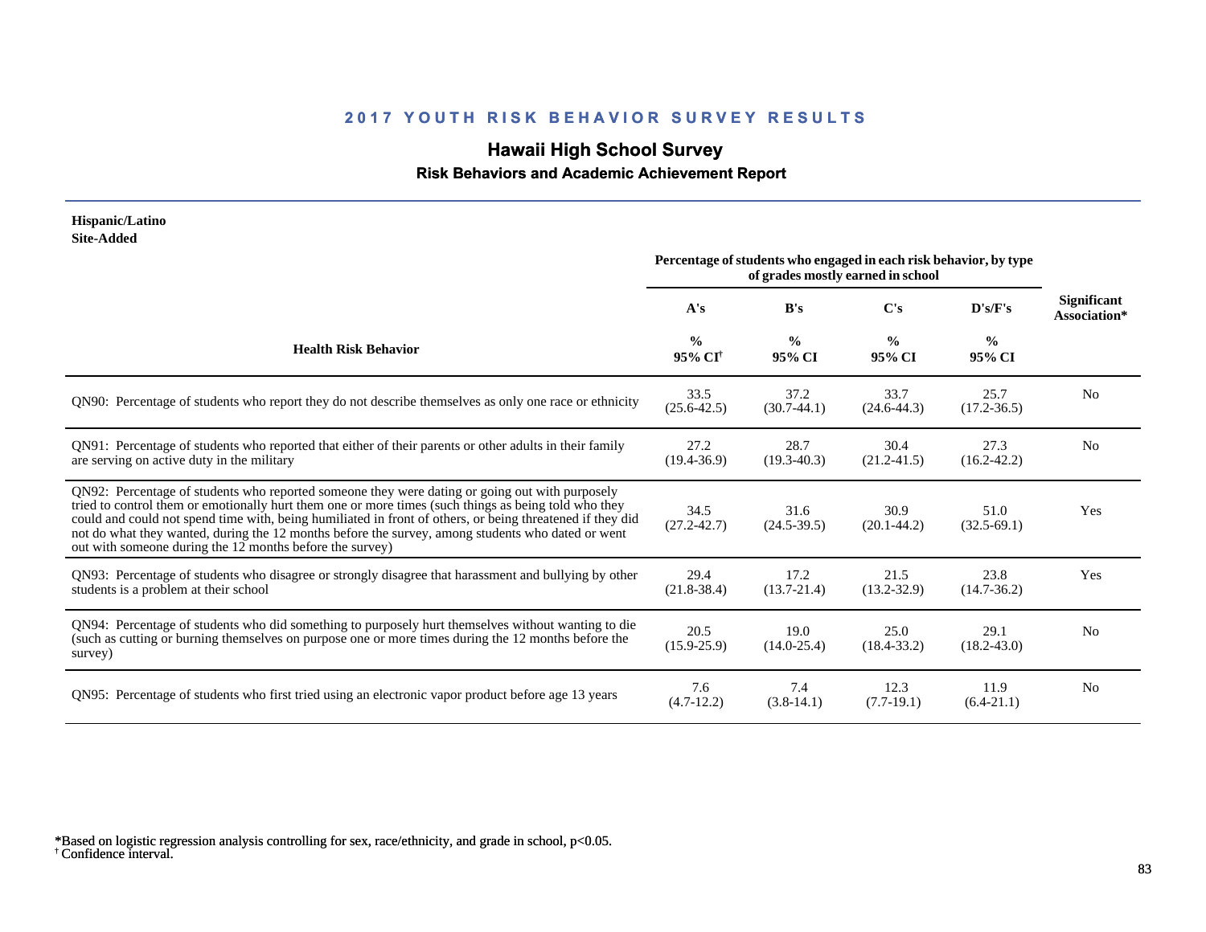## 2017 YOUTH RISK BEHAVIOR SURVEY RESULTS

# Hawaii High School Survey

### Risk Behaviors and Academic Achievement Report

**Hispanic/Latino**
**Site-Added**

| Health Risk Behavior | Percentage of students who engaged in each risk behavior, by type of grades mostly earned in school | | | | Significant Association* |
|---|---|---|---|---|---|
| | A's | B's | C's | D's/F's | |
| | % 95% CI[†] | % 95% CI | % 95% CI | % 95% CI | |
| QN90: Percentage of students who report they do not describe themselves as only one race or ethnicity | 33.5 (25.6-42.5) | 37.2 (30.7-44.1) | 33.7 (24.6-44.3) | 25.7 (17.2-36.5) | No |
| QN91: Percentage of students who reported that either of their parents or other adults in their family are serving on active duty in the military | 27.2 (19.4-36.9) | 28.7 (19.3-40.3) | 30.4 (21.2-41.5) | 27.3 (16.2-42.2) | No |
| QN92: Percentage of students who reported someone they were dating or going out with purposely tried to control them or emotionally hurt them one or more times (such things as being told who they could and could not spend time with, being humiliated in front of others, or being threatened if they did not do what they wanted, during the 12 months before the survey, among students who dated or went out with someone during the 12 months before the survey) | 34.5 (27.2-42.7) | 31.6 (24.5-39.5) | 30.9 (20.1-44.2) | 51.0 (32.5-69.1) | Yes |
| QN93: Percentage of students who disagree or strongly disagree that harassment and bullying by other students is a problem at their school | 29.4 (21.8-38.4) | 17.2 (13.7-21.4) | 21.5 (13.2-32.9) | 23.8 (14.7-36.2) | Yes |
| QN94: Percentage of students who did something to purposely hurt themselves without wanting to die (such as cutting or burning themselves on purpose one or more times during the 12 months before the survey) | 20.5 (15.9-25.9) | 19.0 (14.0-25.4) | 25.0 (18.4-33.2) | 29.1 (18.2-43.0) | No |
| QN95: Percentage of students who first tried using an electronic vapor product before age 13 years | 7.6 (4.7-12.2) | 7.4 (3.8-14.1) | 12.3 (7.7-19.1) | 11.9 (6.4-21.1) | No |

*Based on logistic regression analysis controlling for sex, race/ethnicity, and grade in school, $p<0.05$.
[†] Confidence interval.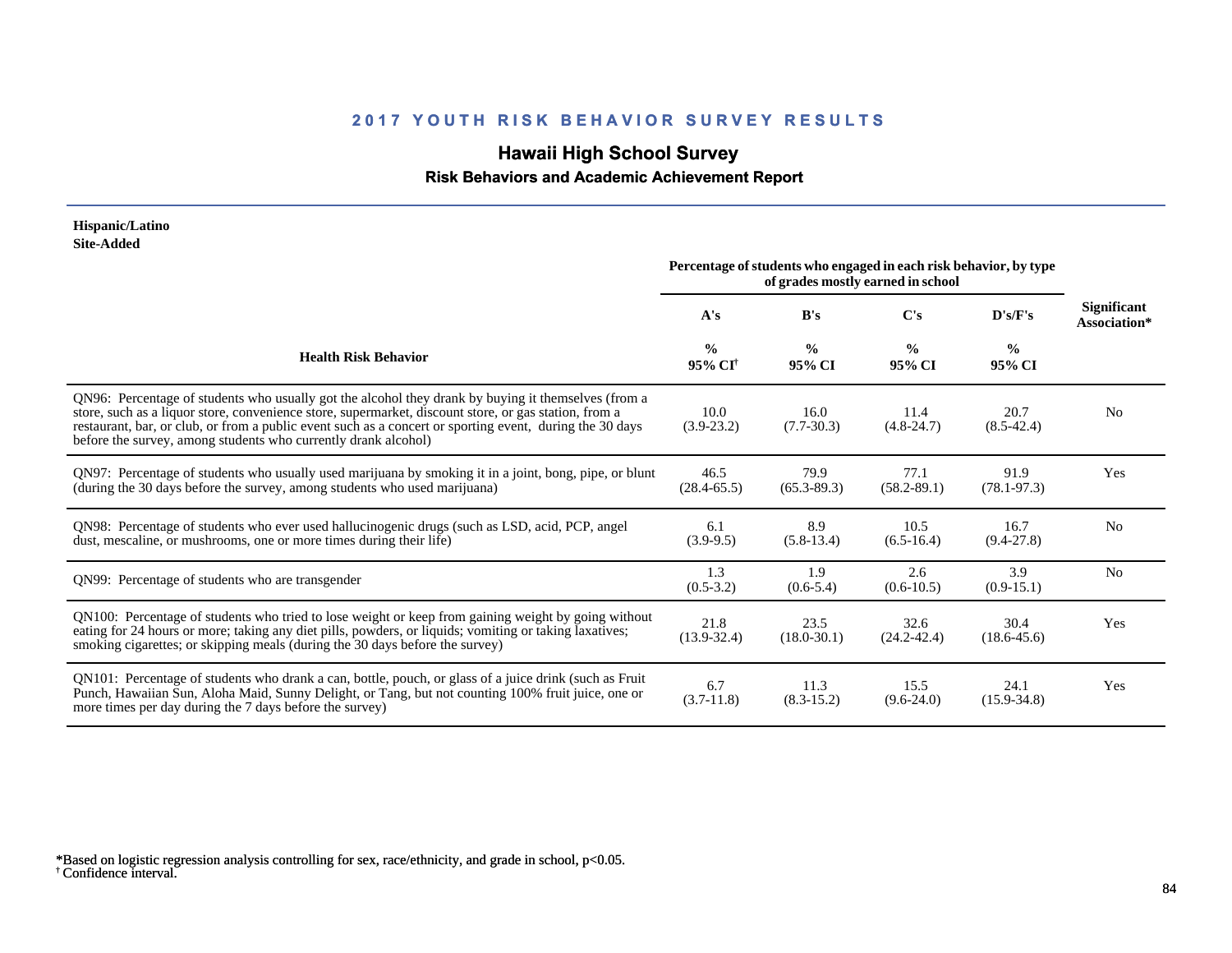## 2017 YOUTH RISK BEHAVIOR SURVEY RESULTS

# Hawaii High School Survey

### Risk Behaviors and Academic Achievement Report

**Hispanic/Latino**
**Site-Added**

| Health Risk Behavior | Percentage of students who engaged in each risk behavior, by type of grades mostly earned in school | | | | Significant Association* |
|---|---|---|---|---|---|
| | A's<br>%<br>95% CI[†] | B's<br>%<br>95% CI | C's<br>%<br>95% CI | D's/F's<br>%<br>95% CI | |
| QN96: Percentage of students who usually got the alcohol they drank by buying it themselves (from a store, such as a liquor store, convenience store, supermarket, discount store, or gas station, from a restaurant, bar, or club, or from a public event such as a concert or sporting event, during the 30 days before the survey, among students who currently drank alcohol) | 10.0<br>(3.9-23.2) | 16.0<br>(7.7-30.3) | 11.4<br>(4.8-24.7) | 20.7<br>(8.5-42.4) | No |
| QN97: Percentage of students who usually used marijuana by smoking it in a joint, bong, pipe, or blunt (during the 30 days before the survey, among students who used marijuana) | 46.5<br>(28.4-65.5) | 79.9<br>(65.3-89.3) | 77.1<br>(58.2-89.1) | 91.9<br>(78.1-97.3) | Yes |
| QN98: Percentage of students who ever used hallucinogenic drugs (such as LSD, acid, PCP, angel dust, mescaline, or mushrooms, one or more times during their life) | 6.1<br>(3.9-9.5) | 8.9<br>(5.8-13.4) | 10.5<br>(6.5-16.4) | 16.7<br>(9.4-27.8) | No |
| QN99: Percentage of students who are transgender | 1.3<br>(0.5-3.2) | 1.9<br>(0.6-5.4) | 2.6<br>(0.6-10.5) | 3.9<br>(0.9-15.1) | No |
| QN100: Percentage of students who tried to lose weight or keep from gaining weight by going without eating for 24 hours or more; taking any diet pills, powders, or liquids; vomiting or taking laxatives; smoking cigarettes; or skipping meals (during the 30 days before the survey) | 21.8<br>(13.9-32.4) | 23.5<br>(18.0-30.1) | 32.6<br>(24.2-42.4) | 30.4<br>(18.6-45.6) | Yes |
| QN101: Percentage of students who drank a can, bottle, pouch, or glass of a juice drink (such as Fruit Punch, Hawaiian Sun, Aloha Maid, Sunny Delight, or Tang, but not counting 100% fruit juice, one or more times per day during the 7 days before the survey) | 6.7<br>(3.7-11.8) | 11.3<br>(8.3-15.2) | 15.5<br>(9.6-24.0) | 24.1<br>(15.9-34.8) | Yes |

*Based on logistic regression analysis controlling for sex, race/ethnicity, and grade in school, $p<0.05$.
[†] Confidence interval.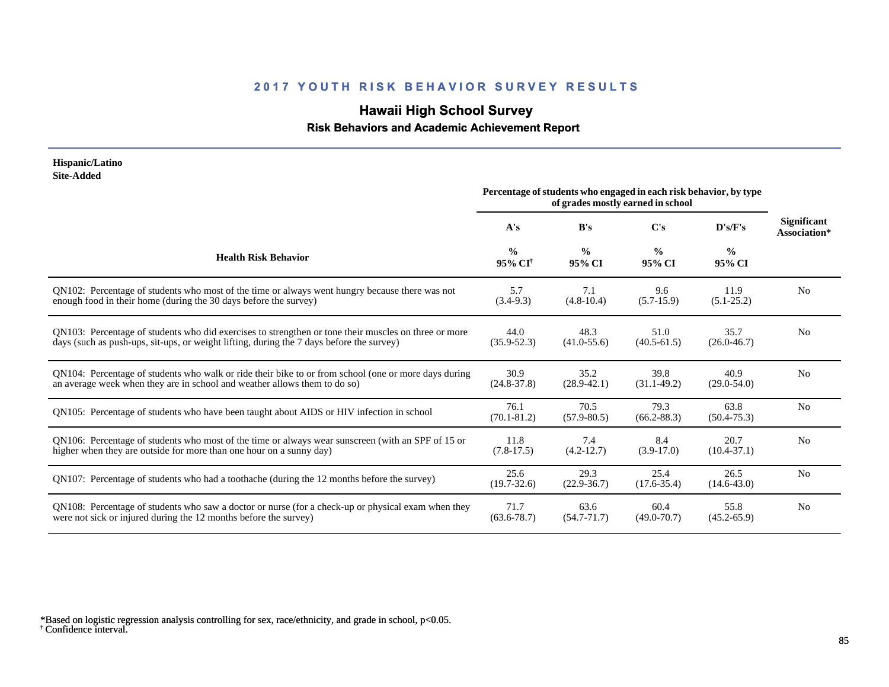## 2017 YOUTH RISK BEHAVIOR SURVEY RESULTS

# Hawaii High School Survey

### Risk Behaviors and Academic Achievement Report

**Hispanic/Latino**
**Site-Added**

| Health Risk Behavior | A's % 95% CI[†] | B's % 95% CI | C's % 95% CI | D's/F's % 95% CI | Significant Association* |
|---|---|---|---|---|---|
| | Percentage of students who engaged in each risk behavior, by type of grades mostly earned in school | | | | |
| QN102: Percentage of students who most of the time or always went hungry because there was not enough food in their home (during the 30 days before the survey) | 5.7 (3.4-9.3) | 7.1 (4.8-10.4) | 9.6 (5.7-15.9) | 11.9 (5.1-25.2) | No |
| QN103: Percentage of students who did exercises to strengthen or tone their muscles on three or more days (such as push-ups, sit-ups, or weight lifting, during the 7 days before the survey) | 44.0 (35.9-52.3) | 48.3 (41.0-55.6) | 51.0 (40.5-61.5) | 35.7 (26.0-46.7) | No |
| QN104: Percentage of students who walk or ride their bike to or from school (one or more days during an average week when they are in school and weather allows them to do so) | 30.9 (24.8-37.8) | 35.2 (28.9-42.1) | 39.8 (31.1-49.2) | 40.9 (29.0-54.0) | No |
| QN105: Percentage of students who have been taught about AIDS or HIV infection in school | 76.1 (70.1-81.2) | 70.5 (57.9-80.5) | 79.3 (66.2-88.3) | 63.8 (50.4-75.3) | No |
| QN106: Percentage of students who most of the time or always wear sunscreen (with an SPF of 15 or higher when they are outside for more than one hour on a sunny day) | 11.8 (7.8-17.5) | 7.4 (4.2-12.7) | 8.4 (3.9-17.0) | 20.7 (10.4-37.1) | No |
| QN107: Percentage of students who had a toothache (during the 12 months before the survey) | 25.6 (19.7-32.6) | 29.3 (22.9-36.7) | 25.4 (17.6-35.4) | 26.5 (14.6-43.0) | No |
| QN108: Percentage of students who saw a doctor or nurse (for a check-up or physical exam when they were not sick or injured during the 12 months before the survey) | 71.7 (63.6-78.7) | 63.6 (54.7-71.7) | 60.4 (49.0-70.7) | 55.8 (45.2-65.9) | No |

*Based on logistic regression analysis controlling for sex, race/ethnicity, and grade in school, $p<0.05$.
[†] Confidence interval.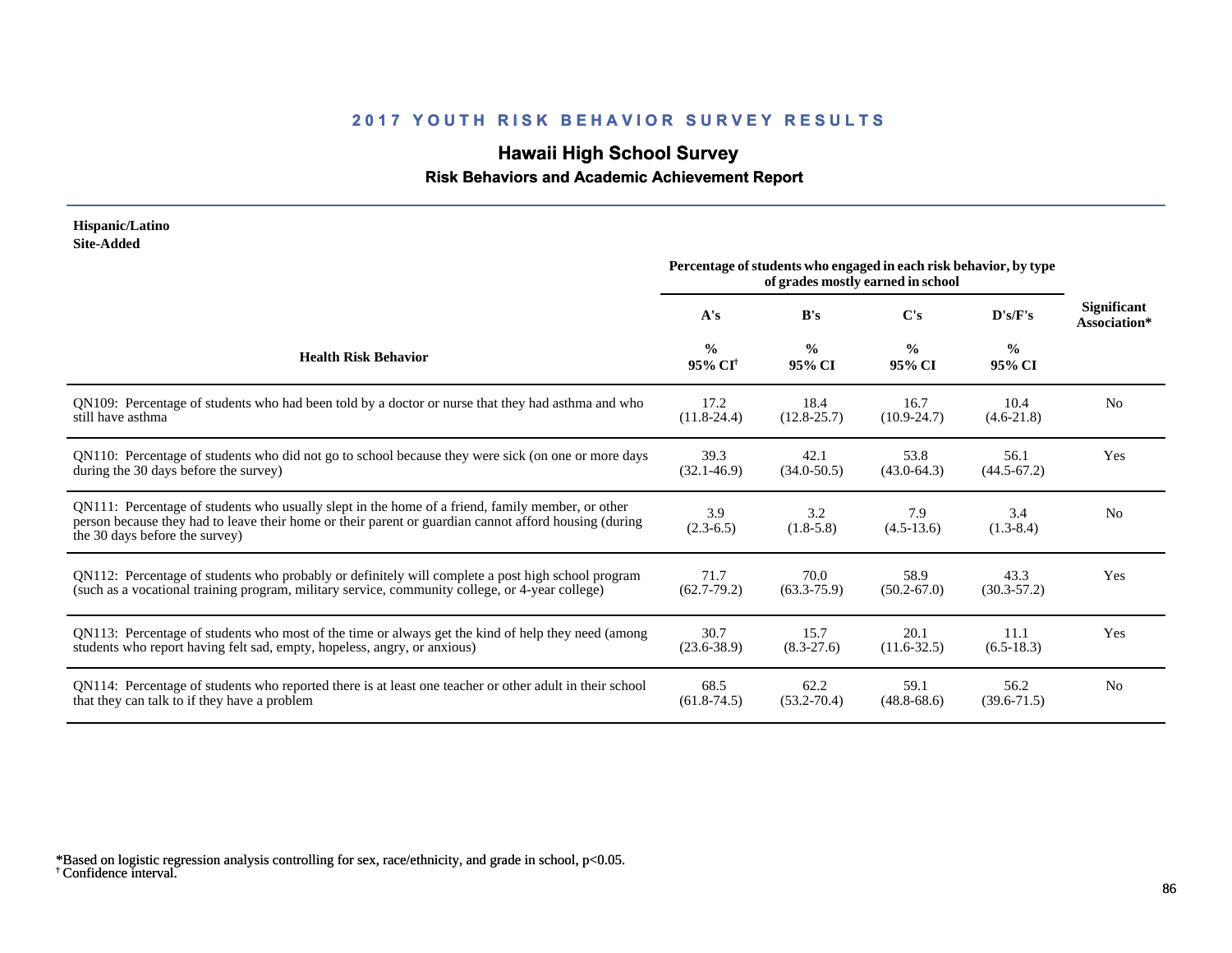## 2017 YOUTH RISK BEHAVIOR SURVEY RESULTS

# Hawaii High School Survey

### Risk Behaviors and Academic Achievement Report

**Hispanic/Latino**
**Site-Added**

| Health Risk Behavior | A's<br>%<br>95% CI[†] | B's<br>%<br>95% CI | C's<br>%<br>95% CI | D's/F's<br>%<br>95% CI | Significant Association* |
|---|---|---|---|---|---|
| | Percentage of students who engaged in each risk behavior, by type of grades mostly earned in school | | | | |
| QN109: Percentage of students who had been told by a doctor or nurse that they had asthma and who still have asthma | 17.2<br>(11.8-24.4) | 18.4<br>(12.8-25.7) | 16.7<br>(10.9-24.7) | 10.4<br>(4.6-21.8) | No |
| QN110: Percentage of students who did not go to school because they were sick (on one or more days during the 30 days before the survey) | 39.3<br>(32.1-46.9) | 42.1<br>(34.0-50.5) | 53.8<br>(43.0-64.3) | 56.1<br>(44.5-67.2) | Yes |
| QN111: Percentage of students who usually slept in the home of a friend, family member, or other person because they had to leave their home or their parent or guardian cannot afford housing (during the 30 days before the survey) | 3.9<br>(2.3-6.5) | 3.2<br>(1.8-5.8) | 7.9<br>(4.5-13.6) | 3.4<br>(1.3-8.4) | No |
| QN112: Percentage of students who probably or definitely will complete a post high school program (such as a vocational training program, military service, community college, or 4-year college) | 71.7<br>(62.7-79.2) | 70.0<br>(63.3-75.9) | 58.9<br>(50.2-67.0) | 43.3<br>(30.3-57.2) | Yes |
| QN113: Percentage of students who most of the time or always get the kind of help they need (among students who report having felt sad, empty, hopeless, angry, or anxious) | 30.7<br>(23.6-38.9) | 15.7<br>(8.3-27.6) | 20.1<br>(11.6-32.5) | 11.1<br>(6.5-18.3) | Yes |
| QN114: Percentage of students who reported there is at least one teacher or other adult in their school that they can talk to if they have a problem | 68.5<br>(61.8-74.5) | 62.2<br>(53.2-70.4) | 59.1<br>(48.8-68.6) | 56.2<br>(39.6-71.5) | No |

*Based on logistic regression analysis controlling for sex, race/ethnicity, and grade in school, $p<0.05$.
[†] Confidence interval.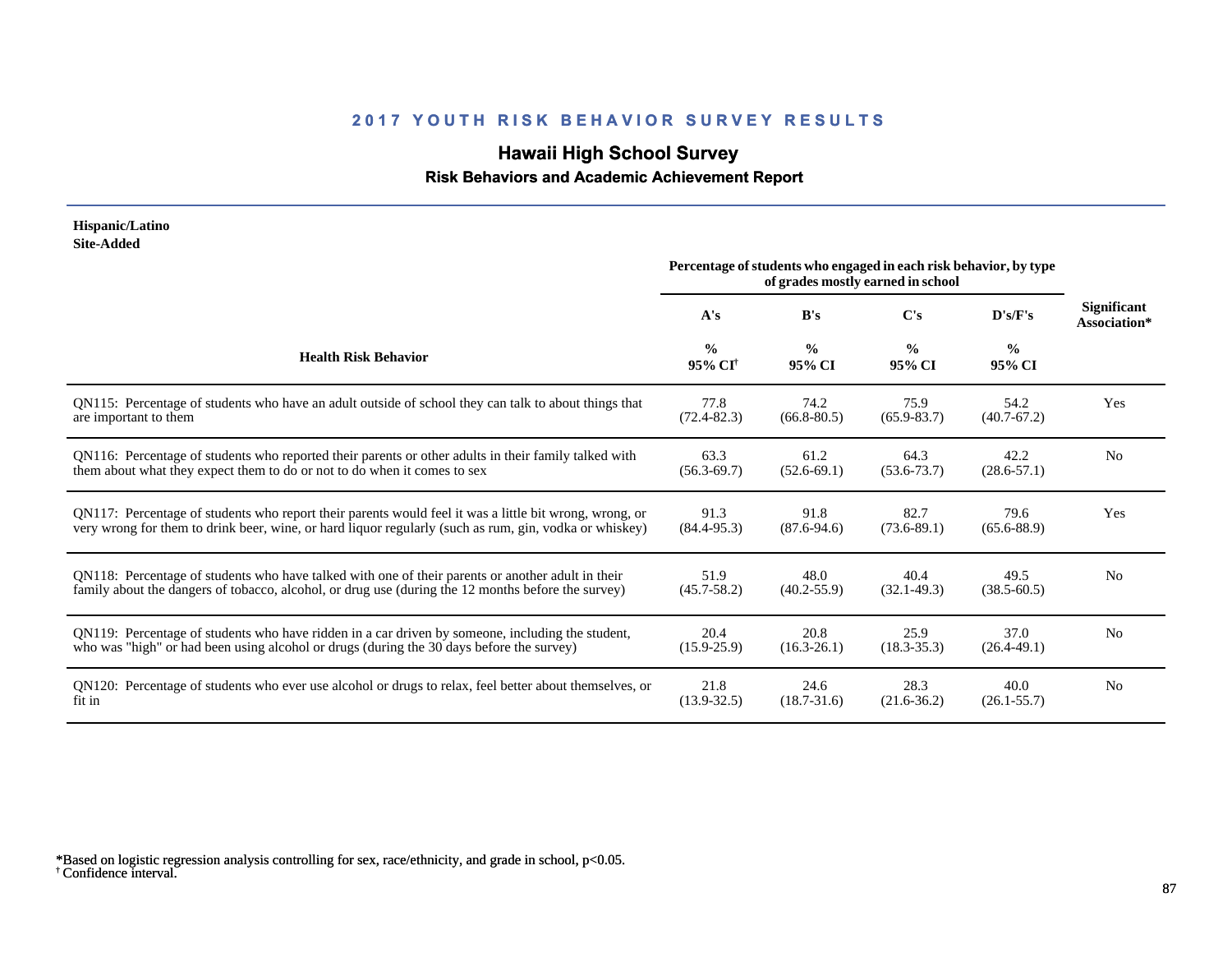# 2017 YOUTH RISK BEHAVIOR SURVEY RESULTS

## Hawaii High School Survey

### Risk Behaviors and Academic Achievement Report

**Hispanic/Latino**
**Site-Added**

| Health Risk Behavior | A's | B's | C's | D's/F's | Significant Association* |
|---|---|---|---|---|---|
| | Percentage of students who engaged in each risk behavior, by type of grades mostly earned in school | | | | |
| | % 95% CI† | % 95% CI | % 95% CI | % 95% CI | |
| QN115: Percentage of students who have an adult outside of school they can talk to about things that are important to them | 77.8 (72.4-82.3) | 74.2 (66.8-80.5) | 75.9 (65.9-83.7) | 54.2 (40.7-67.2) | Yes |
| QN116: Percentage of students who reported their parents or other adults in their family talked with them about what they expect them to do or not to do when it comes to sex | 63.3 (56.3-69.7) | 61.2 (52.6-69.1) | 64.3 (53.6-73.7) | 42.2 (28.6-57.1) | No |
| QN117: Percentage of students who report their parents would feel it was a little bit wrong, wrong, or very wrong for them to drink beer, wine, or hard liquor regularly (such as rum, gin, vodka or whiskey) | 91.3 (84.4-95.3) | 91.8 (87.6-94.6) | 82.7 (73.6-89.1) | 79.6 (65.6-88.9) | Yes |
| QN118: Percentage of students who have talked with one of their parents or another adult in their family about the dangers of tobacco, alcohol, or drug use (during the 12 months before the survey) | 51.9 (45.7-58.2) | 48.0 (40.2-55.9) | 40.4 (32.1-49.3) | 49.5 (38.5-60.5) | No |
| QN119: Percentage of students who have ridden in a car driven by someone, including the student, who was "high" or had been using alcohol or drugs (during the 30 days before the survey) | 20.4 (15.9-25.9) | 20.8 (16.3-26.1) | 25.9 (18.3-35.3) | 37.0 (26.4-49.1) | No |
| QN120: Percentage of students who ever use alcohol or drugs to relax, feel better about themselves, or fit in | 21.8 (13.9-32.5) | 24.6 (18.7-31.6) | 28.3 (21.6-36.2) | 40.0 (26.1-55.7) | No |

*Based on logistic regression analysis controlling for sex, race/ethnicity, and grade in school, $p<0.05$.
† Confidence interval.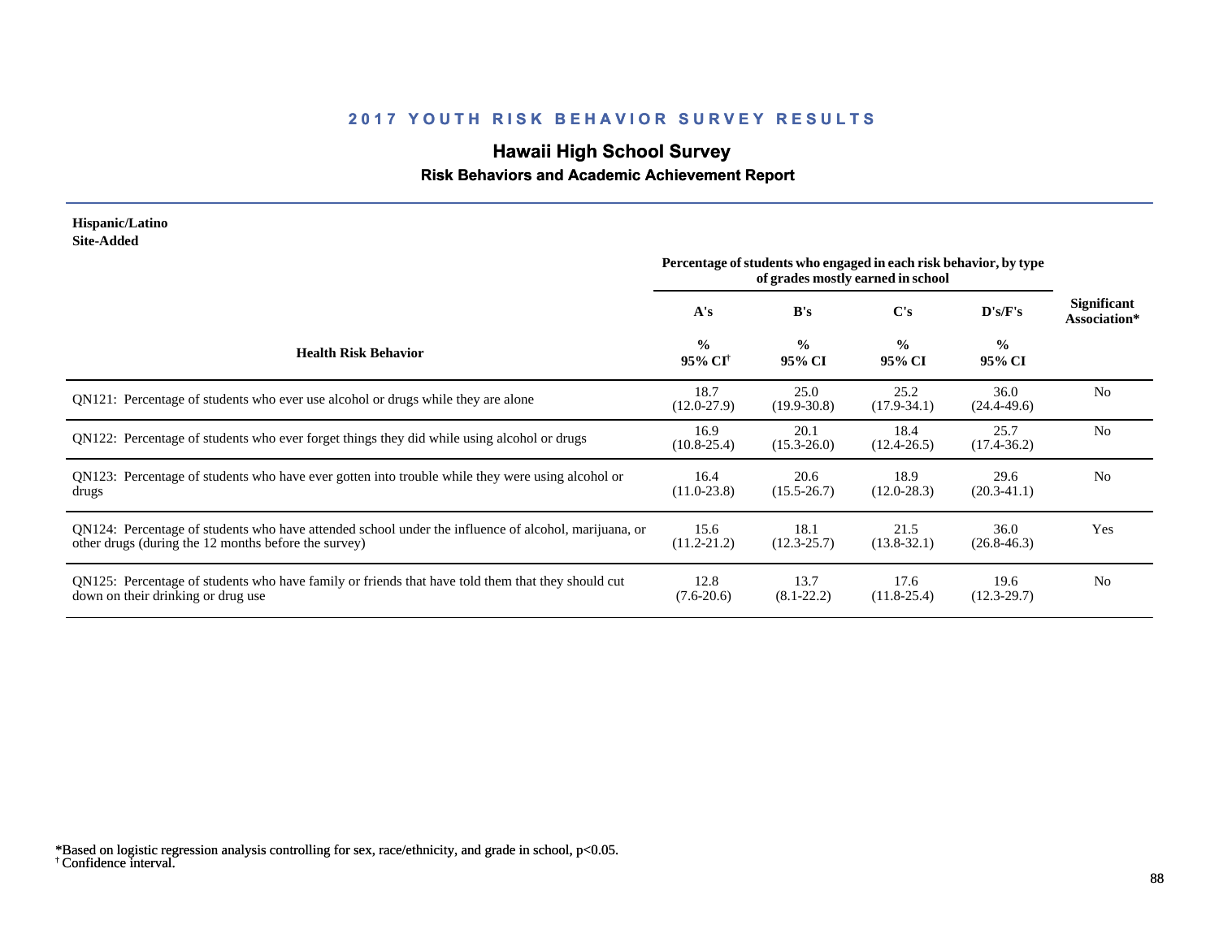## 2017 YOUTH RISK BEHAVIOR SURVEY RESULTS

# Hawaii High School Survey

### Risk Behaviors and Academic Achievement Report

**Hispanic/Latino**
**Site-Added**

| Health Risk Behavior | Percentage of students who engaged in each risk behavior, by type of grades mostly earned in school | | | | Significant Association* |
|---|---|---|---|---|---|
| | A's | B's | C's | D's/F's | |
| | % 95% CI[†] | % 95% CI | % 95% CI | % 95% CI | |
| QN121: Percentage of students who ever use alcohol or drugs while they are alone | 18.7 (12.0-27.9) | 25.0 (19.9-30.8) | 25.2 (17.9-34.1) | 36.0 (24.4-49.6) | No |
| QN122: Percentage of students who ever forget things they did while using alcohol or drugs | 16.9 (10.8-25.4) | 20.1 (15.3-26.0) | 18.4 (12.4-26.5) | 25.7 (17.4-36.2) | No |
| QN123: Percentage of students who have ever gotten into trouble while they were using alcohol or drugs | 16.4 (11.0-23.8) | 20.6 (15.5-26.7) | 18.9 (12.0-28.3) | 29.6 (20.3-41.1) | No |
| QN124: Percentage of students who have attended school under the influence of alcohol, marijuana, or other drugs (during the 12 months before the survey) | 15.6 (11.2-21.2) | 18.1 (12.3-25.7) | 21.5 (13.8-32.1) | 36.0 (26.8-46.3) | Yes |
| QN125: Percentage of students who have family or friends that have told them that they should cut down on their drinking or drug use | 12.8 (7.6-20.6) | 13.7 (8.1-22.2) | 17.6 (11.8-25.4) | 19.6 (12.3-29.7) | No |

*Based on logistic regression analysis controlling for sex, race/ethnicity, and grade in school, $p<0.05$.
[†] Confidence interval.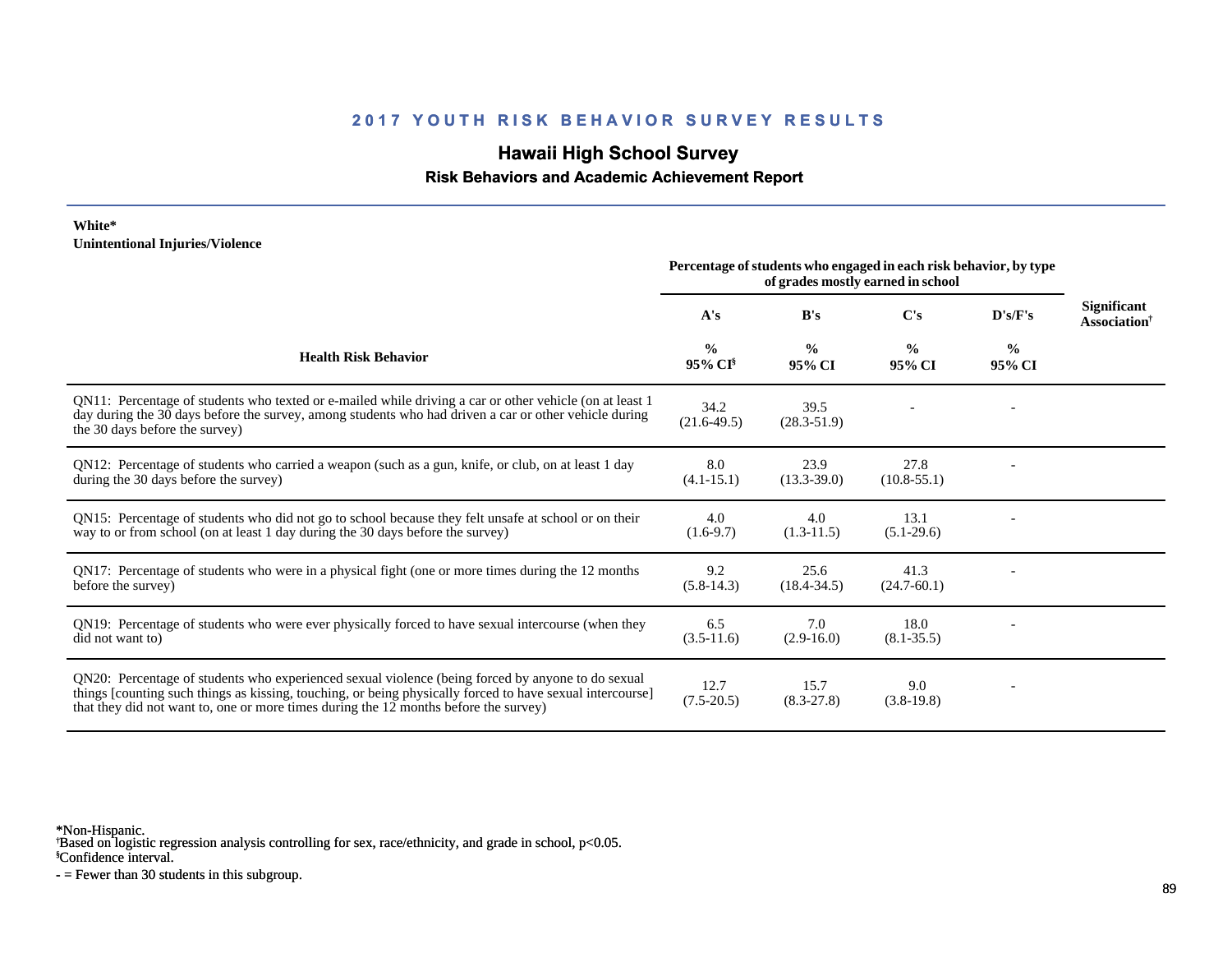## 2017 YOUTH RISK BEHAVIOR SURVEY RESULTS

# Hawaii High School Survey

### Risk Behaviors and Academic Achievement Report

**White***
**Unintentional Injuries/Violence**

| Health Risk Behavior | A's % 95% CI[§] | B's % 95% CI | C's % 95% CI | D's/F's % 95% CI | Significant Association[†] |
|---|---|---|---|---|---|
| | Percentage of students who engaged in each risk behavior, by type of grades mostly earned in school | | | | |
| QN11: Percentage of students who texted or e-mailed while driving a car or other vehicle (on at least 1 day during the 30 days before the survey, among students who had driven a car or other vehicle during the 30 days before the survey) | 34.2 (21.6-49.5) | 39.5 (28.3-51.9) | - | - | |
| QN12: Percentage of students who carried a weapon (such as a gun, knife, or club, on at least 1 day during the 30 days before the survey) | 8.0 (4.1-15.1) | 23.9 (13.3-39.0) | 27.8 (10.8-55.1) | - | |
| QN15: Percentage of students who did not go to school because they felt unsafe at school or on their way to or from school (on at least 1 day during the 30 days before the survey) | 4.0 (1.6-9.7) | 4.0 (1.3-11.5) | 13.1 (5.1-29.6) | - | |
| QN17: Percentage of students who were in a physical fight (one or more times during the 12 months before the survey) | 9.2 (5.8-14.3) | 25.6 (18.4-34.5) | 41.3 (24.7-60.1) | - | |
| QN19: Percentage of students who were ever physically forced to have sexual intercourse (when they did not want to) | 6.5 (3.5-11.6) | 7.0 (2.9-16.0) | 18.0 (8.1-35.5) | - | |
| QN20: Percentage of students who experienced sexual violence (being forced by anyone to do sexual things [counting such things as kissing, touching, or being physically forced to have sexual intercourse] that they did not want to, one or more times during the 12 months before the survey) | 12.7 (7.5-20.5) | 15.7 (8.3-27.8) | 9.0 (3.8-19.8) | - | |

*Non-Hispanic.
[†]Based on logistic regression analysis controlling for sex, race/ethnicity, and grade in school, $p<0.05$.
[§]Confidence interval.
- = Fewer than 30 students in this subgroup.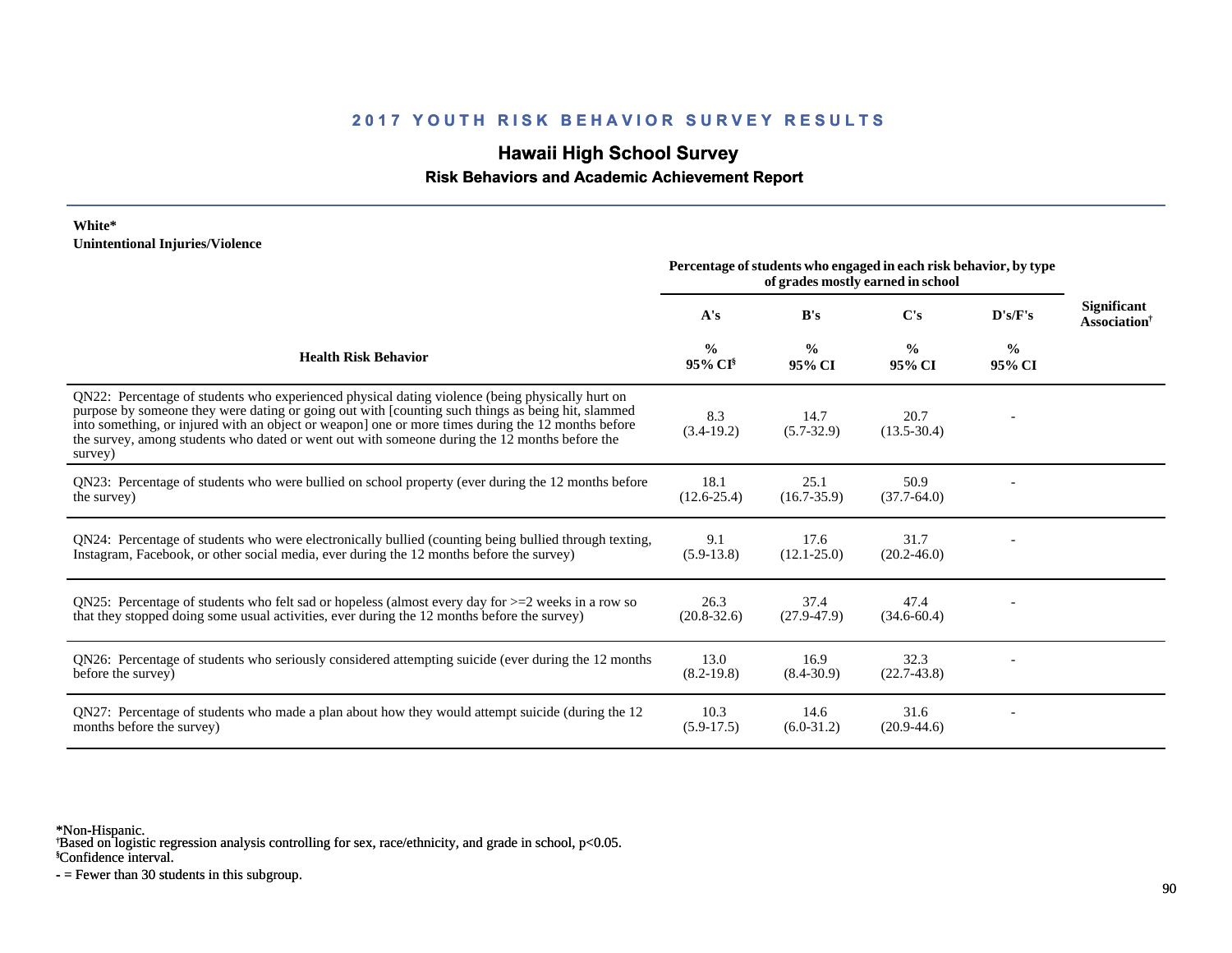## 2017 YOUTH RISK BEHAVIOR SURVEY RESULTS

# Hawaii High School Survey

### Risk Behaviors and Academic Achievement Report

**White***
**Unintentional Injuries/Violence**

| Health Risk Behavior | Percentage of students who engaged in each risk behavior, by type of grades mostly earned in school | | | | Significant Association[†] |
|---|---|---|---|---|---|
| | A's | B's | C's | D's/F's | |
| | % 95% CI[§] | % 95% CI | % 95% CI | % 95% CI | |
| QN22: Percentage of students who experienced physical dating violence (being physically hurt on purpose by someone they were dating or going out with [counting such things as being hit, slammed into something, or injured with an object or weapon] one or more times during the 12 months before the survey, among students who dated or went out with someone during the 12 months before the survey) | 8.3 (3.4-19.2) | 14.7 (5.7-32.9) | 20.7 (13.5-30.4) | - | |
| QN23: Percentage of students who were bullied on school property (ever during the 12 months before the survey) | 18.1 (12.6-25.4) | 25.1 (16.7-35.9) | 50.9 (37.7-64.0) | - | |
| QN24: Percentage of students who were electronically bullied (counting being bullied through texting, Instagram, Facebook, or other social media, ever during the 12 months before the survey) | 9.1 (5.9-13.8) | 17.6 (12.1-25.0) | 31.7 (20.2-46.0) | - | |
| QN25: Percentage of students who felt sad or hopeless (almost every day for >=2 weeks in a row so that they stopped doing some usual activities, ever during the 12 months before the survey) | 26.3 (20.8-32.6) | 37.4 (27.9-47.9) | 47.4 (34.6-60.4) | - | |
| QN26: Percentage of students who seriously considered attempting suicide (ever during the 12 months before the survey) | 13.0 (8.2-19.8) | 16.9 (8.4-30.9) | 32.3 (22.7-43.8) | - | |
| QN27: Percentage of students who made a plan about how they would attempt suicide (during the 12 months before the survey) | 10.3 (5.9-17.5) | 14.6 (6.0-31.2) | 31.6 (20.9-44.6) | - | |

*Non-Hispanic.
[†]Based on logistic regression analysis controlling for sex, race/ethnicity, and grade in school, $p<0.05$.
[§]Confidence interval.
- = Fewer than 30 students in this subgroup.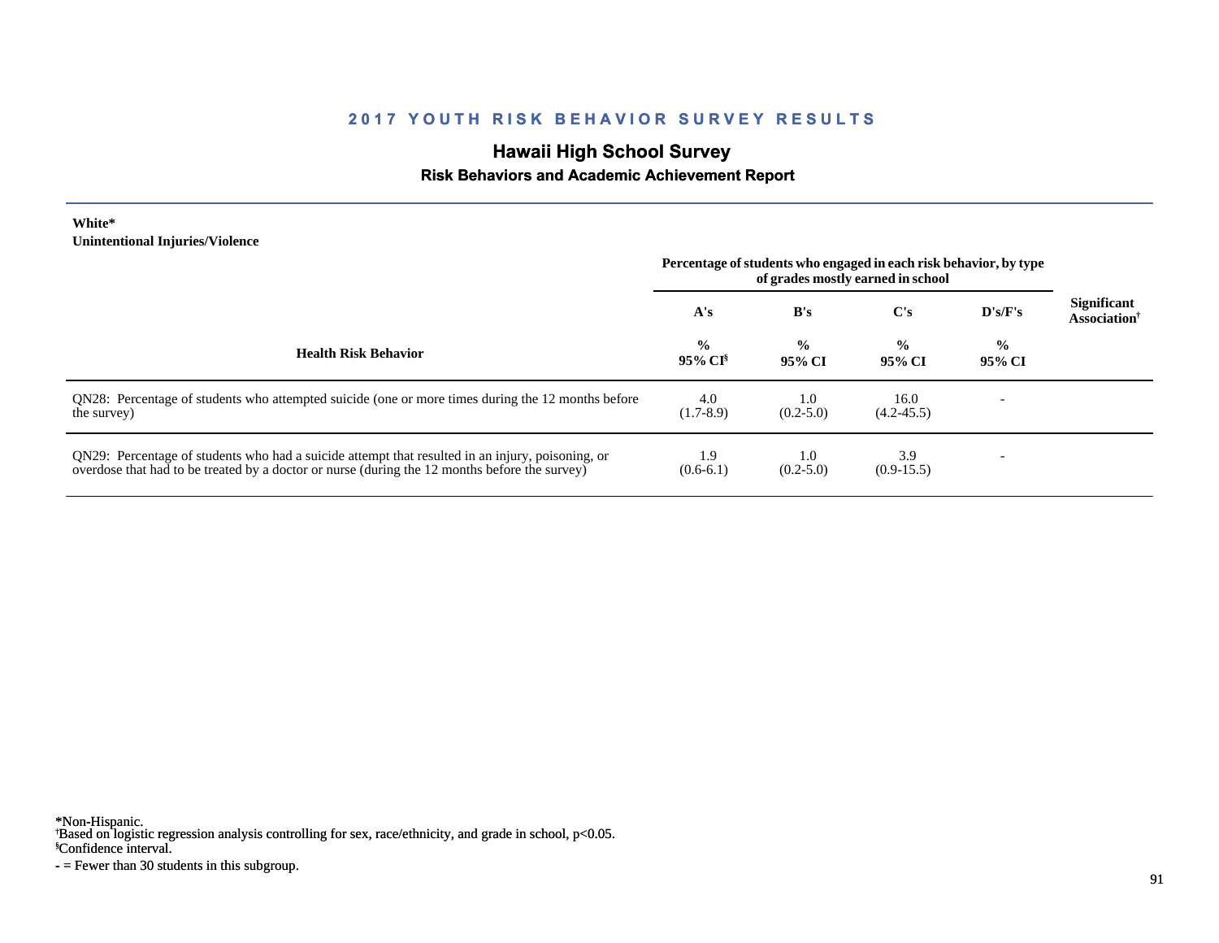## 2017 YOUTH RISK BEHAVIOR SURVEY RESULTS

### Hawaii High School Survey

#### Risk Behaviors and Academic Achievement Report

**White***
**Unintentional Injuries/Violence**

| Health Risk Behavior | A's<br>%<br>95% CI§ | B's<br>%<br>95% CI | C's<br>%<br>95% CI | D's/F's<br>%<br>95% CI | Significant Association† |
|---|---|---|---|---|---|
| | Percentage of students who engaged in each risk behavior, by type of grades mostly earned in school | | | | |
| QN28: Percentage of students who attempted suicide (one or more times during the 12 months before the survey) | 4.0<br>(1.7-8.9) | 1.0<br>(0.2-5.0) | 16.0<br>(4.2-45.5) | - | |
| QN29: Percentage of students who had a suicide attempt that resulted in an injury, poisoning, or overdose that had to be treated by a doctor or nurse (during the 12 months before the survey) | 1.9<br>(0.6-6.1) | 1.0<br>(0.2-5.0) | 3.9<br>(0.9-15.5) | - | |

*Non-Hispanic.
†Based on logistic regression analysis controlling for sex, race/ethnicity, and grade in school, $p<0.05$.
§Confidence interval.
- = Fewer than 30 students in this subgroup.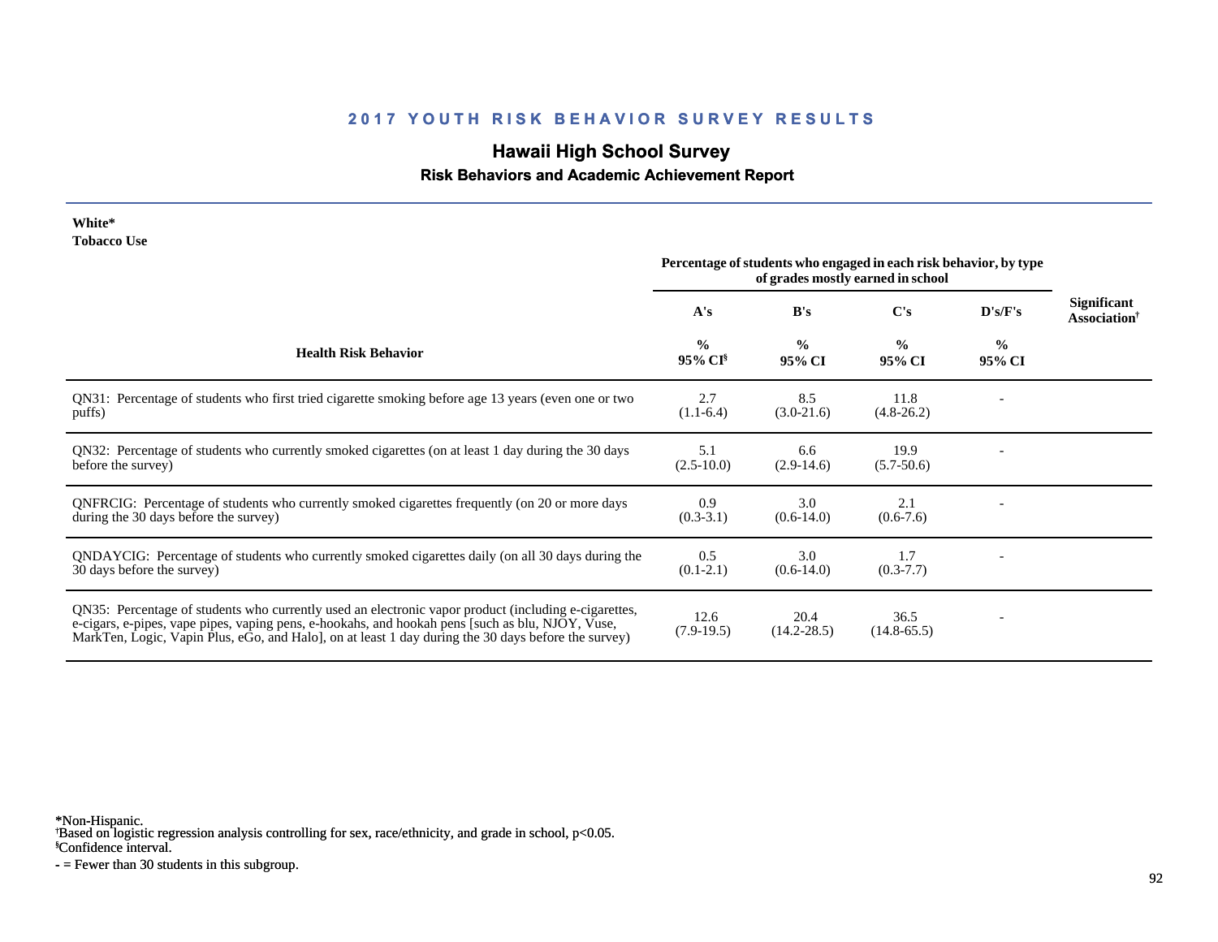## 2017 YOUTH RISK BEHAVIOR SURVEY RESULTS

# Hawaii High School Survey

### Risk Behaviors and Academic Achievement Report

**White***
**Tobacco Use**

| Health Risk Behavior | A's % 95% CI[§] | B's % 95% CI | C's % 95% CI | D's/F's % 95% CI | Significant Association[†] |
|---|---|---|---|---|---|
| | Percentage of students who engaged in each risk behavior, by type of grades mostly earned in school | | | | |
| QN31: Percentage of students who first tried cigarette smoking before age 13 years (even one or two puffs) | 2.7 (1.1-6.4) | 8.5 (3.0-21.6) | 11.8 (4.8-26.2) | - | |
| QN32: Percentage of students who currently smoked cigarettes (on at least 1 day during the 30 days before the survey) | 5.1 (2.5-10.0) | 6.6 (2.9-14.6) | 19.9 (5.7-50.6) | - | |
| QNFRCIG: Percentage of students who currently smoked cigarettes frequently (on 20 or more days during the 30 days before the survey) | 0.9 (0.3-3.1) | 3.0 (0.6-14.0) | 2.1 (0.6-7.6) | - | |
| QNDAYCIG: Percentage of students who currently smoked cigarettes daily (on all 30 days during the 30 days before the survey) | 0.5 (0.1-2.1) | 3.0 (0.6-14.0) | 1.7 (0.3-7.7) | - | |
| QN35: Percentage of students who currently used an electronic vapor product (including e-cigarettes, e-cigars, e-pipes, vape pipes, vaping pens, e-hookahs, and hookah pens [such as blu, NJOY, Vuse, MarkTen, Logic, Vapin Plus, eGo, and Halo], on at least 1 day during the 30 days before the survey) | 12.6 (7.9-19.5) | 20.4 (14.2-28.5) | 36.5 (14.8-65.5) | - | |

*Non-Hispanic.
[†]Based on logistic regression analysis controlling for sex, race/ethnicity, and grade in school, $p<0.05$.
[§]Confidence interval.
- = Fewer than 30 students in this subgroup.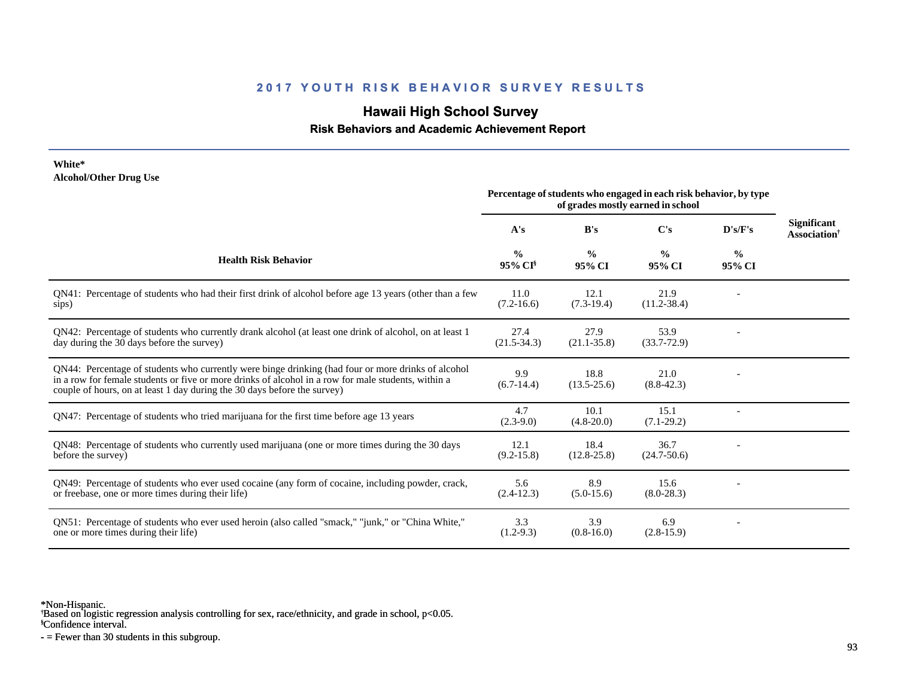# 2017 YOUTH RISK BEHAVIOR SURVEY RESULTS

## Hawaii High School Survey

### Risk Behaviors and Academic Achievement Report

**White***
**Alcohol/Other Drug Use**

| Health Risk Behavior | Percentage of students who engaged in each risk behavior, by type of grades mostly earned in school | | | | Significant Association† |
|---|---|---|---|---|---|
| | A's | B's | C's | D's/F's | |
| | % 95% CI§ | % 95% CI | % 95% CI | % 95% CI | |
| QN41: Percentage of students who had their first drink of alcohol before age 13 years (other than a few sips) | 11.0 (7.2-16.6) | 12.1 (7.3-19.4) | 21.9 (11.2-38.4) | - | |
| QN42: Percentage of students who currently drank alcohol (at least one drink of alcohol, on at least 1 day during the 30 days before the survey) | 27.4 (21.5-34.3) | 27.9 (21.1-35.8) | 53.9 (33.7-72.9) | - | |
| QN44: Percentage of students who currently were binge drinking (had four or more drinks of alcohol in a row for female students or five or more drinks of alcohol in a row for male students, within a couple of hours, on at least 1 day during the 30 days before the survey) | 9.9 (6.7-14.4) | 18.8 (13.5-25.6) | 21.0 (8.8-42.3) | - | |
| QN47: Percentage of students who tried marijuana for the first time before age 13 years | 4.7 (2.3-9.0) | 10.1 (4.8-20.0) | 15.1 (7.1-29.2) | - | |
| QN48: Percentage of students who currently used marijuana (one or more times during the 30 days before the survey) | 12.1 (9.2-15.8) | 18.4 (12.8-25.8) | 36.7 (24.7-50.6) | - | |
| QN49: Percentage of students who ever used cocaine (any form of cocaine, including powder, crack, or freebase, one or more times during their life) | 5.6 (2.4-12.3) | 8.9 (5.0-15.6) | 15.6 (8.0-28.3) | - | |
| QN51: Percentage of students who ever used heroin (also called "smack," "junk," or "China White," one or more times during their life) | 3.3 (1.2-9.3) | 3.9 (0.8-16.0) | 6.9 (2.8-15.9) | - | |

*Non-Hispanic.
†Based on logistic regression analysis controlling for sex, race/ethnicity, and grade in school, $p<0.05$.
§Confidence interval.
- = Fewer than 30 students in this subgroup.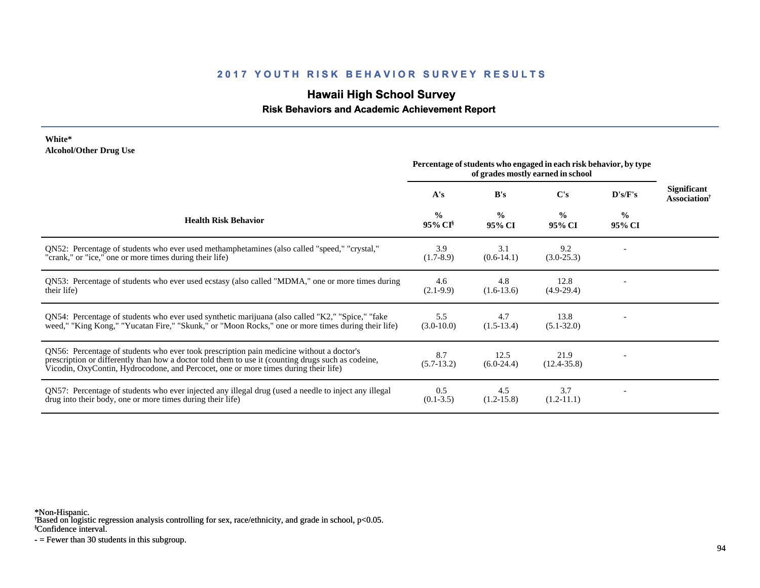# 2017 YOUTH RISK BEHAVIOR SURVEY RESULTS

## Hawaii High School Survey

### Risk Behaviors and Academic Achievement Report

**White***
**Alcohol/Other Drug Use**

| Health Risk Behavior | A's % 95% CI[§] | B's % 95% CI | C's % 95% CI | D's/F's % 95% CI | Significant Association[†] |
|---|---|---|---|---|---|
| | *Percentage of students who engaged in each risk behavior, by type of grades mostly earned in school* | | | | |
| QN52: Percentage of students who ever used methamphetamines (also called "speed," "crystal," "crank," or "ice," one or more times during their life) | 3.9 (1.7-8.9) | 3.1 (0.6-14.1) | 9.2 (3.0-25.3) | - | |
| QN53: Percentage of students who ever used ecstasy (also called "MDMA," one or more times during their life) | 4.6 (2.1-9.9) | 4.8 (1.6-13.6) | 12.8 (4.9-29.4) | - | |
| QN54: Percentage of students who ever used synthetic marijuana (also called "K2," "Spice," "fake weed," "King Kong," "Yucatan Fire," "Skunk," or "Moon Rocks," one or more times during their life) | 5.5 (3.0-10.0) | 4.7 (1.5-13.4) | 13.8 (5.1-32.0) | - | |
| QN56: Percentage of students who ever took prescription pain medicine without a doctor's prescription or differently than how a doctor told them to use it (counting drugs such as codeine, Vicodin, OxyContin, Hydrocodone, and Percocet, one or more times during their life) | 8.7 (5.7-13.2) | 12.5 (6.0-24.4) | 21.9 (12.4-35.8) | - | |
| QN57: Percentage of students who ever injected any illegal drug (used a needle to inject any illegal drug into their body, one or more times during their life) | 0.5 (0.1-3.5) | 4.5 (1.2-15.8) | 3.7 (1.2-11.1) | - | |

*Non-Hispanic.
[†]Based on logistic regression analysis controlling for sex, race/ethnicity, and grade in school, $p<0.05$.
[§]Confidence interval.
- = Fewer than 30 students in this subgroup.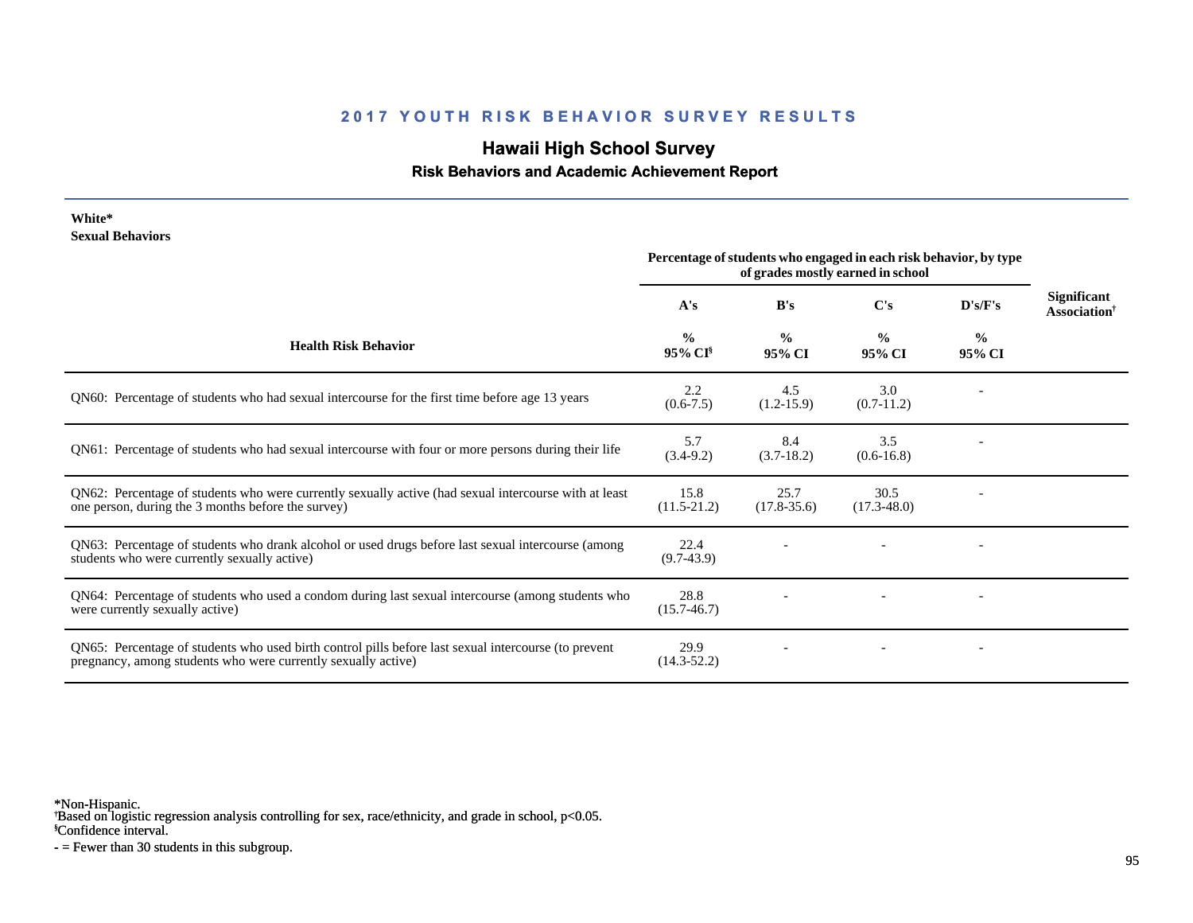## 2017 YOUTH RISK BEHAVIOR SURVEY RESULTS

# Hawaii High School Survey

### Risk Behaviors and Academic Achievement Report

**White***
**Sexual Behaviors**

| Health Risk Behavior | Percentage of students who engaged in each risk behavior, by type of grades mostly earned in school | | | | Significant Association† |
|---|---|---|---|---|---|
| | A's | B's | C's | D's/F's | |
| | % 95% CI§ | % 95% CI | % 95% CI | % 95% CI | |
| QN60: Percentage of students who had sexual intercourse for the first time before age 13 years | 2.2 (0.6-7.5) | 4.5 (1.2-15.9) | 3.0 (0.7-11.2) | - | |
| QN61: Percentage of students who had sexual intercourse with four or more persons during their life | 5.7 (3.4-9.2) | 8.4 (3.7-18.2) | 3.5 (0.6-16.8) | - | |
| QN62: Percentage of students who were currently sexually active (had sexual intercourse with at least one person, during the 3 months before the survey) | 15.8 (11.5-21.2) | 25.7 (17.8-35.6) | 30.5 (17.3-48.0) | - | |
| QN63: Percentage of students who drank alcohol or used drugs before last sexual intercourse (among students who were currently sexually active) | 22.4 (9.7-43.9) | - | - | - | |
| QN64: Percentage of students who used a condom during last sexual intercourse (among students who were currently sexually active) | 28.8 (15.7-46.7) | - | - | - | |
| QN65: Percentage of students who used birth control pills before last sexual intercourse (to prevent pregnancy, among students who were currently sexually active) | 29.9 (14.3-52.2) | - | - | - | |

*Non-Hispanic.
†Based on logistic regression analysis controlling for sex, race/ethnicity, and grade in school, $p<0.05$.
§Confidence interval.
- = Fewer than 30 students in this subgroup.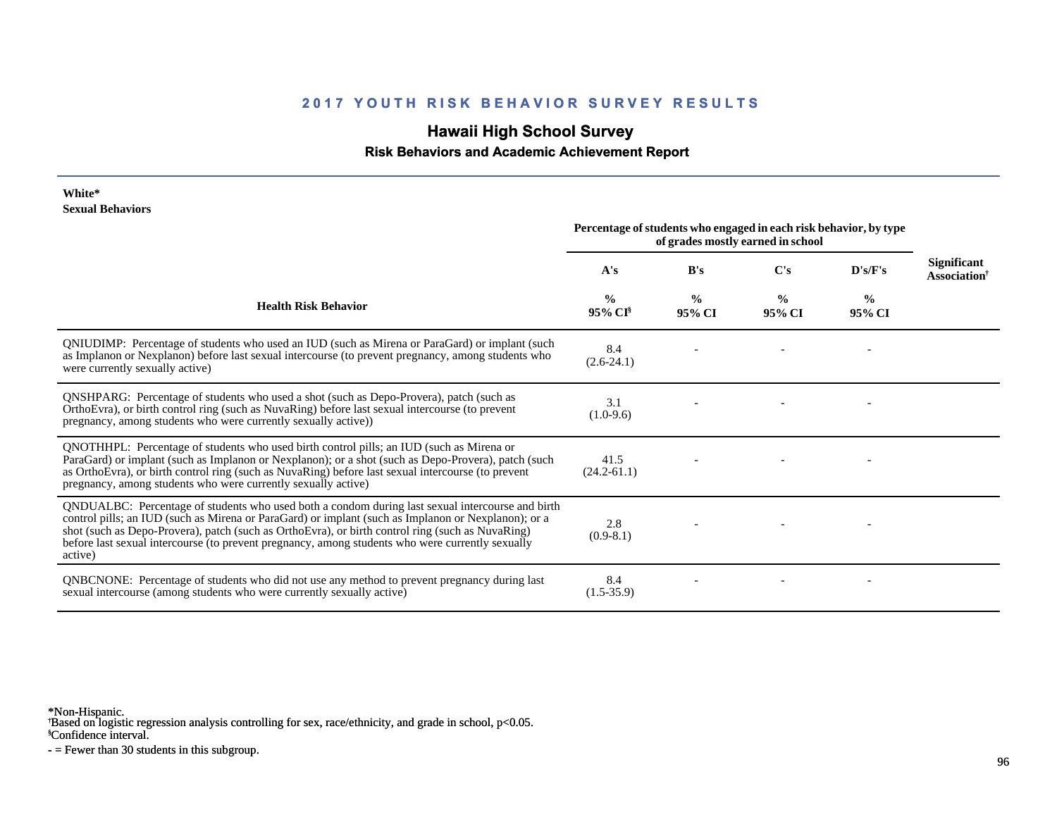## 2017 YOUTH RISK BEHAVIOR SURVEY RESULTS

# Hawaii High School Survey

### Risk Behaviors and Academic Achievement Report

**White***
**Sexual Behaviors**

| Health Risk Behavior | Percentage of students who engaged in each risk behavior, by type of grades mostly earned in school | | | | Significant Association† |
|---|---|---|---|---|---|
| | A's | B's | C's | D's/F's | |
| | % 95% CI§ | % 95% CI | % 95% CI | % 95% CI | |
| QNIUDIMP: Percentage of students who used an IUD (such as Mirena or ParaGard) or implant (such as Implanon or Nexplanon) before last sexual intercourse (to prevent pregnancy, among students who were currently sexually active) | 8.4 (2.6-24.1) | - | - | - | |
| QNSHPARG: Percentage of students who used a shot (such as Depo-Provera), patch (such as OrthoEvra), or birth control ring (such as NuvaRing) before last sexual intercourse (to prevent pregnancy, among students who were currently sexually active)) | 3.1 (1.0-9.6) | - | - | - | |
| QNOTHHPL: Percentage of students who used birth control pills; an IUD (such as Mirena or ParaGard) or implant (such as Implanon or Nexplanon); or a shot (such as Depo-Provera), patch (such as OrthoEvra), or birth control ring (such as NuvaRing) before last sexual intercourse (to prevent pregnancy, among students who were currently sexually active) | 41.5 (24.2-61.1) | - | - | - | |
| QNDUALBC: Percentage of students who used both a condom during last sexual intercourse and birth control pills; an IUD (such as Mirena or ParaGard) or implant (such as Implanon or Nexplanon); or a shot (such as Depo-Provera), patch (such as OrthoEvra), or birth control ring (such as NuvaRing) before last sexual intercourse (to prevent pregnancy, among students who were currently sexually active) | 2.8 (0.9-8.1) | - | - | - | |
| QNBCNONE: Percentage of students who did not use any method to prevent pregnancy during last sexual intercourse (among students who were currently sexually active) | 8.4 (1.5-35.9) | - | - | - | |

*Non-Hispanic.
†Based on logistic regression analysis controlling for sex, race/ethnicity, and grade in school, $p<0.05$.
§Confidence interval.
- = Fewer than 30 students in this subgroup.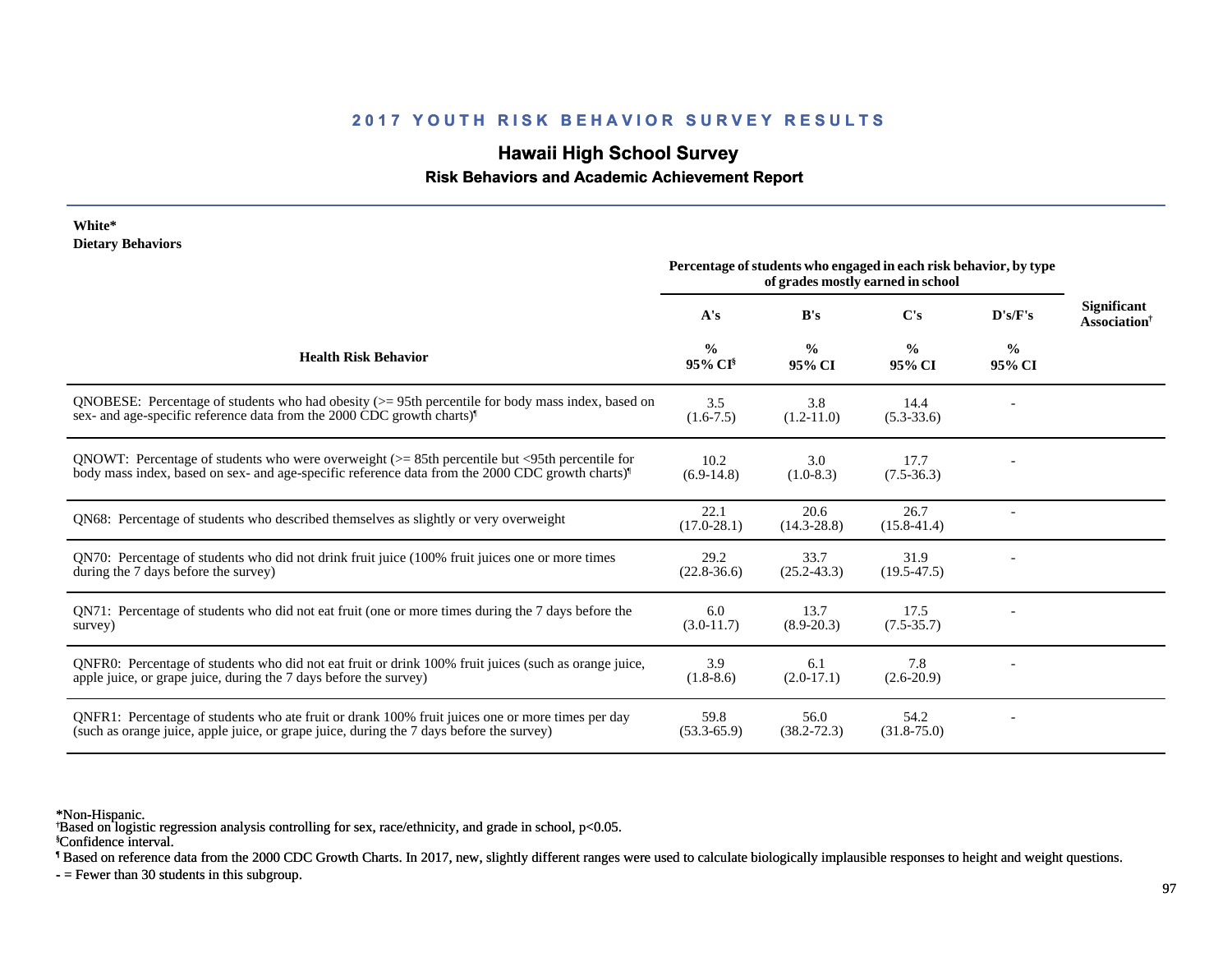# 2017 YOUTH RISK BEHAVIOR SURVEY RESULTS

## Hawaii High School Survey

### Risk Behaviors and Academic Achievement Report

**White***
**Dietary Behaviors**

| Health Risk Behavior | A's % 95% CI[§] | B's % 95% CI | C's % 95% CI | D's/F's % 95% CI | Significant Association[†] |
|---|---|---|---|---|---|
| | Percentage of students who engaged in each risk behavior, by type of grades mostly earned in school | | | | |
| QNOBESE: Percentage of students who had obesity (>= 95th percentile for body mass index, based on sex- and age-specific reference data from the 2000 CDC growth charts)[¶] | 3.5 (1.6-7.5) | 3.8 (1.2-11.0) | 14.4 (5.3-33.6) | - | |
| QNOWT: Percentage of students who were overweight (>= 85th percentile but <95th percentile for body mass index, based on sex- and age-specific reference data from the 2000 CDC growth charts)[¶] | 10.2 (6.9-14.8) | 3.0 (1.0-8.3) | 17.7 (7.5-36.3) | - | |
| QN68: Percentage of students who described themselves as slightly or very overweight | 22.1 (17.0-28.1) | 20.6 (14.3-28.8) | 26.7 (15.8-41.4) | - | |
| QN70: Percentage of students who did not drink fruit juice (100% fruit juices one or more times during the 7 days before the survey) | 29.2 (22.8-36.6) | 33.7 (25.2-43.3) | 31.9 (19.5-47.5) | - | |
| QN71: Percentage of students who did not eat fruit (one or more times during the 7 days before the survey) | 6.0 (3.0-11.7) | 13.7 (8.9-20.3) | 17.5 (7.5-35.7) | - | |
| QNFR0: Percentage of students who did not eat fruit or drink 100% fruit juices (such as orange juice, apple juice, or grape juice, during the 7 days before the survey) | 3.9 (1.8-8.6) | 6.1 (2.0-17.1) | 7.8 (2.6-20.9) | - | |
| QNFR1: Percentage of students who ate fruit or drank 100% fruit juices one or more times per day (such as orange juice, apple juice, or grape juice, during the 7 days before the survey) | 59.8 (53.3-65.9) | 56.0 (38.2-72.3) | 54.2 (31.8-75.0) | - | |

*Non-Hispanic.
[†]Based on logistic regression analysis controlling for sex, race/ethnicity, and grade in school, p<0.05.
[§]Confidence interval.
[¶] Based on reference data from the 2000 CDC Growth Charts. In 2017, new, slightly different ranges were used to calculate biologically implausible responses to height and weight questions.
- = Fewer than 30 students in this subgroup.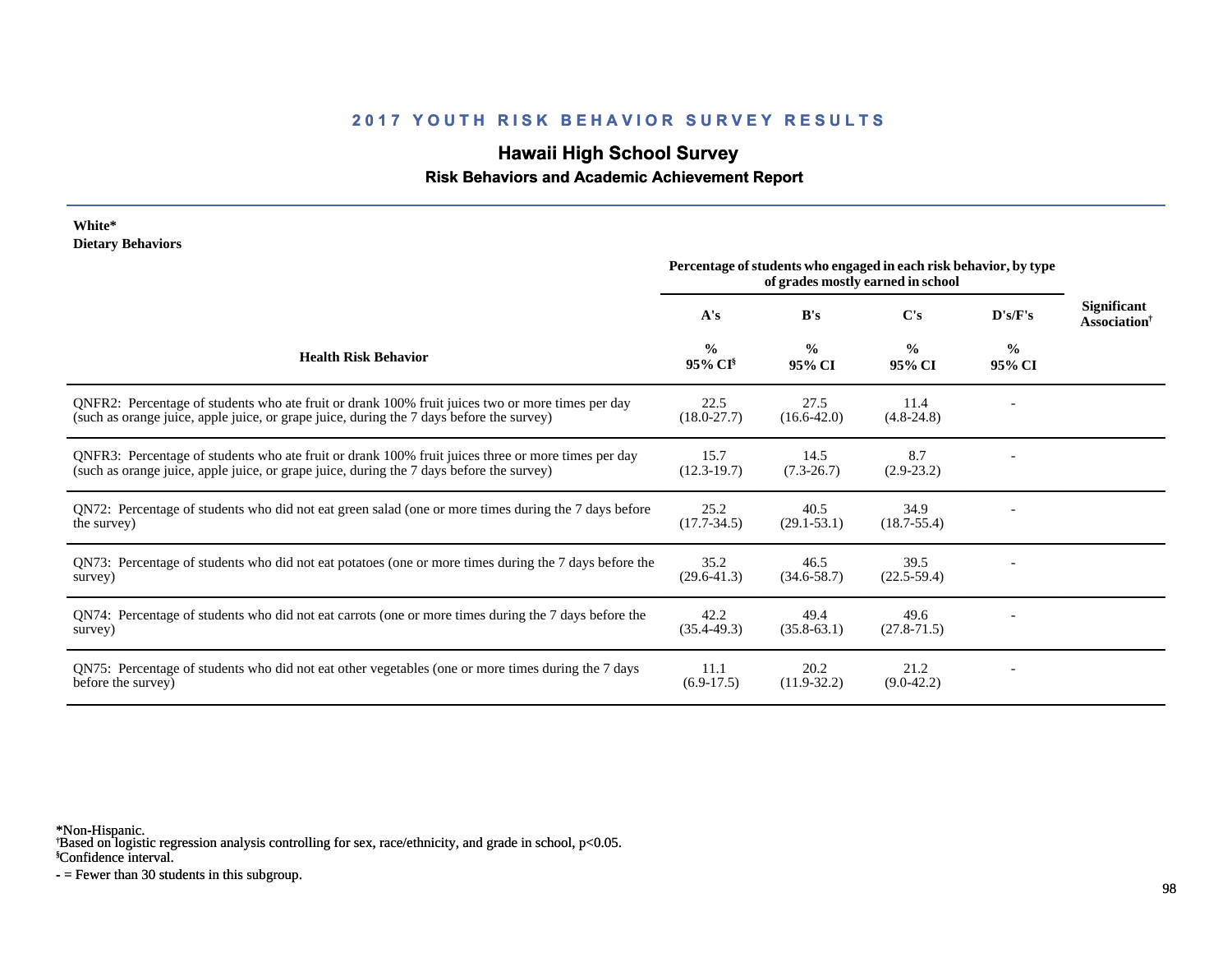## 2017 YOUTH RISK BEHAVIOR SURVEY RESULTS

### Hawaii High School Survey

#### Risk Behaviors and Academic Achievement Report

**White***
**Dietary Behaviors**

| Health Risk Behavior | A's<br>%<br>95% CI[§] | B's<br>%<br>95% CI | C's<br>%<br>95% CI | D's/F's<br>%<br>95% CI | Significant Association[†] |
|---|---|---|---|---|---|
| | *Percentage of students who engaged in each risk behavior, by type of grades mostly earned in school* | | | | |
| QNFR2: Percentage of students who ate fruit or drank 100% fruit juices two or more times per day (such as orange juice, apple juice, or grape juice, during the 7 days before the survey) | 22.5<br>(18.0-27.7) | 27.5<br>(16.6-42.0) | 11.4<br>(4.8-24.8) | - | |
| QNFR3: Percentage of students who ate fruit or drank 100% fruit juices three or more times per day (such as orange juice, apple juice, or grape juice, during the 7 days before the survey) | 15.7<br>(12.3-19.7) | 14.5<br>(7.3-26.7) | 8.7<br>(2.9-23.2) | - | |
| QN72: Percentage of students who did not eat green salad (one or more times during the 7 days before the survey) | 25.2<br>(17.7-34.5) | 40.5<br>(29.1-53.1) | 34.9<br>(18.7-55.4) | - | |
| QN73: Percentage of students who did not eat potatoes (one or more times during the 7 days before the survey) | 35.2<br>(29.6-41.3) | 46.5<br>(34.6-58.7) | 39.5<br>(22.5-59.4) | - | |
| QN74: Percentage of students who did not eat carrots (one or more times during the 7 days before the survey) | 42.2<br>(35.4-49.3) | 49.4<br>(35.8-63.1) | 49.6<br>(27.8-71.5) | - | |
| QN75: Percentage of students who did not eat other vegetables (one or more times during the 7 days before the survey) | 11.1<br>(6.9-17.5) | 20.2<br>(11.9-32.2) | 21.2<br>(9.0-42.2) | - | |

*Non-Hispanic.
[†]Based on logistic regression analysis controlling for sex, race/ethnicity, and grade in school, $p<0.05$.
[§]Confidence interval.
- = Fewer than 30 students in this subgroup.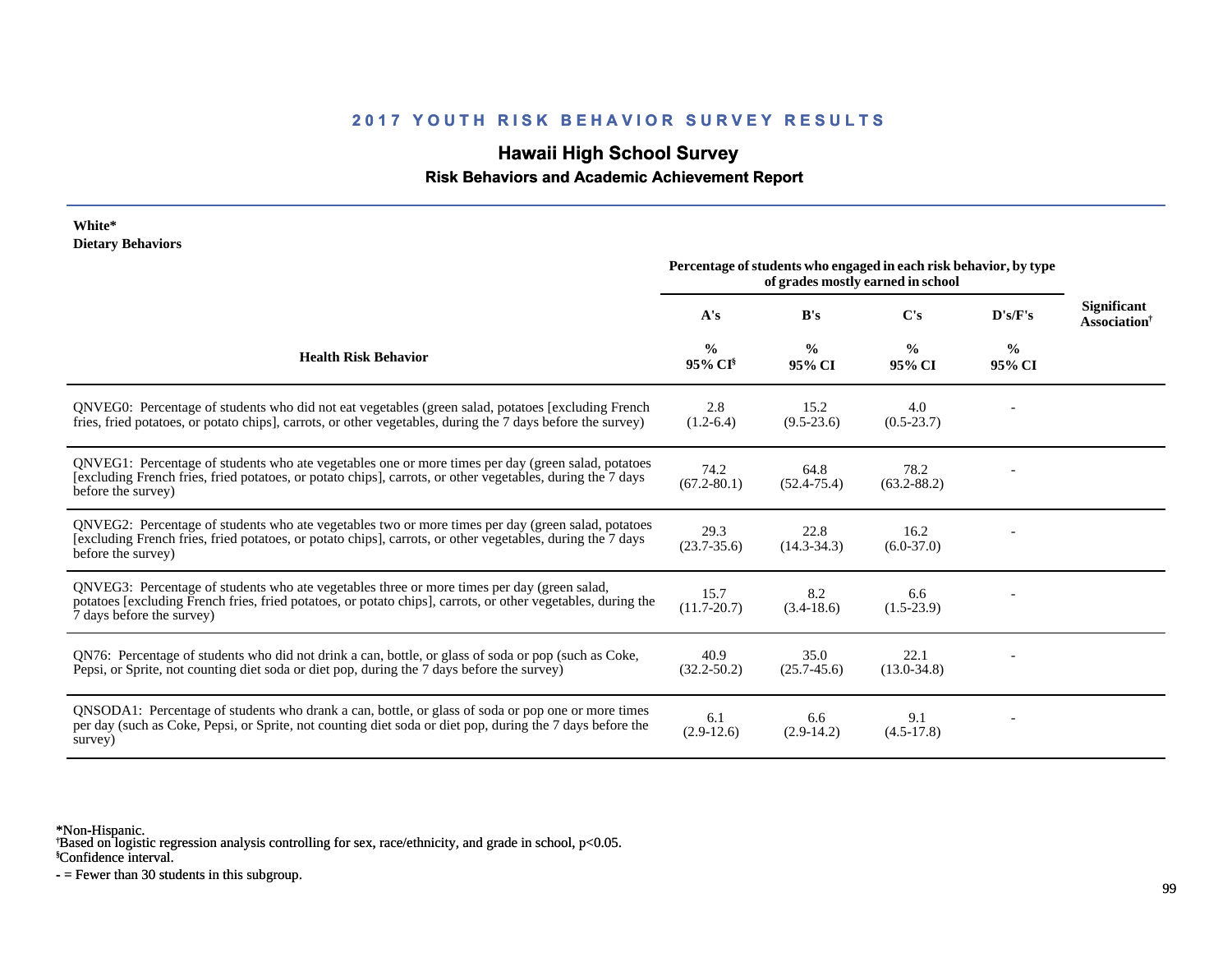## 2017 YOUTH RISK BEHAVIOR SURVEY RESULTS

# Hawaii High School Survey

### Risk Behaviors and Academic Achievement Report

**White***
**Dietary Behaviors**

| Health Risk Behavior | Percentage of students who engaged in each risk behavior, by type of grades mostly earned in school | | | | Significant Association† |
|---|---|---|---|---|---|
| | A's | B's | C's | D's/F's | |
| | % 95% CI§ | % 95% CI | % 95% CI | % 95% CI | |
| QNVEG0: Percentage of students who did not eat vegetables (green salad, potatoes [excluding French fries, fried potatoes, or potato chips], carrots, or other vegetables, during the 7 days before the survey) | 2.8 (1.2-6.4) | 15.2 (9.5-23.6) | 4.0 (0.5-23.7) | - | |
| QNVEG1: Percentage of students who ate vegetables one or more times per day (green salad, potatoes [excluding French fries, fried potatoes, or potato chips], carrots, or other vegetables, during the 7 days before the survey) | 74.2 (67.2-80.1) | 64.8 (52.4-75.4) | 78.2 (63.2-88.2) | - | |
| QNVEG2: Percentage of students who ate vegetables two or more times per day (green salad, potatoes [excluding French fries, fried potatoes, or potato chips], carrots, or other vegetables, during the 7 days before the survey) | 29.3 (23.7-35.6) | 22.8 (14.3-34.3) | 16.2 (6.0-37.0) | - | |
| QNVEG3: Percentage of students who ate vegetables three or more times per day (green salad, potatoes [excluding French fries, fried potatoes, or potato chips], carrots, or other vegetables, during the 7 days before the survey) | 15.7 (11.7-20.7) | 8.2 (3.4-18.6) | 6.6 (1.5-23.9) | - | |
| QN76: Percentage of students who did not drink a can, bottle, or glass of soda or pop (such as Coke, Pepsi, or Sprite, not counting diet soda or diet pop, during the 7 days before the survey) | 40.9 (32.2-50.2) | 35.0 (25.7-45.6) | 22.1 (13.0-34.8) | - | |
| QNSODA1: Percentage of students who drank a can, bottle, or glass of soda or pop one or more times per day (such as Coke, Pepsi, or Sprite, not counting diet soda or diet pop, during the 7 days before the survey) | 6.1 (2.9-12.6) | 6.6 (2.9-14.2) | 9.1 (4.5-17.8) | - | |

*Non-Hispanic.
†Based on logistic regression analysis controlling for sex, race/ethnicity, and grade in school, $p<0.05$.
§Confidence interval.
- = Fewer than 30 students in this subgroup.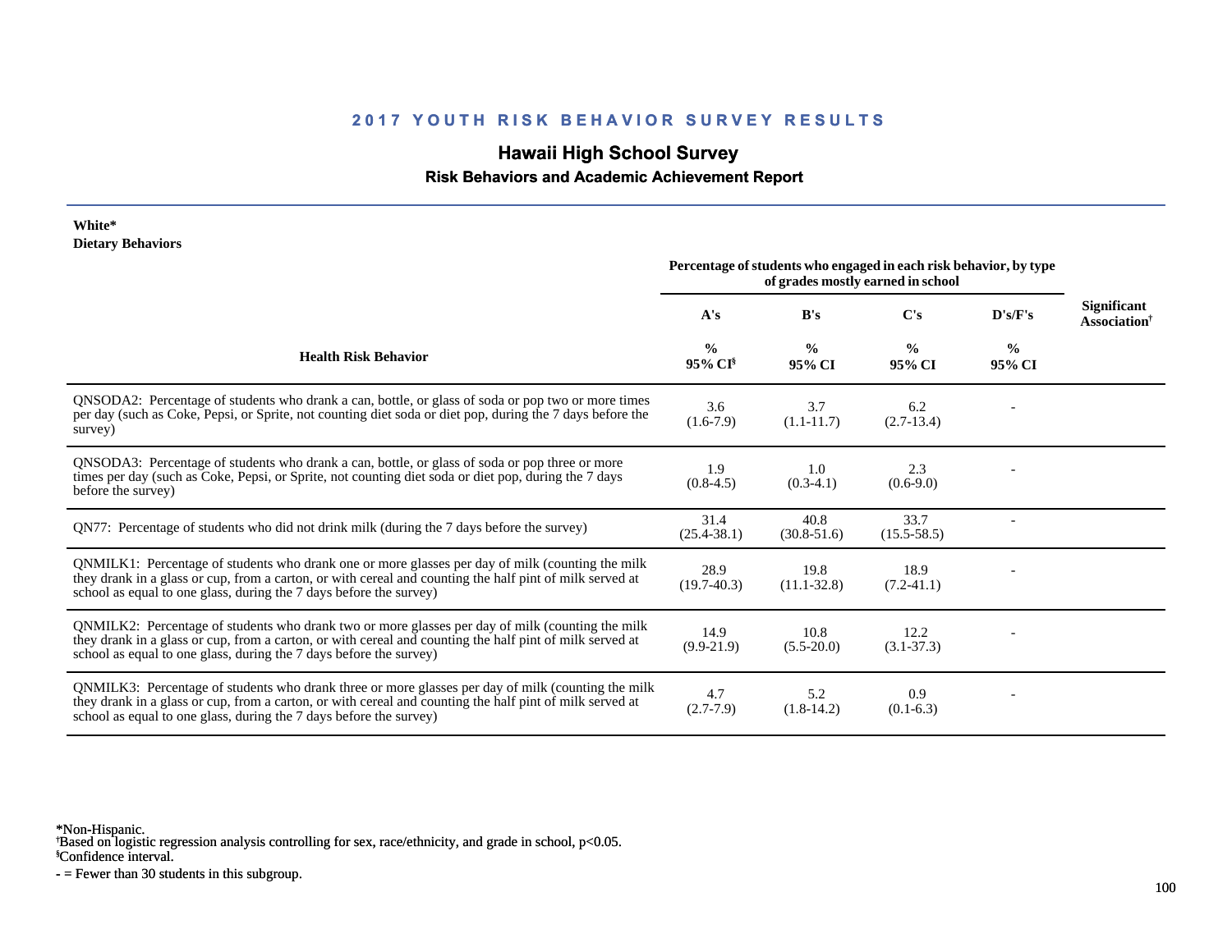## 2017 YOUTH RISK BEHAVIOR SURVEY RESULTS

## Hawaii High School Survey

### Risk Behaviors and Academic Achievement Report

**White***
**Dietary Behaviors**

| Health Risk Behavior | A's % 95% CI[§] | B's % 95% CI | C's % 95% CI | D's/F's % 95% CI | Significant Association[†] |
|---|---|---|---|---|---|
| | *Percentage of students who engaged in each risk behavior, by type of grades mostly earned in school* | | | | |
| QNSODA2: Percentage of students who drank a can, bottle, or glass of soda or pop two or more times per day (such as Coke, Pepsi, or Sprite, not counting diet soda or diet pop, during the 7 days before the survey) | 3.6 (1.6-7.9) | 3.7 (1.1-11.7) | 6.2 (2.7-13.4) | - | |
| QNSODA3: Percentage of students who drank a can, bottle, or glass of soda or pop three or more times per day (such as Coke, Pepsi, or Sprite, not counting diet soda or diet pop, during the 7 days before the survey) | 1.9 (0.8-4.5) | 1.0 (0.3-4.1) | 2.3 (0.6-9.0) | - | |
| QN77: Percentage of students who did not drink milk (during the 7 days before the survey) | 31.4 (25.4-38.1) | 40.8 (30.8-51.6) | 33.7 (15.5-58.5) | - | |
| QNMILK1: Percentage of students who drank one or more glasses per day of milk (counting the milk they drank in a glass or cup, from a carton, or with cereal and counting the half pint of milk served at school as equal to one glass, during the 7 days before the survey) | 28.9 (19.7-40.3) | 19.8 (11.1-32.8) | 18.9 (7.2-41.1) | - | |
| QNMILK2: Percentage of students who drank two or more glasses per day of milk (counting the milk they drank in a glass or cup, from a carton, or with cereal and counting the half pint of milk served at school as equal to one glass, during the 7 days before the survey) | 14.9 (9.9-21.9) | 10.8 (5.5-20.0) | 12.2 (3.1-37.3) | - | |
| QNMILK3: Percentage of students who drank three or more glasses per day of milk (counting the milk they drank in a glass or cup, from a carton, or with cereal and counting the half pint of milk served at school as equal to one glass, during the 7 days before the survey) | 4.7 (2.7-7.9) | 5.2 (1.8-14.2) | 0.9 (0.1-6.3) | - | |

*Non-Hispanic.
[†]Based on logistic regression analysis controlling for sex, race/ethnicity, and grade in school, $p<0.05$.
[§]Confidence interval.
\- = Fewer than 30 students in this subgroup.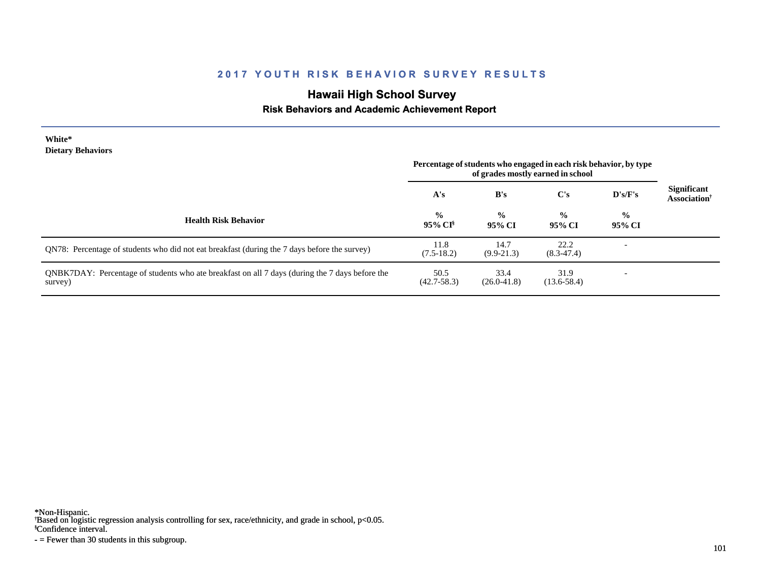## 2017 YOUTH RISK BEHAVIOR SURVEY RESULTS

# Hawaii High School Survey

### Risk Behaviors and Academic Achievement Report

**White***
**Dietary Behaviors**

| Health Risk Behavior | Percentage of students who engaged in each risk behavior, by type of grades mostly earned in school | | | | Significant Association† |
|---|---|---|---|---|---|
| | A's | B's | C's | D's/F's | |
| | % 95% CI§ | % 95% CI | % 95% CI | % 95% CI | |
| QN78: Percentage of students who did not eat breakfast (during the 7 days before the survey) | 11.8 (7.5-18.2) | 14.7 (9.9-21.3) | 22.2 (8.3-47.4) | - | |
| QNBK7DAY: Percentage of students who ate breakfast on all 7 days (during the 7 days before the survey) | 50.5 (42.7-58.3) | 33.4 (26.0-41.8) | 31.9 (13.6-58.4) | - | |

*Non-Hispanic.
†Based on logistic regression analysis controlling for sex, race/ethnicity, and grade in school, $p<0.05$.
§Confidence interval.
- = Fewer than 30 students in this subgroup.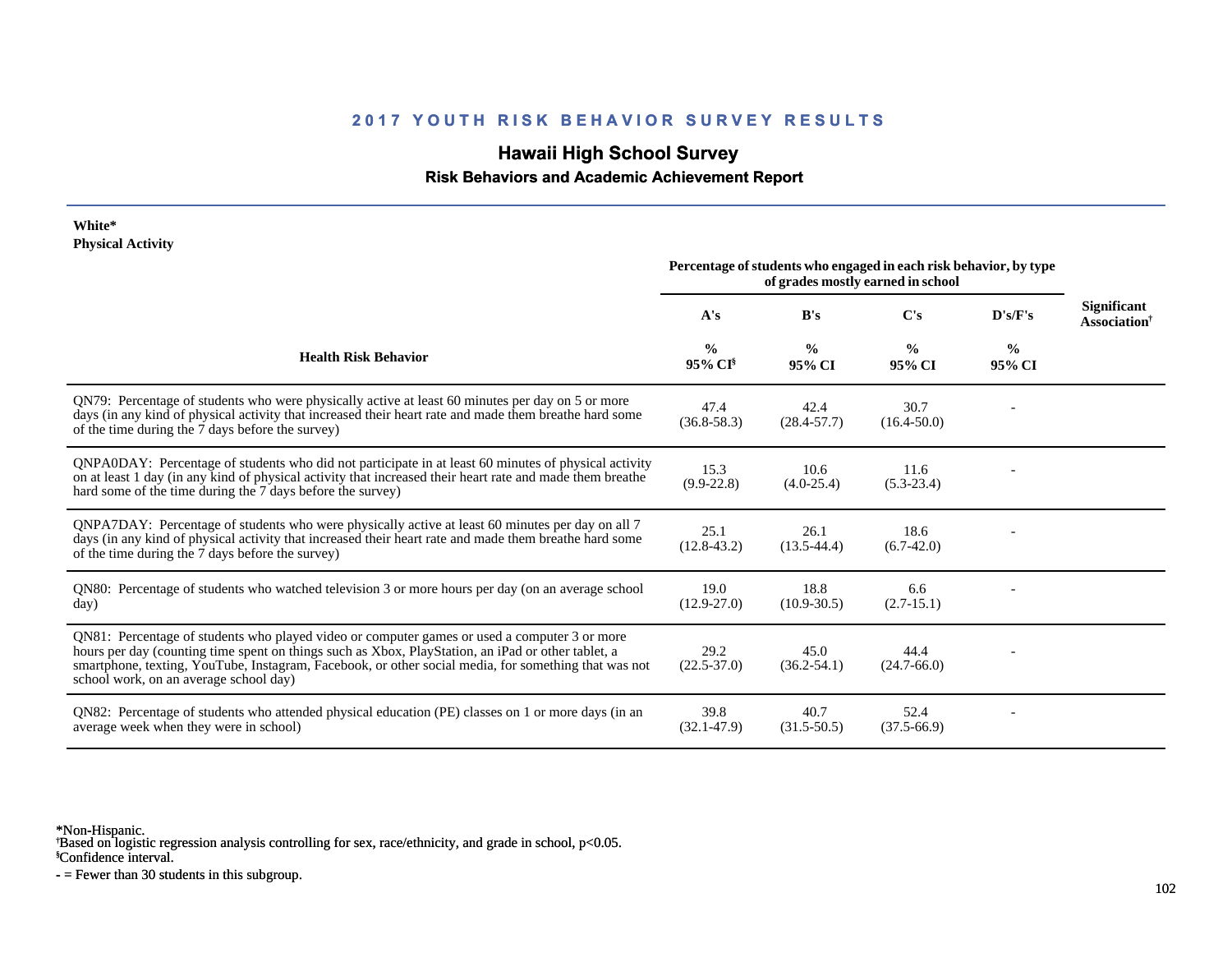# 2017 YOUTH RISK BEHAVIOR SURVEY RESULTS

## Hawaii High School Survey

### Risk Behaviors and Academic Achievement Report

**White***
**Physical Activity**

| Health Risk Behavior | Percentage of students who engaged in each risk behavior, by type of grades mostly earned in school | | | | Significant Association† |
|---|---|---|---|---|---|
| | A's | B's | C's | D's/F's | |
| | % 95% CI§ | % 95% CI | % 95% CI | % 95% CI | |
| QN79: Percentage of students who were physically active at least 60 minutes per day on 5 or more days (in any kind of physical activity that increased their heart rate and made them breathe hard some of the time during the 7 days before the survey) | 47.4 (36.8-58.3) | 42.4 (28.4-57.7) | 30.7 (16.4-50.0) | - | |
| QNPA0DAY: Percentage of students who did not participate in at least 60 minutes of physical activity on at least 1 day (in any kind of physical activity that increased their heart rate and made them breathe hard some of the time during the 7 days before the survey) | 15.3 (9.9-22.8) | 10.6 (4.0-25.4) | 11.6 (5.3-23.4) | - | |
| QNPA7DAY: Percentage of students who were physically active at least 60 minutes per day on all 7 days (in any kind of physical activity that increased their heart rate and made them breathe hard some of the time during the 7 days before the survey) | 25.1 (12.8-43.2) | 26.1 (13.5-44.4) | 18.6 (6.7-42.0) | - | |
| QN80: Percentage of students who watched television 3 or more hours per day (on an average school day) | 19.0 (12.9-27.0) | 18.8 (10.9-30.5) | 6.6 (2.7-15.1) | - | |
| QN81: Percentage of students who played video or computer games or used a computer 3 or more hours per day (counting time spent on things such as Xbox, PlayStation, an iPad or other tablet, a smartphone, texting, YouTube, Instagram, Facebook, or other social media, for something that was not school work, on an average school day) | 29.2 (22.5-37.0) | 45.0 (36.2-54.1) | 44.4 (24.7-66.0) | - | |
| QN82: Percentage of students who attended physical education (PE) classes on 1 or more days (in an average week when they were in school) | 39.8 (32.1-47.9) | 40.7 (31.5-50.5) | 52.4 (37.5-66.9) | - | |

*Non-Hispanic.
†Based on logistic regression analysis controlling for sex, race/ethnicity, and grade in school, $p<0.05$.
§Confidence interval.
- = Fewer than 30 students in this subgroup.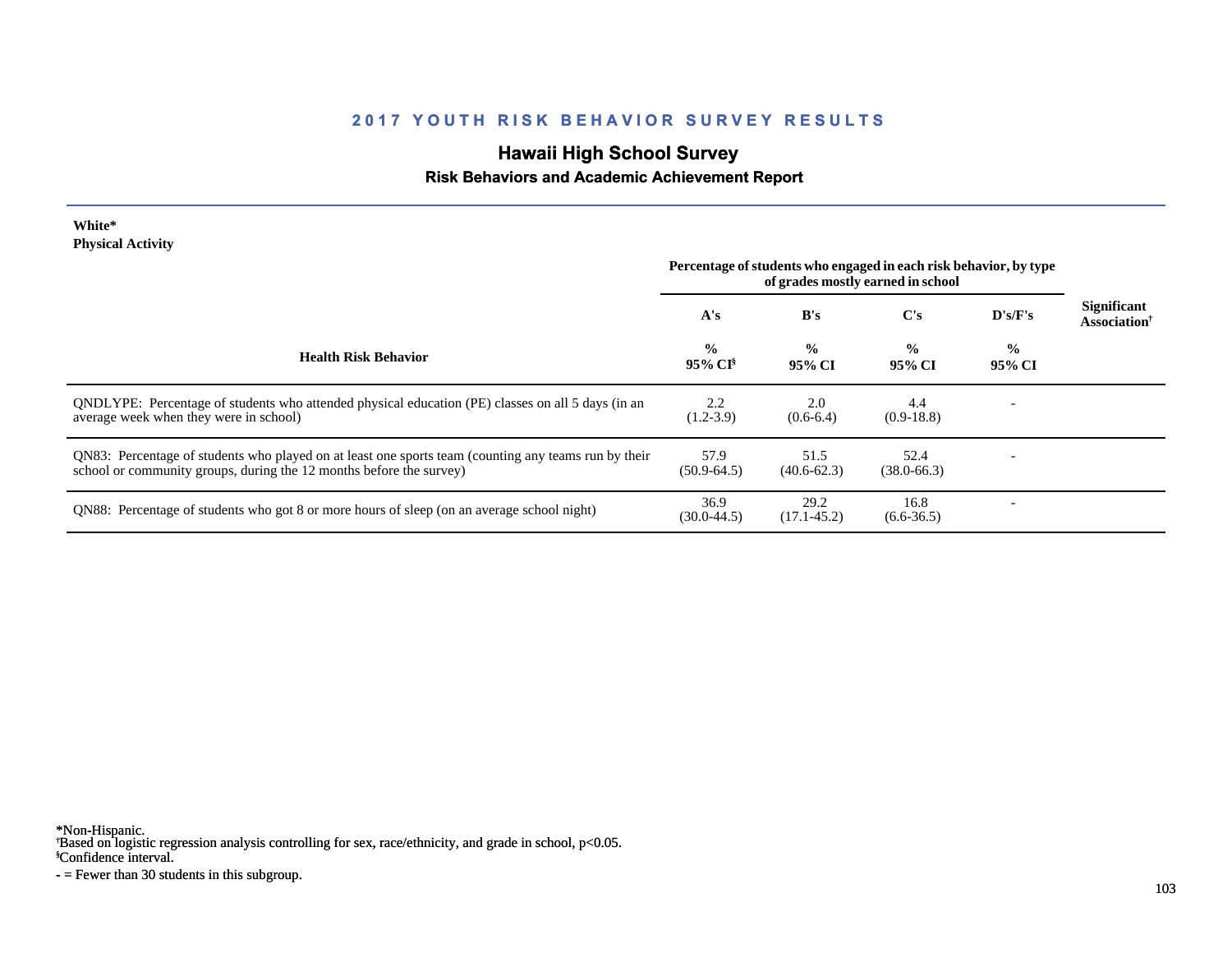## 2017 YOUTH RISK BEHAVIOR SURVEY RESULTS

# Hawaii High School Survey

### Risk Behaviors and Academic Achievement Report

**White***
**Physical Activity**

| Health Risk Behavior | Percentage of students who engaged in each risk behavior, by type of grades mostly earned in school | | | | Significant Association† |
|---|---|---|---|---|---|
| | A's | B's | C's | D's/F's | |
| | % 95% CI§ | % 95% CI | % 95% CI | % 95% CI | |
| QNDLYPE: Percentage of students who attended physical education (PE) classes on all 5 days (in an average week when they were in school) | 2.2 (1.2-3.9) | 2.0 (0.6-6.4) | 4.4 (0.9-18.8) | - | |
| QN83: Percentage of students who played on at least one sports team (counting any teams run by their school or community groups, during the 12 months before the survey) | 57.9 (50.9-64.5) | 51.5 (40.6-62.3) | 52.4 (38.0-66.3) | - | |
| QN88: Percentage of students who got 8 or more hours of sleep (on an average school night) | 36.9 (30.0-44.5) | 29.2 (17.1-45.2) | 16.8 (6.6-36.5) | - | |

*Non-Hispanic.
†Based on logistic regression analysis controlling for sex, race/ethnicity, and grade in school, $p<0.05$.
§Confidence interval.
- = Fewer than 30 students in this subgroup.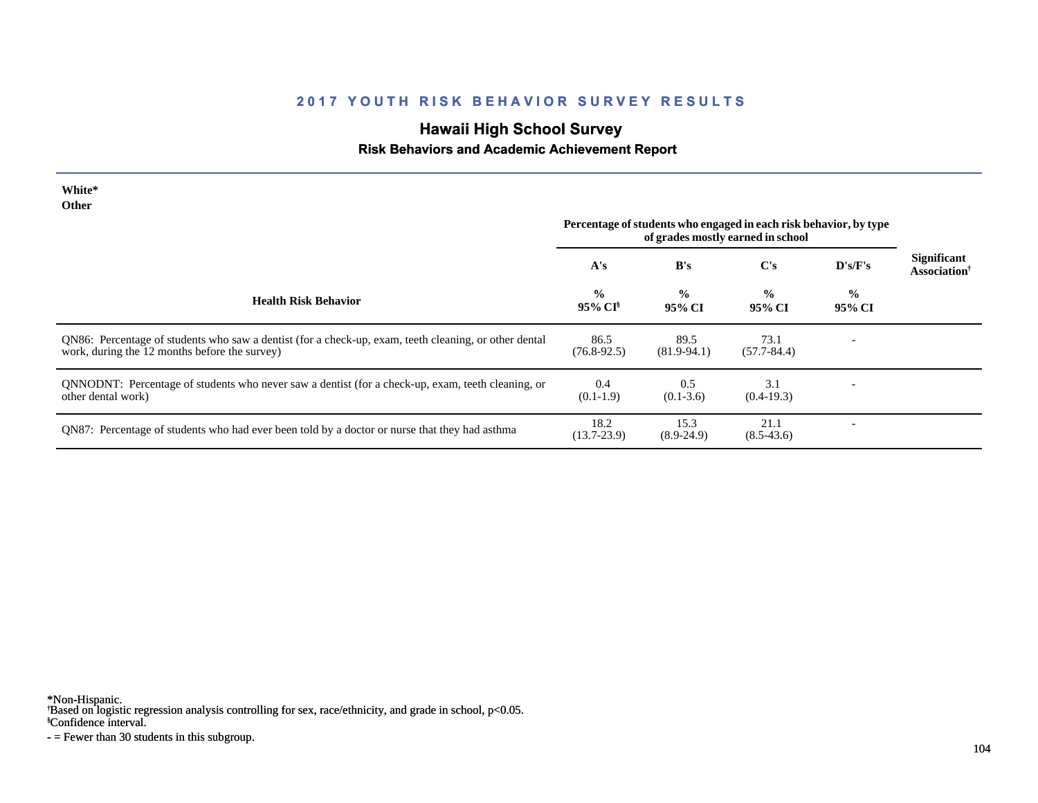## 2017 YOUTH RISK BEHAVIOR SURVEY RESULTS

### Hawaii High School Survey

**Risk Behaviors and Academic Achievement Report**

**White***
**Other**

| Health Risk Behavior | A's % 95% CI[§] | B's % 95% CI | C's % 95% CI | D's/F's % 95% CI | Significant Association[†] |
|---|---|---|---|---|---|
| | *Percentage of students who engaged in each risk behavior, by type of grades mostly earned in school* | | | | |
| QN86: Percentage of students who saw a dentist (for a check-up, exam, teeth cleaning, or other dental work, during the 12 months before the survey) | 86.5 (76.8-92.5) | 89.5 (81.9-94.1) | 73.1 (57.7-84.4) | - | |
| QNNODNT: Percentage of students who never saw a dentist (for a check-up, exam, teeth cleaning, or other dental work) | 0.4 (0.1-1.9) | 0.5 (0.1-3.6) | 3.1 (0.4-19.3) | - | |
| QN87: Percentage of students who had ever been told by a doctor or nurse that they had asthma | 18.2 (13.7-23.9) | 15.3 (8.9-24.9) | 21.1 (8.5-43.6) | - | |

*Non-Hispanic.
[†]Based on logistic regression analysis controlling for sex, race/ethnicity, and grade in school, $p<0.05$.
[§]Confidence interval.
- = Fewer than 30 students in this subgroup.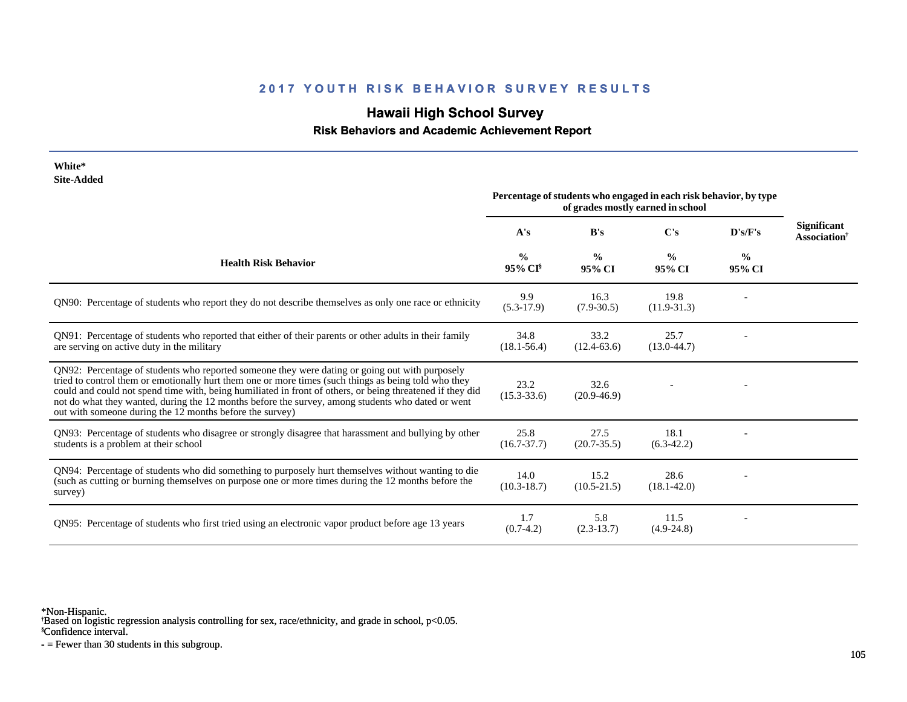## 2017 YOUTH RISK BEHAVIOR SURVEY RESULTS

# Hawaii High School Survey

### Risk Behaviors and Academic Achievement Report

**White***
**Site-Added**

| Health Risk Behavior | Percentage of students who engaged in each risk behavior, by type of grades mostly earned in school | | | | Significant Association† |
|---|---|---|---|---|---|
| | A's | B's | C's | D's/F's | |
| | % 95% CI§ | % 95% CI | % 95% CI | % 95% CI | |
| QN90: Percentage of students who report they do not describe themselves as only one race or ethnicity | 9.9 (5.3-17.9) | 16.3 (7.9-30.5) | 19.8 (11.9-31.3) | - | |
| QN91: Percentage of students who reported that either of their parents or other adults in their family are serving on active duty in the military | 34.8 (18.1-56.4) | 33.2 (12.4-63.6) | 25.7 (13.0-44.7) | - | |
| QN92: Percentage of students who reported someone they were dating or going out with purposely tried to control them or emotionally hurt them one or more times (such things as being told who they could and could not spend time with, being humiliated in front of others, or being threatened if they did not do what they wanted, during the 12 months before the survey, among students who dated or went out with someone during the 12 months before the survey) | 23.2 (15.3-33.6) | 32.6 (20.9-46.9) | - | - | |
| QN93: Percentage of students who disagree or strongly disagree that harassment and bullying by other students is a problem at their school | 25.8 (16.7-37.7) | 27.5 (20.7-35.5) | 18.1 (6.3-42.2) | - | |
| QN94: Percentage of students who did something to purposely hurt themselves without wanting to die (such as cutting or burning themselves on purpose one or more times during the 12 months before the survey) | 14.0 (10.3-18.7) | 15.2 (10.5-21.5) | 28.6 (18.1-42.0) | - | |
| QN95: Percentage of students who first tried using an electronic vapor product before age 13 years | 1.7 (0.7-4.2) | 5.8 (2.3-13.7) | 11.5 (4.9-24.8) | - | |

*Non-Hispanic.
†Based on logistic regression analysis controlling for sex, race/ethnicity, and grade in school, $p<0.05$.
§Confidence interval.
- = Fewer than 30 students in this subgroup.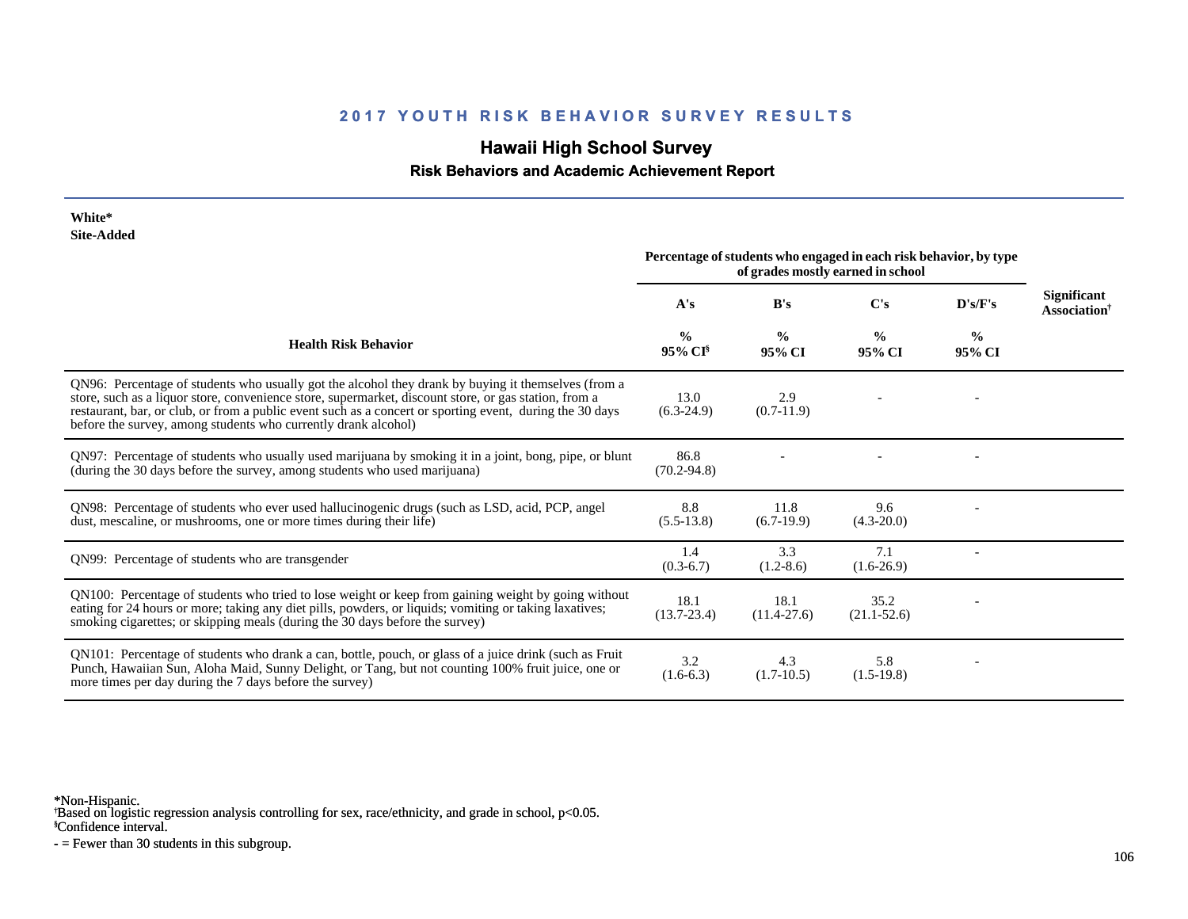## 2017 YOUTH RISK BEHAVIOR SURVEY RESULTS

# Hawaii High School Survey

### Risk Behaviors and Academic Achievement Report

**White***
**Site-Added**

| Health Risk Behavior | Percentage of students who engaged in each risk behavior, by type of grades mostly earned in school | | | | Significant Association† |
|---|---|---|---|---|---|
| | A's | B's | C's | D's/F's | |
| | % 95% CI§ | % 95% CI | % 95% CI | % 95% CI | |
| QN96: Percentage of students who usually got the alcohol they drank by buying it themselves (from a store, such as a liquor store, convenience store, supermarket, discount store, or gas station, from a restaurant, bar, or club, or from a public event such as a concert or sporting event, during the 30 days before the survey, among students who currently drank alcohol) | 13.0 (6.3-24.9) | 2.9 (0.7-11.9) | - | - | |
| QN97: Percentage of students who usually used marijuana by smoking it in a joint, bong, pipe, or blunt (during the 30 days before the survey, among students who used marijuana) | 86.8 (70.2-94.8) | - | - | - | |
| QN98: Percentage of students who ever used hallucinogenic drugs (such as LSD, acid, PCP, angel dust, mescaline, or mushrooms, one or more times during their life) | 8.8 (5.5-13.8) | 11.8 (6.7-19.9) | 9.6 (4.3-20.0) | - | |
| QN99: Percentage of students who are transgender | 1.4 (0.3-6.7) | 3.3 (1.2-8.6) | 7.1 (1.6-26.9) | - | |
| QN100: Percentage of students who tried to lose weight or keep from gaining weight by going without eating for 24 hours or more; taking any diet pills, powders, or liquids; vomiting or taking laxatives; smoking cigarettes; or skipping meals (during the 30 days before the survey) | 18.1 (13.7-23.4) | 18.1 (11.4-27.6) | 35.2 (21.1-52.6) | - | |
| QN101: Percentage of students who drank a can, bottle, pouch, or glass of a juice drink (such as Fruit Punch, Hawaiian Sun, Aloha Maid, Sunny Delight, or Tang, but not counting 100% fruit juice, one or more times per day during the 7 days before the survey) | 3.2 (1.6-6.3) | 4.3 (1.7-10.5) | 5.8 (1.5-19.8) | - | |

*Non-Hispanic.
†Based on logistic regression analysis controlling for sex, race/ethnicity, and grade in school, $p<0.05$.
§Confidence interval.
- = Fewer than 30 students in this subgroup.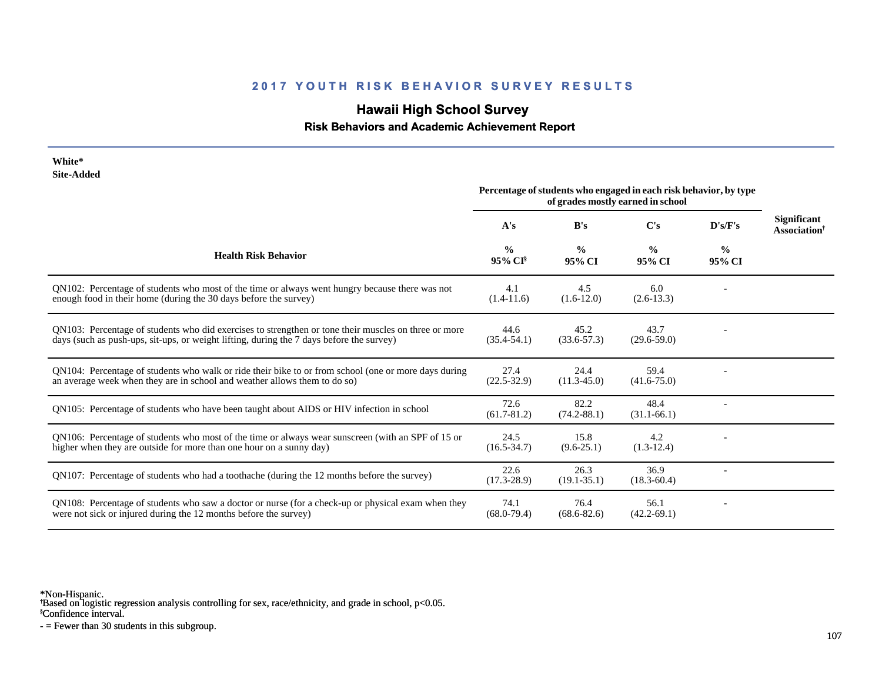## 2017 YOUTH RISK BEHAVIOR SURVEY RESULTS

# Hawaii High School Survey

### Risk Behaviors and Academic Achievement Report

**White***
**Site-Added**

| Health Risk Behavior | A's % 95% CI[§] | B's % 95% CI | C's % 95% CI | D's/F's % 95% CI | Significant Association[†] |
|---|---|---|---|---|---|
| | *Percentage of students who engaged in each risk behavior, by type of grades mostly earned in school* | | | | |
| QN102: Percentage of students who most of the time or always went hungry because there was not enough food in their home (during the 30 days before the survey) | 4.1 (1.4-11.6) | 4.5 (1.6-12.0) | 6.0 (2.6-13.3) | - | |
| QN103: Percentage of students who did exercises to strengthen or tone their muscles on three or more days (such as push-ups, sit-ups, or weight lifting, during the 7 days before the survey) | 44.6 (35.4-54.1) | 45.2 (33.6-57.3) | 43.7 (29.6-59.0) | - | |
| QN104: Percentage of students who walk or ride their bike to or from school (one or more days during an average week when they are in school and weather allows them to do so) | 27.4 (22.5-32.9) | 24.4 (11.3-45.0) | 59.4 (41.6-75.0) | - | |
| QN105: Percentage of students who have been taught about AIDS or HIV infection in school | 72.6 (61.7-81.2) | 82.2 (74.2-88.1) | 48.4 (31.1-66.1) | - | |
| QN106: Percentage of students who most of the time or always wear sunscreen (with an SPF of 15 or higher when they are outside for more than one hour on a sunny day) | 24.5 (16.5-34.7) | 15.8 (9.6-25.1) | 4.2 (1.3-12.4) | - | |
| QN107: Percentage of students who had a toothache (during the 12 months before the survey) | 22.6 (17.3-28.9) | 26.3 (19.1-35.1) | 36.9 (18.3-60.4) | - | |
| QN108: Percentage of students who saw a doctor or nurse (for a check-up or physical exam when they were not sick or injured during the 12 months before the survey) | 74.1 (68.0-79.4) | 76.4 (68.6-82.6) | 56.1 (42.2-69.1) | - | |

*Non-Hispanic.
[†]Based on logistic regression analysis controlling for sex, race/ethnicity, and grade in school, $p<0.05$.
[§]Confidence interval.
- = Fewer than 30 students in this subgroup.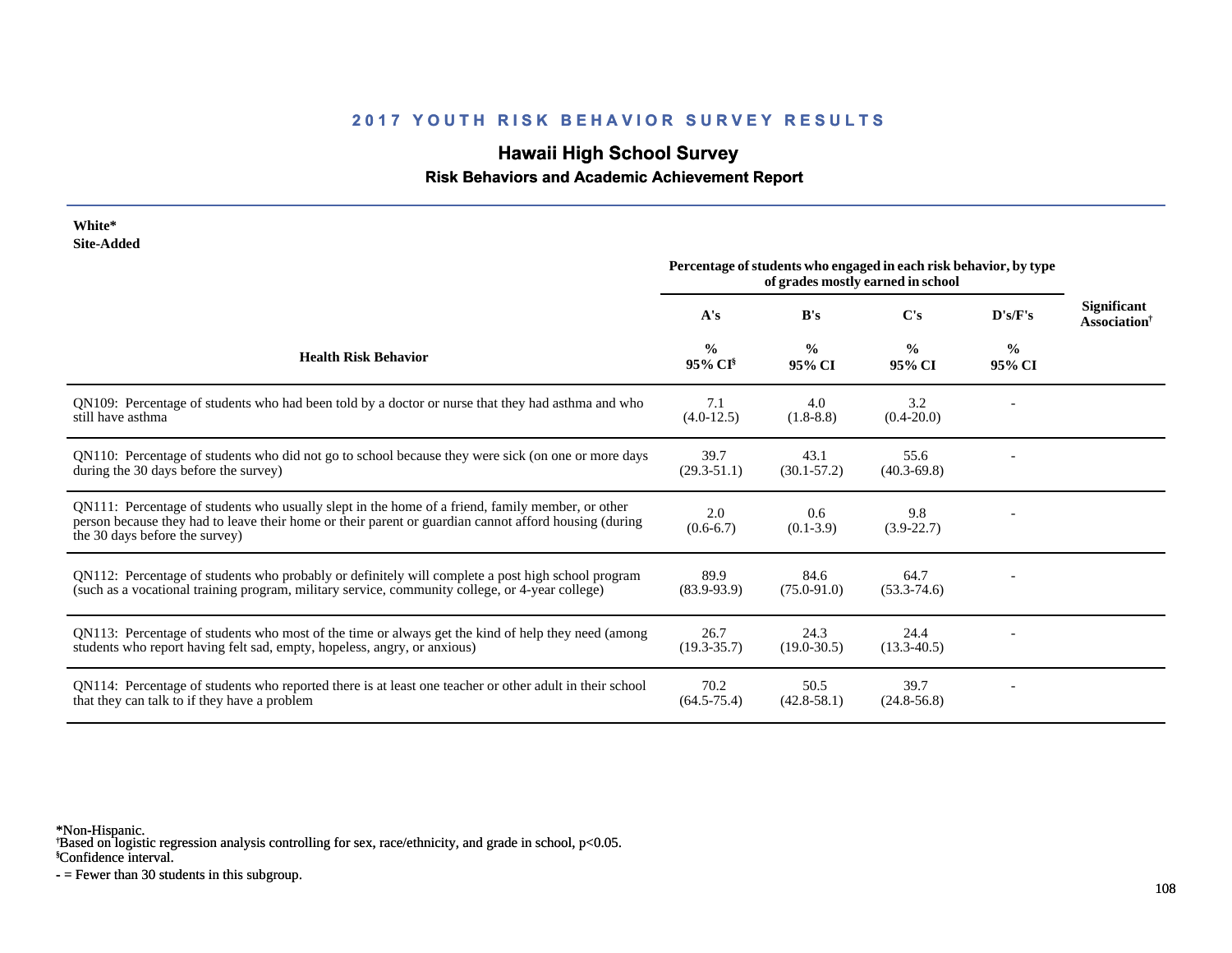## 2017 YOUTH RISK BEHAVIOR SURVEY RESULTS

# Hawaii High School Survey

### Risk Behaviors and Academic Achievement Report

**White***
**Site-Added**

| Health Risk Behavior | A's % 95% CI[§] | B's % 95% CI | C's % 95% CI | D's/F's % 95% CI | Significant Association[†] |
|---|---|---|---|---|---|
| | *Percentage of students who engaged in each risk behavior, by type of grades mostly earned in school* | | | | |
| QN109: Percentage of students who had been told by a doctor or nurse that they had asthma and who still have asthma | 7.1 (4.0-12.5) | 4.0 (1.8-8.8) | 3.2 (0.4-20.0) | - | |
| QN110: Percentage of students who did not go to school because they were sick (on one or more days during the 30 days before the survey) | 39.7 (29.3-51.1) | 43.1 (30.1-57.2) | 55.6 (40.3-69.8) | - | |
| QN111: Percentage of students who usually slept in the home of a friend, family member, or other person because they had to leave their home or their parent or guardian cannot afford housing (during the 30 days before the survey) | 2.0 (0.6-6.7) | 0.6 (0.1-3.9) | 9.8 (3.9-22.7) | - | |
| QN112: Percentage of students who probably or definitely will complete a post high school program (such as a vocational training program, military service, community college, or 4-year college) | 89.9 (83.9-93.9) | 84.6 (75.0-91.0) | 64.7 (53.3-74.6) | - | |
| QN113: Percentage of students who most of the time or always get the kind of help they need (among students who report having felt sad, empty, hopeless, angry, or anxious) | 26.7 (19.3-35.7) | 24.3 (19.0-30.5) | 24.4 (13.3-40.5) | - | |
| QN114: Percentage of students who reported there is at least one teacher or other adult in their school that they can talk to if they have a problem | 70.2 (64.5-75.4) | 50.5 (42.8-58.1) | 39.7 (24.8-56.8) | - | |

*Non-Hispanic.
[†]Based on logistic regression analysis controlling for sex, race/ethnicity, and grade in school, $p<0.05$.
[§]Confidence interval.
- = Fewer than 30 students in this subgroup.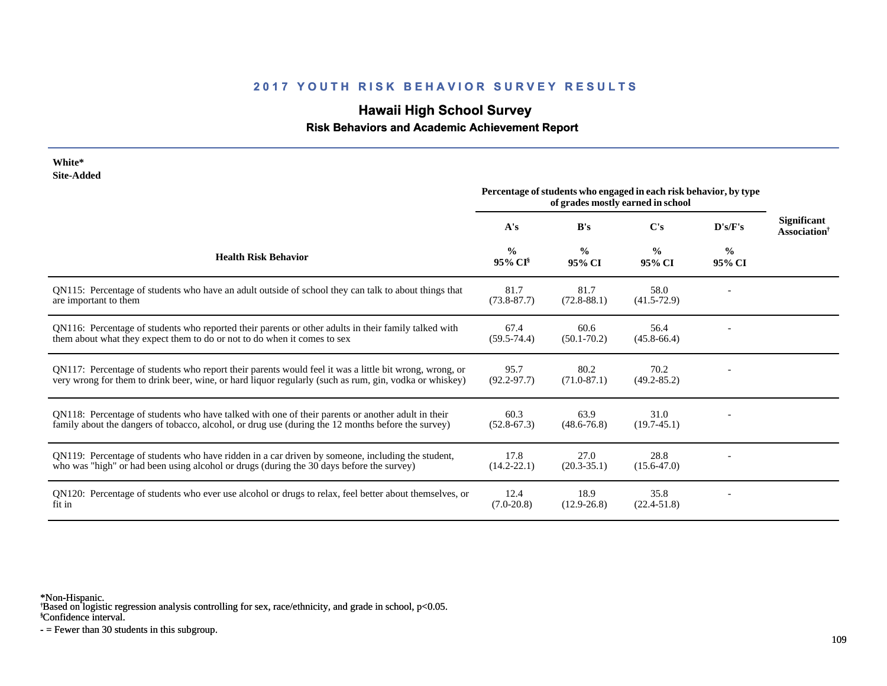## 2017 YOUTH RISK BEHAVIOR SURVEY RESULTS

# Hawaii High School Survey

### Risk Behaviors and Academic Achievement Report

**White***
**Site-Added**

| Health Risk Behavior | A's | B's | C's | D's/F's | Significant Association† |
|---|---|---|---|---|---|
| | Percentage of students who engaged in each risk behavior, by type of grades mostly earned in school | | | | |
| | % 95% CI§ | % 95% CI | % 95% CI | % 95% CI | |
| QN115: Percentage of students who have an adult outside of school they can talk to about things that are important to them | 81.7 (73.8-87.7) | 81.7 (72.8-88.1) | 58.0 (41.5-72.9) | - | |
| QN116: Percentage of students who reported their parents or other adults in their family talked with them about what they expect them to do or not to do when it comes to sex | 67.4 (59.5-74.4) | 60.6 (50.1-70.2) | 56.4 (45.8-66.4) | - | |
| QN117: Percentage of students who report their parents would feel it was a little bit wrong, wrong, or very wrong for them to drink beer, wine, or hard liquor regularly (such as rum, gin, vodka or whiskey) | 95.7 (92.2-97.7) | 80.2 (71.0-87.1) | 70.2 (49.2-85.2) | - | |
| QN118: Percentage of students who have talked with one of their parents or another adult in their family about the dangers of tobacco, alcohol, or drug use (during the 12 months before the survey) | 60.3 (52.8-67.3) | 63.9 (48.6-76.8) | 31.0 (19.7-45.1) | - | |
| QN119: Percentage of students who have ridden in a car driven by someone, including the student, who was "high" or had been using alcohol or drugs (during the 30 days before the survey) | 17.8 (14.2-22.1) | 27.0 (20.3-35.1) | 28.8 (15.6-47.0) | - | |
| QN120: Percentage of students who ever use alcohol or drugs to relax, feel better about themselves, or fit in | 12.4 (7.0-20.8) | 18.9 (12.9-26.8) | 35.8 (22.4-51.8) | - | |

*Non-Hispanic.
†Based on logistic regression analysis controlling for sex, race/ethnicity, and grade in school, $p<0.05$.
§Confidence interval.
- = Fewer than 30 students in this subgroup.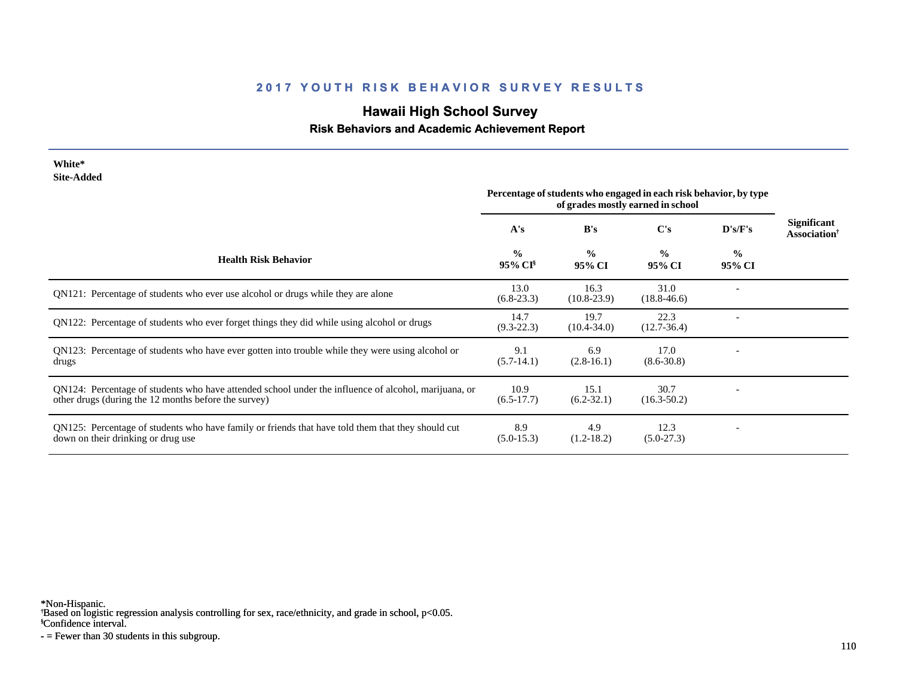## 2017 YOUTH RISK BEHAVIOR SURVEY RESULTS

# Hawaii High School Survey

### Risk Behaviors and Academic Achievement Report

**White***
**Site-Added**

| Health Risk Behavior | Percentage of students who engaged in each risk behavior, by type of grades mostly earned in school | | | | Significant Association† |
|---|---|---|---|---|---|
| | A's | B's | C's | D's/F's | |
| | % 95% CI§ | % 95% CI | % 95% CI | % 95% CI | |
| QN121: Percentage of students who ever use alcohol or drugs while they are alone | 13.0 (6.8-23.3) | 16.3 (10.8-23.9) | 31.0 (18.8-46.6) | - | |
| QN122: Percentage of students who ever forget things they did while using alcohol or drugs | 14.7 (9.3-22.3) | 19.7 (10.4-34.0) | 22.3 (12.7-36.4) | - | |
| QN123: Percentage of students who have ever gotten into trouble while they were using alcohol or drugs | 9.1 (5.7-14.1) | 6.9 (2.8-16.1) | 17.0 (8.6-30.8) | - | |
| QN124: Percentage of students who have attended school under the influence of alcohol, marijuana, or other drugs (during the 12 months before the survey) | 10.9 (6.5-17.7) | 15.1 (6.2-32.1) | 30.7 (16.3-50.2) | - | |
| QN125: Percentage of students who have family or friends that have told them that they should cut down on their drinking or drug use | 8.9 (5.0-15.3) | 4.9 (1.2-18.2) | 12.3 (5.0-27.3) | - | |

*Non-Hispanic.
†Based on logistic regression analysis controlling for sex, race/ethnicity, and grade in school, $p<0.05$.
§Confidence interval.
- = Fewer than 30 students in this subgroup.